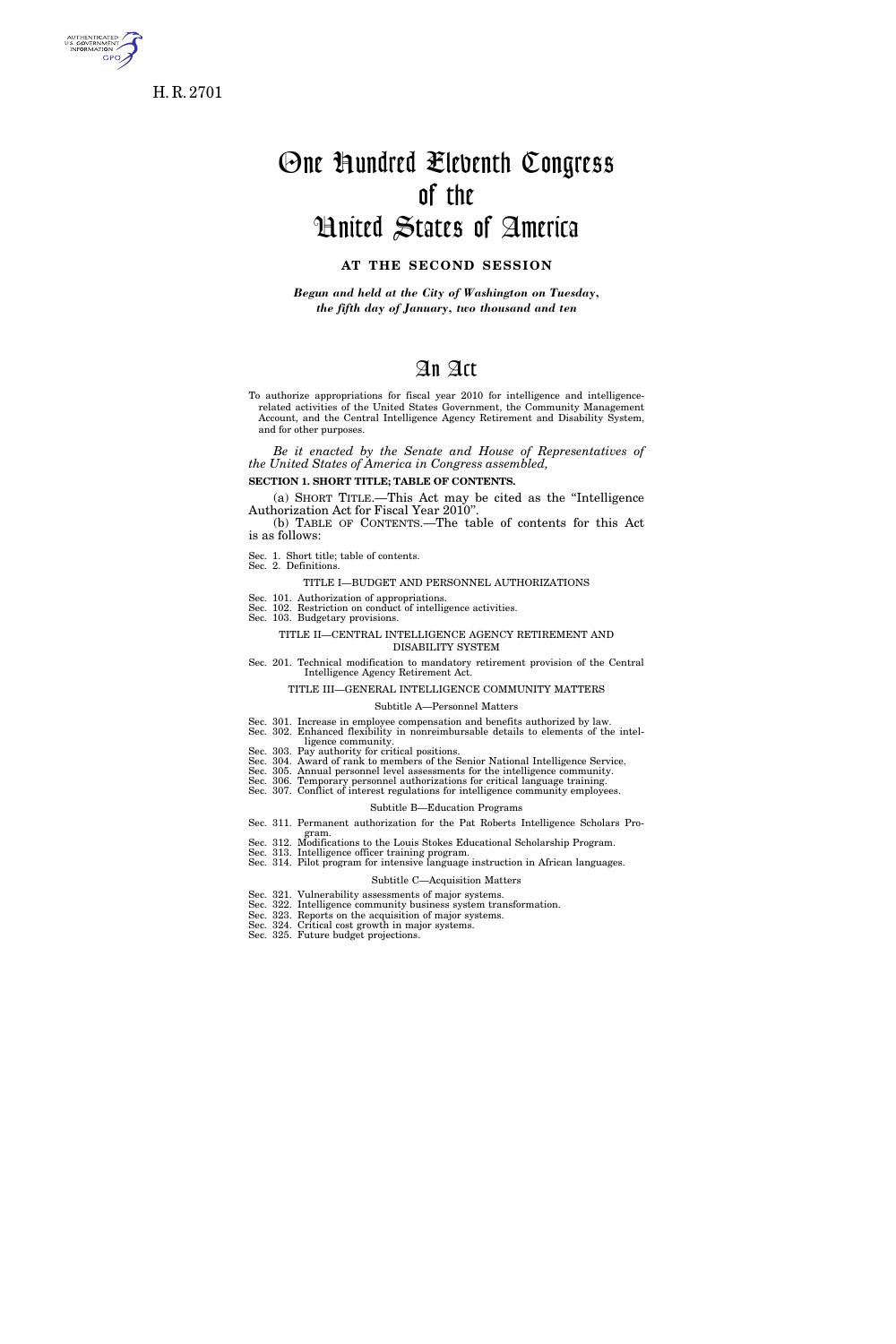H. R. 2701

# One Hundred Eleventh Congress of the United States of America

## AT THE SECOND SESSION

*Begun and held at the City of Washington on Tuesday, the fifth day of January, two thousand and ten*

# An Act

To authorize appropriations for fiscal year 2010 for intelligence and intelligence-related activities of the United States Government, the Community Management Account, and the Central Intelligence Agency Retirement and Disability System, and for other purposes.

*Be it enacted by the Senate and House of Representatives of the United States of America in Congress assembled,*

**SECTION 1. SHORT TITLE; TABLE OF CONTENTS.**

(a) SHORT TITLE.—This Act may be cited as the "Intelligence Authorization Act for Fiscal Year 2010".

(b) TABLE OF CONTENTS.—The table of contents for this Act is as follows:

Sec. 1. Short title; table of contents.
Sec. 2. Definitions.

TITLE I—BUDGET AND PERSONNEL AUTHORIZATIONS

Sec. 101. Authorization of appropriations.
Sec. 102. Restriction on conduct of intelligence activities.
Sec. 103. Budgetary provisions.

TITLE II—CENTRAL INTELLIGENCE AGENCY RETIREMENT AND DISABILITY SYSTEM

Sec. 201. Technical modification to mandatory retirement provision of the Central Intelligence Agency Retirement Act.

TITLE III—GENERAL INTELLIGENCE COMMUNITY MATTERS

Subtitle A—Personnel Matters

Sec. 301. Increase in employee compensation and benefits authorized by law.
Sec. 302. Enhanced flexibility in nonreimbursable details to elements of the intelligence community.
Sec. 303. Pay authority for critical positions.
Sec. 304. Award of rank to members of the Senior National Intelligence Service.
Sec. 305. Annual personnel level assessments for the intelligence community.
Sec. 306. Temporary personnel authorizations for critical language training.
Sec. 307. Conflict of interest regulations for intelligence community employees.

Subtitle B—Education Programs

Sec. 311. Permanent authorization for the Pat Roberts Intelligence Scholars Program.
Sec. 312. Modifications to the Louis Stokes Educational Scholarship Program.
Sec. 313. Intelligence officer training program.
Sec. 314. Pilot program for intensive language instruction in African languages.

Subtitle C—Acquisition Matters

Sec. 321. Vulnerability assessments of major systems.
Sec. 322. Intelligence community business system transformation.
Sec. 323. Reports on the acquisition of major systems.
Sec. 324. Critical cost growth in major systems.
Sec. 325. Future budget projections.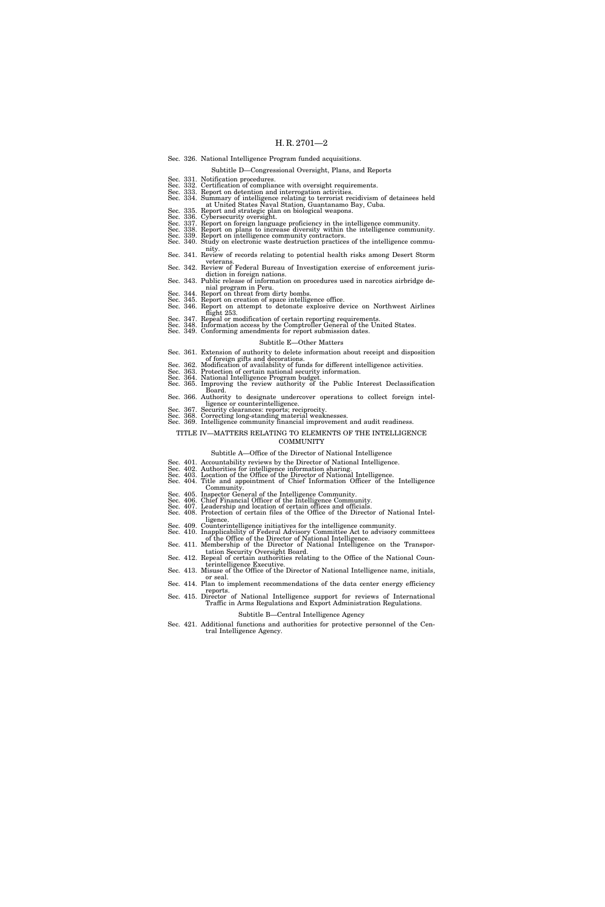Sec. 326. National Intelligence Program funded acquisitions.

Subtitle D—Congressional Oversight, Plans, and Reports

Sec. 331. Notification procedures.
Sec. 332. Certification of compliance with oversight requirements.
Sec. 333. Report on detention and interrogation activities.
Sec. 334. Summary of intelligence relating to terrorist recidivism of detainees held at United States Naval Station, Guantanamo Bay, Cuba.
Sec. 335. Report and strategic plan on biological weapons.
Sec. 336. Cybersecurity oversight.
Sec. 337. Report on foreign language proficiency in the intelligence community.
Sec. 338. Report on plans to increase diversity within the intelligence community.
Sec. 339. Report on intelligence community contractors.
Sec. 340. Study on electronic waste destruction practices of the intelligence community.
Sec. 341. Review of records relating to potential health risks among Desert Storm veterans.
Sec. 342. Review of Federal Bureau of Investigation exercise of enforcement jurisdiction in foreign nations.
Sec. 343. Public release of information on procedures used in narcotics airbridge denial program in Peru.
Sec. 344. Report on threat from dirty bombs.
Sec. 345. Report on creation of space intelligence office.
Sec. 346. Report on attempt to detonate explosive device on Northwest Airlines flight 253.
Sec. 347. Repeal or modification of certain reporting requirements.
Sec. 348. Information access by the Comptroller General of the United States.
Sec. 349. Conforming amendments for report submission dates.

Subtitle E—Other Matters

Sec. 361. Extension of authority to delete information about receipt and disposition of foreign gifts and decorations.
Sec. 362. Modification of availability of funds for different intelligence activities.
Sec. 363. Protection of certain national security information.
Sec. 364. National Intelligence Program budget.
Sec. 365. Improving the review authority of the Public Interest Declassification Board.
Sec. 366. Authority to designate undercover operations to collect foreign intelligence or counterintelligence.
Sec. 367. Security clearances: reports; reciprocity.
Sec. 368. Correcting long-standing material weaknesses.
Sec. 369. Intelligence community financial improvement and audit readiness.

TITLE IV—MATTERS RELATING TO ELEMENTS OF THE INTELLIGENCE COMMUNITY

Subtitle A—Office of the Director of National Intelligence

Sec. 401. Accountability reviews by the Director of National Intelligence.
Sec. 402. Authorities for intelligence information sharing.
Sec. 403. Location of the Office of the Director of National Intelligence.
Sec. 404. Title and appointment of Chief Information Officer of the Intelligence Community.
Sec. 405. Inspector General of the Intelligence Community.
Sec. 406. Chief Financial Officer of the Intelligence Community.
Sec. 407. Leadership and location of certain offices and officials.
Sec. 408. Protection of certain files of the Office of the Director of National Intelligence.
Sec. 409. Counterintelligence initiatives for the intelligence community.
Sec. 410. Inapplicability of Federal Advisory Committee Act to advisory committees of the Office of the Director of National Intelligence.
Sec. 411. Membership of the Director of National Intelligence on the Transportation Security Oversight Board.
Sec. 412. Repeal of certain authorities relating to the Office of the National Counterintelligence Executive.
Sec. 413. Misuse of the Office of the Director of National Intelligence name, initials, or seal.
Sec. 414. Plan to implement recommendations of the data center energy efficiency reports.
Sec. 415. Director of National Intelligence support for reviews of International Traffic in Arms Regulations and Export Administration Regulations.

Subtitle B—Central Intelligence Agency

Sec. 421. Additional functions and authorities for protective personnel of the Central Intelligence Agency.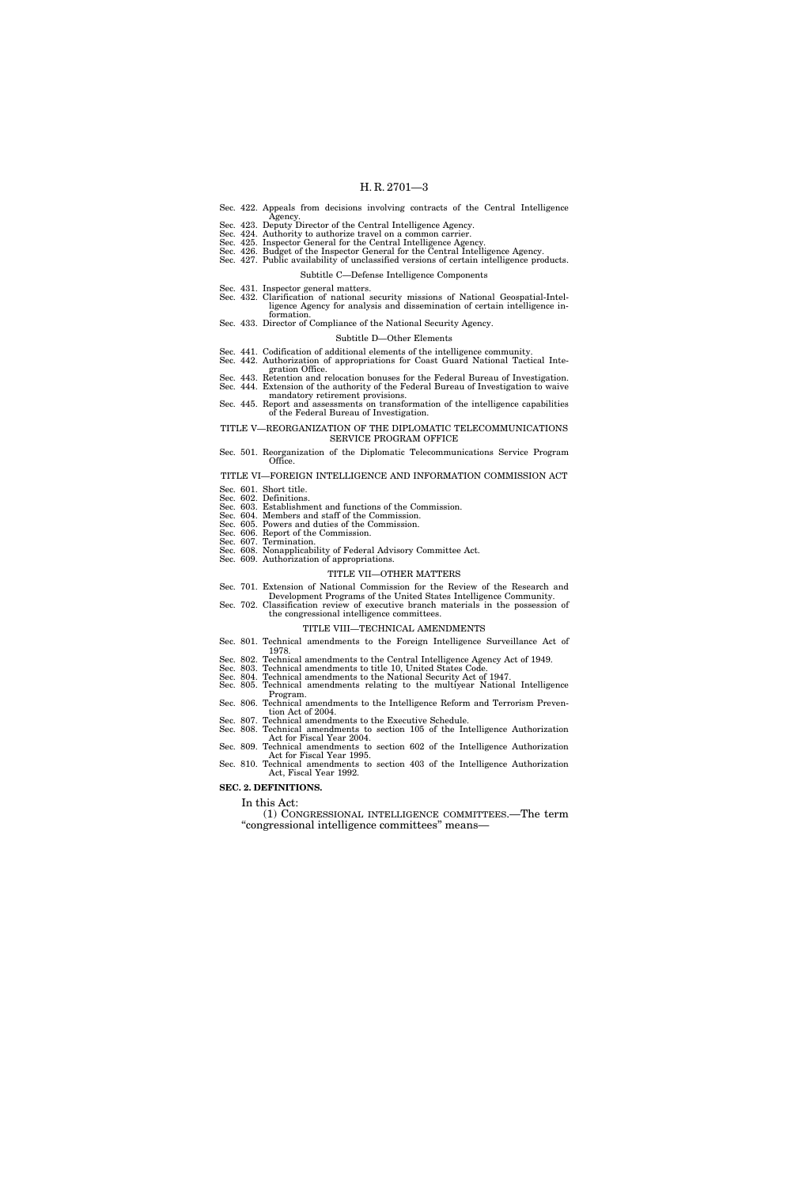Sec. 422. Appeals from decisions involving contracts of the Central Intelligence Agency.
Sec. 423. Deputy Director of the Central Intelligence Agency.
Sec. 424. Authority to authorize travel on a common carrier.
Sec. 425. Inspector General for the Central Intelligence Agency.
Sec. 426. Budget of the Inspector General for the Central Intelligence Agency.
Sec. 427. Public availability of unclassified versions of certain intelligence products.

Subtitle C—Defense Intelligence Components

Sec. 431. Inspector general matters.
Sec. 432. Clarification of national security missions of National Geospatial-Intelligence Agency for analysis and dissemination of certain intelligence information.
Sec. 433. Director of Compliance of the National Security Agency.

Subtitle D—Other Elements

Sec. 441. Codification of additional elements of the intelligence community.
Sec. 442. Authorization of appropriations for Coast Guard National Tactical Integration Office.
Sec. 443. Retention and relocation bonuses for the Federal Bureau of Investigation.
Sec. 444. Extension of the authority of the Federal Bureau of Investigation to waive mandatory retirement provisions.
Sec. 445. Report and assessments on transformation of the intelligence capabilities of the Federal Bureau of Investigation.

TITLE V—REORGANIZATION OF THE DIPLOMATIC TELECOMMUNICATIONS SERVICE PROGRAM OFFICE

Sec. 501. Reorganization of the Diplomatic Telecommunications Service Program Office.

TITLE VI—FOREIGN INTELLIGENCE AND INFORMATION COMMISSION ACT

Sec. 601. Short title.
Sec. 602. Definitions.
Sec. 603. Establishment and functions of the Commission.
Sec. 604. Members and staff of the Commission.
Sec. 605. Powers and duties of the Commission.
Sec. 606. Report of the Commission.
Sec. 607. Termination.
Sec. 608. Nonapplicability of Federal Advisory Committee Act.
Sec. 609. Authorization of appropriations.

TITLE VII—OTHER MATTERS

Sec. 701. Extension of National Commission for the Review of the Research and Development Programs of the United States Intelligence Community.
Sec. 702. Classification review of executive branch materials in the possession of the congressional intelligence committees.

TITLE VIII—TECHNICAL AMENDMENTS

Sec. 801. Technical amendments to the Foreign Intelligence Surveillance Act of 1978.
Sec. 802. Technical amendments to the Central Intelligence Agency Act of 1949.
Sec. 803. Technical amendments to title 10, United States Code.
Sec. 804. Technical amendments to the National Security Act of 1947.
Sec. 805. Technical amendments relating to the multiyear National Intelligence Program.
Sec. 806. Technical amendments to the Intelligence Reform and Terrorism Prevention Act of 2004.
Sec. 807. Technical amendments to the Executive Schedule.
Sec. 808. Technical amendments to section 105 of the Intelligence Authorization Act for Fiscal Year 2004.
Sec. 809. Technical amendments to section 602 of the Intelligence Authorization Act for Fiscal Year 1995.
Sec. 810. Technical amendments to section 403 of the Intelligence Authorization Act, Fiscal Year 1992.

**SEC. 2. DEFINITIONS.**

In this Act:

(1) CONGRESSIONAL INTELLIGENCE COMMITTEES.—The term "congressional intelligence committees" means—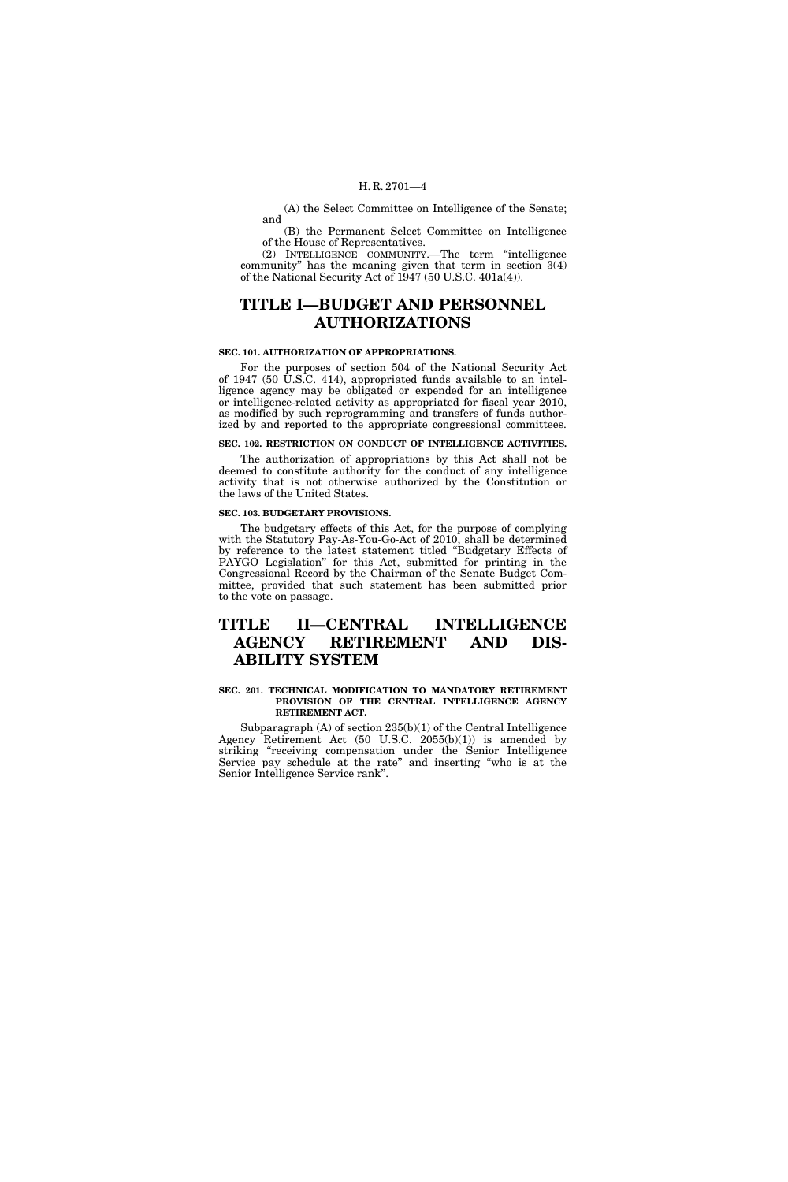(A) the Select Committee on Intelligence of the Senate; and

(B) the Permanent Select Committee on Intelligence of the House of Representatives.

(2) INTELLIGENCE COMMUNITY.—The term "intelligence community" has the meaning given that term in section 3(4) of the National Security Act of 1947 (50 U.S.C. 401a(4)).

# TITLE I—BUDGET AND PERSONNEL AUTHORIZATIONS

### SEC. 101. AUTHORIZATION OF APPROPRIATIONS.

For the purposes of section 504 of the National Security Act of 1947 (50 U.S.C. 414), appropriated funds available to an intelligence agency may be obligated or expended for an intelligence or intelligence-related activity as appropriated for fiscal year 2010, as modified by such reprogramming and transfers of funds authorized by and reported to the appropriate congressional committees.

### SEC. 102. RESTRICTION ON CONDUCT OF INTELLIGENCE ACTIVITIES.

The authorization of appropriations by this Act shall not be deemed to constitute authority for the conduct of any intelligence activity that is not otherwise authorized by the Constitution or the laws of the United States.

### SEC. 103. BUDGETARY PROVISIONS.

The budgetary effects of this Act, for the purpose of complying with the Statutory Pay-As-You-Go-Act of 2010, shall be determined by reference to the latest statement titled "Budgetary Effects of PAYGO Legislation" for this Act, submitted for printing in the Congressional Record by the Chairman of the Senate Budget Committee, provided that such statement has been submitted prior to the vote on passage.

# TITLE II—CENTRAL INTELLIGENCE AGENCY RETIREMENT AND DISABILITY SYSTEM

### SEC. 201. TECHNICAL MODIFICATION TO MANDATORY RETIREMENT PROVISION OF THE CENTRAL INTELLIGENCE AGENCY RETIREMENT ACT.

Subparagraph (A) of section 235(b)(1) of the Central Intelligence Agency Retirement Act (50 U.S.C. 2055(b)(1)) is amended by striking "receiving compensation under the Senior Intelligence Service pay schedule at the rate" and inserting "who is at the Senior Intelligence Service rank".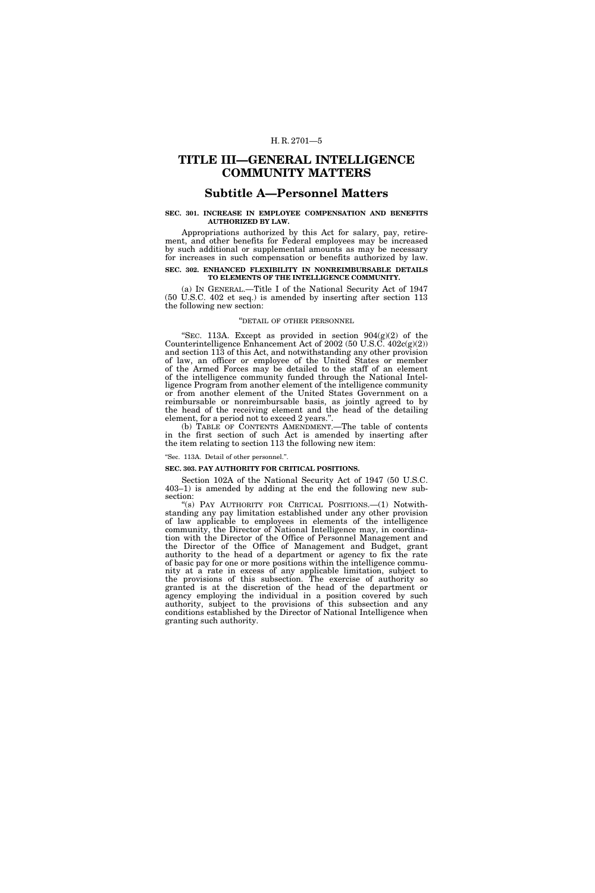# TITLE III—GENERAL INTELLIGENCE COMMUNITY MATTERS

## Subtitle A—Personnel Matters

**SEC. 301. INCREASE IN EMPLOYEE COMPENSATION AND BENEFITS AUTHORIZED BY LAW.**

Appropriations authorized by this Act for salary, pay, retirement, and other benefits for Federal employees may be increased by such additional or supplemental amounts as may be necessary for increases in such compensation or benefits authorized by law.

**SEC. 302. ENHANCED FLEXIBILITY IN NONREIMBURSABLE DETAILS TO ELEMENTS OF THE INTELLIGENCE COMMUNITY.**

(a) IN GENERAL.—Title I of the National Security Act of 1947 (50 U.S.C. 402 et seq.) is amended by inserting after section 113 the following new section:

"DETAIL OF OTHER PERSONNEL

"SEC. 113A. Except as provided in section 904(g)(2) of the Counterintelligence Enhancement Act of 2002 (50 U.S.C. 402c(g)(2)) and section 113 of this Act, and notwithstanding any other provision of law, an officer or employee of the United States or member of the Armed Forces may be detailed to the staff of an element of the intelligence community funded through the National Intelligence Program from another element of the intelligence community or from another element of the United States Government on a reimbursable or nonreimbursable basis, as jointly agreed to by the head of the receiving element and the head of the detailing element, for a period not to exceed 2 years.".

(b) TABLE OF CONTENTS AMENDMENT.—The table of contents in the first section of such Act is amended by inserting after the item relating to section 113 the following new item:

"Sec. 113A. Detail of other personnel.".

**SEC. 303. PAY AUTHORITY FOR CRITICAL POSITIONS.**

Section 102A of the National Security Act of 1947 (50 U.S.C. 403–1) is amended by adding at the end the following new subsection:

"(s) PAY AUTHORITY FOR CRITICAL POSITIONS.—(1) Notwithstanding any pay limitation established under any other provision of law applicable to employees in elements of the intelligence community, the Director of National Intelligence may, in coordination with the Director of the Office of Personnel Management and the Director of the Office of Management and Budget, grant authority to the head of a department or agency to fix the rate of basic pay for one or more positions within the intelligence community at a rate in excess of any applicable limitation, subject to the provisions of this subsection. The exercise of authority so granted is at the discretion of the head of the department or agency employing the individual in a position covered by such authority, subject to the provisions of this subsection and any conditions established by the Director of National Intelligence when granting such authority.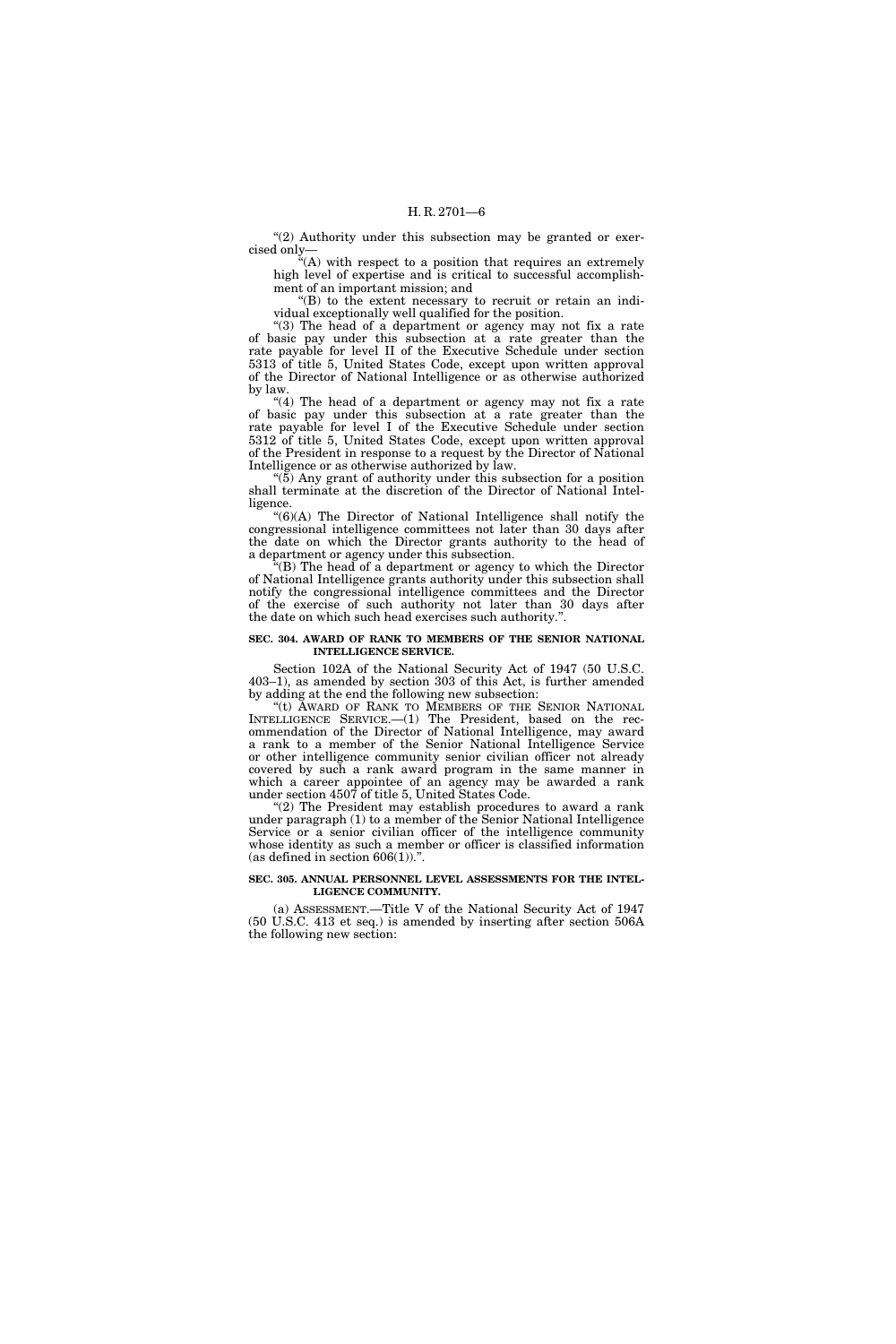"(2) Authority under this subsection may be granted or exercised only—

"(A) with respect to a position that requires an extremely high level of expertise and is critical to successful accomplishment of an important mission; and

"(B) to the extent necessary to recruit or retain an individual exceptionally well qualified for the position.

"(3) The head of a department or agency may not fix a rate of basic pay under this subsection at a rate greater than the rate payable for level II of the Executive Schedule under section 5313 of title 5, United States Code, except upon written approval of the Director of National Intelligence or as otherwise authorized by law.

"(4) The head of a department or agency may not fix a rate of basic pay under this subsection at a rate greater than the rate payable for level I of the Executive Schedule under section 5312 of title 5, United States Code, except upon written approval of the President in response to a request by the Director of National Intelligence or as otherwise authorized by law.

"(5) Any grant of authority under this subsection for a position shall terminate at the discretion of the Director of National Intelligence.

"(6)(A) The Director of National Intelligence shall notify the congressional intelligence committees not later than 30 days after the date on which the Director grants authority to the head of a department or agency under this subsection.

"(B) The head of a department or agency to which the Director of National Intelligence grants authority under this subsection shall notify the congressional intelligence committees and the Director of the exercise of such authority not later than 30 days after the date on which such head exercises such authority.".

**SEC. 304. AWARD OF RANK TO MEMBERS OF THE SENIOR NATIONAL INTELLIGENCE SERVICE.**

Section 102A of the National Security Act of 1947 (50 U.S.C. 403–1), as amended by section 303 of this Act, is further amended by adding at the end the following new subsection:

"(t) AWARD OF RANK TO MEMBERS OF THE SENIOR NATIONAL INTELLIGENCE SERVICE.—(1) The President, based on the recommendation of the Director of National Intelligence, may award a rank to a member of the Senior National Intelligence Service or other intelligence community senior civilian officer not already covered by such a rank award program in the same manner in which a career appointee of an agency may be awarded a rank under section 4507 of title 5, United States Code.

"(2) The President may establish procedures to award a rank under paragraph (1) to a member of the Senior National Intelligence Service or a senior civilian officer of the intelligence community whose identity as such a member or officer is classified information (as defined in section 606(1)).".

**SEC. 305. ANNUAL PERSONNEL LEVEL ASSESSMENTS FOR THE INTELLIGENCE COMMUNITY.**

(a) ASSESSMENT.—Title V of the National Security Act of 1947 (50 U.S.C. 413 et seq.) is amended by inserting after section 506A the following new section: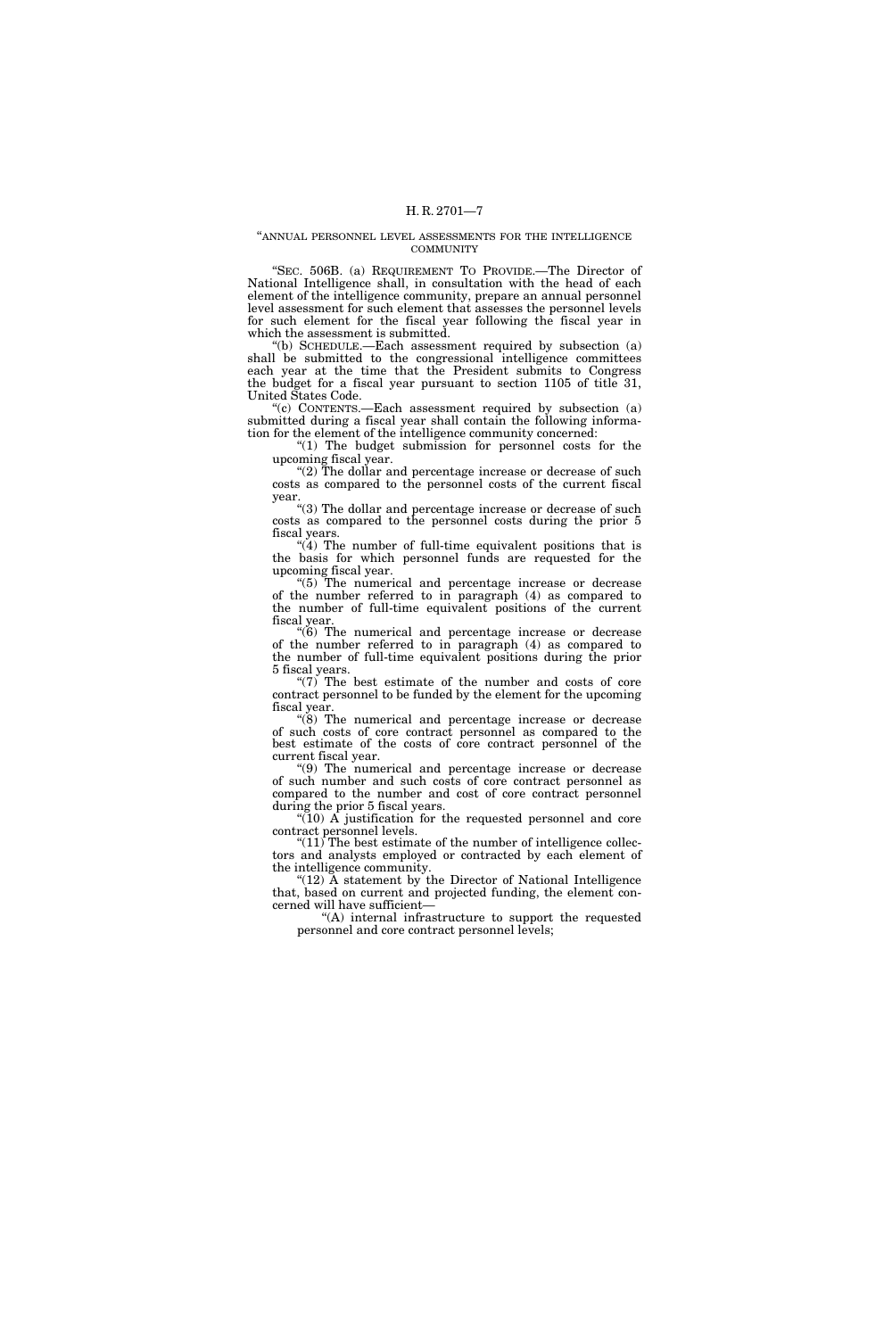"ANNUAL PERSONNEL LEVEL ASSESSMENTS FOR THE INTELLIGENCE COMMUNITY

"SEC. 506B. (a) REQUIREMENT TO PROVIDE.—The Director of National Intelligence shall, in consultation with the head of each element of the intelligence community, prepare an annual personnel level assessment for such element that assesses the personnel levels for such element for the fiscal year following the fiscal year in which the assessment is submitted.

"(b) SCHEDULE.—Each assessment required by subsection (a) shall be submitted to the congressional intelligence committees each year at the time that the President submits to Congress the budget for a fiscal year pursuant to section 1105 of title 31, United States Code.

"(c) CONTENTS.—Each assessment required by subsection (a) submitted during a fiscal year shall contain the following information for the element of the intelligence community concerned:

"(1) The budget submission for personnel costs for the upcoming fiscal year.

"(2) The dollar and percentage increase or decrease of such costs as compared to the personnel costs of the current fiscal year.

"(3) The dollar and percentage increase or decrease of such costs as compared to the personnel costs during the prior 5 fiscal years.

"(4) The number of full-time equivalent positions that is the basis for which personnel funds are requested for the upcoming fiscal year.

"(5) The numerical and percentage increase or decrease of the number referred to in paragraph (4) as compared to the number of full-time equivalent positions of the current fiscal year.

"(6) The numerical and percentage increase or decrease of the number referred to in paragraph (4) as compared to the number of full-time equivalent positions during the prior 5 fiscal years.

"(7) The best estimate of the number and costs of core contract personnel to be funded by the element for the upcoming fiscal year.

"(8) The numerical and percentage increase or decrease of such costs of core contract personnel as compared to the best estimate of the costs of core contract personnel of the current fiscal year.

"(9) The numerical and percentage increase or decrease of such number and such costs of core contract personnel as compared to the number and cost of core contract personnel during the prior 5 fiscal years.

"(10) A justification for the requested personnel and core contract personnel levels.

"(11) The best estimate of the number of intelligence collectors and analysts employed or contracted by each element of the intelligence community.

"(12) A statement by the Director of National Intelligence that, based on current and projected funding, the element concerned will have sufficient—

"(A) internal infrastructure to support the requested personnel and core contract personnel levels;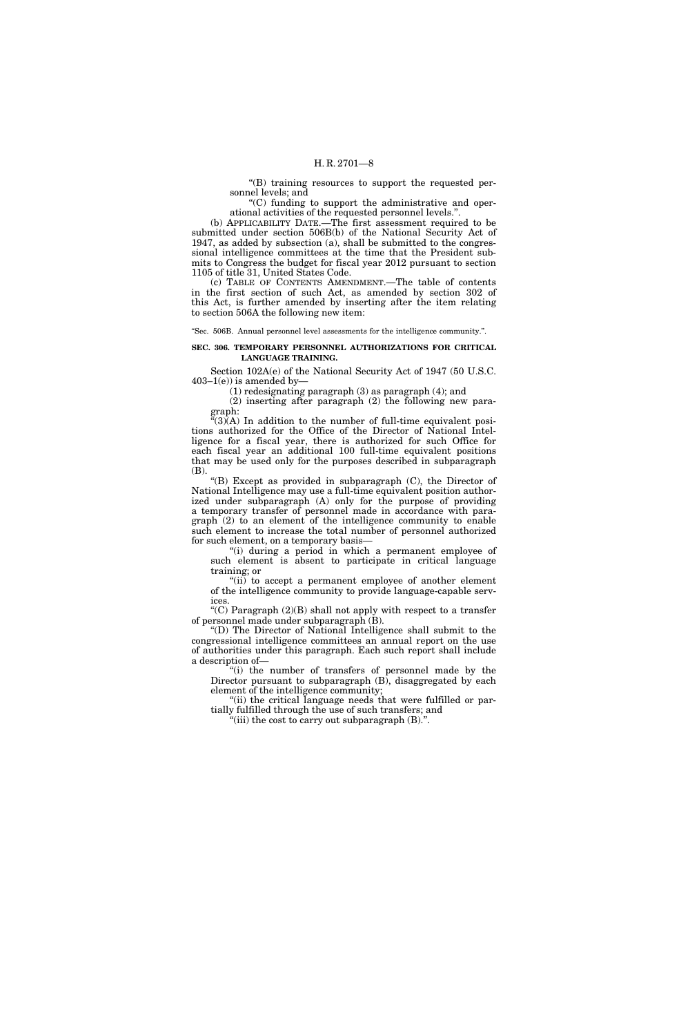"(B) training resources to support the requested personnel levels; and

"(C) funding to support the administrative and operational activities of the requested personnel levels.".

(b) APPLICABILITY DATE.—The first assessment required to be submitted under section 506B(b) of the National Security Act of 1947, as added by subsection (a), shall be submitted to the congressional intelligence committees at the time that the President submits to Congress the budget for fiscal year 2012 pursuant to section 1105 of title 31, United States Code.

(c) TABLE OF CONTENTS AMENDMENT.—The table of contents in the first section of such Act, as amended by section 302 of this Act, is further amended by inserting after the item relating to section 506A the following new item:

"Sec. 506B. Annual personnel level assessments for the intelligence community.".

**SEC. 306. TEMPORARY PERSONNEL AUTHORIZATIONS FOR CRITICAL LANGUAGE TRAINING.**

Section 102A(e) of the National Security Act of 1947 (50 U.S.C. 403–1(e)) is amended by—

(1) redesignating paragraph (3) as paragraph (4); and

(2) inserting after paragraph (2) the following new paragraph:

"(3)(A) In addition to the number of full-time equivalent positions authorized for the Office of the Director of National Intelligence for a fiscal year, there is authorized for such Office for each fiscal year an additional 100 full-time equivalent positions that may be used only for the purposes described in subparagraph (B).

"(B) Except as provided in subparagraph (C), the Director of National Intelligence may use a full-time equivalent position authorized under subparagraph (A) only for the purpose of providing a temporary transfer of personnel made in accordance with paragraph (2) to an element of the intelligence community to enable such element to increase the total number of personnel authorized for such element, on a temporary basis—

"(i) during a period in which a permanent employee of such element is absent to participate in critical language training; or

"(ii) to accept a permanent employee of another element of the intelligence community to provide language-capable services.

"(C) Paragraph (2)(B) shall not apply with respect to a transfer of personnel made under subparagraph (B).

"(D) The Director of National Intelligence shall submit to the congressional intelligence committees an annual report on the use of authorities under this paragraph. Each such report shall include a description of—

"(i) the number of transfers of personnel made by the Director pursuant to subparagraph (B), disaggregated by each element of the intelligence community;

"(ii) the critical language needs that were fulfilled or partially fulfilled through the use of such transfers; and

"(iii) the cost to carry out subparagraph (B).".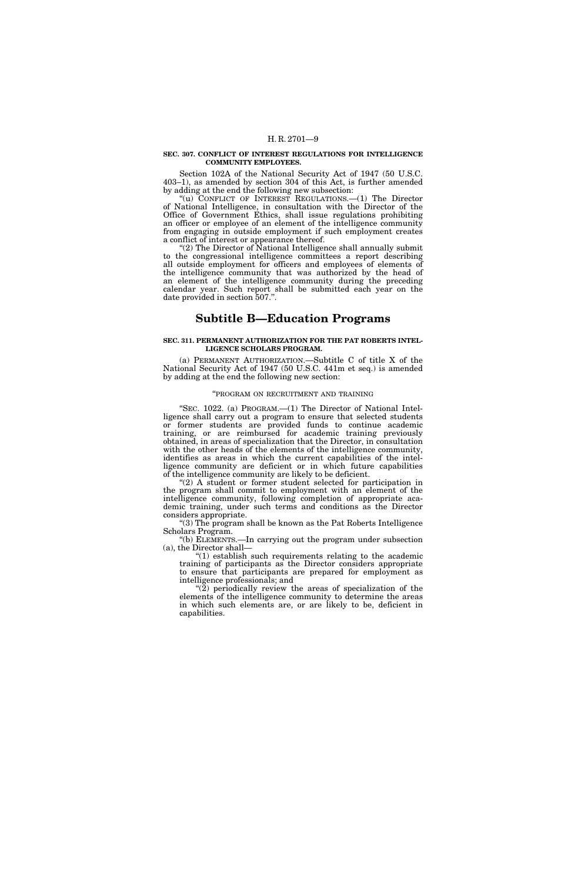**SEC. 307. CONFLICT OF INTEREST REGULATIONS FOR INTELLIGENCE COMMUNITY EMPLOYEES.**

Section 102A of the National Security Act of 1947 (50 U.S.C. 403–1), as amended by section 304 of this Act, is further amended by adding at the end the following new subsection:

"(u) CONFLICT OF INTEREST REGULATIONS.—(1) The Director of National Intelligence, in consultation with the Director of the Office of Government Ethics, shall issue regulations prohibiting an officer or employee of an element of the intelligence community from engaging in outside employment if such employment creates a conflict of interest or appearance thereof.

"(2) The Director of National Intelligence shall annually submit to the congressional intelligence committees a report describing all outside employment for officers and employees of elements of the intelligence community that was authorized by the head of an element of the intelligence community during the preceding calendar year. Such report shall be submitted each year on the date provided in section 507.".

## Subtitle B—Education Programs

**SEC. 311. PERMANENT AUTHORIZATION FOR THE PAT ROBERTS INTELLIGENCE SCHOLARS PROGRAM.**

(a) PERMANENT AUTHORIZATION.—Subtitle C of title X of the National Security Act of 1947 (50 U.S.C. 441m et seq.) is amended by adding at the end the following new section:

"PROGRAM ON RECRUITMENT AND TRAINING

"SEC. 1022. (a) PROGRAM.—(1) The Director of National Intelligence shall carry out a program to ensure that selected students or former students are provided funds to continue academic training, or are reimbursed for academic training previously obtained, in areas of specialization that the Director, in consultation with the other heads of the elements of the intelligence community, identifies as areas in which the current capabilities of the intelligence community are deficient or in which future capabilities of the intelligence community are likely to be deficient.

"(2) A student or former student selected for participation in the program shall commit to employment with an element of the intelligence community, following completion of appropriate academic training, under such terms and conditions as the Director considers appropriate.

"(3) The program shall be known as the Pat Roberts Intelligence Scholars Program.

"(b) ELEMENTS.—In carrying out the program under subsection (a), the Director shall—

"(1) establish such requirements relating to the academic training of participants as the Director considers appropriate to ensure that participants are prepared for employment as intelligence professionals; and

"(2) periodically review the areas of specialization of the elements of the intelligence community to determine the areas in which such elements are, or are likely to be, deficient in capabilities.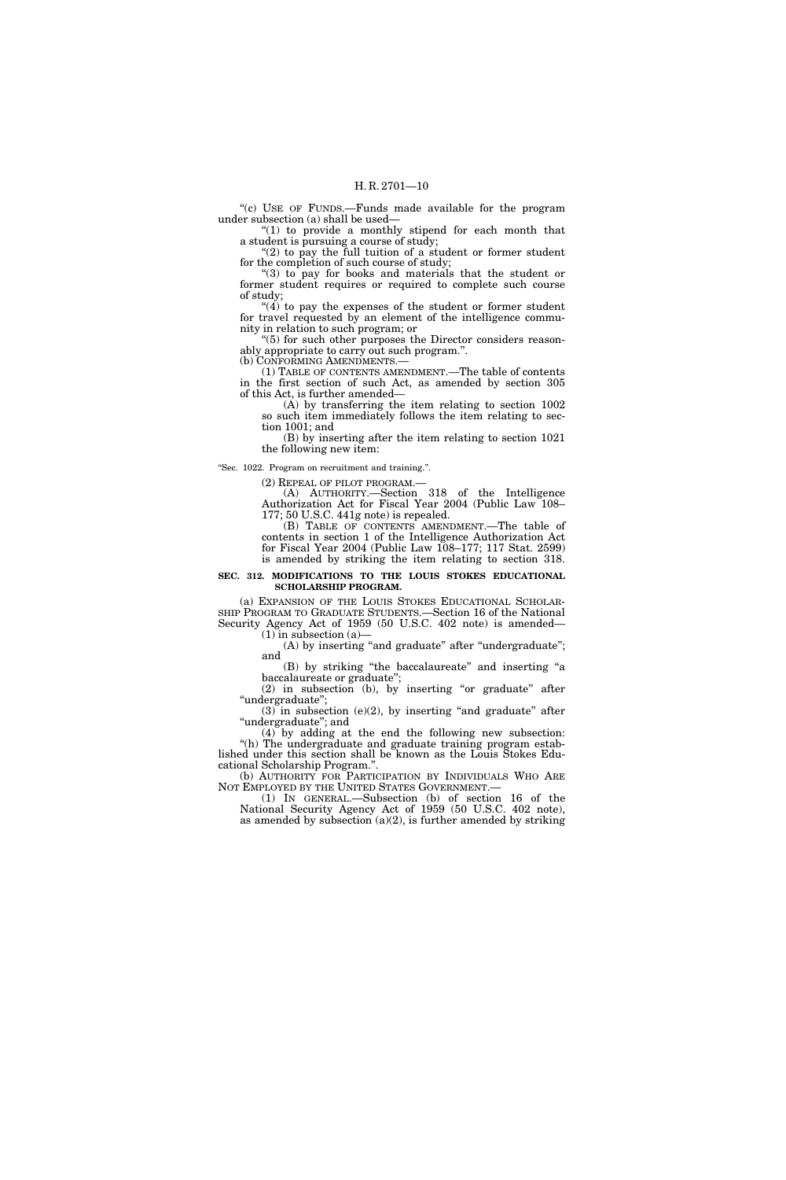"(c) USE OF FUNDS.—Funds made available for the program under subsection (a) shall be used—

"(1) to provide a monthly stipend for each month that a student is pursuing a course of study;

"(2) to pay the full tuition of a student or former student for the completion of such course of study;

"(3) to pay for books and materials that the student or former student requires or required to complete such course of study;

"(4) to pay the expenses of the student or former student for travel requested by an element of the intelligence community in relation to such program; or

"(5) for such other purposes the Director considers reasonably appropriate to carry out such program.".

(b) CONFORMING AMENDMENTS.—

(1) TABLE OF CONTENTS AMENDMENT.—The table of contents in the first section of such Act, as amended by section 305 of this Act, is further amended—

(A) by transferring the item relating to section 1002 so such item immediately follows the item relating to section 1001; and

(B) by inserting after the item relating to section 1021 the following new item:

"Sec. 1022. Program on recruitment and training.".

(2) REPEAL OF PILOT PROGRAM.—

(A) AUTHORITY.—Section 318 of the Intelligence Authorization Act for Fiscal Year 2004 (Public Law 108–177; 50 U.S.C. 441g note) is repealed.

(B) TABLE OF CONTENTS AMENDMENT.—The table of contents in section 1 of the Intelligence Authorization Act for Fiscal Year 2004 (Public Law 108–177; 117 Stat. 2599) is amended by striking the item relating to section 318.

**SEC. 312. MODIFICATIONS TO THE LOUIS STOKES EDUCATIONAL SCHOLARSHIP PROGRAM.**

(a) EXPANSION OF THE LOUIS STOKES EDUCATIONAL SCHOLARSHIP PROGRAM TO GRADUATE STUDENTS.—Section 16 of the National Security Agency Act of 1959 (50 U.S.C. 402 note) is amended—

(1) in subsection (a)—

(A) by inserting "and graduate" after "undergraduate"; and

(B) by striking "the baccalaureate" and inserting "a baccalaureate or graduate";

(2) in subsection (b), by inserting "or graduate" after "undergraduate";

(3) in subsection (e)(2), by inserting "and graduate" after "undergraduate"; and

(4) by adding at the end the following new subsection:

"(h) The undergraduate and graduate training program established under this section shall be known as the Louis Stokes Educational Scholarship Program.".

(b) AUTHORITY FOR PARTICIPATION BY INDIVIDUALS WHO ARE NOT EMPLOYED BY THE UNITED STATES GOVERNMENT.—

(1) IN GENERAL.—Subsection (b) of section 16 of the National Security Agency Act of 1959 (50 U.S.C. 402 note), as amended by subsection (a)(2), is further amended by striking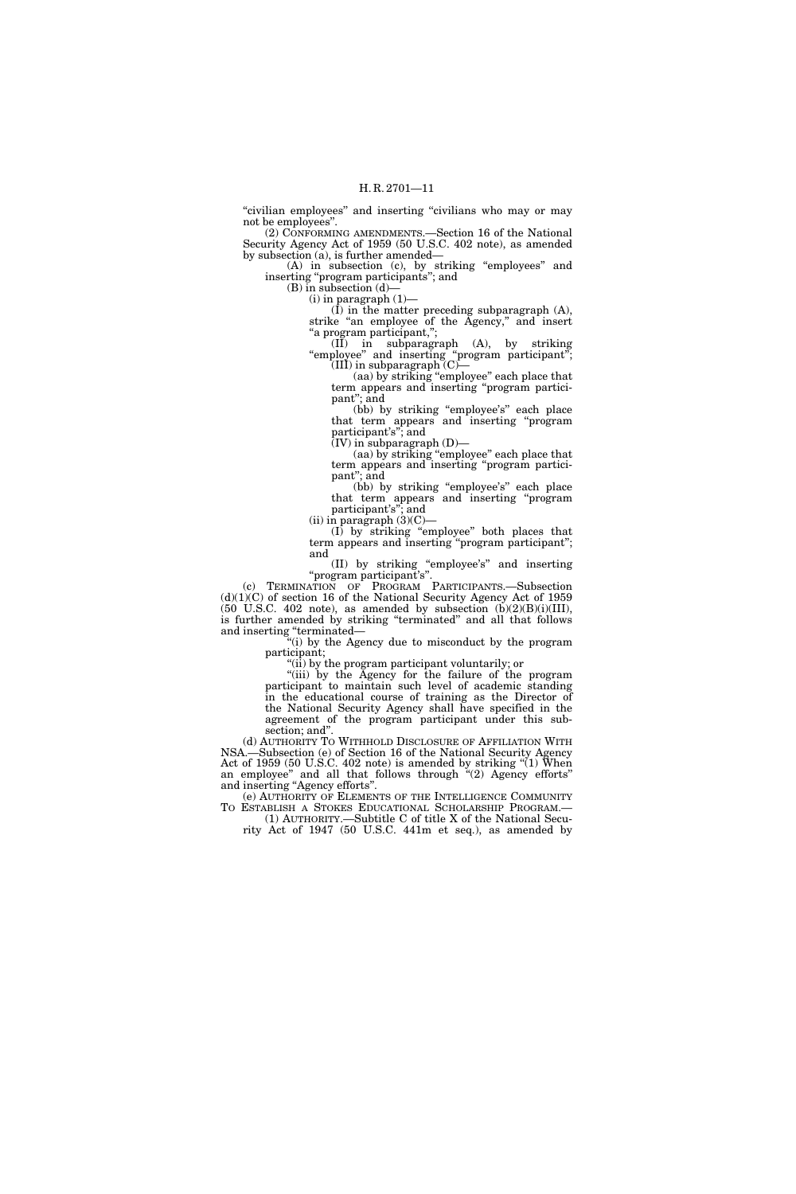"civilian employees" and inserting "civilians who may or may not be employees".

(2) CONFORMING AMENDMENTS.—Section 16 of the National Security Agency Act of 1959 (50 U.S.C. 402 note), as amended by subsection (a), is further amended—

(A) in subsection (c), by striking "employees" and inserting "program participants"; and

(B) in subsection (d)—

(i) in paragraph (1)—

(I) in the matter preceding subparagraph (A), strike "an employee of the Agency," and insert "a program participant,";

(II) in subparagraph (A), by striking "employee" and inserting "program participant";

(III) in subparagraph (C)—

(aa) by striking "employee" each place that term appears and inserting "program participant"; and

(bb) by striking "employee's" each place that term appears and inserting "program participant's"; and

(IV) in subparagraph (D)—

(aa) by striking "employee" each place that term appears and inserting "program participant"; and

(bb) by striking "employee's" each place that term appears and inserting "program participant's"; and

(ii) in paragraph (3)(C)—

(I) by striking "employee" both places that term appears and inserting "program participant"; and

(II) by striking "employee's" and inserting "program participant's".

(c) TERMINATION OF PROGRAM PARTICIPANTS.—Subsection (d)(1)(C) of section 16 of the National Security Agency Act of 1959 (50 U.S.C. 402 note), as amended by subsection (b)(2)(B)(i)(III), is further amended by striking "terminated" and all that follows and inserting "terminated—

"(i) by the Agency due to misconduct by the program participant;

"(ii) by the program participant voluntarily; or

"(iii) by the Agency for the failure of the program participant to maintain such level of academic standing in the educational course of training as the Director of the National Security Agency shall have specified in the agreement of the program participant under this subsection; and".

(d) AUTHORITY TO WITHHOLD DISCLOSURE OF AFFILIATION WITH NSA.—Subsection (e) of Section 16 of the National Security Agency Act of 1959 (50 U.S.C. 402 note) is amended by striking "(1) When an employee" and all that follows through "(2) Agency efforts" and inserting "Agency efforts".

(e) AUTHORITY OF ELEMENTS OF THE INTELLIGENCE COMMUNITY TO ESTABLISH A STOKES EDUCATIONAL SCHOLARSHIP PROGRAM.—

(1) AUTHORITY.—Subtitle C of title X of the National Security Act of 1947 (50 U.S.C. 441m et seq.), as amended by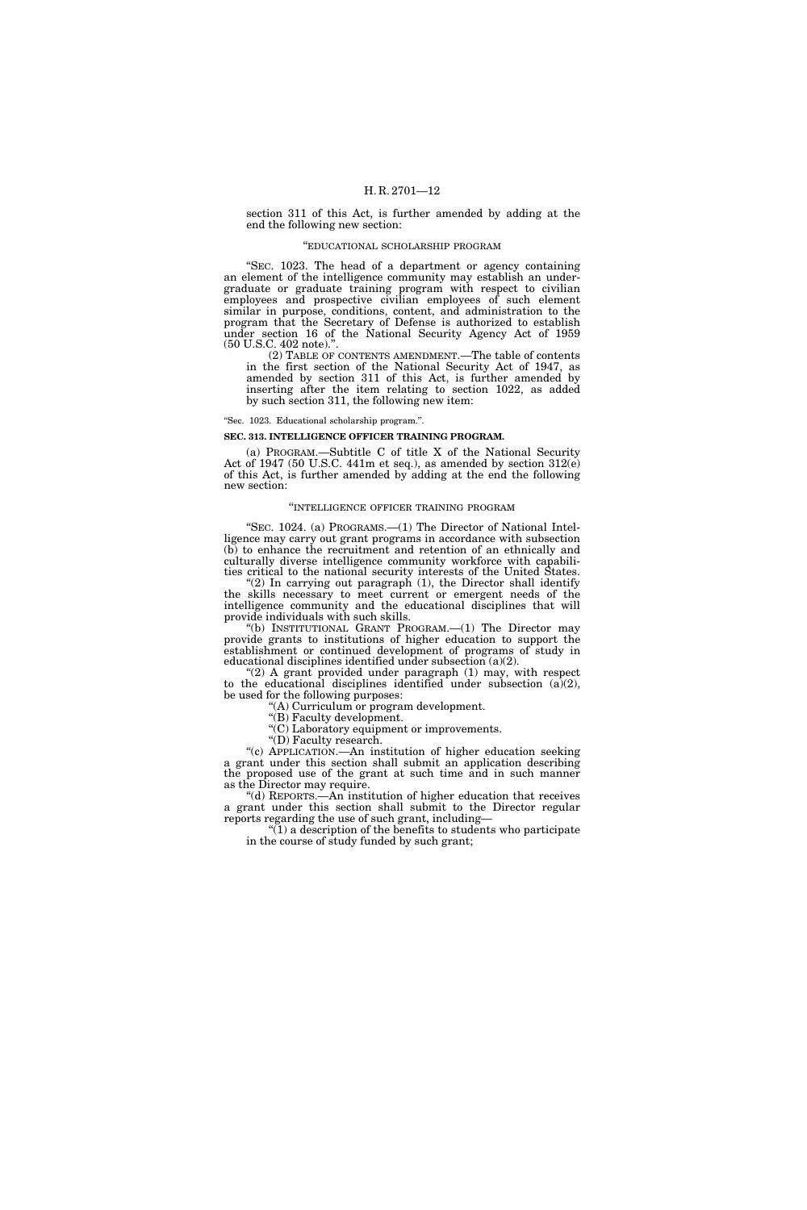section 311 of this Act, is further amended by adding at the end the following new section:

"EDUCATIONAL SCHOLARSHIP PROGRAM

"SEC. 1023. The head of a department or agency containing an element of the intelligence community may establish an undergraduate or graduate training program with respect to civilian employees and prospective civilian employees of such element similar in purpose, conditions, content, and administration to the program that the Secretary of Defense is authorized to establish under section 16 of the National Security Agency Act of 1959 (50 U.S.C. 402 note).".

(2) TABLE OF CONTENTS AMENDMENT.—The table of contents in the first section of the National Security Act of 1947, as amended by section 311 of this Act, is further amended by inserting after the item relating to section 1022, as added by such section 311, the following new item:

"Sec. 1023. Educational scholarship program.".

**SEC. 313. INTELLIGENCE OFFICER TRAINING PROGRAM.**

(a) PROGRAM.—Subtitle C of title X of the National Security Act of 1947 (50 U.S.C. 441m et seq.), as amended by section 312(e) of this Act, is further amended by adding at the end the following new section:

"INTELLIGENCE OFFICER TRAINING PROGRAM

"SEC. 1024. (a) PROGRAMS.—(1) The Director of National Intelligence may carry out grant programs in accordance with subsection (b) to enhance the recruitment and retention of an ethnically and culturally diverse intelligence community workforce with capabilities critical to the national security interests of the United States.

"(2) In carrying out paragraph (1), the Director shall identify the skills necessary to meet current or emergent needs of the intelligence community and the educational disciplines that will provide individuals with such skills.

"(b) INSTITUTIONAL GRANT PROGRAM.—(1) The Director may provide grants to institutions of higher education to support the establishment or continued development of programs of study in educational disciplines identified under subsection (a)(2).

"(2) A grant provided under paragraph (1) may, with respect to the educational disciplines identified under subsection (a)(2), be used for the following purposes:

"(A) Curriculum or program development.

"(B) Faculty development.

"(C) Laboratory equipment or improvements.

"(D) Faculty research.

"(c) APPLICATION.—An institution of higher education seeking a grant under this section shall submit an application describing the proposed use of the grant at such time and in such manner as the Director may require.

"(d) REPORTS.—An institution of higher education that receives a grant under this section shall submit to the Director regular reports regarding the use of such grant, including—

"(1) a description of the benefits to students who participate in the course of study funded by such grant;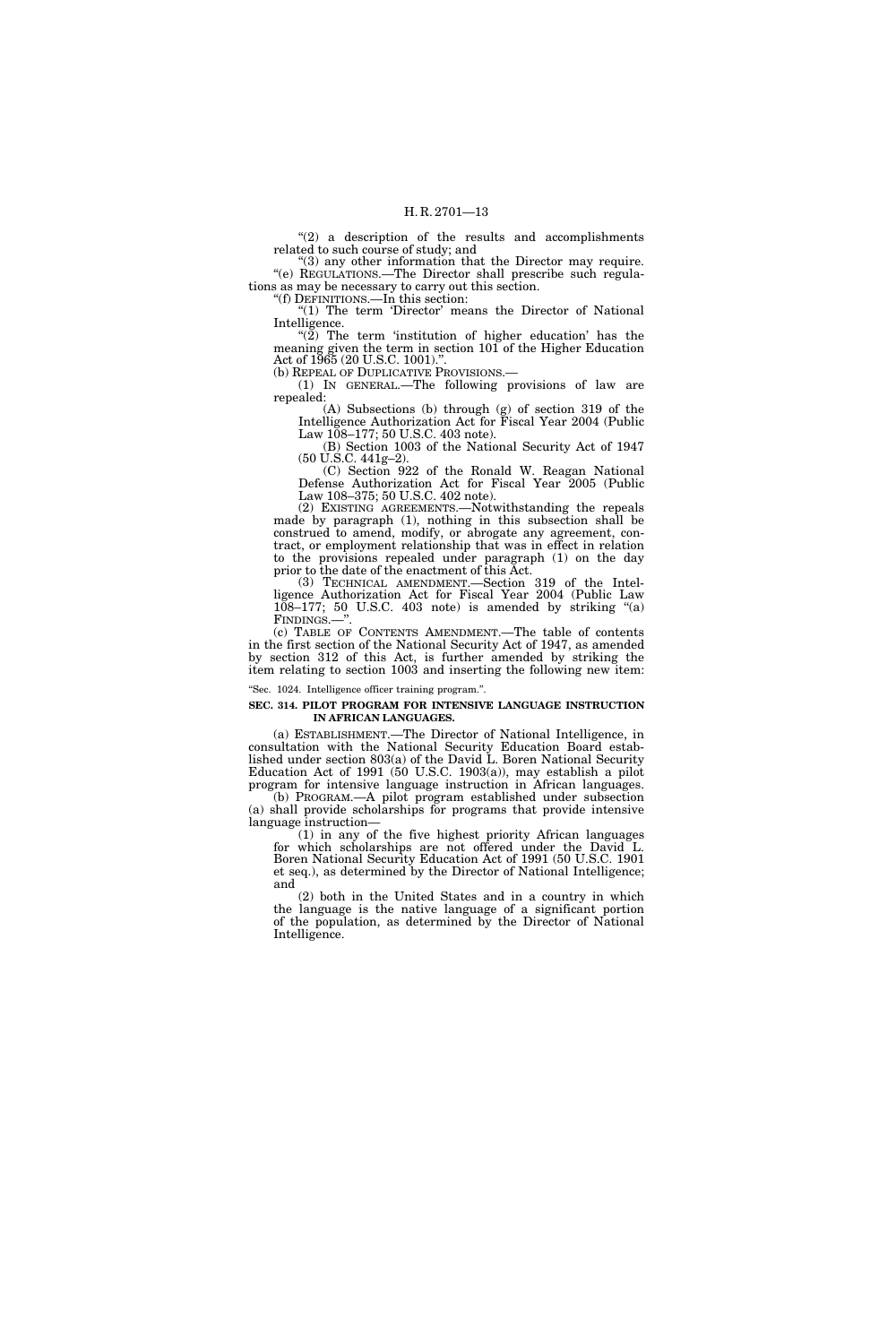"(2) a description of the results and accomplishments related to such course of study; and

"(3) any other information that the Director may require.

"(e) REGULATIONS.—The Director shall prescribe such regulations as may be necessary to carry out this section.

"(f) DEFINITIONS.—In this section:

"(1) The term 'Director' means the Director of National Intelligence.

"(2) The term 'institution of higher education' has the meaning given the term in section 101 of the Higher Education Act of 1965 (20 U.S.C. 1001).".

(b) REPEAL OF DUPLICATIVE PROVISIONS.—

(1) IN GENERAL.—The following provisions of law are repealed:

(A) Subsections (b) through (g) of section 319 of the Intelligence Authorization Act for Fiscal Year 2004 (Public Law 108–177; 50 U.S.C. 403 note).

(B) Section 1003 of the National Security Act of 1947 (50 U.S.C. 441g–2).

(C) Section 922 of the Ronald W. Reagan National Defense Authorization Act for Fiscal Year 2005 (Public Law 108–375; 50 U.S.C. 402 note).

(2) EXISTING AGREEMENTS.—Notwithstanding the repeals made by paragraph (1), nothing in this subsection shall be construed to amend, modify, or abrogate any agreement, contract, or employment relationship that was in effect in relation to the provisions repealed under paragraph (1) on the day prior to the date of the enactment of this Act.

(3) TECHNICAL AMENDMENT.—Section 319 of the Intelligence Authorization Act for Fiscal Year 2004 (Public Law 108–177; 50 U.S.C. 403 note) is amended by striking "(a) FINDINGS.—".

(c) TABLE OF CONTENTS AMENDMENT.—The table of contents in the first section of the National Security Act of 1947, as amended by section 312 of this Act, is further amended by striking the item relating to section 1003 and inserting the following new item:

"Sec. 1024. Intelligence officer training program.".

**SEC. 314. PILOT PROGRAM FOR INTENSIVE LANGUAGE INSTRUCTION IN AFRICAN LANGUAGES.**

(a) ESTABLISHMENT.—The Director of National Intelligence, in consultation with the National Security Education Board established under section 803(a) of the David L. Boren National Security Education Act of 1991 (50 U.S.C. 1903(a)), may establish a pilot program for intensive language instruction in African languages.

(b) PROGRAM.—A pilot program established under subsection (a) shall provide scholarships for programs that provide intensive language instruction—

(1) in any of the five highest priority African languages for which scholarships are not offered under the David L. Boren National Security Education Act of 1991 (50 U.S.C. 1901 et seq.), as determined by the Director of National Intelligence; and

(2) both in the United States and in a country in which the language is the native language of a significant portion of the population, as determined by the Director of National Intelligence.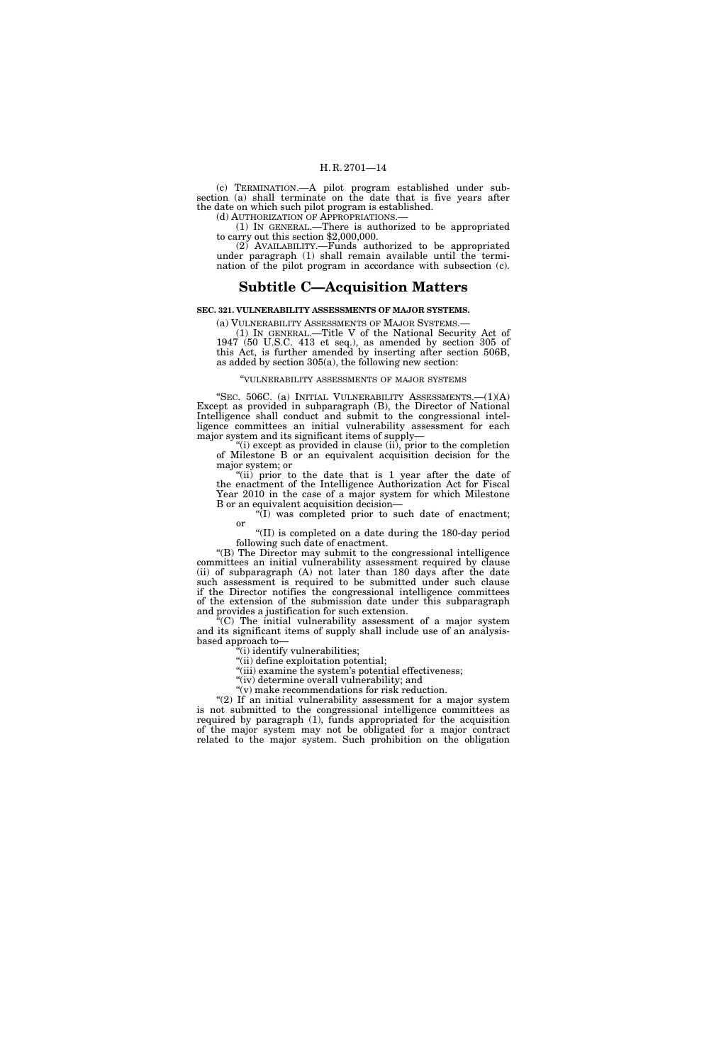(c) TERMINATION.—A pilot program established under subsection (a) shall terminate on the date that is five years after the date on which such pilot program is established.

(d) AUTHORIZATION OF APPROPRIATIONS.—

(1) IN GENERAL.—There is authorized to be appropriated to carry out this section $2,000,000.

(2) AVAILABILITY.—Funds authorized to be appropriated under paragraph (1) shall remain available until the termination of the pilot program in accordance with subsection (c).

## Subtitle C—Acquisition Matters

**SEC. 321. VULNERABILITY ASSESSMENTS OF MAJOR SYSTEMS.**

(a) VULNERABILITY ASSESSMENTS OF MAJOR SYSTEMS.—

(1) IN GENERAL.—Title V of the National Security Act of 1947 (50 U.S.C. 413 et seq.), as amended by section 305 of this Act, is further amended by inserting after section 506B, as added by section 305(a), the following new section:

"VULNERABILITY ASSESSMENTS OF MAJOR SYSTEMS

"SEC. 506C. (a) INITIAL VULNERABILITY ASSESSMENTS.—(1)(A) Except as provided in subparagraph (B), the Director of National Intelligence shall conduct and submit to the congressional intelligence committees an initial vulnerability assessment for each major system and its significant items of supply—

"(i) except as provided in clause (ii), prior to the completion of Milestone B or an equivalent acquisition decision for the major system; or

"(ii) prior to the date that is 1 year after the date of the enactment of the Intelligence Authorization Act for Fiscal Year 2010 in the case of a major system for which Milestone B or an equivalent acquisition decision—

"(I) was completed prior to such date of enactment; or

"(II) is completed on a date during the 180-day period following such date of enactment.

"(B) The Director may submit to the congressional intelligence committees an initial vulnerability assessment required by clause (ii) of subparagraph (A) not later than 180 days after the date such assessment is required to be submitted under such clause if the Director notifies the congressional intelligence committees of the extension of the submission date under this subparagraph and provides a justification for such extension.

"(C) The initial vulnerability assessment of a major system and its significant items of supply shall include use of an analysis-based approach to—

"(i) identify vulnerabilities;

"(ii) define exploitation potential;

"(iii) examine the system's potential effectiveness;

"(iv) determine overall vulnerability; and

"(v) make recommendations for risk reduction.

"(2) If an initial vulnerability assessment for a major system is not submitted to the congressional intelligence committees as required by paragraph (1), funds appropriated for the acquisition of the major system may not be obligated for a major contract related to the major system. Such prohibition on the obligation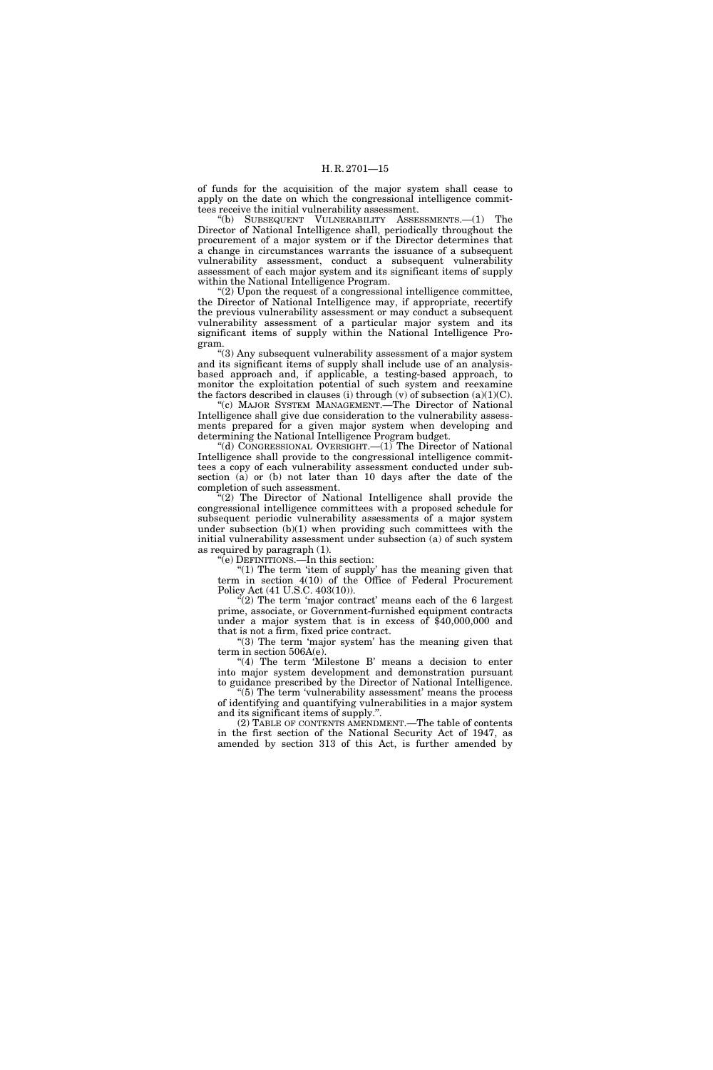of funds for the acquisition of the major system shall cease to apply on the date on which the congressional intelligence committees receive the initial vulnerability assessment.

"(b) SUBSEQUENT VULNERABILITY ASSESSMENTS.—(1) The Director of National Intelligence shall, periodically throughout the procurement of a major system or if the Director determines that a change in circumstances warrants the issuance of a subsequent vulnerability assessment, conduct a subsequent vulnerability assessment of each major system and its significant items of supply within the National Intelligence Program.

"(2) Upon the request of a congressional intelligence committee, the Director of National Intelligence may, if appropriate, recertify the previous vulnerability assessment or may conduct a subsequent vulnerability assessment of a particular major system and its significant items of supply within the National Intelligence Program.

"(3) Any subsequent vulnerability assessment of a major system and its significant items of supply shall include use of an analysis-based approach and, if applicable, a testing-based approach, to monitor the exploitation potential of such system and reexamine the factors described in clauses (i) through (v) of subsection (a)(1)(C).

"(c) MAJOR SYSTEM MANAGEMENT.—The Director of National Intelligence shall give due consideration to the vulnerability assessments prepared for a given major system when developing and determining the National Intelligence Program budget.

"(d) CONGRESSIONAL OVERSIGHT.—(1) The Director of National Intelligence shall provide to the congressional intelligence committees a copy of each vulnerability assessment conducted under subsection (a) or (b) not later than 10 days after the date of the completion of such assessment.

"(2) The Director of National Intelligence shall provide the congressional intelligence committees with a proposed schedule for subsequent periodic vulnerability assessments of a major system under subsection (b)(1) when providing such committees with the initial vulnerability assessment under subsection (a) of such system as required by paragraph (1).

"(e) DEFINITIONS.—In this section:

"(1) The term 'item of supply' has the meaning given that term in section 4(10) of the Office of Federal Procurement Policy Act (41 U.S.C. 403(10)).

"(2) The term 'major contract' means each of the 6 largest prime, associate, or Government-furnished equipment contracts under a major system that is in excess of $40,000,000 and that is not a firm, fixed price contract.

"(3) The term 'major system' has the meaning given that term in section 506A(e).

"(4) The term 'Milestone B' means a decision to enter into major system development and demonstration pursuant to guidance prescribed by the Director of National Intelligence.

"(5) The term 'vulnerability assessment' means the process of identifying and quantifying vulnerabilities in a major system and its significant items of supply.".

(2) TABLE OF CONTENTS AMENDMENT.—The table of contents in the first section of the National Security Act of 1947, as amended by section 313 of this Act, is further amended by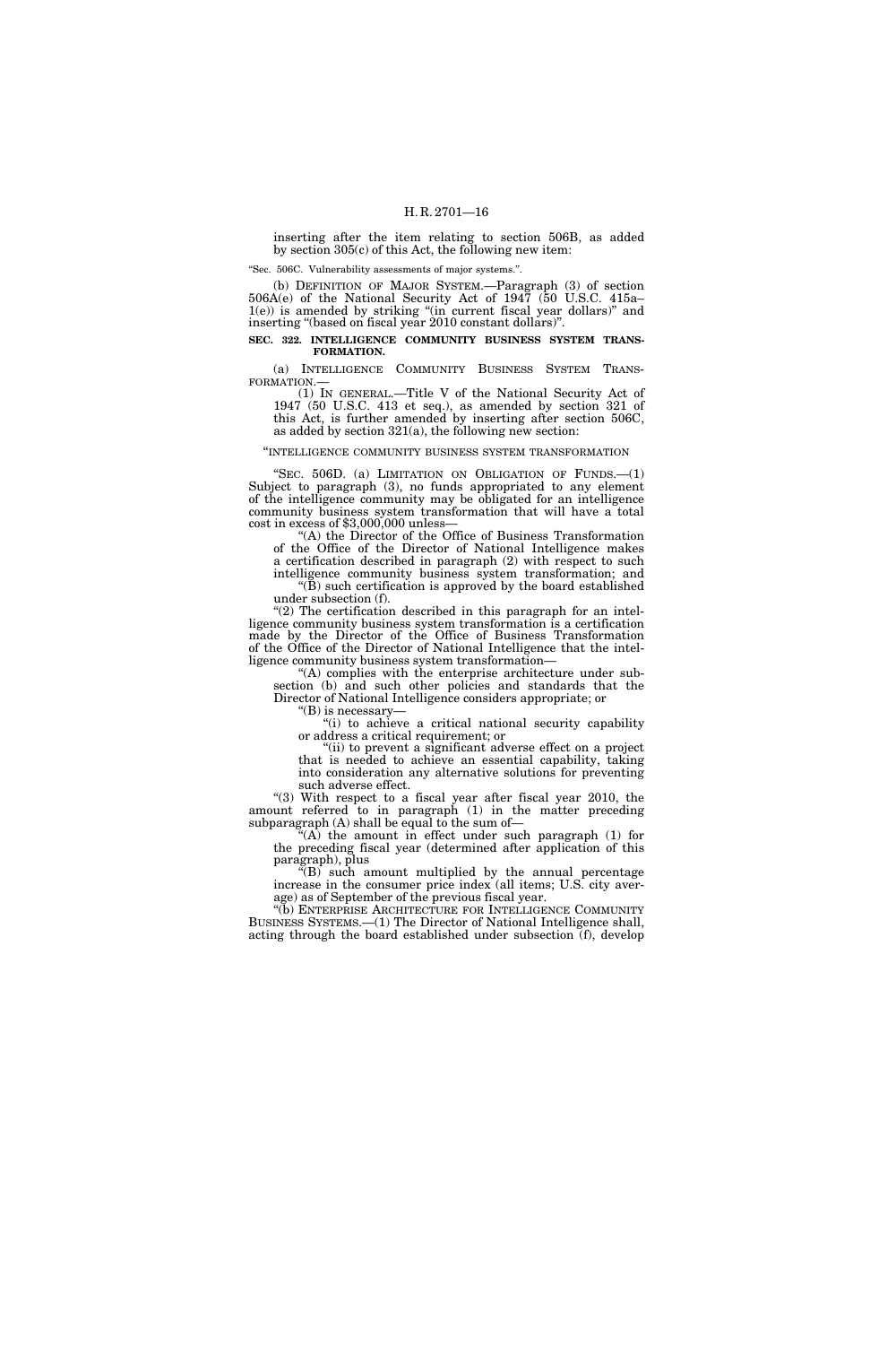inserting after the item relating to section 506B, as added by section 305(c) of this Act, the following new item:

"Sec. 506C. Vulnerability assessments of major systems.".

(b) DEFINITION OF MAJOR SYSTEM.—Paragraph (3) of section 506A(e) of the National Security Act of 1947 (50 U.S.C. 415a–1(e)) is amended by striking "(in current fiscal year dollars)" and inserting "(based on fiscal year 2010 constant dollars)".

**SEC. 322. INTELLIGENCE COMMUNITY BUSINESS SYSTEM TRANSFORMATION.**

(a) INTELLIGENCE COMMUNITY BUSINESS SYSTEM TRANSFORMATION.—

(1) IN GENERAL.—Title V of the National Security Act of 1947 (50 U.S.C. 413 et seq.), as amended by section 321 of this Act, is further amended by inserting after section 506C, as added by section 321(a), the following new section:

"INTELLIGENCE COMMUNITY BUSINESS SYSTEM TRANSFORMATION

"SEC. 506D. (a) LIMITATION ON OBLIGATION OF FUNDS.—(1) Subject to paragraph (3), no funds appropriated to any element of the intelligence community may be obligated for an intelligence community business system transformation that will have a total cost in excess of $3,000,000 unless—

"(A) the Director of the Office of Business Transformation of the Office of the Director of National Intelligence makes a certification described in paragraph (2) with respect to such intelligence community business system transformation; and

"(B) such certification is approved by the board established under subsection (f).

"(2) The certification described in this paragraph for an intelligence community business system transformation is a certification made by the Director of the Office of Business Transformation of the Office of the Director of National Intelligence that the intelligence community business system transformation—

"(A) complies with the enterprise architecture under subsection (b) and such other policies and standards that the Director of National Intelligence considers appropriate; or

"(B) is necessary—

"(i) to achieve a critical national security capability or address a critical requirement; or

"(ii) to prevent a significant adverse effect on a project that is needed to achieve an essential capability, taking into consideration any alternative solutions for preventing such adverse effect.

"(3) With respect to a fiscal year after fiscal year 2010, the amount referred to in paragraph (1) in the matter preceding subparagraph (A) shall be equal to the sum of—

"(A) the amount in effect under such paragraph (1) for the preceding fiscal year (determined after application of this paragraph), plus

"(B) such amount multiplied by the annual percentage increase in the consumer price index (all items; U.S. city average) as of September of the previous fiscal year.

"(b) ENTERPRISE ARCHITECTURE FOR INTELLIGENCE COMMUNITY BUSINESS SYSTEMS.—(1) The Director of National Intelligence shall, acting through the board established under subsection (f), develop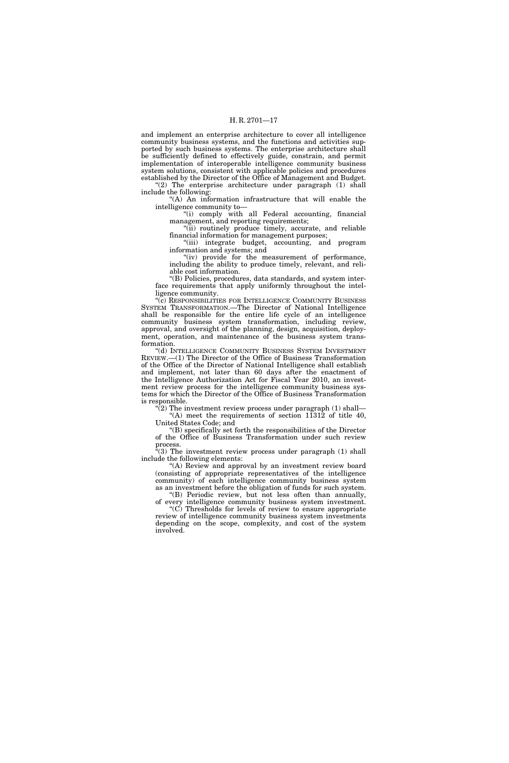and implement an enterprise architecture to cover all intelligence community business systems, and the functions and activities supported by such business systems. The enterprise architecture shall be sufficiently defined to effectively guide, constrain, and permit implementation of interoperable intelligence community business system solutions, consistent with applicable policies and procedures established by the Director of the Office of Management and Budget.

"(2) The enterprise architecture under paragraph (1) shall include the following:

"(A) An information infrastructure that will enable the intelligence community to—

"(i) comply with all Federal accounting, financial management, and reporting requirements;

"(ii) routinely produce timely, accurate, and reliable financial information for management purposes;

"(iii) integrate budget, accounting, and program information and systems; and

"(iv) provide for the measurement of performance, including the ability to produce timely, relevant, and reliable cost information.

"(B) Policies, procedures, data standards, and system interface requirements that apply uniformly throughout the intelligence community.

"(c) RESPONSIBILITIES FOR INTELLIGENCE COMMUNITY BUSINESS SYSTEM TRANSFORMATION.—The Director of National Intelligence shall be responsible for the entire life cycle of an intelligence community business system transformation, including review, approval, and oversight of the planning, design, acquisition, deployment, operation, and maintenance of the business system transformation.

"(d) INTELLIGENCE COMMUNITY BUSINESS SYSTEM INVESTMENT REVIEW.—(1) The Director of the Office of Business Transformation of the Office of the Director of National Intelligence shall establish and implement, not later than 60 days after the enactment of the Intelligence Authorization Act for Fiscal Year 2010, an investment review process for the intelligence community business systems for which the Director of the Office of Business Transformation is responsible.

"(2) The investment review process under paragraph (1) shall—

"(A) meet the requirements of section 11312 of title 40, United States Code; and

"(B) specifically set forth the responsibilities of the Director of the Office of Business Transformation under such review process.

"(3) The investment review process under paragraph (1) shall include the following elements:

"(A) Review and approval by an investment review board (consisting of appropriate representatives of the intelligence community) of each intelligence community business system as an investment before the obligation of funds for such system.

"(B) Periodic review, but not less often than annually, of every intelligence community business system investment.

"(C) Thresholds for levels of review to ensure appropriate review of intelligence community business system investments depending on the scope, complexity, and cost of the system involved.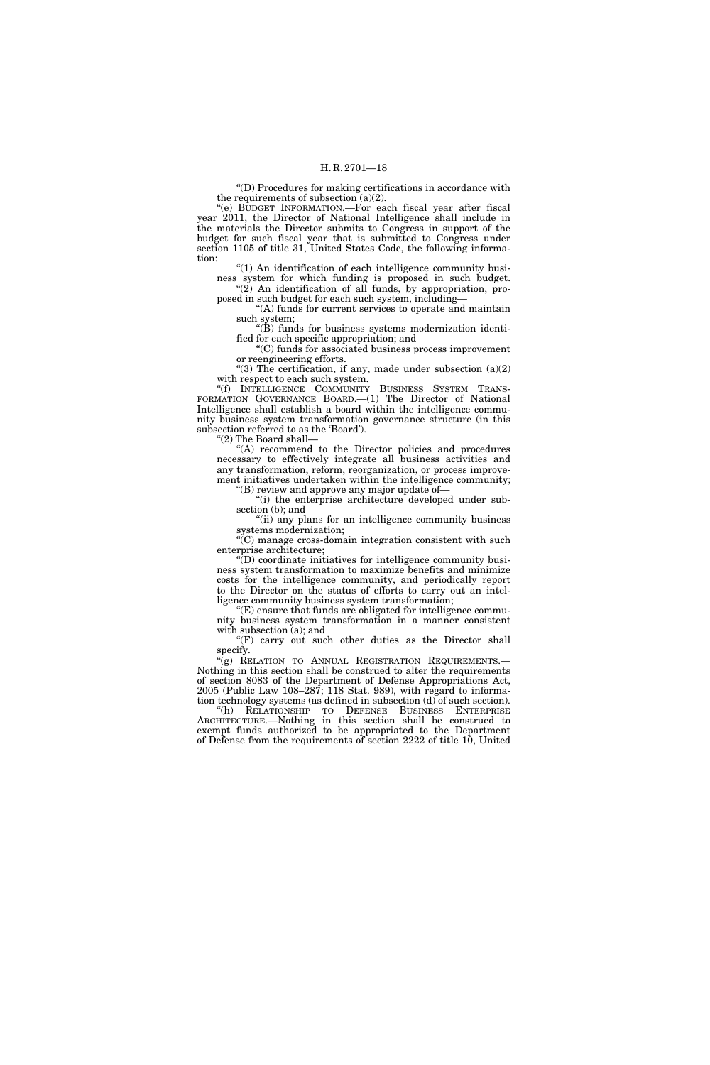"(D) Procedures for making certifications in accordance with the requirements of subsection (a)(2).

"(e) BUDGET INFORMATION.—For each fiscal year after fiscal year 2011, the Director of National Intelligence shall include in the materials the Director submits to Congress in support of the budget for such fiscal year that is submitted to Congress under section 1105 of title 31, United States Code, the following information:

"(1) An identification of each intelligence community business system for which funding is proposed in such budget.

"(2) An identification of all funds, by appropriation, proposed in such budget for each such system, including—

"(A) funds for current services to operate and maintain such system;

"(B) funds for business systems modernization identified for each specific appropriation; and

"(C) funds for associated business process improvement or reengineering efforts.

"(3) The certification, if any, made under subsection (a)(2) with respect to each such system.

"(f) INTELLIGENCE COMMUNITY BUSINESS SYSTEM TRANSFORMATION GOVERNANCE BOARD.—(1) The Director of National Intelligence shall establish a board within the intelligence community business system transformation governance structure (in this subsection referred to as the 'Board').

"(2) The Board shall—

"(A) recommend to the Director policies and procedures necessary to effectively integrate all business activities and any transformation, reform, reorganization, or process improvement initiatives undertaken within the intelligence community;

"(B) review and approve any major update of—

"(i) the enterprise architecture developed under subsection (b); and

"(ii) any plans for an intelligence community business systems modernization;

"(C) manage cross-domain integration consistent with such enterprise architecture;

"(D) coordinate initiatives for intelligence community business system transformation to maximize benefits and minimize costs for the intelligence community, and periodically report to the Director on the status of efforts to carry out an intelligence community business system transformation;

"(E) ensure that funds are obligated for intelligence community business system transformation in a manner consistent with subsection (a); and

"(F) carry out such other duties as the Director shall specify.

"(g) RELATION TO ANNUAL REGISTRATION REQUIREMENTS.—Nothing in this section shall be construed to alter the requirements of section 8083 of the Department of Defense Appropriations Act, 2005 (Public Law 108–287; 118 Stat. 989), with regard to information technology systems (as defined in subsection (d) of such section).

"(h) RELATIONSHIP TO DEFENSE BUSINESS ENTERPRISE ARCHITECTURE.—Nothing in this section shall be construed to exempt funds authorized to be appropriated to the Department of Defense from the requirements of section 2222 of title 10, United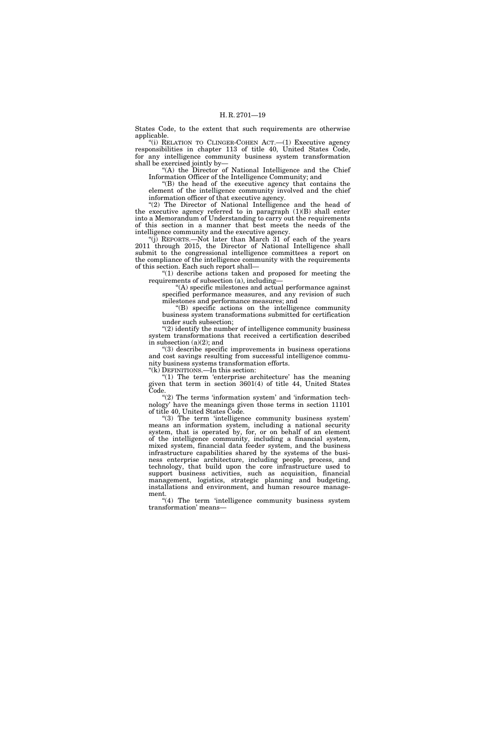States Code, to the extent that such requirements are otherwise applicable.

"(i) RELATION TO CLINGER-COHEN ACT.—(1) Executive agency responsibilities in chapter 113 of title 40, United States Code, for any intelligence community business system transformation shall be exercised jointly by—

"(A) the Director of National Intelligence and the Chief Information Officer of the Intelligence Community; and

"(B) the head of the executive agency that contains the element of the intelligence community involved and the chief information officer of that executive agency.

"(2) The Director of National Intelligence and the head of the executive agency referred to in paragraph (1)(B) shall enter into a Memorandum of Understanding to carry out the requirements of this section in a manner that best meets the needs of the intelligence community and the executive agency.

"(j) REPORTS.—Not later than March 31 of each of the years 2011 through 2015, the Director of National Intelligence shall submit to the congressional intelligence committees a report on the compliance of the intelligence community with the requirements of this section. Each such report shall—

"(1) describe actions taken and proposed for meeting the requirements of subsection (a), including—

"(A) specific milestones and actual performance against specified performance measures, and any revision of such milestones and performance measures; and

"(B) specific actions on the intelligence community business system transformations submitted for certification under such subsection;

"(2) identify the number of intelligence community business system transformations that received a certification described in subsection (a)(2); and

"(3) describe specific improvements in business operations and cost savings resulting from successful intelligence community business systems transformation efforts.

"(k) DEFINITIONS.—In this section:

"(1) The term 'enterprise architecture' has the meaning given that term in section 3601(4) of title 44, United States Code.

"(2) The terms 'information system' and 'information technology' have the meanings given those terms in section 11101 of title 40, United States Code.

"(3) The term 'intelligence community business system' means an information system, including a national security system, that is operated by, for, or on behalf of an element of the intelligence community, including a financial system, mixed system, financial data feeder system, and the business infrastructure capabilities shared by the systems of the business enterprise architecture, including people, process, and technology, that build upon the core infrastructure used to support business activities, such as acquisition, financial management, logistics, strategic planning and budgeting, installations and environment, and human resource management.

"(4) The term 'intelligence community business system transformation' means—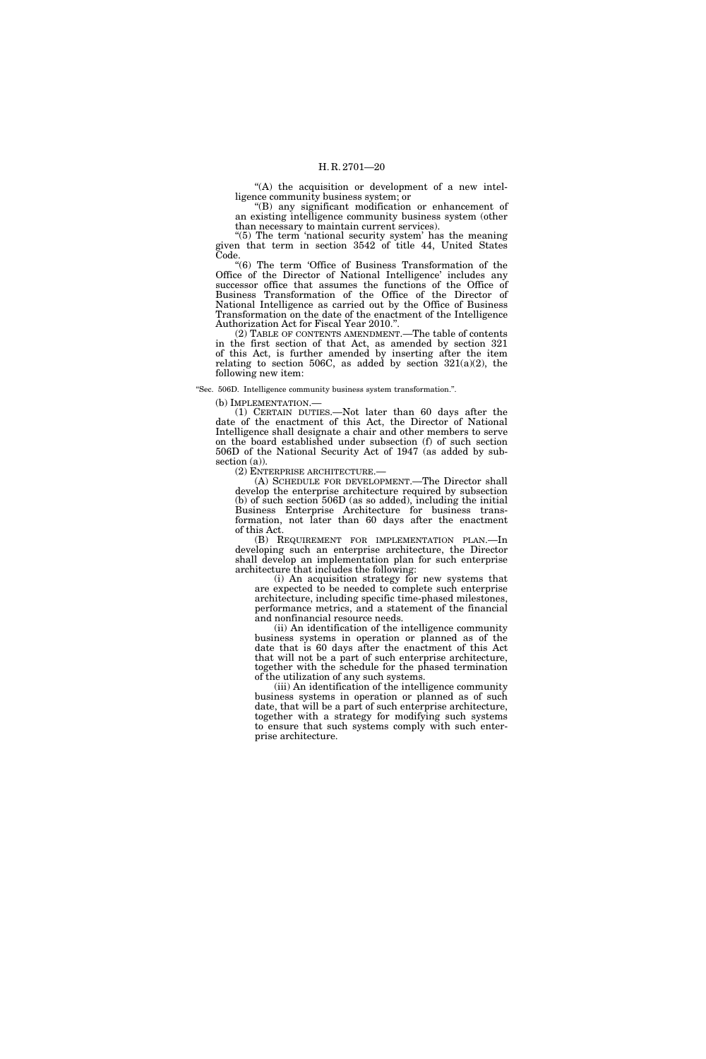"(A) the acquisition or development of a new intelligence community business system; or

"(B) any significant modification or enhancement of an existing intelligence community business system (other than necessary to maintain current services).

"(5) The term 'national security system' has the meaning given that term in section 3542 of title 44, United States Code.

"(6) The term 'Office of Business Transformation of the Office of the Director of National Intelligence' includes any successor office that assumes the functions of the Office of Business Transformation of the Office of the Director of National Intelligence as carried out by the Office of Business Transformation on the date of the enactment of the Intelligence Authorization Act for Fiscal Year 2010.".

(2) TABLE OF CONTENTS AMENDMENT.—The table of contents in the first section of that Act, as amended by section 321 of this Act, is further amended by inserting after the item relating to section 506C, as added by section 321(a)(2), the following new item:

"Sec. 506D. Intelligence community business system transformation.".

(b) IMPLEMENTATION.—

(1) CERTAIN DUTIES.—Not later than 60 days after the date of the enactment of this Act, the Director of National Intelligence shall designate a chair and other members to serve on the board established under subsection (f) of such section 506D of the National Security Act of 1947 (as added by subsection (a)).

(2) ENTERPRISE ARCHITECTURE.—

(A) SCHEDULE FOR DEVELOPMENT.—The Director shall develop the enterprise architecture required by subsection (b) of such section 506D (as so added), including the initial Business Enterprise Architecture for business transformation, not later than 60 days after the enactment of this Act.

(B) REQUIREMENT FOR IMPLEMENTATION PLAN.—In developing such an enterprise architecture, the Director shall develop an implementation plan for such enterprise architecture that includes the following:

(i) An acquisition strategy for new systems that are expected to be needed to complete such enterprise architecture, including specific time-phased milestones, performance metrics, and a statement of the financial and nonfinancial resource needs.

(ii) An identification of the intelligence community business systems in operation or planned as of the date that is 60 days after the enactment of this Act that will not be a part of such enterprise architecture, together with the schedule for the phased termination of the utilization of any such systems.

(iii) An identification of the intelligence community business systems in operation or planned as of such date, that will be a part of such enterprise architecture, together with a strategy for modifying such systems to ensure that such systems comply with such enterprise architecture.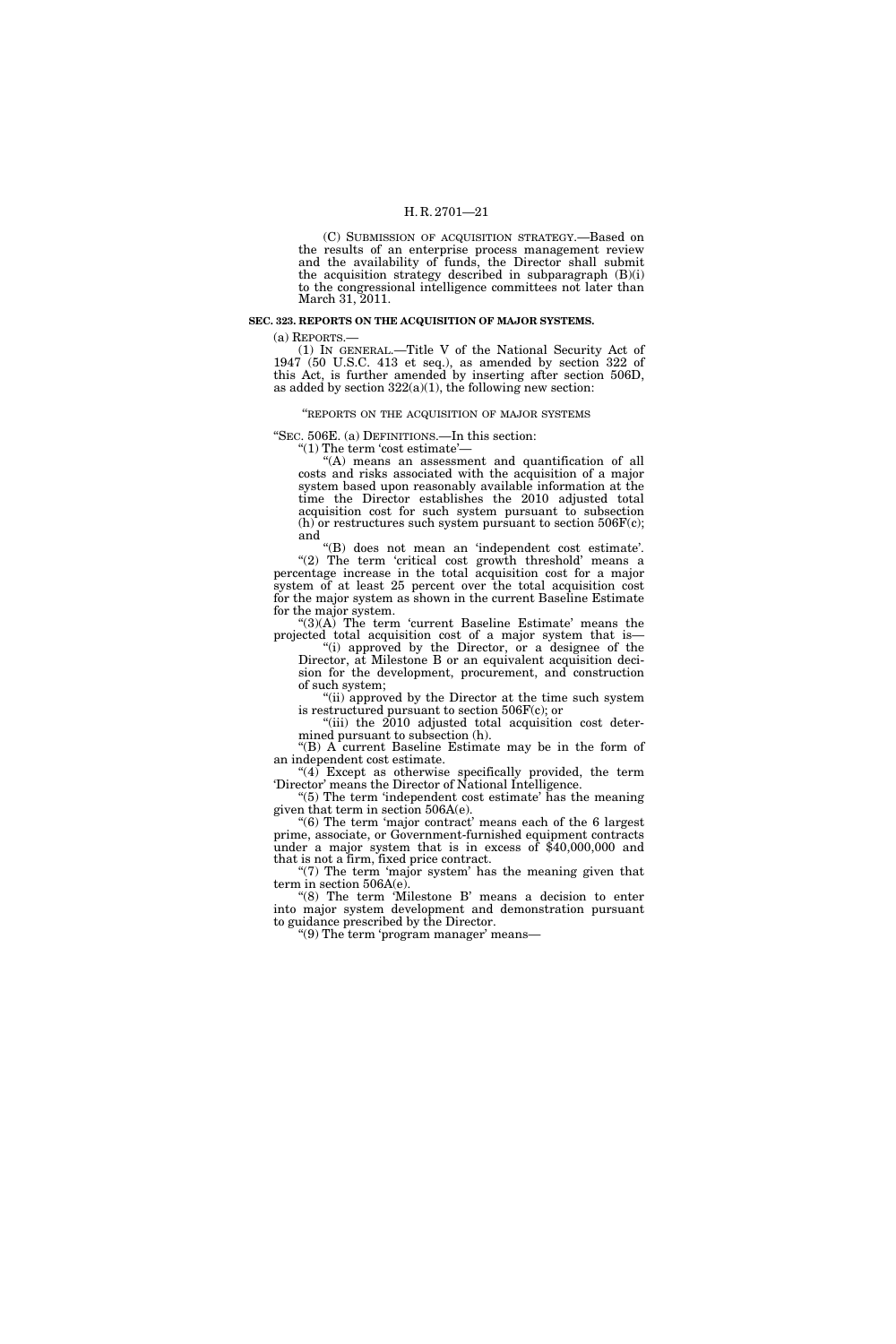(C) SUBMISSION OF ACQUISITION STRATEGY.—Based on the results of an enterprise process management review and the availability of funds, the Director shall submit the acquisition strategy described in subparagraph (B)(i) to the congressional intelligence committees not later than March 31, 2011.

**SEC. 323. REPORTS ON THE ACQUISITION OF MAJOR SYSTEMS.**

(a) REPORTS.—

(1) IN GENERAL.—Title V of the National Security Act of 1947 (50 U.S.C. 413 et seq.), as amended by section 322 of this Act, is further amended by inserting after section 506D, as added by section 322(a)(1), the following new section:

"REPORTS ON THE ACQUISITION OF MAJOR SYSTEMS

"SEC. 506E. (a) DEFINITIONS.—In this section:

"(1) The term 'cost estimate'—

"(A) means an assessment and quantification of all costs and risks associated with the acquisition of a major system based upon reasonably available information at the time the Director establishes the 2010 adjusted total acquisition cost for such system pursuant to subsection (h) or restructures such system pursuant to section 506F(c); and

"(B) does not mean an 'independent cost estimate'.

"(2) The term 'critical cost growth threshold' means a percentage increase in the total acquisition cost for a major system of at least 25 percent over the total acquisition cost for the major system as shown in the current Baseline Estimate for the major system.

"(3)(A) The term 'current Baseline Estimate' means the projected total acquisition cost of a major system that is—

"(i) approved by the Director, or a designee of the Director, at Milestone B or an equivalent acquisition decision for the development, procurement, and construction of such system;

"(ii) approved by the Director at the time such system is restructured pursuant to section 506F(c); or

"(iii) the 2010 adjusted total acquisition cost determined pursuant to subsection (h).

"(B) A current Baseline Estimate may be in the form of an independent cost estimate.

"(4) Except as otherwise specifically provided, the term 'Director' means the Director of National Intelligence.

"(5) The term 'independent cost estimate' has the meaning given that term in section 506A(e).

"(6) The term 'major contract' means each of the 6 largest prime, associate, or Government-furnished equipment contracts under a major system that is in excess of $40,000,000 and that is not a firm, fixed price contract.

"(7) The term 'major system' has the meaning given that term in section 506A(e).

"(8) The term 'Milestone B' means a decision to enter into major system development and demonstration pursuant to guidance prescribed by the Director.

"(9) The term 'program manager' means—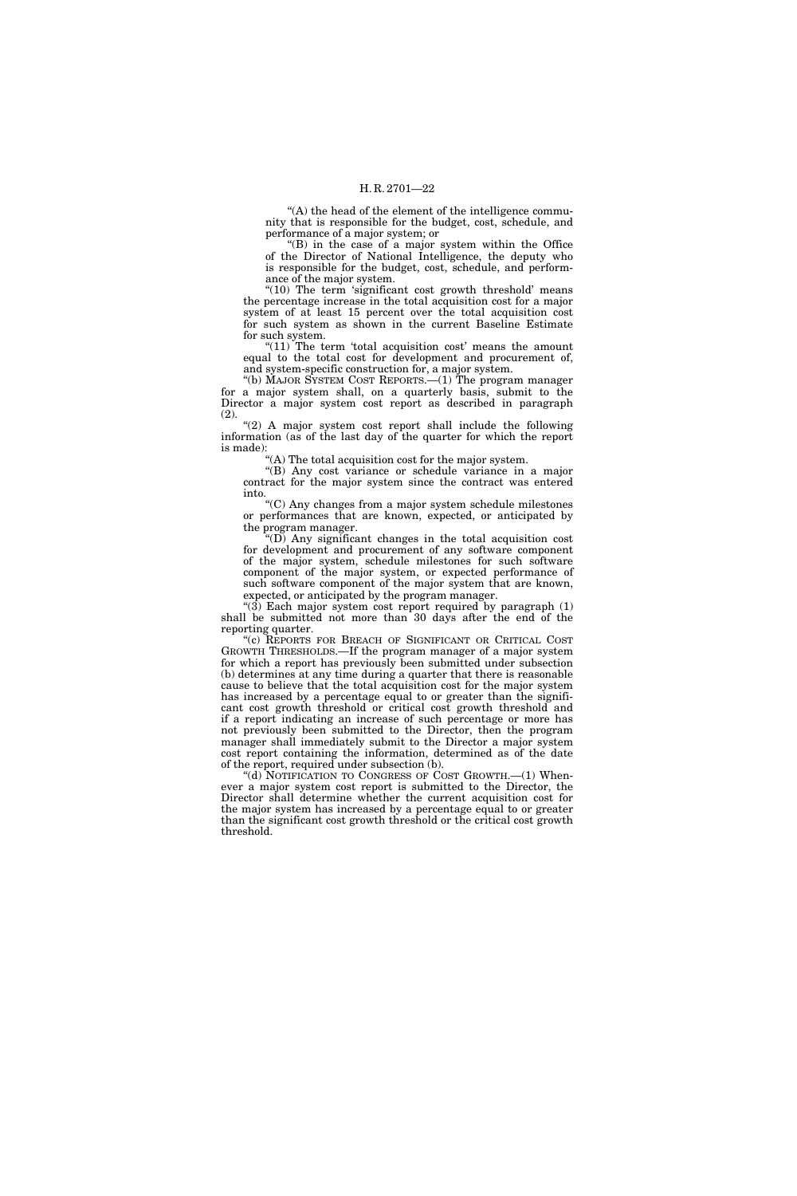"(A) the head of the element of the intelligence community that is responsible for the budget, cost, schedule, and performance of a major system; or

"(B) in the case of a major system within the Office of the Director of National Intelligence, the deputy who is responsible for the budget, cost, schedule, and performance of the major system.

"(10) The term 'significant cost growth threshold' means the percentage increase in the total acquisition cost for a major system of at least 15 percent over the total acquisition cost for such system as shown in the current Baseline Estimate for such system.

"(11) The term 'total acquisition cost' means the amount equal to the total cost for development and procurement of, and system-specific construction for, a major system.

"(b) MAJOR SYSTEM COST REPORTS.—(1) The program manager for a major system shall, on a quarterly basis, submit to the Director a major system cost report as described in paragraph (2).

"(2) A major system cost report shall include the following information (as of the last day of the quarter for which the report is made):

"(A) The total acquisition cost for the major system.

"(B) Any cost variance or schedule variance in a major contract for the major system since the contract was entered into.

"(C) Any changes from a major system schedule milestones or performances that are known, expected, or anticipated by the program manager.

"(D) Any significant changes in the total acquisition cost for development and procurement of any software component of the major system, schedule milestones for such software component of the major system, or expected performance of such software component of the major system that are known, expected, or anticipated by the program manager.

"(3) Each major system cost report required by paragraph (1) shall be submitted not more than 30 days after the end of the reporting quarter.

"(c) REPORTS FOR BREACH OF SIGNIFICANT OR CRITICAL COST GROWTH THRESHOLDS.—If the program manager of a major system for which a report has previously been submitted under subsection (b) determines at any time during a quarter that there is reasonable cause to believe that the total acquisition cost for the major system has increased by a percentage equal to or greater than the significant cost growth threshold or critical cost growth threshold and if a report indicating an increase of such percentage or more has not previously been submitted to the Director, then the program manager shall immediately submit to the Director a major system cost report containing the information, determined as of the date of the report, required under subsection (b).

"(d) NOTIFICATION TO CONGRESS OF COST GROWTH.—(1) Whenever a major system cost report is submitted to the Director, the Director shall determine whether the current acquisition cost for the major system has increased by a percentage equal to or greater than the significant cost growth threshold or the critical cost growth threshold.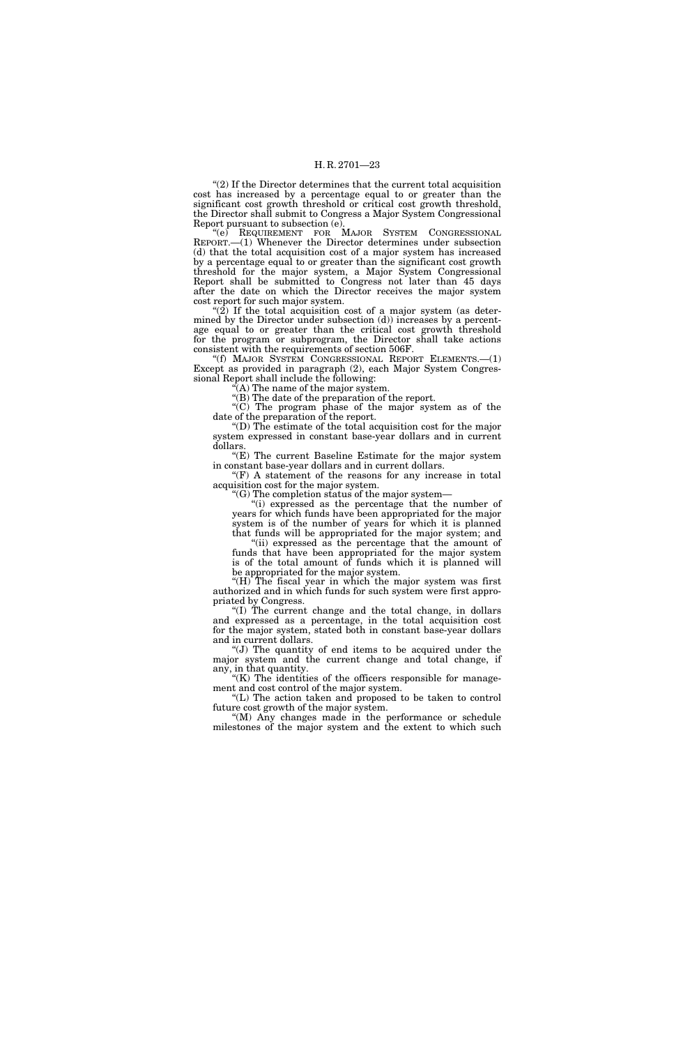"(2) If the Director determines that the current total acquisition cost has increased by a percentage equal to or greater than the significant cost growth threshold or critical cost growth threshold, the Director shall submit to Congress a Major System Congressional Report pursuant to subsection (e).

"(e) REQUIREMENT FOR MAJOR SYSTEM CONGRESSIONAL REPORT.—(1) Whenever the Director determines under subsection (d) that the total acquisition cost of a major system has increased by a percentage equal to or greater than the significant cost growth threshold for the major system, a Major System Congressional Report shall be submitted to Congress not later than 45 days after the date on which the Director receives the major system cost report for such major system.

"(2) If the total acquisition cost of a major system (as determined by the Director under subsection (d)) increases by a percentage equal to or greater than the critical cost growth threshold for the program or subprogram, the Director shall take actions consistent with the requirements of section 506F.

"(f) MAJOR SYSTEM CONGRESSIONAL REPORT ELEMENTS.—(1) Except as provided in paragraph (2), each Major System Congressional Report shall include the following:

"(A) The name of the major system.

"(B) The date of the preparation of the report.

"(C) The program phase of the major system as of the date of the preparation of the report.

"(D) The estimate of the total acquisition cost for the major system expressed in constant base-year dollars and in current dollars.

"(E) The current Baseline Estimate for the major system in constant base-year dollars and in current dollars.

"(F) A statement of the reasons for any increase in total acquisition cost for the major system.

"(G) The completion status of the major system—

"(i) expressed as the percentage that the number of years for which funds have been appropriated for the major system is of the number of years for which it is planned that funds will be appropriated for the major system; and

"(ii) expressed as the percentage that the amount of funds that have been appropriated for the major system is of the total amount of funds which it is planned will be appropriated for the major system.

"(H) The fiscal year in which the major system was first authorized and in which funds for such system were first appropriated by Congress.

"(I) The current change and the total change, in dollars and expressed as a percentage, in the total acquisition cost for the major system, stated both in constant base-year dollars and in current dollars.

"(J) The quantity of end items to be acquired under the major system and the current change and total change, if any, in that quantity.

"(K) The identities of the officers responsible for management and cost control of the major system.

"(L) The action taken and proposed to be taken to control future cost growth of the major system.

"(M) Any changes made in the performance or schedule milestones of the major system and the extent to which such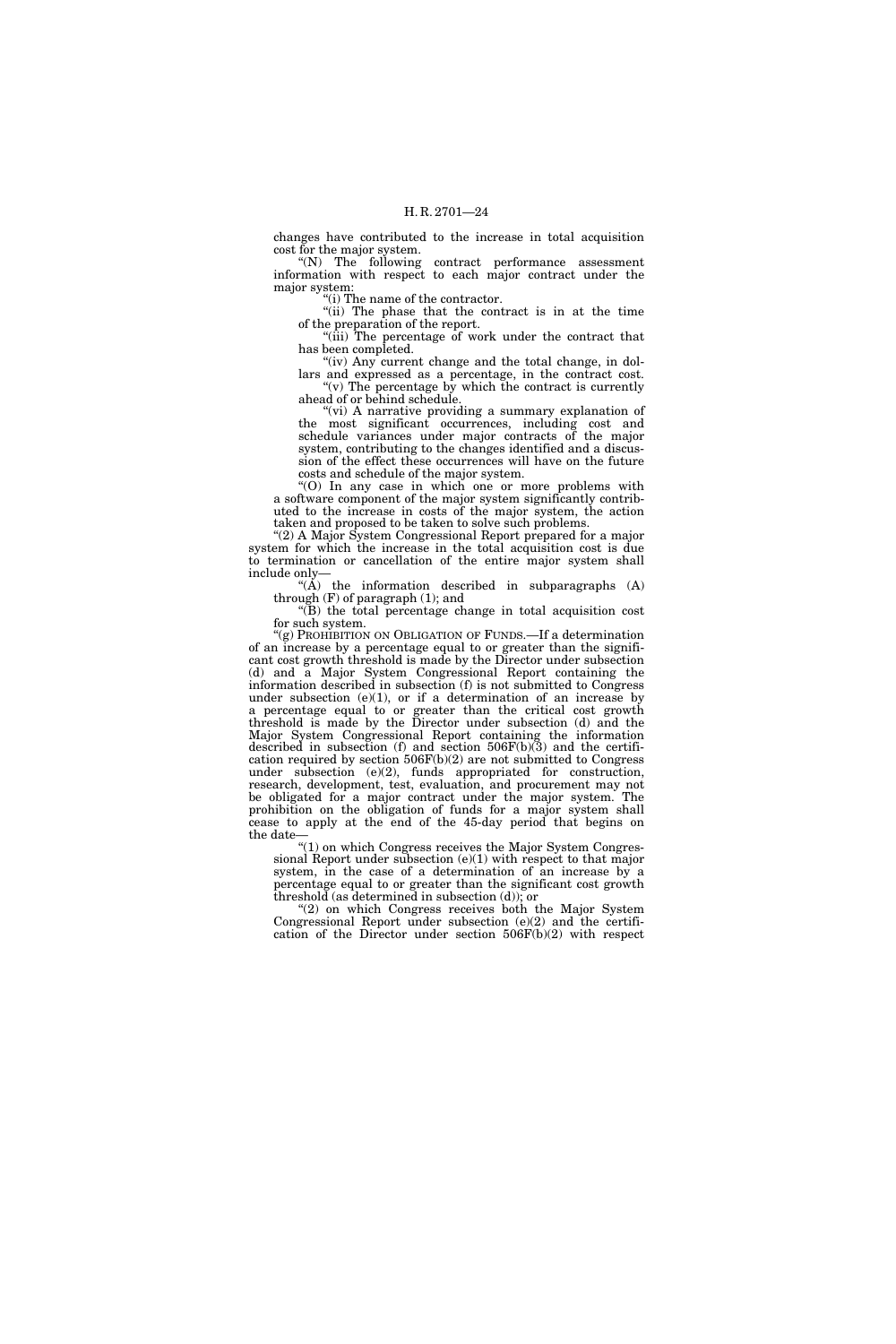changes have contributed to the increase in total acquisition cost for the major system.

"(N) The following contract performance assessment information with respect to each major contract under the major system:

"(i) The name of the contractor.

"(ii) The phase that the contract is in at the time of the preparation of the report.

"(iii) The percentage of work under the contract that has been completed.

"(iv) Any current change and the total change, in dollars and expressed as a percentage, in the contract cost.

"(v) The percentage by which the contract is currently ahead of or behind schedule.

"(vi) A narrative providing a summary explanation of the most significant occurrences, including cost and schedule variances under major contracts of the major system, contributing to the changes identified and a discussion of the effect these occurrences will have on the future costs and schedule of the major system.

"(O) In any case in which one or more problems with a software component of the major system significantly contributed to the increase in costs of the major system, the action taken and proposed to be taken to solve such problems.

"(2) A Major System Congressional Report prepared for a major system for which the increase in the total acquisition cost is due to termination or cancellation of the entire major system shall include only—

"(A) the information described in subparagraphs (A) through (F) of paragraph (1); and

"(B) the total percentage change in total acquisition cost for such system.

"(g) PROHIBITION ON OBLIGATION OF FUNDS.—If a determination of an increase by a percentage equal to or greater than the significant cost growth threshold is made by the Director under subsection (d) and a Major System Congressional Report containing the information described in subsection (f) is not submitted to Congress under subsection (e)(1), or if a determination of an increase by a percentage equal to or greater than the critical cost growth threshold is made by the Director under subsection (d) and the Major System Congressional Report containing the information described in subsection (f) and section 506F(b)(3) and the certification required by section 506F(b)(2) are not submitted to Congress under subsection (e)(2), funds appropriated for construction, research, development, test, evaluation, and procurement may not be obligated for a major contract under the major system. The prohibition on the obligation of funds for a major system shall cease to apply at the end of the 45-day period that begins on the date—

"(1) on which Congress receives the Major System Congressional Report under subsection (e)(1) with respect to that major system, in the case of a determination of an increase by a percentage equal to or greater than the significant cost growth threshold (as determined in subsection (d)); or

"(2) on which Congress receives both the Major System Congressional Report under subsection (e)(2) and the certification of the Director under section 506F(b)(2) with respect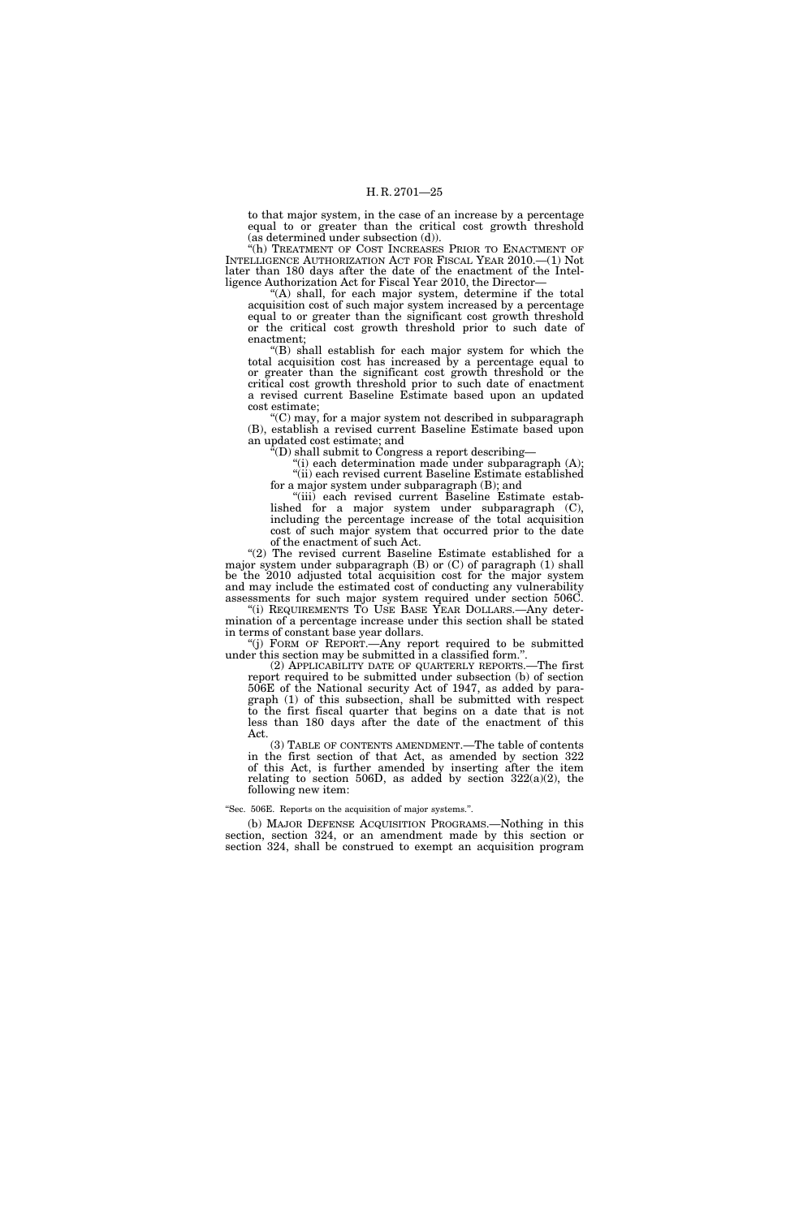to that major system, in the case of an increase by a percentage equal to or greater than the critical cost growth threshold (as determined under subsection (d)).

"(h) TREATMENT OF COST INCREASES PRIOR TO ENACTMENT OF INTELLIGENCE AUTHORIZATION ACT FOR FISCAL YEAR 2010.—(1) Not later than 180 days after the date of the enactment of the Intelligence Authorization Act for Fiscal Year 2010, the Director—

"(A) shall, for each major system, determine if the total acquisition cost of such major system increased by a percentage equal to or greater than the significant cost growth threshold or the critical cost growth threshold prior to such date of enactment;

"(B) shall establish for each major system for which the total acquisition cost has increased by a percentage equal to or greater than the significant cost growth threshold or the critical cost growth threshold prior to such date of enactment a revised current Baseline Estimate based upon an updated cost estimate;

"(C) may, for a major system not described in subparagraph (B), establish a revised current Baseline Estimate based upon an updated cost estimate; and

"(D) shall submit to Congress a report describing—

"(i) each determination made under subparagraph (A);

"(ii) each revised current Baseline Estimate established for a major system under subparagraph (B); and

"(iii) each revised current Baseline Estimate established for a major system under subparagraph (C), including the percentage increase of the total acquisition cost of such major system that occurred prior to the date of the enactment of such Act.

"(2) The revised current Baseline Estimate established for a major system under subparagraph (B) or (C) of paragraph (1) shall be the 2010 adjusted total acquisition cost for the major system and may include the estimated cost of conducting any vulnerability assessments for such major system required under section 506C.

"(i) REQUIREMENTS TO USE BASE YEAR DOLLARS.—Any determination of a percentage increase under this section shall be stated in terms of constant base year dollars.

"(j) FORM OF REPORT.—Any report required to be submitted under this section may be submitted in a classified form.".

(2) APPLICABILITY DATE OF QUARTERLY REPORTS.—The first report required to be submitted under subsection (b) of section 506E of the National security Act of 1947, as added by paragraph (1) of this subsection, shall be submitted with respect to the first fiscal quarter that begins on a date that is not less than 180 days after the date of the enactment of this Act.

(3) TABLE OF CONTENTS AMENDMENT.—The table of contents in the first section of that Act, as amended by section 322 of this Act, is further amended by inserting after the item relating to section 506D, as added by section 322(a)(2), the following new item:

"Sec. 506E. Reports on the acquisition of major systems.".

(b) MAJOR DEFENSE ACQUISITION PROGRAMS.—Nothing in this section, section 324, or an amendment made by this section or section 324, shall be construed to exempt an acquisition program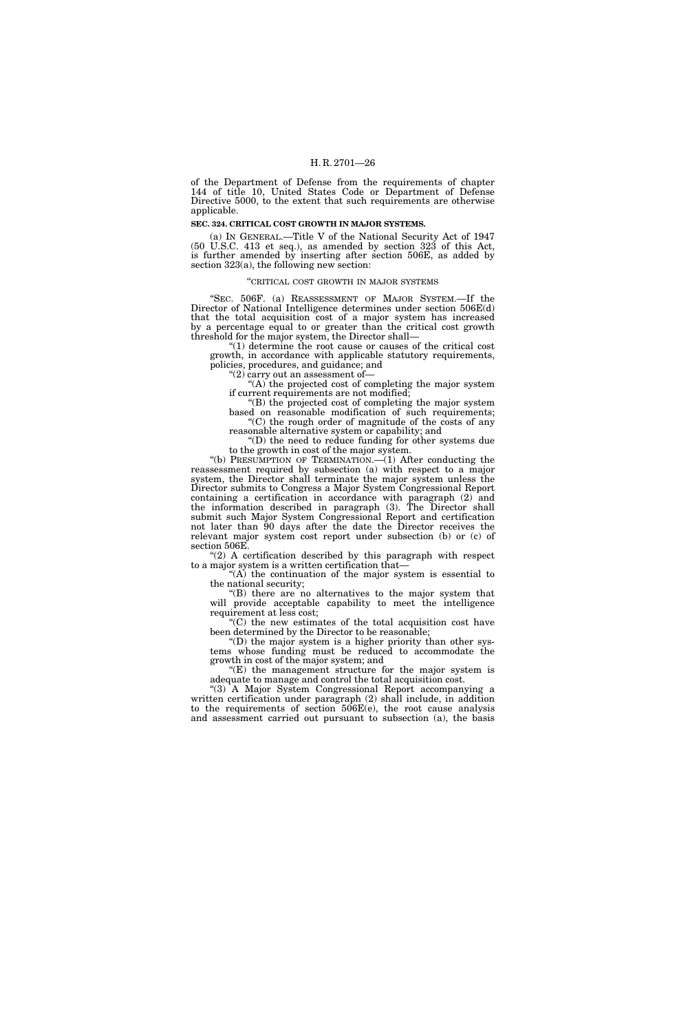of the Department of Defense from the requirements of chapter 144 of title 10, United States Code or Department of Defense Directive 5000, to the extent that such requirements are otherwise applicable.

**SEC. 324. CRITICAL COST GROWTH IN MAJOR SYSTEMS.**

(a) IN GENERAL.—Title V of the National Security Act of 1947 (50 U.S.C. 413 et seq.), as amended by section 323 of this Act, is further amended by inserting after section 506E, as added by section 323(a), the following new section:

"CRITICAL COST GROWTH IN MAJOR SYSTEMS

"SEC. 506F. (a) REASSESSMENT OF MAJOR SYSTEM.—If the Director of National Intelligence determines under section 506E(d) that the total acquisition cost of a major system has increased by a percentage equal to or greater than the critical cost growth threshold for the major system, the Director shall—

"(1) determine the root cause or causes of the critical cost growth, in accordance with applicable statutory requirements, policies, procedures, and guidance; and

"(2) carry out an assessment of—

"(A) the projected cost of completing the major system if current requirements are not modified;

"(B) the projected cost of completing the major system based on reasonable modification of such requirements;

"(C) the rough order of magnitude of the costs of any reasonable alternative system or capability; and

"(D) the need to reduce funding for other systems due to the growth in cost of the major system.

"(b) PRESUMPTION OF TERMINATION.—(1) After conducting the reassessment required by subsection (a) with respect to a major system, the Director shall terminate the major system unless the Director submits to Congress a Major System Congressional Report containing a certification in accordance with paragraph (2) and the information described in paragraph (3). The Director shall submit such Major System Congressional Report and certification not later than 90 days after the date the Director receives the relevant major system cost report under subsection (b) or (c) of section 506E.

"(2) A certification described by this paragraph with respect to a major system is a written certification that—

"(A) the continuation of the major system is essential to the national security;

"(B) there are no alternatives to the major system that will provide acceptable capability to meet the intelligence requirement at less cost;

"(C) the new estimates of the total acquisition cost have been determined by the Director to be reasonable;

"(D) the major system is a higher priority than other systems whose funding must be reduced to accommodate the growth in cost of the major system; and

"(E) the management structure for the major system is adequate to manage and control the total acquisition cost.

"(3) A Major System Congressional Report accompanying a written certification under paragraph (2) shall include, in addition to the requirements of section 506E(e), the root cause analysis and assessment carried out pursuant to subsection (a), the basis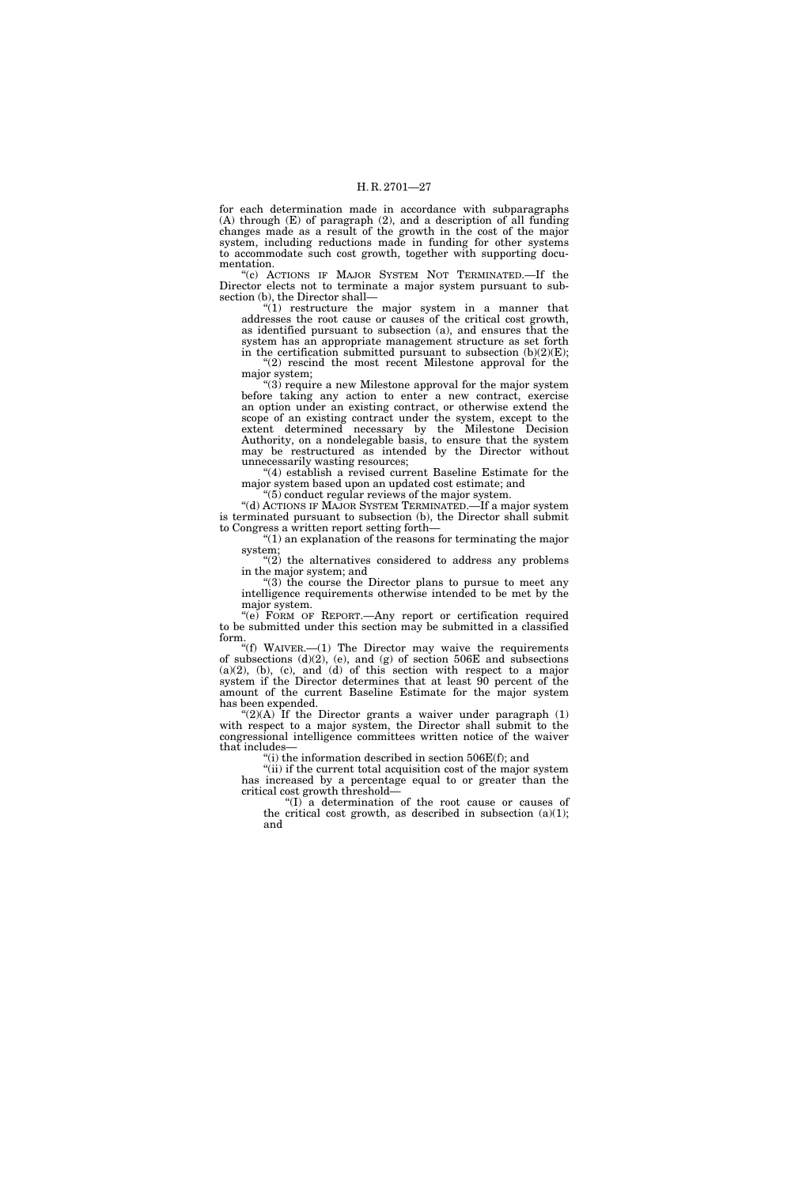for each determination made in accordance with subparagraphs (A) through (E) of paragraph (2), and a description of all funding changes made as a result of the growth in the cost of the major system, including reductions made in funding for other systems to accommodate such cost growth, together with supporting documentation.

"(c) ACTIONS IF MAJOR SYSTEM NOT TERMINATED.—If the Director elects not to terminate a major system pursuant to subsection (b), the Director shall—

"(1) restructure the major system in a manner that addresses the root cause or causes of the critical cost growth, as identified pursuant to subsection (a), and ensures that the system has an appropriate management structure as set forth in the certification submitted pursuant to subsection (b)(2)(E);

"(2) rescind the most recent Milestone approval for the major system;

"(3) require a new Milestone approval for the major system before taking any action to enter a new contract, exercise an option under an existing contract, or otherwise extend the scope of an existing contract under the system, except to the extent determined necessary by the Milestone Decision Authority, on a nondelegable basis, to ensure that the system may be restructured as intended by the Director without unnecessarily wasting resources;

"(4) establish a revised current Baseline Estimate for the major system based upon an updated cost estimate; and

"(5) conduct regular reviews of the major system.

"(d) ACTIONS IF MAJOR SYSTEM TERMINATED.—If a major system is terminated pursuant to subsection (b), the Director shall submit to Congress a written report setting forth—

"(1) an explanation of the reasons for terminating the major system;

"(2) the alternatives considered to address any problems in the major system; and

"(3) the course the Director plans to pursue to meet any intelligence requirements otherwise intended to be met by the major system.

"(e) FORM OF REPORT.—Any report or certification required to be submitted under this section may be submitted in a classified form.

"(f) WAIVER.—(1) The Director may waive the requirements of subsections (d)(2), (e), and (g) of section 506E and subsections (a)(2), (b), (c), and (d) of this section with respect to a major system if the Director determines that at least 90 percent of the amount of the current Baseline Estimate for the major system has been expended.

"(2)(A) If the Director grants a waiver under paragraph (1) with respect to a major system, the Director shall submit to the congressional intelligence committees written notice of the waiver that includes—

"(i) the information described in section 506E(f); and

"(ii) if the current total acquisition cost of the major system has increased by a percentage equal to or greater than the critical cost growth threshold—

"(I) a determination of the root cause or causes of the critical cost growth, as described in subsection (a)(1); and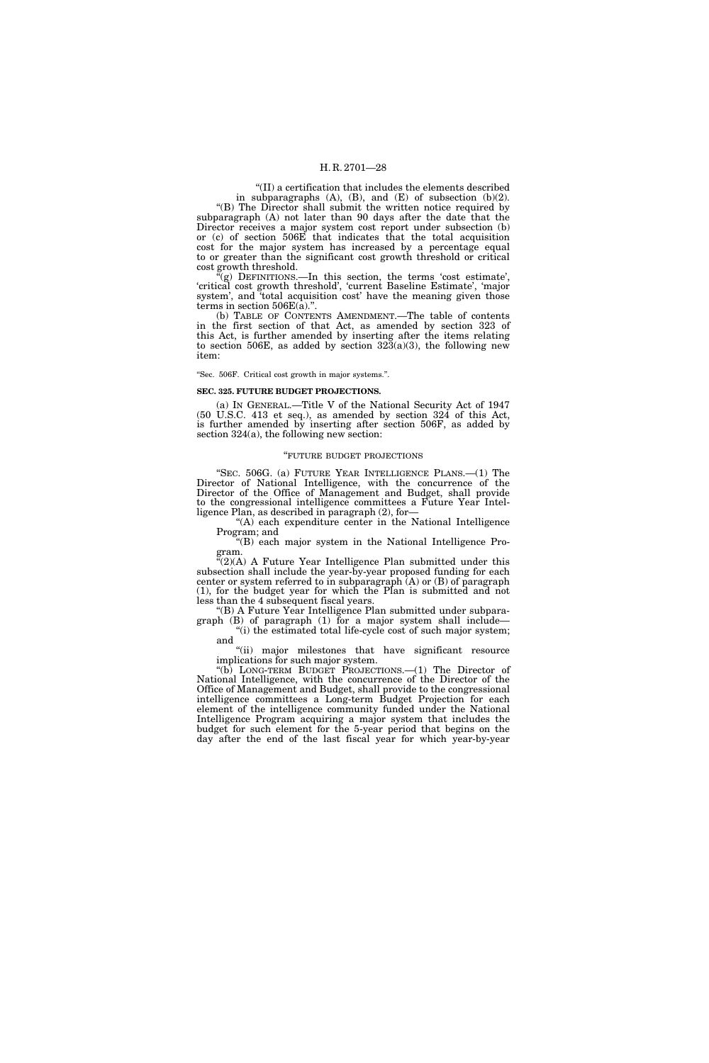"(II) a certification that includes the elements described in subparagraphs (A), (B), and (E) of subsection (b)(2).

"(B) The Director shall submit the written notice required by subparagraph (A) not later than 90 days after the date that the Director receives a major system cost report under subsection (b) or (c) of section 506E that indicates that the total acquisition cost for the major system has increased by a percentage equal to or greater than the significant cost growth threshold or critical cost growth threshold.

"(g) DEFINITIONS.—In this section, the terms 'cost estimate', 'critical cost growth threshold', 'current Baseline Estimate', 'major system', and 'total acquisition cost' have the meaning given those terms in section 506E(a).".

(b) TABLE OF CONTENTS AMENDMENT.—The table of contents in the first section of that Act, as amended by section 323 of this Act, is further amended by inserting after the items relating to section 506E, as added by section 323(a)(3), the following new item:

"Sec. 506F. Critical cost growth in major systems.".

**SEC. 325. FUTURE BUDGET PROJECTIONS.**

(a) IN GENERAL.—Title V of the National Security Act of 1947 (50 U.S.C. 413 et seq.), as amended by section 324 of this Act, is further amended by inserting after section 506F, as added by section 324(a), the following new section:

"FUTURE BUDGET PROJECTIONS

"SEC. 506G. (a) FUTURE YEAR INTELLIGENCE PLANS.—(1) The Director of National Intelligence, with the concurrence of the Director of the Office of Management and Budget, shall provide to the congressional intelligence committees a Future Year Intelligence Plan, as described in paragraph (2), for—

"(A) each expenditure center in the National Intelligence Program; and

"(B) each major system in the National Intelligence Program.

"(2)(A) A Future Year Intelligence Plan submitted under this subsection shall include the year-by-year proposed funding for each center or system referred to in subparagraph (A) or (B) of paragraph (1), for the budget year for which the Plan is submitted and not less than the 4 subsequent fiscal years.

"(B) A Future Year Intelligence Plan submitted under subparagraph (B) of paragraph (1) for a major system shall include—

"(i) the estimated total life-cycle cost of such major system; and

"(ii) major milestones that have significant resource implications for such major system.

"(b) LONG-TERM BUDGET PROJECTIONS.—(1) The Director of National Intelligence, with the concurrence of the Director of the Office of Management and Budget, shall provide to the congressional intelligence committees a Long-term Budget Projection for each element of the intelligence community funded under the National Intelligence Program acquiring a major system that includes the budget for such element for the 5-year period that begins on the day after the end of the last fiscal year for which year-by-year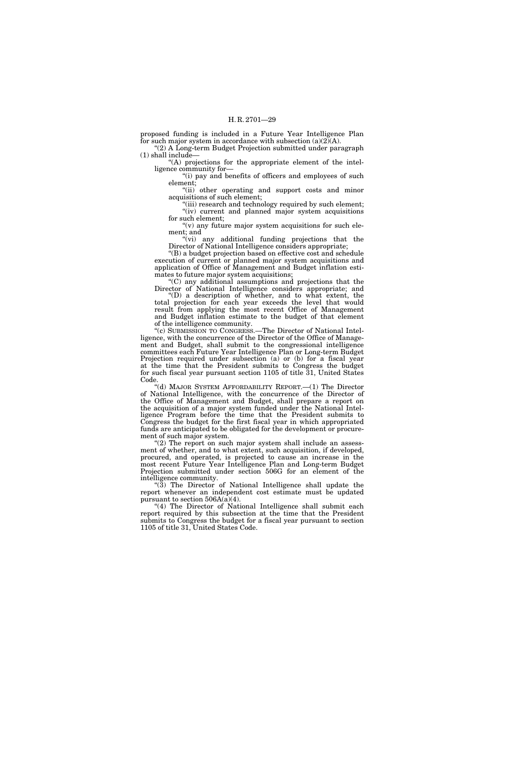proposed funding is included in a Future Year Intelligence Plan for such major system in accordance with subsection (a)(2)(A).

"(2) A Long-term Budget Projection submitted under paragraph (1) shall include—

"(A) projections for the appropriate element of the intelligence community for—

"(i) pay and benefits of officers and employees of such element;

"(ii) other operating and support costs and minor acquisitions of such element;

"(iii) research and technology required by such element;

"(iv) current and planned major system acquisitions for such element;

"(v) any future major system acquisitions for such element; and

"(vi) any additional funding projections that the Director of National Intelligence considers appropriate;

"(B) a budget projection based on effective cost and schedule execution of current or planned major system acquisitions and application of Office of Management and Budget inflation estimates to future major system acquisitions;

"(C) any additional assumptions and projections that the Director of National Intelligence considers appropriate; and

"(D) a description of whether, and to what extent, the total projection for each year exceeds the level that would result from applying the most recent Office of Management and Budget inflation estimate to the budget of that element of the intelligence community.

"(c) SUBMISSION TO CONGRESS.—The Director of National Intelligence, with the concurrence of the Director of the Office of Management and Budget, shall submit to the congressional intelligence committees each Future Year Intelligence Plan or Long-term Budget Projection required under subsection (a) or (b) for a fiscal year at the time that the President submits to Congress the budget for such fiscal year pursuant section 1105 of title 31, United States Code.

"(d) MAJOR SYSTEM AFFORDABILITY REPORT.—(1) The Director of National Intelligence, with the concurrence of the Director of the Office of Management and Budget, shall prepare a report on the acquisition of a major system funded under the National Intelligence Program before the time that the President submits to Congress the budget for the first fiscal year in which appropriated funds are anticipated to be obligated for the development or procurement of such major system.

"(2) The report on such major system shall include an assessment of whether, and to what extent, such acquisition, if developed, procured, and operated, is projected to cause an increase in the most recent Future Year Intelligence Plan and Long-term Budget Projection submitted under section 506G for an element of the intelligence community.

"(3) The Director of National Intelligence shall update the report whenever an independent cost estimate must be updated pursuant to section 506A(a)(4).

"(4) The Director of National Intelligence shall submit each report required by this subsection at the time that the President submits to Congress the budget for a fiscal year pursuant to section 1105 of title 31, United States Code.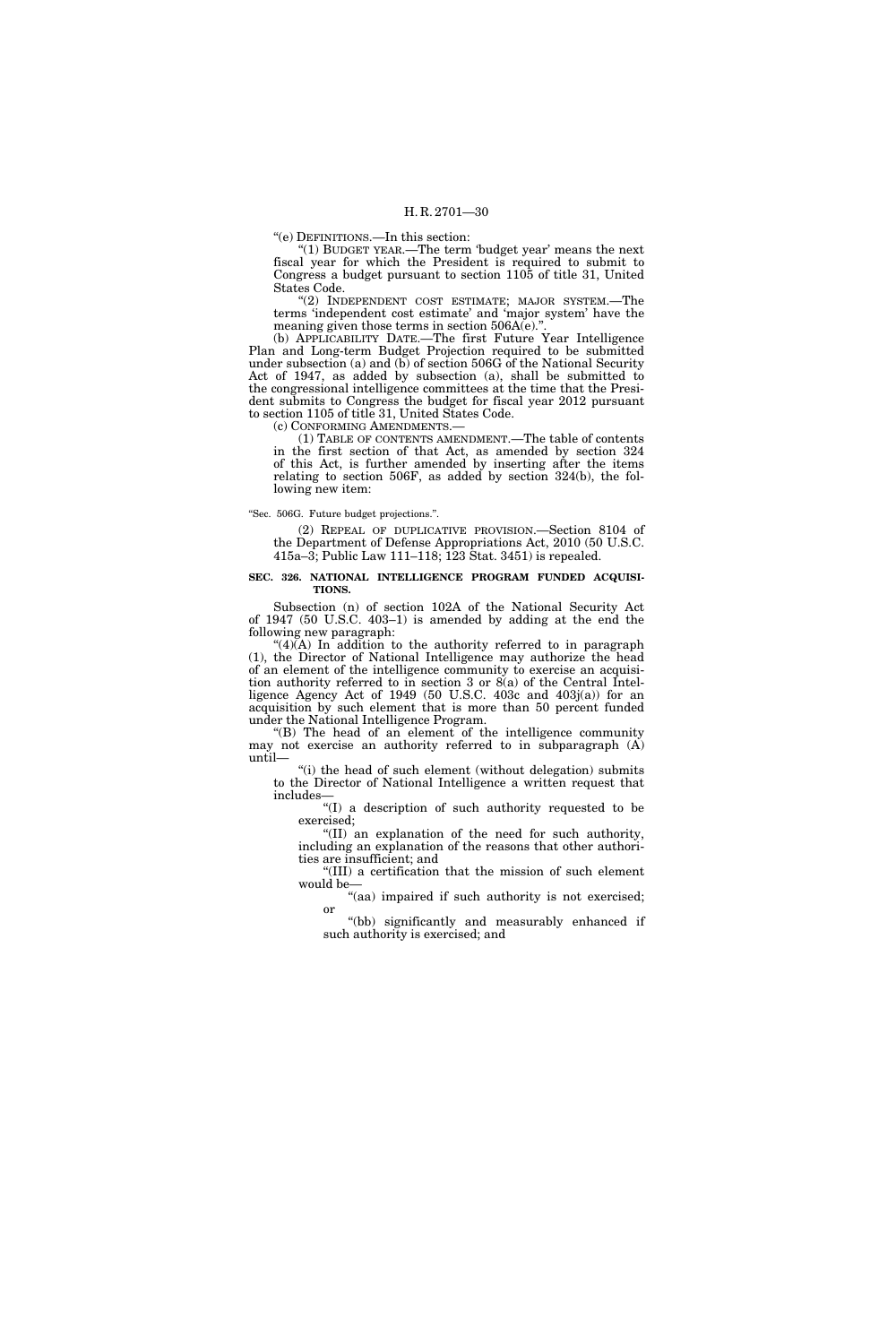"(e) DEFINITIONS.—In this section:

"(1) BUDGET YEAR.—The term 'budget year' means the next fiscal year for which the President is required to submit to Congress a budget pursuant to section 1105 of title 31, United States Code.

"(2) INDEPENDENT COST ESTIMATE; MAJOR SYSTEM.—The terms 'independent cost estimate' and 'major system' have the meaning given those terms in section 506A(e).".

(b) APPLICABILITY DATE.—The first Future Year Intelligence Plan and Long-term Budget Projection required to be submitted under subsection (a) and (b) of section 506G of the National Security Act of 1947, as added by subsection (a), shall be submitted to the congressional intelligence committees at the time that the President submits to Congress the budget for fiscal year 2012 pursuant to section 1105 of title 31, United States Code.

(c) CONFORMING AMENDMENTS.—

(1) TABLE OF CONTENTS AMENDMENT.—The table of contents in the first section of that Act, as amended by section 324 of this Act, is further amended by inserting after the items relating to section 506F, as added by section 324(b), the following new item:

"Sec. 506G. Future budget projections.".

(2) REPEAL OF DUPLICATIVE PROVISION.—Section 8104 of the Department of Defense Appropriations Act, 2010 (50 U.S.C. 415a–3; Public Law 111–118; 123 Stat. 3451) is repealed.

**SEC. 326. NATIONAL INTELLIGENCE PROGRAM FUNDED ACQUISITIONS.**

Subsection (n) of section 102A of the National Security Act of 1947 (50 U.S.C. 403–1) is amended by adding at the end the following new paragraph:

"(4)(A) In addition to the authority referred to in paragraph (1), the Director of National Intelligence may authorize the head of an element of the intelligence community to exercise an acquisition authority referred to in section 3 or 8(a) of the Central Intelligence Agency Act of 1949 (50 U.S.C. 403c and 403j(a)) for an acquisition by such element that is more than 50 percent funded under the National Intelligence Program.

"(B) The head of an element of the intelligence community may not exercise an authority referred to in subparagraph (A) until—

"(i) the head of such element (without delegation) submits to the Director of National Intelligence a written request that includes—

"(I) a description of such authority requested to be exercised;

"(II) an explanation of the need for such authority, including an explanation of the reasons that other authorities are insufficient; and

"(III) a certification that the mission of such element would be—

"(aa) impaired if such authority is not exercised; or

"(bb) significantly and measurably enhanced if such authority is exercised; and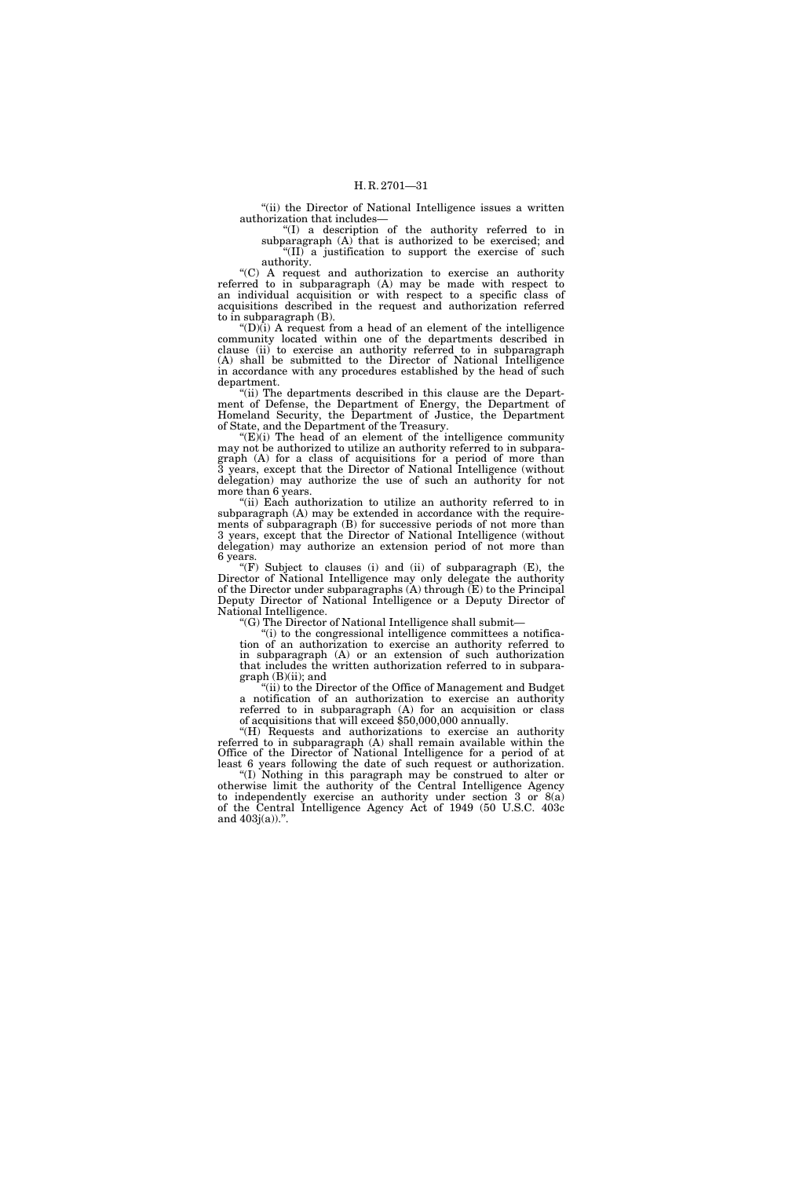"(ii) the Director of National Intelligence issues a written authorization that includes—

"(I) a description of the authority referred to in subparagraph (A) that is authorized to be exercised; and

"(II) a justification to support the exercise of such authority.

"(C) A request and authorization to exercise an authority referred to in subparagraph (A) may be made with respect to an individual acquisition or with respect to a specific class of acquisitions described in the request and authorization referred to in subparagraph (B).

"(D)(i) A request from a head of an element of the intelligence community located within one of the departments described in clause (ii) to exercise an authority referred to in subparagraph (A) shall be submitted to the Director of National Intelligence in accordance with any procedures established by the head of such department.

"(ii) The departments described in this clause are the Department of Defense, the Department of Energy, the Department of Homeland Security, the Department of Justice, the Department of State, and the Department of the Treasury.

"(E)(i) The head of an element of the intelligence community may not be authorized to utilize an authority referred to in subparagraph (A) for a class of acquisitions for a period of more than 3 years, except that the Director of National Intelligence (without delegation) may authorize the use of such an authority for not more than 6 years.

"(ii) Each authorization to utilize an authority referred to in subparagraph (A) may be extended in accordance with the requirements of subparagraph (B) for successive periods of not more than 3 years, except that the Director of National Intelligence (without delegation) may authorize an extension period of not more than 6 years.

"(F) Subject to clauses (i) and (ii) of subparagraph (E), the Director of National Intelligence may only delegate the authority of the Director under subparagraphs (A) through (E) to the Principal Deputy Director of National Intelligence or a Deputy Director of National Intelligence.

"(G) The Director of National Intelligence shall submit—

"(i) to the congressional intelligence committees a notification of an authorization to exercise an authority referred to in subparagraph (A) or an extension of such authorization that includes the written authorization referred to in subparagraph (B)(ii); and

"(ii) to the Director of the Office of Management and Budget a notification of an authorization to exercise an authority referred to in subparagraph (A) for an acquisition or class of acquisitions that will exceed $50,000,000 annually.

"(H) Requests and authorizations to exercise an authority referred to in subparagraph (A) shall remain available within the Office of the Director of National Intelligence for a period of at least 6 years following the date of such request or authorization.

"(I) Nothing in this paragraph may be construed to alter or otherwise limit the authority of the Central Intelligence Agency to independently exercise an authority under section 3 or 8(a) of the Central Intelligence Agency Act of 1949 (50 U.S.C. 403c and 403j(a)).".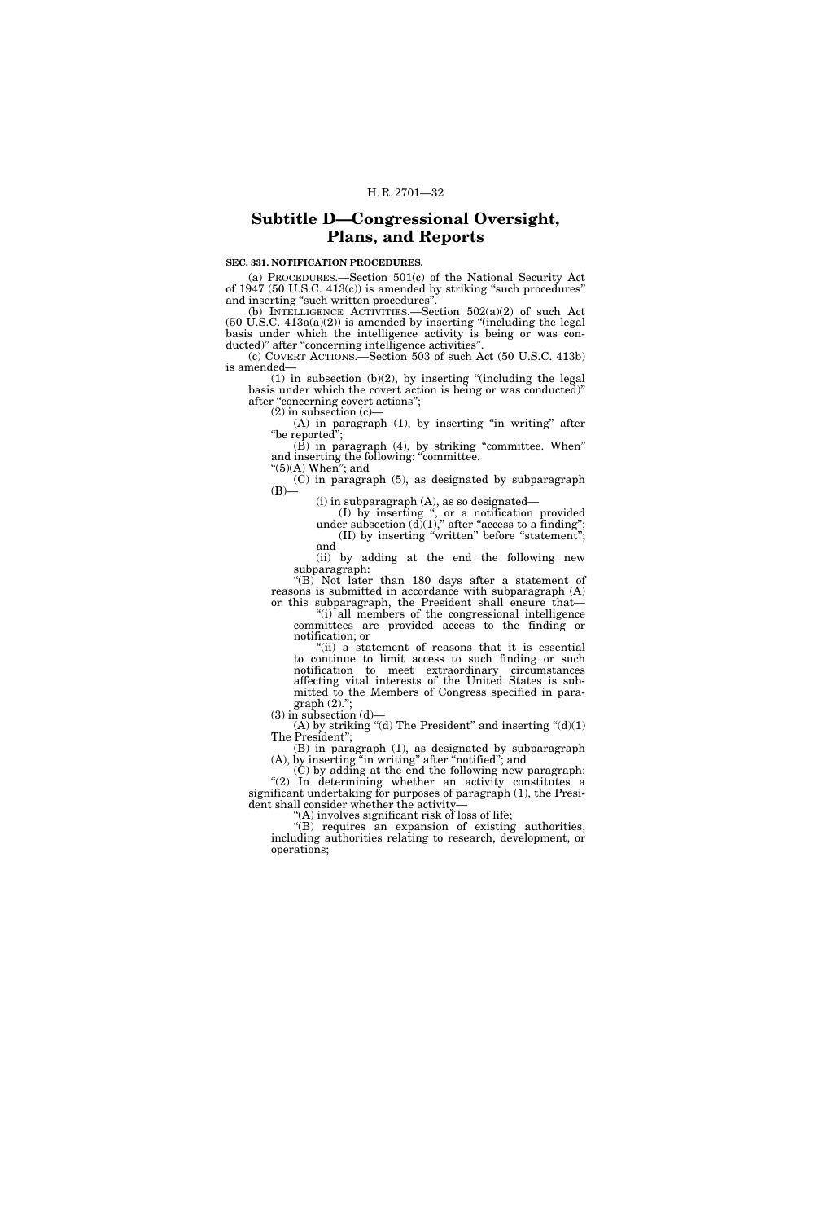## Subtitle D—Congressional Oversight, Plans, and Reports

**SEC. 331. NOTIFICATION PROCEDURES.**

(a) PROCEDURES.—Section 501(c) of the National Security Act of 1947 (50 U.S.C. 413(c)) is amended by striking "such procedures" and inserting "such written procedures".

(b) INTELLIGENCE ACTIVITIES.—Section 502(a)(2) of such Act (50 U.S.C. 413a(a)(2)) is amended by inserting "(including the legal basis under which the intelligence activity is being or was conducted)" after "concerning intelligence activities".

(c) COVERT ACTIONS.—Section 503 of such Act (50 U.S.C. 413b) is amended—

(1) in subsection (b)(2), by inserting "(including the legal basis under which the covert action is being or was conducted)" after "concerning covert actions";

(2) in subsection (c)—

(A) in paragraph (1), by inserting "in writing" after "be reported";

(B) in paragraph (4), by striking "committee. When" and inserting the following: "committee.

"(5)(A) When"; and

(C) in paragraph (5), as designated by subparagraph (B)—

(i) in subparagraph (A), as so designated—

(I) by inserting ", or a notification provided under subsection (d)(1)," after "access to a finding";

(II) by inserting "written" before "statement"; and

(ii) by adding at the end the following new subparagraph:

"(B) Not later than 180 days after a statement of reasons is submitted in accordance with subparagraph (A) or this subparagraph, the President shall ensure that—

"(i) all members of the congressional intelligence committees are provided access to the finding or notification; or

"(ii) a statement of reasons that it is essential to continue to limit access to such finding or such notification to meet extraordinary circumstances affecting vital interests of the United States is submitted to the Members of Congress specified in paragraph (2).";

(3) in subsection (d)—

(A) by striking "(d) The President" and inserting "(d)(1) The President";

(B) in paragraph (1), as designated by subparagraph (A), by inserting "in writing" after "notified"; and

(C) by adding at the end the following new paragraph:

"(2) In determining whether an activity constitutes a significant undertaking for purposes of paragraph (1), the President shall consider whether the activity—

"(A) involves significant risk of loss of life;

"(B) requires an expansion of existing authorities, including authorities relating to research, development, or operations;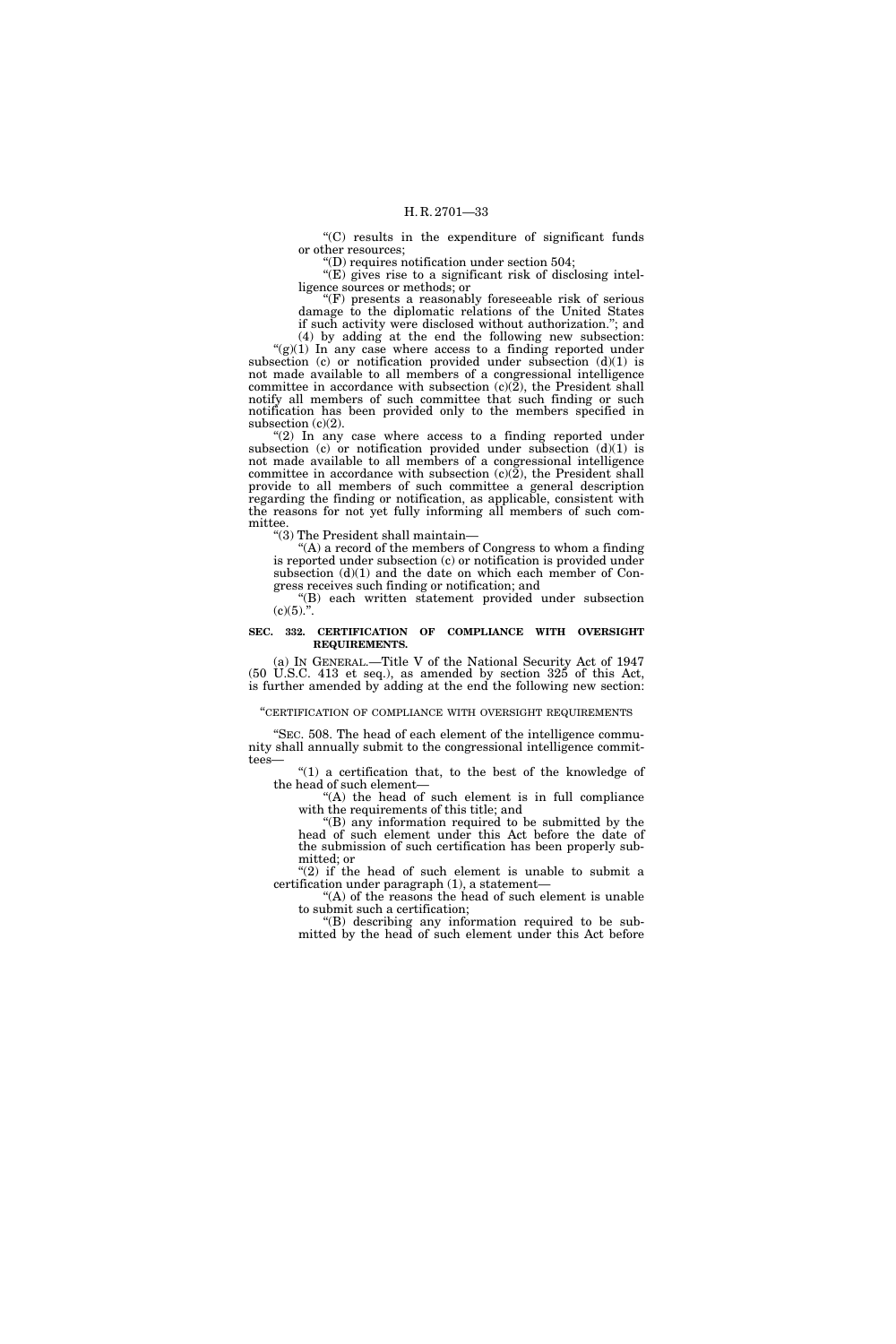"(C) results in the expenditure of significant funds or other resources;

"(D) requires notification under section 504;

"(E) gives rise to a significant risk of disclosing intelligence sources or methods; or

"(F) presents a reasonably foreseeable risk of serious damage to the diplomatic relations of the United States if such activity were disclosed without authorization."; and

(4) by adding at the end the following new subsection:

"(g)(1) In any case where access to a finding reported under subsection (c) or notification provided under subsection (d)(1) is not made available to all members of a congressional intelligence committee in accordance with subsection (c)(2), the President shall notify all members of such committee that such finding or such notification has been provided only to the members specified in subsection (c)(2).

"(2) In any case where access to a finding reported under subsection (c) or notification provided under subsection (d)(1) is not made available to all members of a congressional intelligence committee in accordance with subsection (c)(2), the President shall provide to all members of such committee a general description regarding the finding or notification, as applicable, consistent with the reasons for not yet fully informing all members of such committee.

"(3) The President shall maintain—

"(A) a record of the members of Congress to whom a finding is reported under subsection (c) or notification is provided under subsection (d)(1) and the date on which each member of Congress receives such finding or notification; and

"(B) each written statement provided under subsection (c)(5).".

**SEC. 332. CERTIFICATION OF COMPLIANCE WITH OVERSIGHT REQUIREMENTS.**

(a) IN GENERAL.—Title V of the National Security Act of 1947 (50 U.S.C. 413 et seq.), as amended by section 325 of this Act, is further amended by adding at the end the following new section:

"CERTIFICATION OF COMPLIANCE WITH OVERSIGHT REQUIREMENTS

"SEC. 508. The head of each element of the intelligence community shall annually submit to the congressional intelligence committees—

"(1) a certification that, to the best of the knowledge of the head of such element—

"(A) the head of such element is in full compliance with the requirements of this title; and

"(B) any information required to be submitted by the head of such element under this Act before the date of the submission of such certification has been properly submitted; or

"(2) if the head of such element is unable to submit a certification under paragraph (1), a statement—

"(A) of the reasons the head of such element is unable to submit such a certification;

"(B) describing any information required to be submitted by the head of such element under this Act before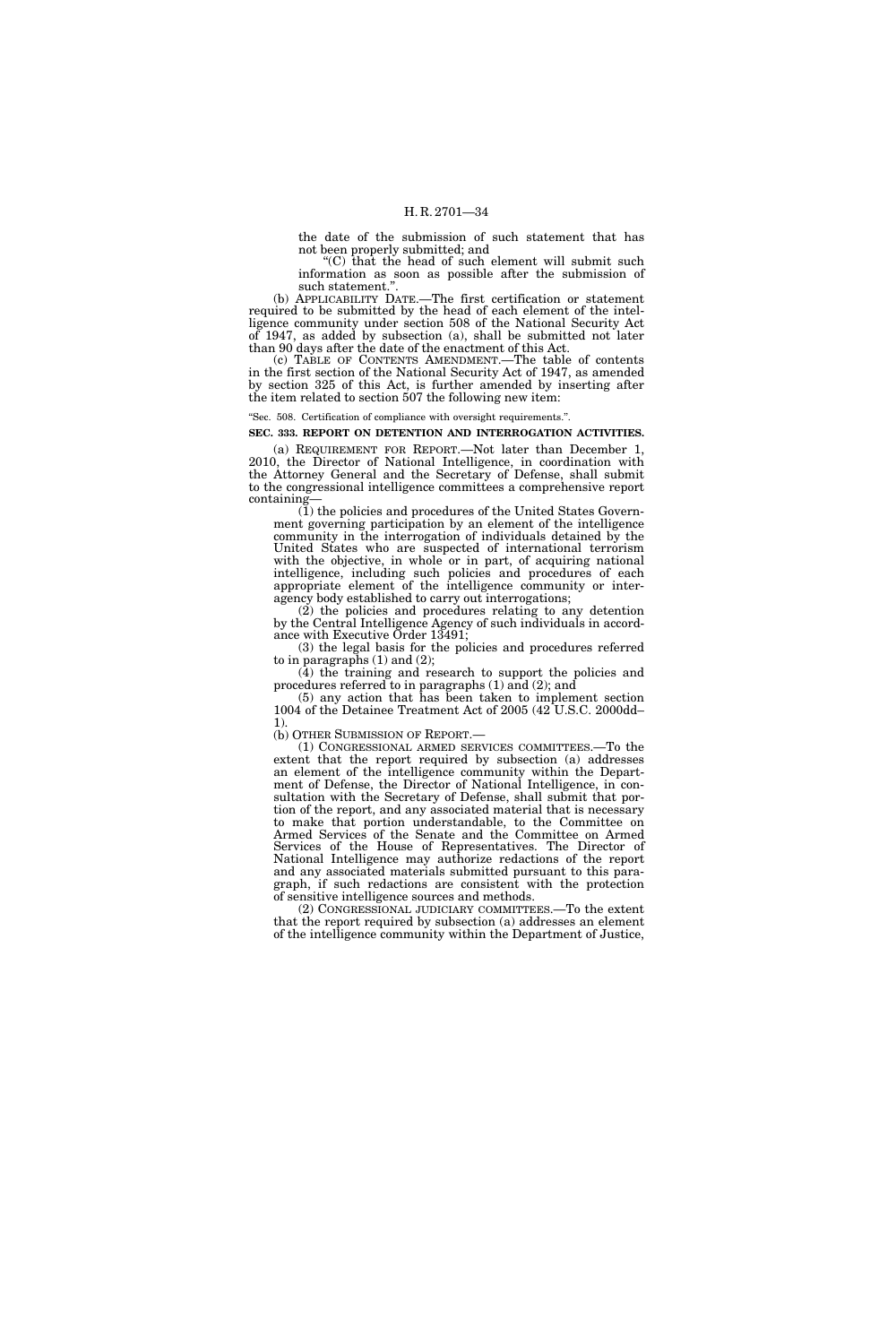the date of the submission of such statement that has not been properly submitted; and

"(C) that the head of such element will submit such information as soon as possible after the submission of such statement.".

(b) APPLICABILITY DATE.—The first certification or statement required to be submitted by the head of each element of the intelligence community under section 508 of the National Security Act of 1947, as added by subsection (a), shall be submitted not later than 90 days after the date of the enactment of this Act.

(c) TABLE OF CONTENTS AMENDMENT.—The table of contents in the first section of the National Security Act of 1947, as amended by section 325 of this Act, is further amended by inserting after the item related to section 507 the following new item:

"Sec. 508. Certification of compliance with oversight requirements.".

**SEC. 333. REPORT ON DETENTION AND INTERROGATION ACTIVITIES.**

(a) REQUIREMENT FOR REPORT.—Not later than December 1, 2010, the Director of National Intelligence, in coordination with the Attorney General and the Secretary of Defense, shall submit to the congressional intelligence committees a comprehensive report containing—

(1) the policies and procedures of the United States Government governing participation by an element of the intelligence community in the interrogation of individuals detained by the United States who are suspected of international terrorism with the objective, in whole or in part, of acquiring national intelligence, including such policies and procedures of each appropriate element of the intelligence community or interagency body established to carry out interrogations;

(2) the policies and procedures relating to any detention by the Central Intelligence Agency of such individuals in accordance with Executive Order 13491;

(3) the legal basis for the policies and procedures referred to in paragraphs (1) and (2);

(4) the training and research to support the policies and procedures referred to in paragraphs (1) and (2); and

(5) any action that has been taken to implement section 1004 of the Detainee Treatment Act of 2005 (42 U.S.C. 2000dd–1).

(b) OTHER SUBMISSION OF REPORT.—

(1) CONGRESSIONAL ARMED SERVICES COMMITTEES.—To the extent that the report required by subsection (a) addresses an element of the intelligence community within the Department of Defense, the Director of National Intelligence, in consultation with the Secretary of Defense, shall submit that portion of the report, and any associated material that is necessary to make that portion understandable, to the Committee on Armed Services of the Senate and the Committee on Armed Services of the House of Representatives. The Director of National Intelligence may authorize redactions of the report and any associated materials submitted pursuant to this paragraph, if such redactions are consistent with the protection of sensitive intelligence sources and methods.

(2) CONGRESSIONAL JUDICIARY COMMITTEES.—To the extent that the report required by subsection (a) addresses an element of the intelligence community within the Department of Justice,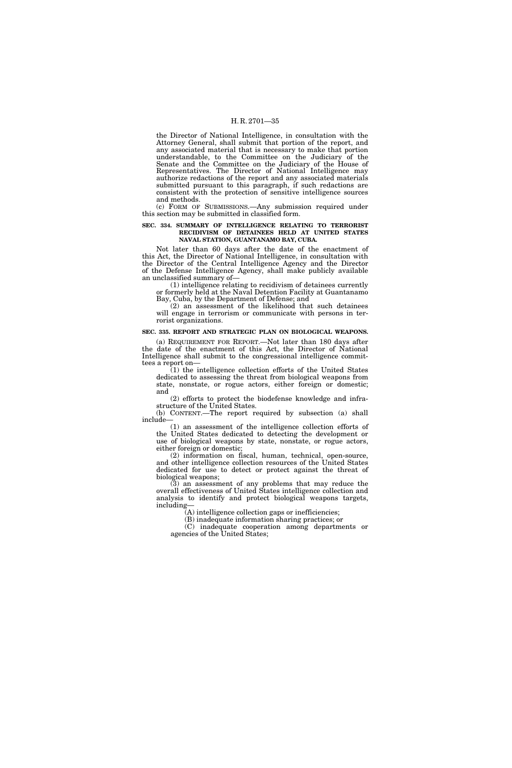the Director of National Intelligence, in consultation with the Attorney General, shall submit that portion of the report, and any associated material that is necessary to make that portion understandable, to the Committee on the Judiciary of the Senate and the Committee on the Judiciary of the House of Representatives. The Director of National Intelligence may authorize redactions of the report and any associated materials submitted pursuant to this paragraph, if such redactions are consistent with the protection of sensitive intelligence sources and methods.

(c) FORM OF SUBMISSIONS.—Any submission required under this section may be submitted in classified form.

**SEC. 334. SUMMARY OF INTELLIGENCE RELATING TO TERRORIST RECIDIVISM OF DETAINEES HELD AT UNITED STATES NAVAL STATION, GUANTANAMO BAY, CUBA.**

Not later than 60 days after the date of the enactment of this Act, the Director of National Intelligence, in consultation with the Director of the Central Intelligence Agency and the Director of the Defense Intelligence Agency, shall make publicly available an unclassified summary of—

(1) intelligence relating to recidivism of detainees currently or formerly held at the Naval Detention Facility at Guantanamo Bay, Cuba, by the Department of Defense; and

(2) an assessment of the likelihood that such detainees will engage in terrorism or communicate with persons in terrorist organizations.

**SEC. 335. REPORT AND STRATEGIC PLAN ON BIOLOGICAL WEAPONS.**

(a) REQUIREMENT FOR REPORT.—Not later than 180 days after the date of the enactment of this Act, the Director of National Intelligence shall submit to the congressional intelligence committees a report on—

(1) the intelligence collection efforts of the United States dedicated to assessing the threat from biological weapons from state, nonstate, or rogue actors, either foreign or domestic; and

(2) efforts to protect the biodefense knowledge and infrastructure of the United States.

(b) CONTENT.—The report required by subsection (a) shall include—

(1) an assessment of the intelligence collection efforts of the United States dedicated to detecting the development or use of biological weapons by state, nonstate, or rogue actors, either foreign or domestic;

(2) information on fiscal, human, technical, open-source, and other intelligence collection resources of the United States dedicated for use to detect or protect against the threat of biological weapons;

(3) an assessment of any problems that may reduce the overall effectiveness of United States intelligence collection and analysis to identify and protect biological weapons targets, including—

(A) intelligence collection gaps or inefficiencies;

(B) inadequate information sharing practices; or

(C) inadequate cooperation among departments or agencies of the United States;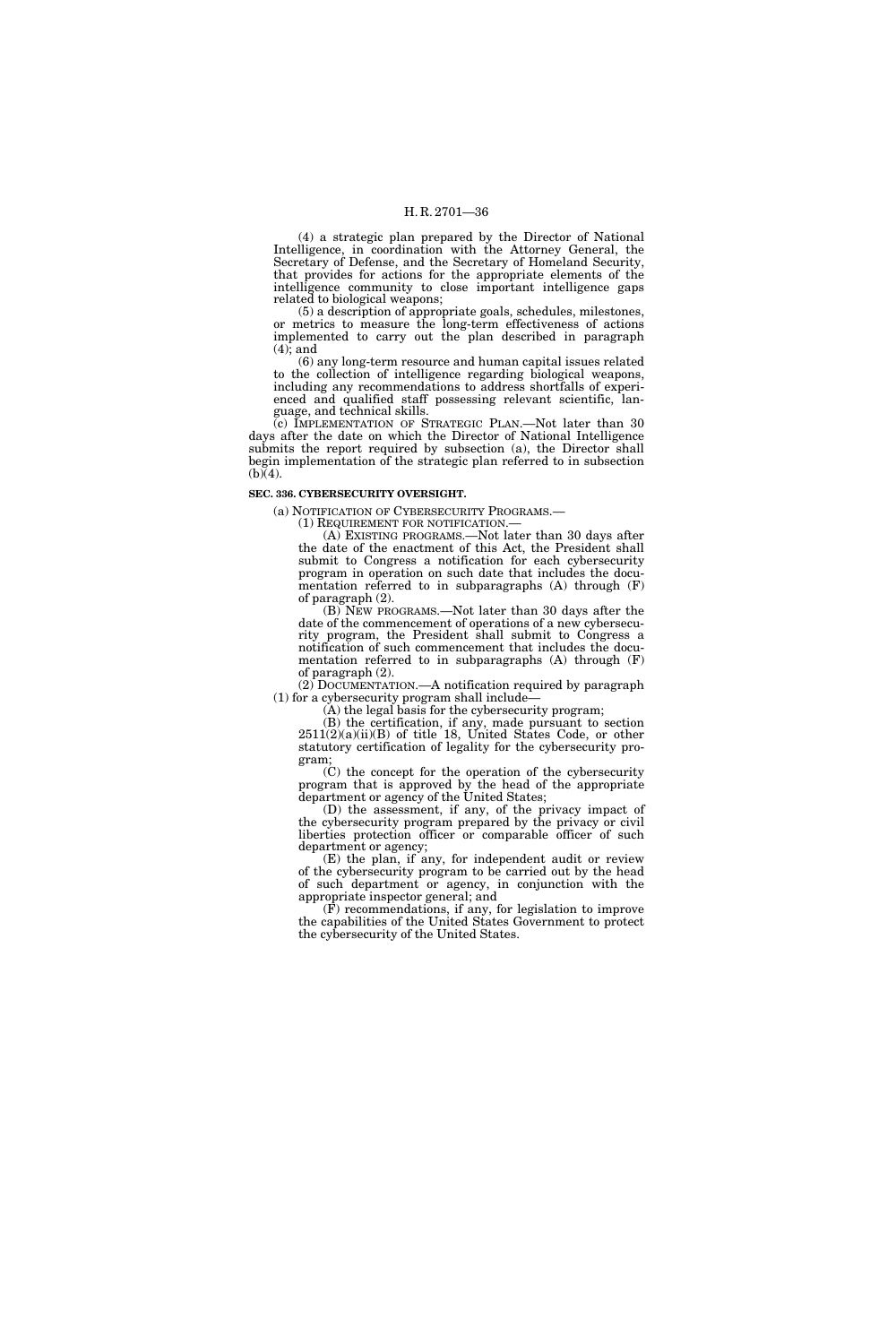(4) a strategic plan prepared by the Director of National Intelligence, in coordination with the Attorney General, the Secretary of Defense, and the Secretary of Homeland Security, that provides for actions for the appropriate elements of the intelligence community to close important intelligence gaps related to biological weapons;

(5) a description of appropriate goals, schedules, milestones, or metrics to measure the long-term effectiveness of actions implemented to carry out the plan described in paragraph (4); and

(6) any long-term resource and human capital issues related to the collection of intelligence regarding biological weapons, including any recommendations to address shortfalls of experienced and qualified staff possessing relevant scientific, language, and technical skills.

(c) IMPLEMENTATION OF STRATEGIC PLAN.—Not later than 30 days after the date on which the Director of National Intelligence submits the report required by subsection (a), the Director shall begin implementation of the strategic plan referred to in subsection (b)(4).

**SEC. 336. CYBERSECURITY OVERSIGHT.**

(a) NOTIFICATION OF CYBERSECURITY PROGRAMS.—

(1) REQUIREMENT FOR NOTIFICATION.—

(A) EXISTING PROGRAMS.—Not later than 30 days after the date of the enactment of this Act, the President shall submit to Congress a notification for each cybersecurity program in operation on such date that includes the documentation referred to in subparagraphs (A) through (F) of paragraph (2).

(B) NEW PROGRAMS.—Not later than 30 days after the date of the commencement of operations of a new cybersecurity program, the President shall submit to Congress a notification of such commencement that includes the documentation referred to in subparagraphs (A) through (F) of paragraph (2).

(2) DOCUMENTATION.—A notification required by paragraph (1) for a cybersecurity program shall include—

(A) the legal basis for the cybersecurity program;

(B) the certification, if any, made pursuant to section 2511(2)(a)(ii)(B) of title 18, United States Code, or other statutory certification of legality for the cybersecurity program;

(C) the concept for the operation of the cybersecurity program that is approved by the head of the appropriate department or agency of the United States;

(D) the assessment, if any, of the privacy impact of the cybersecurity program prepared by the privacy or civil liberties protection officer or comparable officer of such department or agency;

(E) the plan, if any, for independent audit or review of the cybersecurity program to be carried out by the head of such department or agency, in conjunction with the appropriate inspector general; and

(F) recommendations, if any, for legislation to improve the capabilities of the United States Government to protect the cybersecurity of the United States.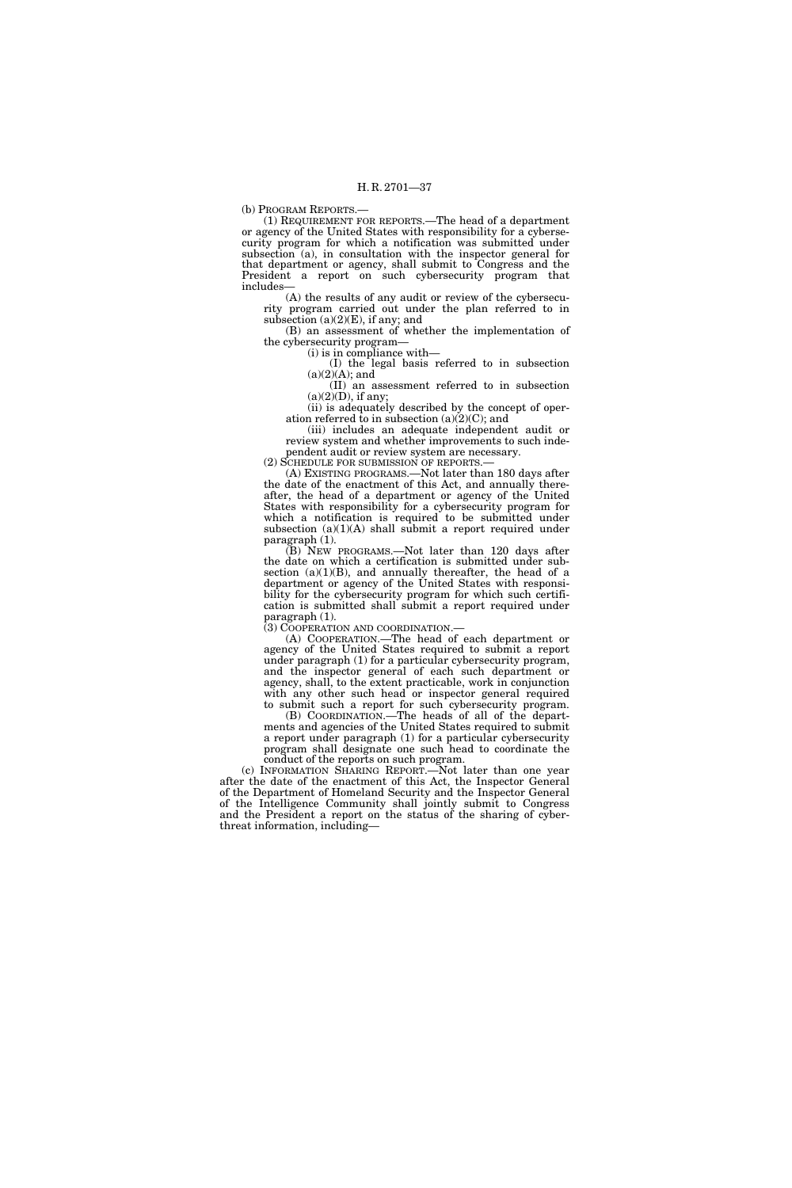(b) PROGRAM REPORTS.—

(1) REQUIREMENT FOR REPORTS.—The head of a department or agency of the United States with responsibility for a cybersecurity program for which a notification was submitted under subsection (a), in consultation with the inspector general for that department or agency, shall submit to Congress and the President a report on such cybersecurity program that includes—

(A) the results of any audit or review of the cybersecurity program carried out under the plan referred to in subsection (a)(2)(E), if any; and

(B) an assessment of whether the implementation of the cybersecurity program—

(i) is in compliance with—

(I) the legal basis referred to in subsection (a)(2)(A); and

(II) an assessment referred to in subsection (a)(2)(D), if any;

(ii) is adequately described by the concept of operation referred to in subsection (a)(2)(C); and

(iii) includes an adequate independent audit or review system and whether improvements to such independent audit or review system are necessary.

(2) SCHEDULE FOR SUBMISSION OF REPORTS.—

(A) EXISTING PROGRAMS.—Not later than 180 days after the date of the enactment of this Act, and annually thereafter, the head of a department or agency of the United States with responsibility for a cybersecurity program for which a notification is required to be submitted under subsection (a)(1)(A) shall submit a report required under paragraph (1).

(B) NEW PROGRAMS.—Not later than 120 days after the date on which a certification is submitted under subsection (a)(1)(B), and annually thereafter, the head of a department or agency of the United States with responsibility for the cybersecurity program for which such certification is submitted shall submit a report required under paragraph (1).

(3) COOPERATION AND COORDINATION.—

(A) COOPERATION.—The head of each department or agency of the United States required to submit a report under paragraph (1) for a particular cybersecurity program, and the inspector general of each such department or agency, shall, to the extent practicable, work in conjunction with any other such head or inspector general required to submit such a report for such cybersecurity program.

(B) COORDINATION.—The heads of all of the departments and agencies of the United States required to submit a report under paragraph (1) for a particular cybersecurity program shall designate one such head to coordinate the conduct of the reports on such program.

(c) INFORMATION SHARING REPORT.—Not later than one year after the date of the enactment of this Act, the Inspector General of the Department of Homeland Security and the Inspector General of the Intelligence Community shall jointly submit to Congress and the President a report on the status of the sharing of cyberthreat information, including—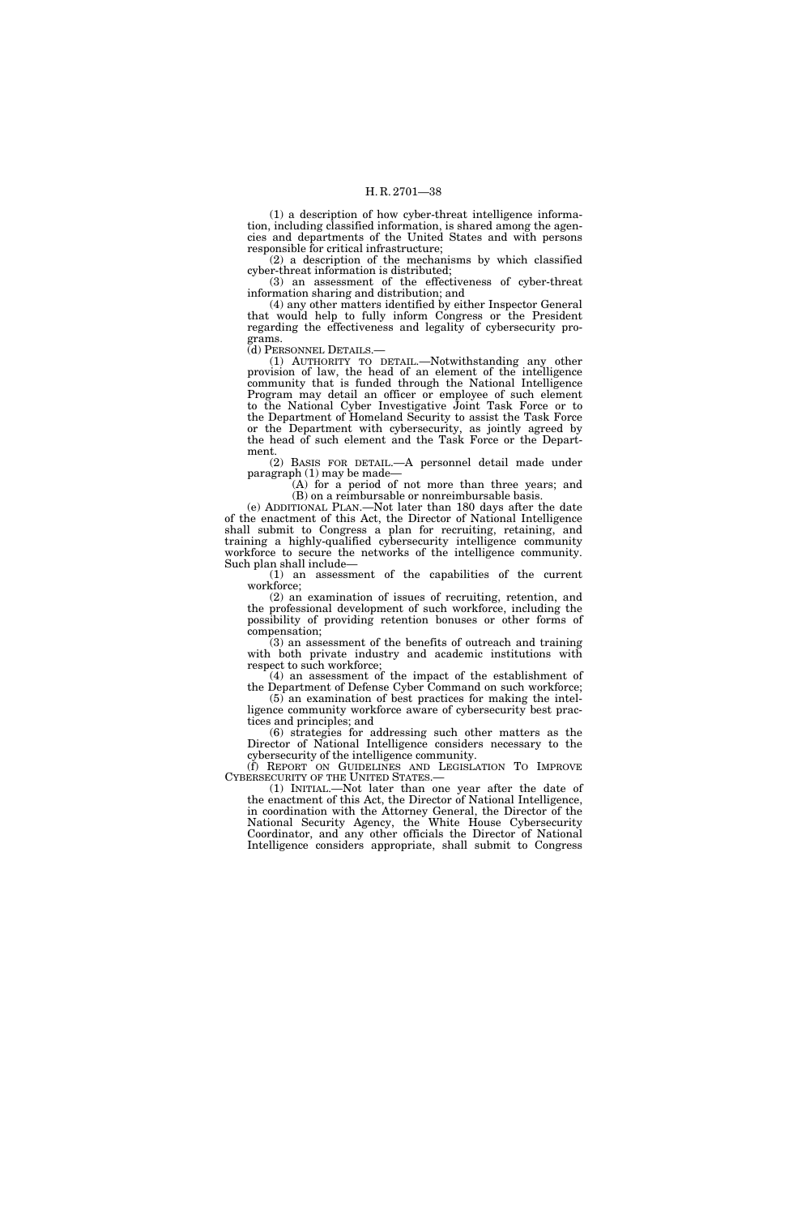(1) a description of how cyber-threat intelligence information, including classified information, is shared among the agencies and departments of the United States and with persons responsible for critical infrastructure;

(2) a description of the mechanisms by which classified cyber-threat information is distributed;

(3) an assessment of the effectiveness of cyber-threat information sharing and distribution; and

(4) any other matters identified by either Inspector General that would help to fully inform Congress or the President regarding the effectiveness and legality of cybersecurity programs.

(d) PERSONNEL DETAILS.—

(1) AUTHORITY TO DETAIL.—Notwithstanding any other provision of law, the head of an element of the intelligence community that is funded through the National Intelligence Program may detail an officer or employee of such element to the National Cyber Investigative Joint Task Force or to the Department of Homeland Security to assist the Task Force or the Department with cybersecurity, as jointly agreed by the head of such element and the Task Force or the Department.

(2) BASIS FOR DETAIL.—A personnel detail made under paragraph (1) may be made—

(A) for a period of not more than three years; and

(B) on a reimbursable or nonreimbursable basis.

(e) ADDITIONAL PLAN.—Not later than 180 days after the date of the enactment of this Act, the Director of National Intelligence shall submit to Congress a plan for recruiting, retaining, and training a highly-qualified cybersecurity intelligence community workforce to secure the networks of the intelligence community. Such plan shall include—

(1) an assessment of the capabilities of the current workforce;

(2) an examination of issues of recruiting, retention, and the professional development of such workforce, including the possibility of providing retention bonuses or other forms of compensation;

(3) an assessment of the benefits of outreach and training with both private industry and academic institutions with respect to such workforce;

(4) an assessment of the impact of the establishment of the Department of Defense Cyber Command on such workforce;

(5) an examination of best practices for making the intelligence community workforce aware of cybersecurity best practices and principles; and

(6) strategies for addressing such other matters as the Director of National Intelligence considers necessary to the cybersecurity of the intelligence community.

(f) REPORT ON GUIDELINES AND LEGISLATION TO IMPROVE CYBERSECURITY OF THE UNITED STATES.—

(1) INITIAL.—Not later than one year after the date of the enactment of this Act, the Director of National Intelligence, in coordination with the Attorney General, the Director of the National Security Agency, the White House Cybersecurity Coordinator, and any other officials the Director of National Intelligence considers appropriate, shall submit to Congress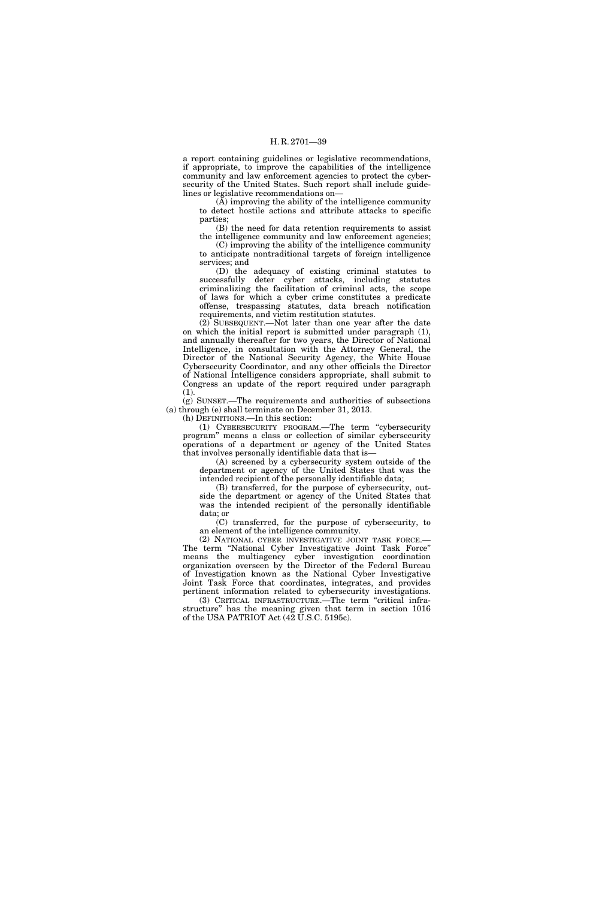a report containing guidelines or legislative recommendations, if appropriate, to improve the capabilities of the intelligence community and law enforcement agencies to protect the cybersecurity of the United States. Such report shall include guidelines or legislative recommendations on—

(A) improving the ability of the intelligence community to detect hostile actions and attribute attacks to specific parties;

(B) the need for data retention requirements to assist the intelligence community and law enforcement agencies;

(C) improving the ability of the intelligence community to anticipate nontraditional targets of foreign intelligence services; and

(D) the adequacy of existing criminal statutes to successfully deter cyber attacks, including statutes criminalizing the facilitation of criminal acts, the scope of laws for which a cyber crime constitutes a predicate offense, trespassing statutes, data breach notification requirements, and victim restitution statutes.

(2) SUBSEQUENT.—Not later than one year after the date on which the initial report is submitted under paragraph (1), and annually thereafter for two years, the Director of National Intelligence, in consultation with the Attorney General, the Director of the National Security Agency, the White House Cybersecurity Coordinator, and any other officials the Director of National Intelligence considers appropriate, shall submit to Congress an update of the report required under paragraph (1).

(g) SUNSET.—The requirements and authorities of subsections (a) through (e) shall terminate on December 31, 2013.

(h) DEFINITIONS.—In this section:

(1) CYBERSECURITY PROGRAM.—The term "cybersecurity program" means a class or collection of similar cybersecurity operations of a department or agency of the United States that involves personally identifiable data that is—

(A) screened by a cybersecurity system outside of the department or agency of the United States that was the intended recipient of the personally identifiable data;

(B) transferred, for the purpose of cybersecurity, outside the department or agency of the United States that was the intended recipient of the personally identifiable data; or

(C) transferred, for the purpose of cybersecurity, to an element of the intelligence community.

(2) NATIONAL CYBER INVESTIGATIVE JOINT TASK FORCE.—The term "National Cyber Investigative Joint Task Force" means the multiagency cyber investigation coordination organization overseen by the Director of the Federal Bureau of Investigation known as the National Cyber Investigative Joint Task Force that coordinates, integrates, and provides pertinent information related to cybersecurity investigations.

(3) CRITICAL INFRASTRUCTURE.—The term "critical infrastructure" has the meaning given that term in section 1016 of the USA PATRIOT Act (42 U.S.C. 5195c).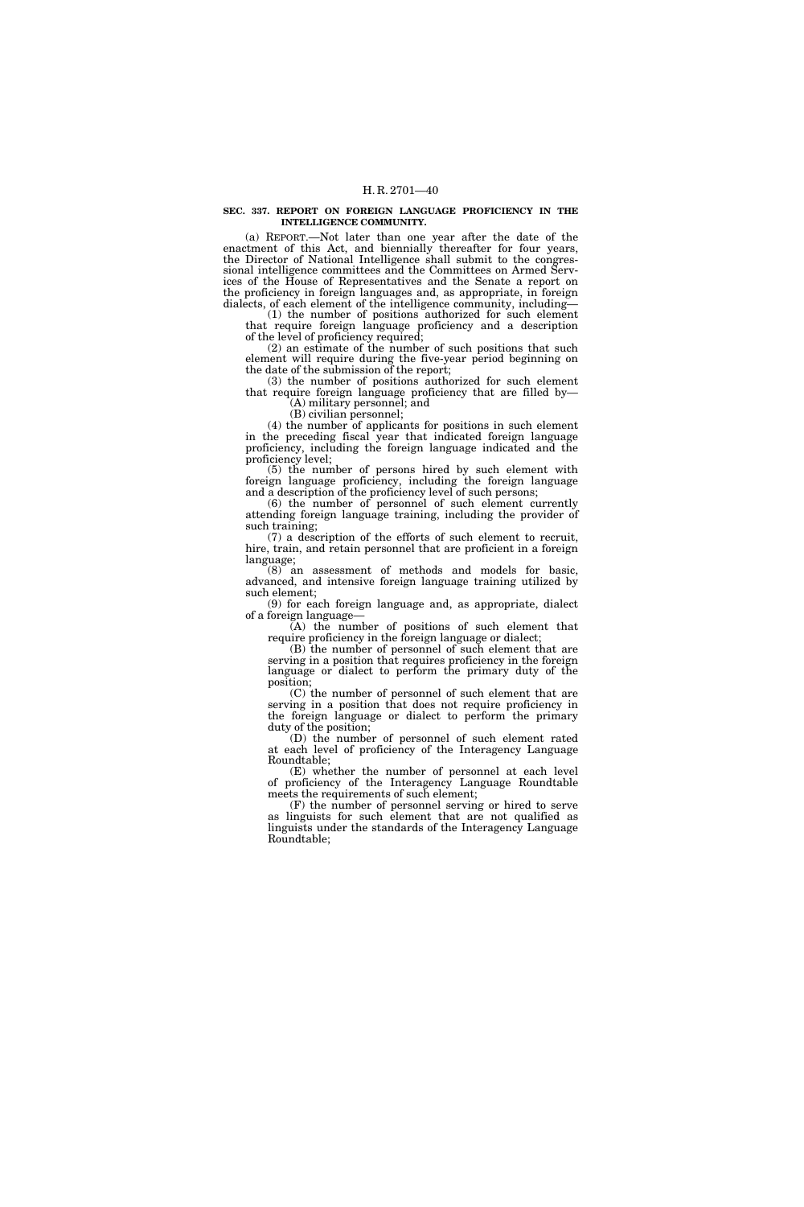**SEC. 337. REPORT ON FOREIGN LANGUAGE PROFICIENCY IN THE INTELLIGENCE COMMUNITY.**

(a) REPORT.—Not later than one year after the date of the enactment of this Act, and biennially thereafter for four years, the Director of National Intelligence shall submit to the congressional intelligence committees and the Committees on Armed Services of the House of Representatives and the Senate a report on the proficiency in foreign languages and, as appropriate, in foreign dialects, of each element of the intelligence community, including—

(1) the number of positions authorized for such element that require foreign language proficiency and a description of the level of proficiency required;

(2) an estimate of the number of such positions that such element will require during the five-year period beginning on the date of the submission of the report;

(3) the number of positions authorized for such element that require foreign language proficiency that are filled by—

(A) military personnel; and

(B) civilian personnel;

(4) the number of applicants for positions in such element in the preceding fiscal year that indicated foreign language proficiency, including the foreign language indicated and the proficiency level;

(5) the number of persons hired by such element with foreign language proficiency, including the foreign language and a description of the proficiency level of such persons;

(6) the number of personnel of such element currently attending foreign language training, including the provider of such training;

(7) a description of the efforts of such element to recruit, hire, train, and retain personnel that are proficient in a foreign language;

(8) an assessment of methods and models for basic, advanced, and intensive foreign language training utilized by such element;

(9) for each foreign language and, as appropriate, dialect of a foreign language—

(A) the number of positions of such element that require proficiency in the foreign language or dialect;

(B) the number of personnel of such element that are serving in a position that requires proficiency in the foreign language or dialect to perform the primary duty of the position;

(C) the number of personnel of such element that are serving in a position that does not require proficiency in the foreign language or dialect to perform the primary duty of the position;

(D) the number of personnel of such element rated at each level of proficiency of the Interagency Language Roundtable;

(E) whether the number of personnel at each level of proficiency of the Interagency Language Roundtable meets the requirements of such element;

(F) the number of personnel serving or hired to serve as linguists for such element that are not qualified as linguists under the standards of the Interagency Language Roundtable;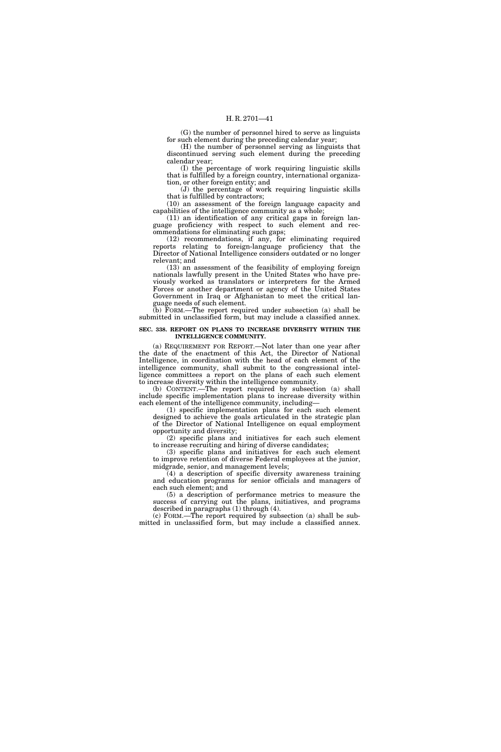(G) the number of personnel hired to serve as linguists for such element during the preceding calendar year;

(H) the number of personnel serving as linguists that discontinued serving such element during the preceding calendar year;

(I) the percentage of work requiring linguistic skills that is fulfilled by a foreign country, international organization, or other foreign entity; and

(J) the percentage of work requiring linguistic skills that is fulfilled by contractors;

(10) an assessment of the foreign language capacity and capabilities of the intelligence community as a whole;

(11) an identification of any critical gaps in foreign language proficiency with respect to such element and recommendations for eliminating such gaps;

(12) recommendations, if any, for eliminating required reports relating to foreign-language proficiency that the Director of National Intelligence considers outdated or no longer relevant; and

(13) an assessment of the feasibility of employing foreign nationals lawfully present in the United States who have previously worked as translators or interpreters for the Armed Forces or another department or agency of the United States Government in Iraq or Afghanistan to meet the critical language needs of such element.

(b) FORM.—The report required under subsection (a) shall be submitted in unclassified form, but may include a classified annex.

**SEC. 338. REPORT ON PLANS TO INCREASE DIVERSITY WITHIN THE INTELLIGENCE COMMUNITY.**

(a) REQUIREMENT FOR REPORT.—Not later than one year after the date of the enactment of this Act, the Director of National Intelligence, in coordination with the head of each element of the intelligence community, shall submit to the congressional intelligence committees a report on the plans of each such element to increase diversity within the intelligence community.

(b) CONTENT.—The report required by subsection (a) shall include specific implementation plans to increase diversity within each element of the intelligence community, including—

(1) specific implementation plans for each such element designed to achieve the goals articulated in the strategic plan of the Director of National Intelligence on equal employment opportunity and diversity;

(2) specific plans and initiatives for each such element to increase recruiting and hiring of diverse candidates;

(3) specific plans and initiatives for each such element to improve retention of diverse Federal employees at the junior, midgrade, senior, and management levels;

(4) a description of specific diversity awareness training and education programs for senior officials and managers of each such element; and

(5) a description of performance metrics to measure the success of carrying out the plans, initiatives, and programs described in paragraphs (1) through (4).

(c) FORM.—The report required by subsection (a) shall be submitted in unclassified form, but may include a classified annex.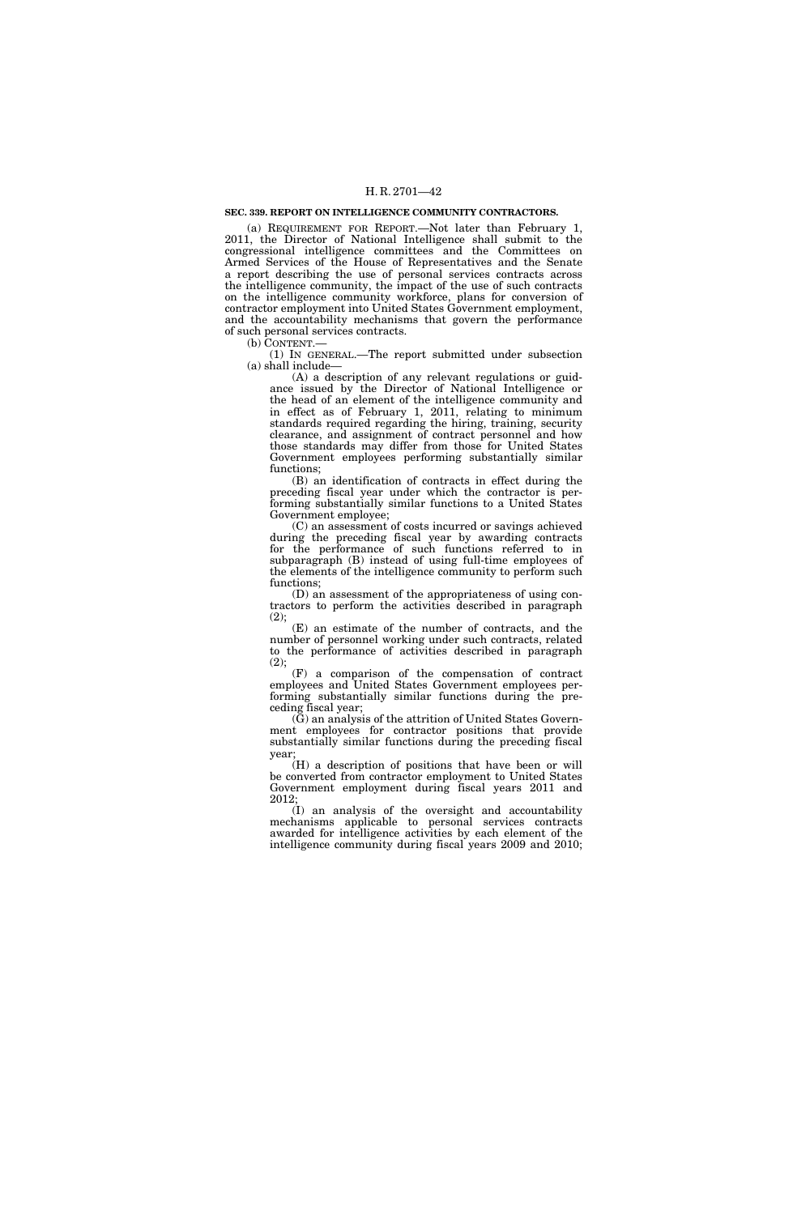**SEC. 339. REPORT ON INTELLIGENCE COMMUNITY CONTRACTORS.**

(a) REQUIREMENT FOR REPORT.—Not later than February 1, 2011, the Director of National Intelligence shall submit to the congressional intelligence committees and the Committees on Armed Services of the House of Representatives and the Senate a report describing the use of personal services contracts across the intelligence community, the impact of the use of such contracts on the intelligence community workforce, plans for conversion of contractor employment into United States Government employment, and the accountability mechanisms that govern the performance of such personal services contracts.

(b) CONTENT.—

(1) IN GENERAL.—The report submitted under subsection (a) shall include—

(A) a description of any relevant regulations or guidance issued by the Director of National Intelligence or the head of an element of the intelligence community and in effect as of February 1, 2011, relating to minimum standards required regarding the hiring, training, security clearance, and assignment of contract personnel and how those standards may differ from those for United States Government employees performing substantially similar functions;

(B) an identification of contracts in effect during the preceding fiscal year under which the contractor is performing substantially similar functions to a United States Government employee;

(C) an assessment of costs incurred or savings achieved during the preceding fiscal year by awarding contracts for the performance of such functions referred to in subparagraph (B) instead of using full-time employees of the elements of the intelligence community to perform such functions;

(D) an assessment of the appropriateness of using contractors to perform the activities described in paragraph (2);

(E) an estimate of the number of contracts, and the number of personnel working under such contracts, related to the performance of activities described in paragraph (2);

(F) a comparison of the compensation of contract employees and United States Government employees performing substantially similar functions during the preceding fiscal year;

(G) an analysis of the attrition of United States Government employees for contractor positions that provide substantially similar functions during the preceding fiscal year;

(H) a description of positions that have been or will be converted from contractor employment to United States Government employment during fiscal years 2011 and 2012;

(I) an analysis of the oversight and accountability mechanisms applicable to personal services contracts awarded for intelligence activities by each element of the intelligence community during fiscal years 2009 and 2010;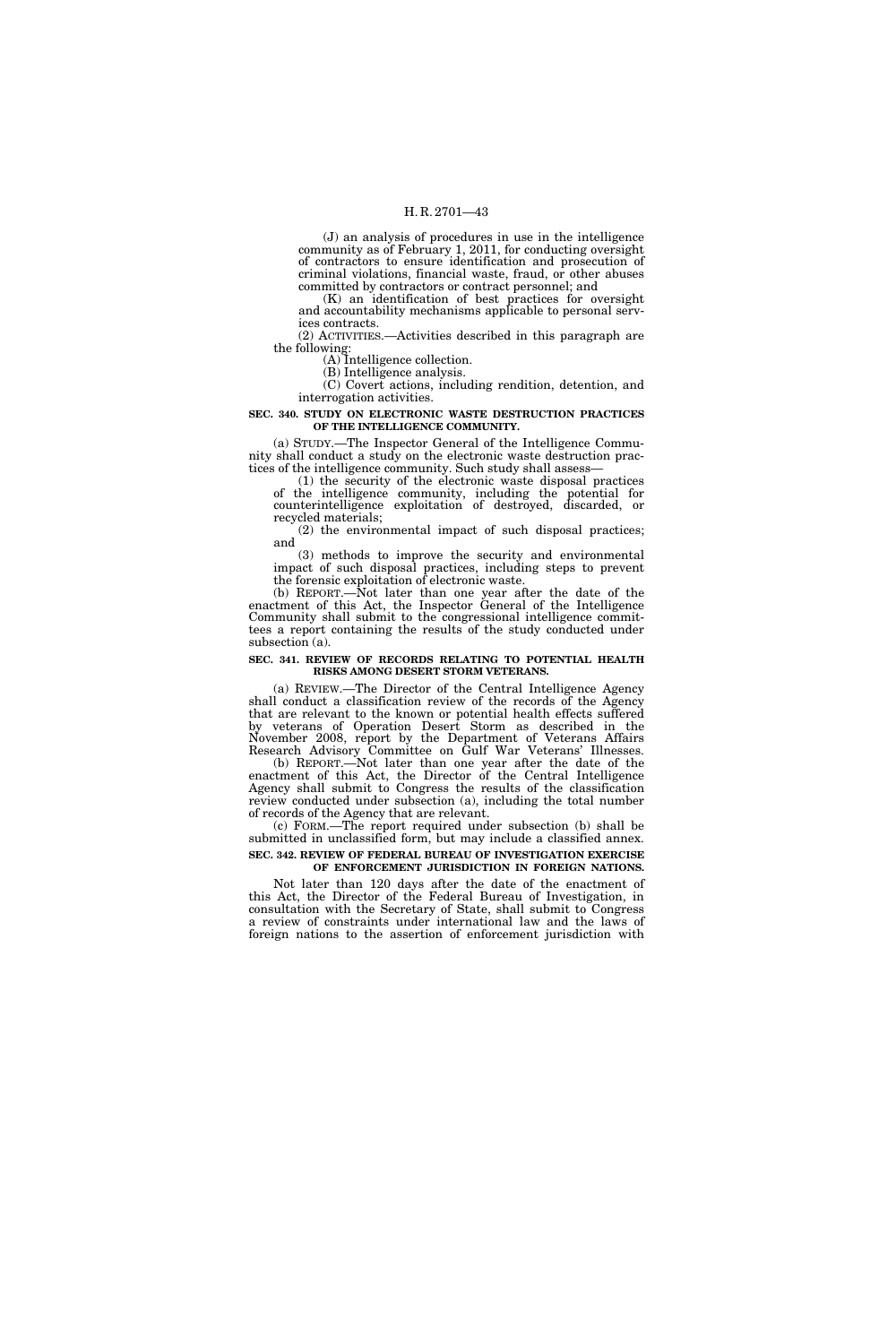(J) an analysis of procedures in use in the intelligence community as of February 1, 2011, for conducting oversight of contractors to ensure identification and prosecution of criminal violations, financial waste, fraud, or other abuses committed by contractors or contract personnel; and

(K) an identification of best practices for oversight and accountability mechanisms applicable to personal services contracts.

(2) ACTIVITIES.—Activities described in this paragraph are the following:

(A) Intelligence collection.

(B) Intelligence analysis.

(C) Covert actions, including rendition, detention, and interrogation activities.

**SEC. 340. STUDY ON ELECTRONIC WASTE DESTRUCTION PRACTICES OF THE INTELLIGENCE COMMUNITY.**

(a) STUDY.—The Inspector General of the Intelligence Community shall conduct a study on the electronic waste destruction practices of the intelligence community. Such study shall assess—

(1) the security of the electronic waste disposal practices of the intelligence community, including the potential for counterintelligence exploitation of destroyed, discarded, or recycled materials;

(2) the environmental impact of such disposal practices; and

(3) methods to improve the security and environmental impact of such disposal practices, including steps to prevent the forensic exploitation of electronic waste.

(b) REPORT.—Not later than one year after the date of the enactment of this Act, the Inspector General of the Intelligence Community shall submit to the congressional intelligence committees a report containing the results of the study conducted under subsection (a).

**SEC. 341. REVIEW OF RECORDS RELATING TO POTENTIAL HEALTH RISKS AMONG DESERT STORM VETERANS.**

(a) REVIEW.—The Director of the Central Intelligence Agency shall conduct a classification review of the records of the Agency that are relevant to the known or potential health effects suffered by veterans of Operation Desert Storm as described in the November 2008, report by the Department of Veterans Affairs Research Advisory Committee on Gulf War Veterans' Illnesses.

(b) REPORT.—Not later than one year after the date of the enactment of this Act, the Director of the Central Intelligence Agency shall submit to Congress the results of the classification review conducted under subsection (a), including the total number of records of the Agency that are relevant.

(c) FORM.—The report required under subsection (b) shall be submitted in unclassified form, but may include a classified annex.

**SEC. 342. REVIEW OF FEDERAL BUREAU OF INVESTIGATION EXERCISE OF ENFORCEMENT JURISDICTION IN FOREIGN NATIONS.**

Not later than 120 days after the date of the enactment of this Act, the Director of the Federal Bureau of Investigation, in consultation with the Secretary of State, shall submit to Congress a review of constraints under international law and the laws of foreign nations to the assertion of enforcement jurisdiction with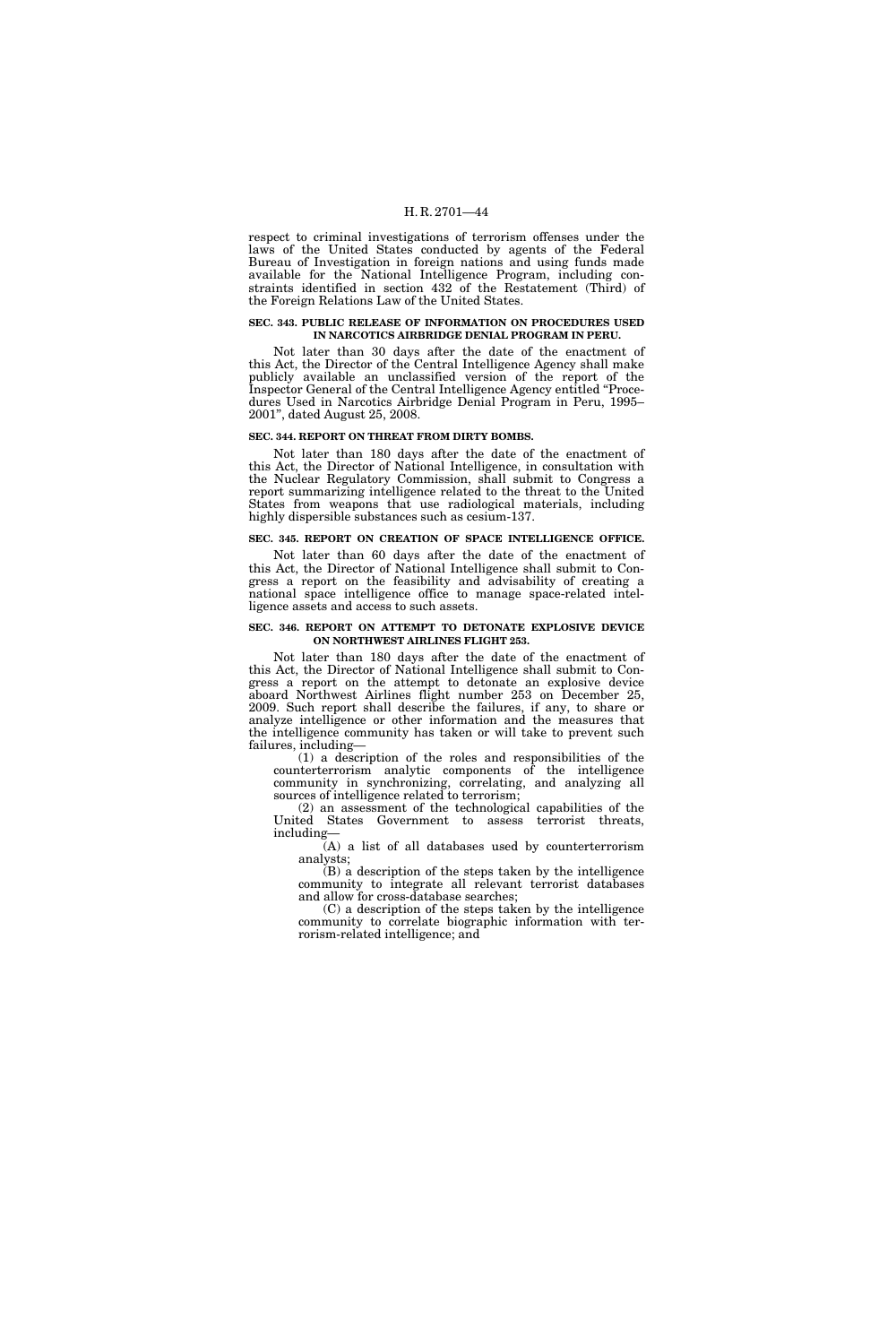respect to criminal investigations of terrorism offenses under the laws of the United States conducted by agents of the Federal Bureau of Investigation in foreign nations and using funds made available for the National Intelligence Program, including constraints identified in section 432 of the Restatement (Third) of the Foreign Relations Law of the United States.

#### SEC. 343. PUBLIC RELEASE OF INFORMATION ON PROCEDURES USED IN NARCOTICS AIRBRIDGE DENIAL PROGRAM IN PERU.

Not later than 30 days after the date of the enactment of this Act, the Director of the Central Intelligence Agency shall make publicly available an unclassified version of the report of the Inspector General of the Central Intelligence Agency entitled "Procedures Used in Narcotics Airbridge Denial Program in Peru, 1995–2001", dated August 25, 2008.

#### SEC. 344. REPORT ON THREAT FROM DIRTY BOMBS.

Not later than 180 days after the date of the enactment of this Act, the Director of National Intelligence, in consultation with the Nuclear Regulatory Commission, shall submit to Congress a report summarizing intelligence related to the threat to the United States from weapons that use radiological materials, including highly dispersible substances such as cesium-137.

#### SEC. 345. REPORT ON CREATION OF SPACE INTELLIGENCE OFFICE.

Not later than 60 days after the date of the enactment of this Act, the Director of National Intelligence shall submit to Congress a report on the feasibility and advisability of creating a national space intelligence office to manage space-related intelligence assets and access to such assets.

#### SEC. 346. REPORT ON ATTEMPT TO DETONATE EXPLOSIVE DEVICE ON NORTHWEST AIRLINES FLIGHT 253.

Not later than 180 days after the date of the enactment of this Act, the Director of National Intelligence shall submit to Congress a report on the attempt to detonate an explosive device aboard Northwest Airlines flight number 253 on December 25, 2009. Such report shall describe the failures, if any, to share or analyze intelligence or other information and the measures that the intelligence community has taken or will take to prevent such failures, including—

(1) a description of the roles and responsibilities of the counterterrorism analytic components of the intelligence community in synchronizing, correlating, and analyzing all sources of intelligence related to terrorism;

(2) an assessment of the technological capabilities of the United States Government to assess terrorist threats, including—

(A) a list of all databases used by counterterrorism analysts;

(B) a description of the steps taken by the intelligence community to integrate all relevant terrorist databases and allow for cross-database searches;

(C) a description of the steps taken by the intelligence community to correlate biographic information with terrorism-related intelligence; and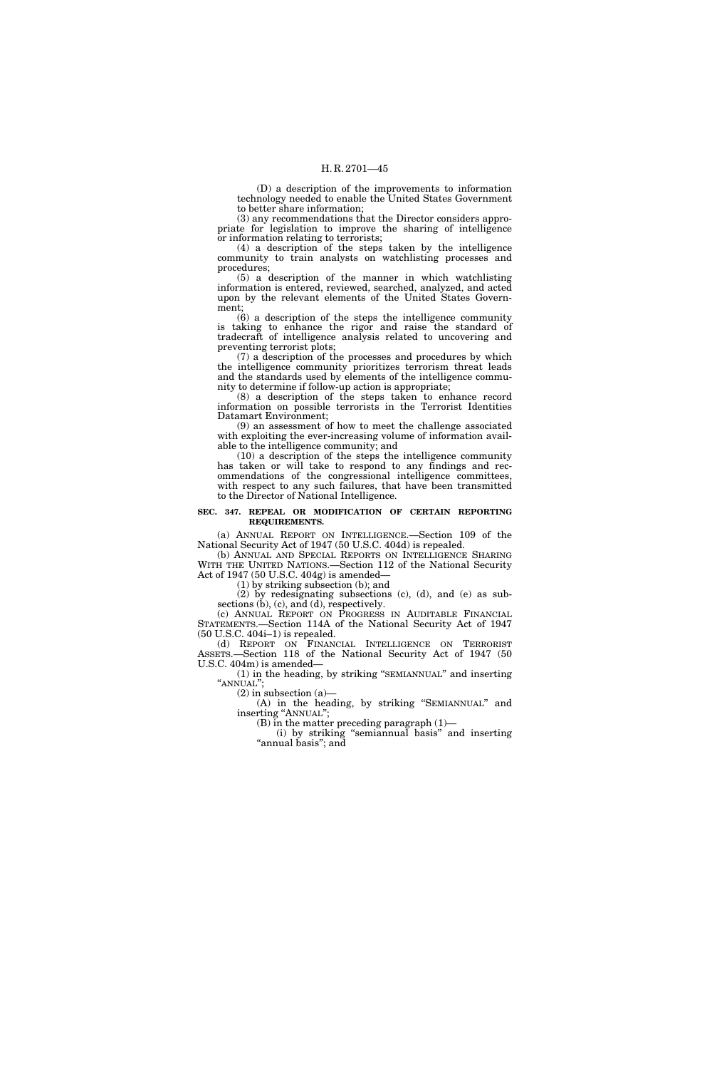(D) a description of the improvements to information technology needed to enable the United States Government to better share information;

(3) any recommendations that the Director considers appropriate for legislation to improve the sharing of intelligence or information relating to terrorists;

(4) a description of the steps taken by the intelligence community to train analysts on watchlisting processes and procedures;

(5) a description of the manner in which watchlisting information is entered, reviewed, searched, analyzed, and acted upon by the relevant elements of the United States Government;

(6) a description of the steps the intelligence community is taking to enhance the rigor and raise the standard of tradecraft of intelligence analysis related to uncovering and preventing terrorist plots;

(7) a description of the processes and procedures by which the intelligence community prioritizes terrorism threat leads and the standards used by elements of the intelligence community to determine if follow-up action is appropriate;

(8) a description of the steps taken to enhance record information on possible terrorists in the Terrorist Identities Datamart Environment;

(9) an assessment of how to meet the challenge associated with exploiting the ever-increasing volume of information available to the intelligence community; and

(10) a description of the steps the intelligence community has taken or will take to respond to any findings and recommendations of the congressional intelligence committees, with respect to any such failures, that have been transmitted to the Director of National Intelligence.

**SEC. 347. REPEAL OR MODIFICATION OF CERTAIN REPORTING REQUIREMENTS.**

(a) ANNUAL REPORT ON INTELLIGENCE.—Section 109 of the National Security Act of 1947 (50 U.S.C. 404d) is repealed.

(b) ANNUAL AND SPECIAL REPORTS ON INTELLIGENCE SHARING WITH THE UNITED NATIONS.—Section 112 of the National Security Act of 1947 (50 U.S.C. 404g) is amended—

(1) by striking subsection (b); and

(2) by redesignating subsections (c), (d), and (e) as subsections (b), (c), and (d), respectively.

(c) ANNUAL REPORT ON PROGRESS IN AUDITABLE FINANCIAL STATEMENTS.—Section 114A of the National Security Act of 1947 (50 U.S.C. 404i–1) is repealed.

(d) REPORT ON FINANCIAL INTELLIGENCE ON TERRORIST ASSETS.—Section 118 of the National Security Act of 1947 (50 U.S.C. 404m) is amended—

(1) in the heading, by striking "SEMIANNUAL" and inserting "ANNUAL";

(2) in subsection (a)—

(A) in the heading, by striking "SEMIANNUAL" and inserting "ANNUAL";

(B) in the matter preceding paragraph (1)—

(i) by striking "semiannual basis" and inserting "annual basis"; and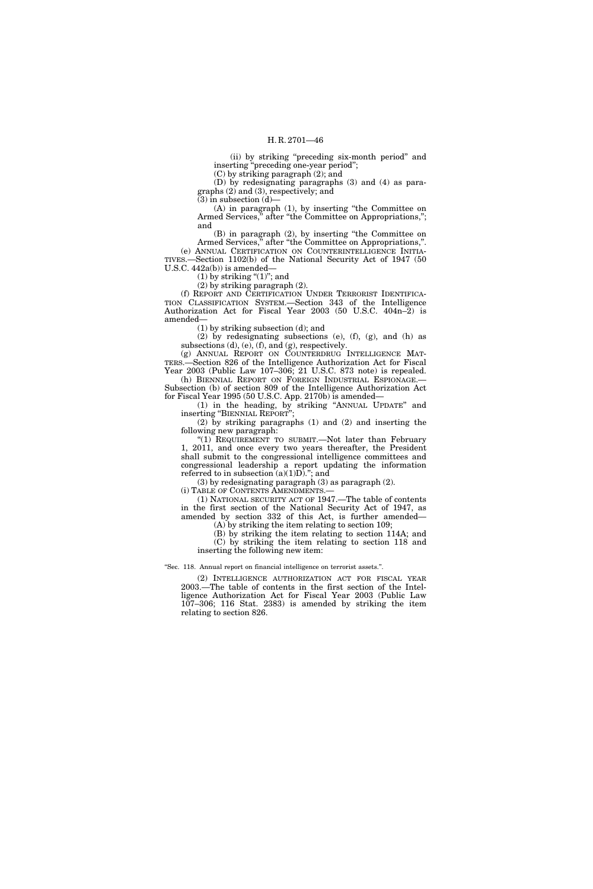(ii) by striking "preceding six-month period" and inserting "preceding one-year period";

(C) by striking paragraph (2); and

(D) by redesignating paragraphs (3) and (4) as paragraphs (2) and (3), respectively; and

(3) in subsection (d)—

(A) in paragraph (1), by inserting "the Committee on Armed Services," after "the Committee on Appropriations,"; and

(B) in paragraph (2), by inserting "the Committee on Armed Services," after "the Committee on Appropriations,".

(e) ANNUAL CERTIFICATION ON COUNTERINTELLIGENCE INITIATIVES.—Section 1102(b) of the National Security Act of 1947 (50 U.S.C. 442a(b)) is amended—

(1) by striking "(1)"; and

(2) by striking paragraph (2).

(f) REPORT AND CERTIFICATION UNDER TERRORIST IDENTIFICATION CLASSIFICATION SYSTEM.—Section 343 of the Intelligence Authorization Act for Fiscal Year 2003 (50 U.S.C. 404n–2) is amended—

(1) by striking subsection (d); and

(2) by redesignating subsections (e), (f), (g), and (h) as subsections (d), (e), (f), and (g), respectively.

(g) ANNUAL REPORT ON COUNTERDRUG INTELLIGENCE MATTERS.—Section 826 of the Intelligence Authorization Act for Fiscal Year 2003 (Public Law 107–306; 21 U.S.C. 873 note) is repealed.

(h) BIENNIAL REPORT ON FOREIGN INDUSTRIAL ESPIONAGE.—Subsection (b) of section 809 of the Intelligence Authorization Act for Fiscal Year 1995 (50 U.S.C. App. 2170b) is amended—

(1) in the heading, by striking "ANNUAL UPDATE" and inserting "BIENNIAL REPORT";

(2) by striking paragraphs (1) and (2) and inserting the following new paragraph:

"(1) REQUIREMENT TO SUBMIT.—Not later than February 1, 2011, and once every two years thereafter, the President shall submit to the congressional intelligence committees and congressional leadership a report updating the information referred to in subsection (a)(1)D)."; and

(3) by redesignating paragraph (3) as paragraph (2).

(i) TABLE OF CONTENTS AMENDMENTS.—

(1) NATIONAL SECURITY ACT OF 1947.—The table of contents in the first section of the National Security Act of 1947, as amended by section 332 of this Act, is further amended—

(A) by striking the item relating to section 109;

(B) by striking the item relating to section 114A; and

(C) by striking the item relating to section 118 and inserting the following new item:

"Sec. 118. Annual report on financial intelligence on terrorist assets.".

(2) INTELLIGENCE AUTHORIZATION ACT FOR FISCAL YEAR 2003.—The table of contents in the first section of the Intelligence Authorization Act for Fiscal Year 2003 (Public Law 107–306; 116 Stat. 2383) is amended by striking the item relating to section 826.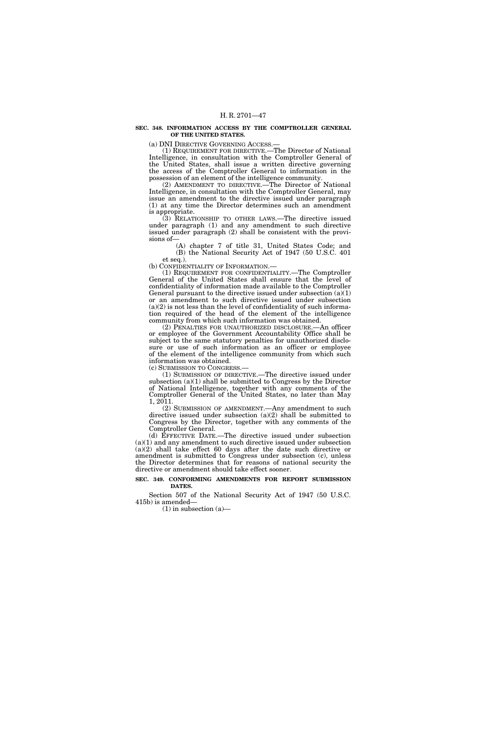**SEC. 348. INFORMATION ACCESS BY THE COMPTROLLER GENERAL OF THE UNITED STATES.**

(a) DNI DIRECTIVE GOVERNING ACCESS.—

(1) REQUIREMENT FOR DIRECTIVE.—The Director of National Intelligence, in consultation with the Comptroller General of the United States, shall issue a written directive governing the access of the Comptroller General to information in the possession of an element of the intelligence community.

(2) AMENDMENT TO DIRECTIVE.—The Director of National Intelligence, in consultation with the Comptroller General, may issue an amendment to the directive issued under paragraph (1) at any time the Director determines such an amendment is appropriate.

(3) RELATIONSHIP TO OTHER LAWS.—The directive issued under paragraph (1) and any amendment to such directive issued under paragraph (2) shall be consistent with the provisions of—

(A) chapter 7 of title 31, United States Code; and

(B) the National Security Act of 1947 (50 U.S.C. 401 et seq.).

(b) CONFIDENTIALITY OF INFORMATION.—

(1) REQUIREMENT FOR CONFIDENTIALITY.—The Comptroller General of the United States shall ensure that the level of confidentiality of information made available to the Comptroller General pursuant to the directive issued under subsection (a)(1) or an amendment to such directive issued under subsection (a)(2) is not less than the level of confidentiality of such information required of the head of the element of the intelligence community from which such information was obtained.

(2) PENALTIES FOR UNAUTHORIZED DISCLOSURE.—An officer or employee of the Government Accountability Office shall be subject to the same statutory penalties for unauthorized disclosure or use of such information as an officer or employee of the element of the intelligence community from which such information was obtained.

(c) SUBMISSION TO CONGRESS.—

(1) SUBMISSION OF DIRECTIVE.—The directive issued under subsection (a)(1) shall be submitted to Congress by the Director of National Intelligence, together with any comments of the Comptroller General of the United States, no later than May 1, 2011.

(2) SUBMISSION OF AMENDMENT.—Any amendment to such directive issued under subsection (a)(2) shall be submitted to Congress by the Director, together with any comments of the Comptroller General.

(d) EFFECTIVE DATE.—The directive issued under subsection (a)(1) and any amendment to such directive issued under subsection (a)(2) shall take effect 60 days after the date such directive or amendment is submitted to Congress under subsection (c), unless the Director determines that for reasons of national security the directive or amendment should take effect sooner.

**SEC. 349. CONFORMING AMENDMENTS FOR REPORT SUBMISSION DATES.**

Section 507 of the National Security Act of 1947 (50 U.S.C. 415b) is amended—

(1) in subsection (a)—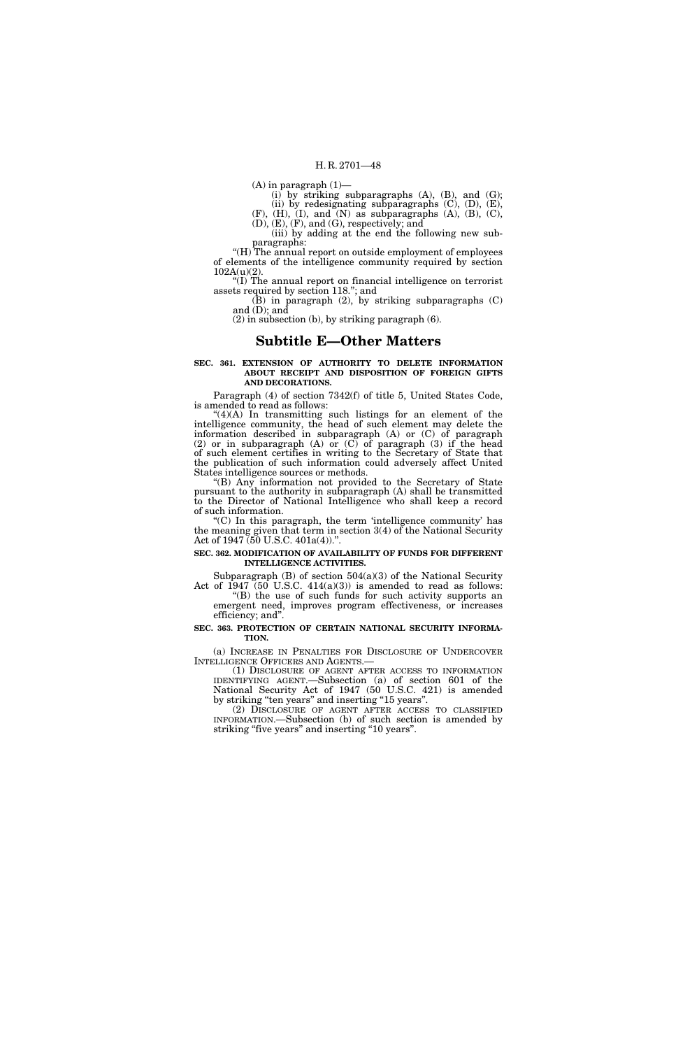(A) in paragraph (1)—

(i) by striking subparagraphs (A), (B), and (G);

(ii) by redesignating subparagraphs (C), (D), (E), (F), (H), (I), and (N) as subparagraphs (A), (B), (C), (D), (E), (F), and (G), respectively; and

(iii) by adding at the end the following new subparagraphs:

"(H) The annual report on outside employment of employees of elements of the intelligence community required by section 102A(u)(2).

"(I) The annual report on financial intelligence on terrorist assets required by section 118."; and

(B) in paragraph (2), by striking subparagraphs (C) and (D); and

(2) in subsection (b), by striking paragraph (6).

# Subtitle E—Other Matters

**SEC. 361. EXTENSION OF AUTHORITY TO DELETE INFORMATION ABOUT RECEIPT AND DISPOSITION OF FOREIGN GIFTS AND DECORATIONS.**

Paragraph (4) of section 7342(f) of title 5, United States Code, is amended to read as follows:

"(4)(A) In transmitting such listings for an element of the intelligence community, the head of such element may delete the information described in subparagraph (A) or (C) of paragraph (2) or in subparagraph (A) or (C) of paragraph (3) if the head of such element certifies in writing to the Secretary of State that the publication of such information could adversely affect United States intelligence sources or methods.

"(B) Any information not provided to the Secretary of State pursuant to the authority in subparagraph (A) shall be transmitted to the Director of National Intelligence who shall keep a record of such information.

"(C) In this paragraph, the term 'intelligence community' has the meaning given that term in section 3(4) of the National Security Act of 1947 (50 U.S.C. 401a(4)).".

**SEC. 362. MODIFICATION OF AVAILABILITY OF FUNDS FOR DIFFERENT INTELLIGENCE ACTIVITIES.**

Subparagraph (B) of section 504(a)(3) of the National Security Act of 1947 (50 U.S.C. 414(a)(3)) is amended to read as follows:

"(B) the use of such funds for such activity supports an emergent need, improves program effectiveness, or increases efficiency; and".

**SEC. 363. PROTECTION OF CERTAIN NATIONAL SECURITY INFORMATION.**

(a) INCREASE IN PENALTIES FOR DISCLOSURE OF UNDERCOVER INTELLIGENCE OFFICERS AND AGENTS.—

(1) DISCLOSURE OF AGENT AFTER ACCESS TO INFORMATION IDENTIFYING AGENT.—Subsection (a) of section 601 of the National Security Act of 1947 (50 U.S.C. 421) is amended by striking "ten years" and inserting "15 years".

(2) DISCLOSURE OF AGENT AFTER ACCESS TO CLASSIFIED INFORMATION.—Subsection (b) of such section is amended by striking "five years" and inserting "10 years".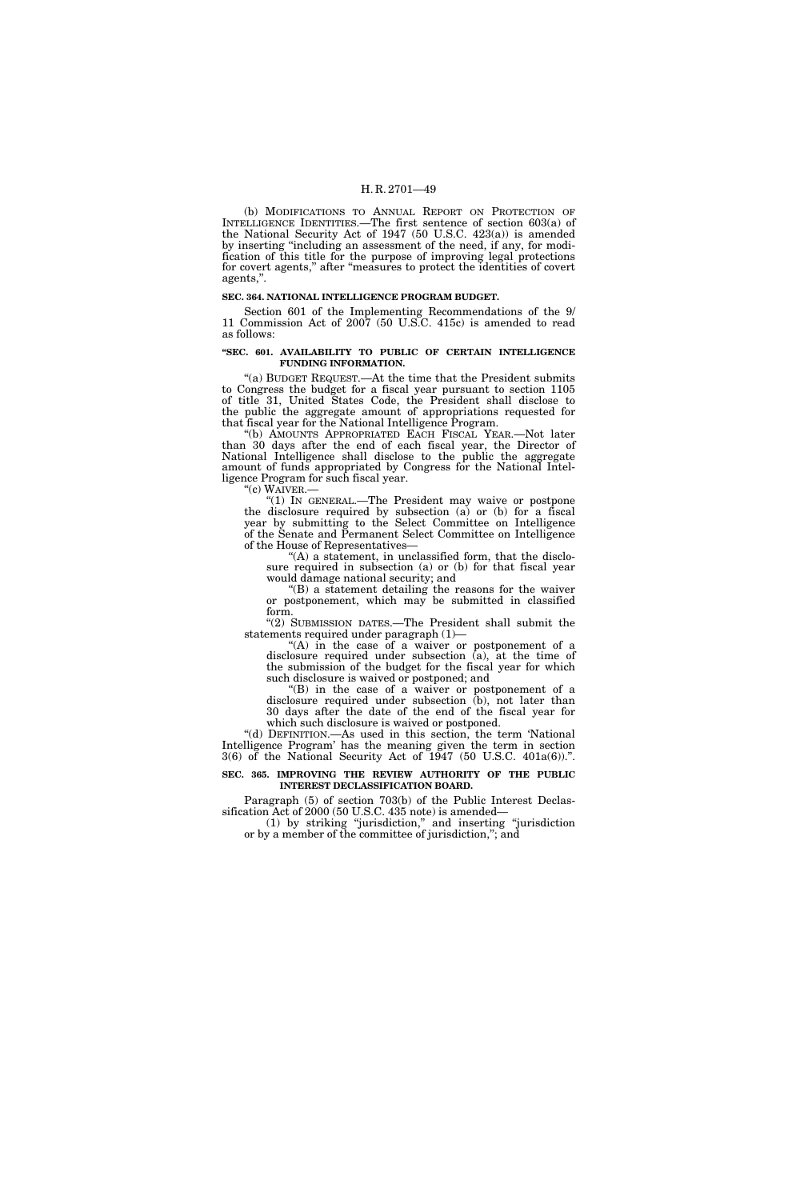(b) MODIFICATIONS TO ANNUAL REPORT ON PROTECTION OF INTELLIGENCE IDENTITIES.—The first sentence of section 603(a) of the National Security Act of 1947 (50 U.S.C. 423(a)) is amended by inserting "including an assessment of the need, if any, for modification of this title for the purpose of improving legal protections for covert agents," after "measures to protect the identities of covert agents,".

**SEC. 364. NATIONAL INTELLIGENCE PROGRAM BUDGET.**

Section 601 of the Implementing Recommendations of the 9/11 Commission Act of 2007 (50 U.S.C. 415c) is amended to read as follows:

**"SEC. 601. AVAILABILITY TO PUBLIC OF CERTAIN INTELLIGENCE FUNDING INFORMATION.**

"(a) BUDGET REQUEST.—At the time that the President submits to Congress the budget for a fiscal year pursuant to section 1105 of title 31, United States Code, the President shall disclose to the public the aggregate amount of appropriations requested for that fiscal year for the National Intelligence Program.

"(b) AMOUNTS APPROPRIATED EACH FISCAL YEAR.—Not later than 30 days after the end of each fiscal year, the Director of National Intelligence shall disclose to the public the aggregate amount of funds appropriated by Congress for the National Intelligence Program for such fiscal year.

"(c) WAIVER.—

"(1) IN GENERAL.—The President may waive or postpone the disclosure required by subsection (a) or (b) for a fiscal year by submitting to the Select Committee on Intelligence of the Senate and Permanent Select Committee on Intelligence of the House of Representatives—

"(A) a statement, in unclassified form, that the disclosure required in subsection (a) or (b) for that fiscal year would damage national security; and

"(B) a statement detailing the reasons for the waiver or postponement, which may be submitted in classified form.

"(2) SUBMISSION DATES.—The President shall submit the statements required under paragraph (1)—

"(A) in the case of a waiver or postponement of a disclosure required under subsection (a), at the time of the submission of the budget for the fiscal year for which such disclosure is waived or postponed; and

"(B) in the case of a waiver or postponement of a disclosure required under subsection (b), not later than 30 days after the date of the end of the fiscal year for which such disclosure is waived or postponed.

"(d) DEFINITION.—As used in this section, the term 'National Intelligence Program' has the meaning given the term in section 3(6) of the National Security Act of 1947 (50 U.S.C. 401a(6)).".

**SEC. 365. IMPROVING THE REVIEW AUTHORITY OF THE PUBLIC INTEREST DECLASSIFICATION BOARD.**

Paragraph (5) of section 703(b) of the Public Interest Declassification Act of 2000 (50 U.S.C. 435 note) is amended—

(1) by striking "jurisdiction," and inserting "jurisdiction or by a member of the committee of jurisdiction,"; and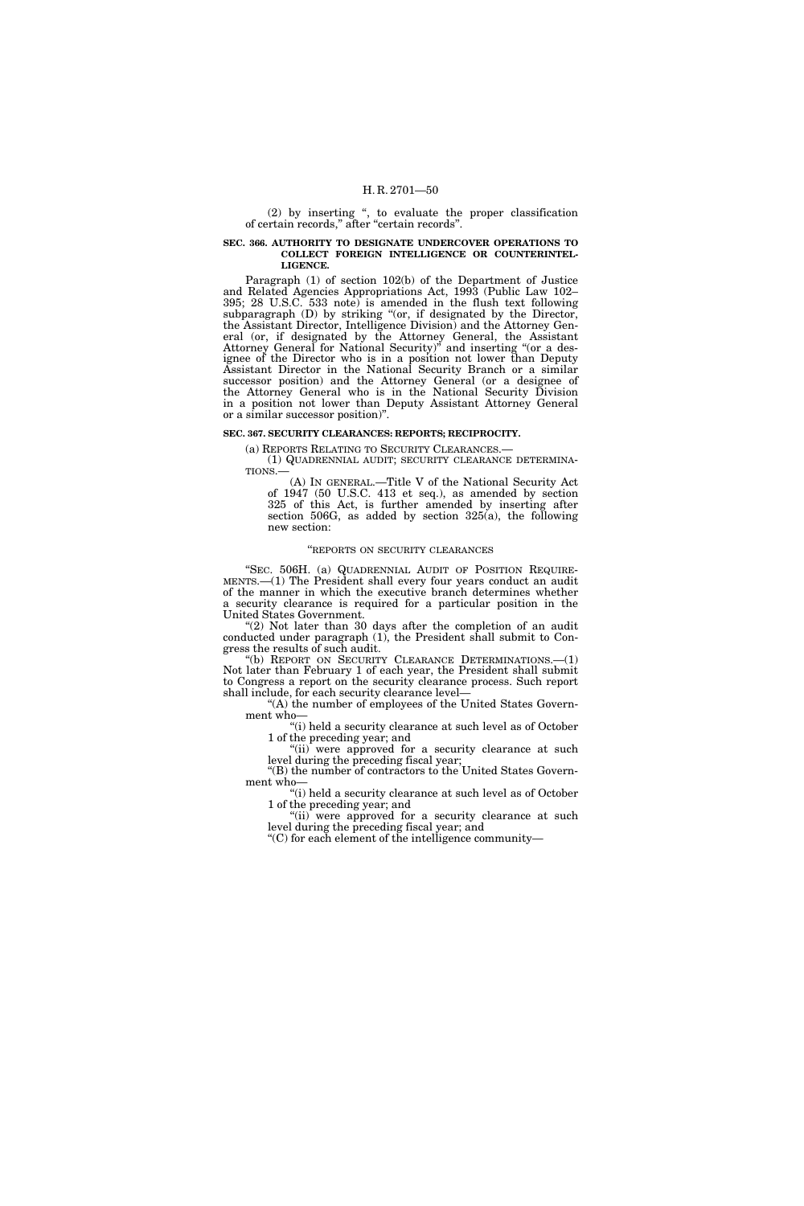(2) by inserting ", to evaluate the proper classification of certain records," after "certain records".

**SEC. 366. AUTHORITY TO DESIGNATE UNDERCOVER OPERATIONS TO COLLECT FOREIGN INTELLIGENCE OR COUNTERINTELLIGENCE.**

Paragraph (1) of section 102(b) of the Department of Justice and Related Agencies Appropriations Act, 1993 (Public Law 102–395; 28 U.S.C. 533 note) is amended in the flush text following subparagraph (D) by striking "(or, if designated by the Director, the Assistant Director, Intelligence Division) and the Attorney General (or, if designated by the Attorney General, the Assistant Attorney General for National Security)" and inserting "(or a designee of the Director who is in a position not lower than Deputy Assistant Director in the National Security Branch or a similar successor position) and the Attorney General (or a designee of the Attorney General who is in the National Security Division in a position not lower than Deputy Assistant Attorney General or a similar successor position)".

**SEC. 367. SECURITY CLEARANCES: REPORTS; RECIPROCITY.**

(a) REPORTS RELATING TO SECURITY CLEARANCES.—

(1) QUADRENNIAL AUDIT; SECURITY CLEARANCE DETERMINATIONS.—

(A) IN GENERAL.—Title V of the National Security Act of 1947 (50 U.S.C. 413 et seq.), as amended by section 325 of this Act, is further amended by inserting after section 506G, as added by section 325(a), the following new section:

"REPORTS ON SECURITY CLEARANCES

"SEC. 506H. (a) QUADRENNIAL AUDIT OF POSITION REQUIREMENTS.—(1) The President shall every four years conduct an audit of the manner in which the executive branch determines whether a security clearance is required for a particular position in the United States Government.

"(2) Not later than 30 days after the completion of an audit conducted under paragraph (1), the President shall submit to Congress the results of such audit.

"(b) REPORT ON SECURITY CLEARANCE DETERMINATIONS.—(1) Not later than February 1 of each year, the President shall submit to Congress a report on the security clearance process. Such report shall include, for each security clearance level—

"(A) the number of employees of the United States Government who—

"(i) held a security clearance at such level as of October 1 of the preceding year; and

"(ii) were approved for a security clearance at such level during the preceding fiscal year;

"(B) the number of contractors to the United States Government who—

"(i) held a security clearance at such level as of October 1 of the preceding year; and

"(ii) were approved for a security clearance at such level during the preceding fiscal year; and

"(C) for each element of the intelligence community—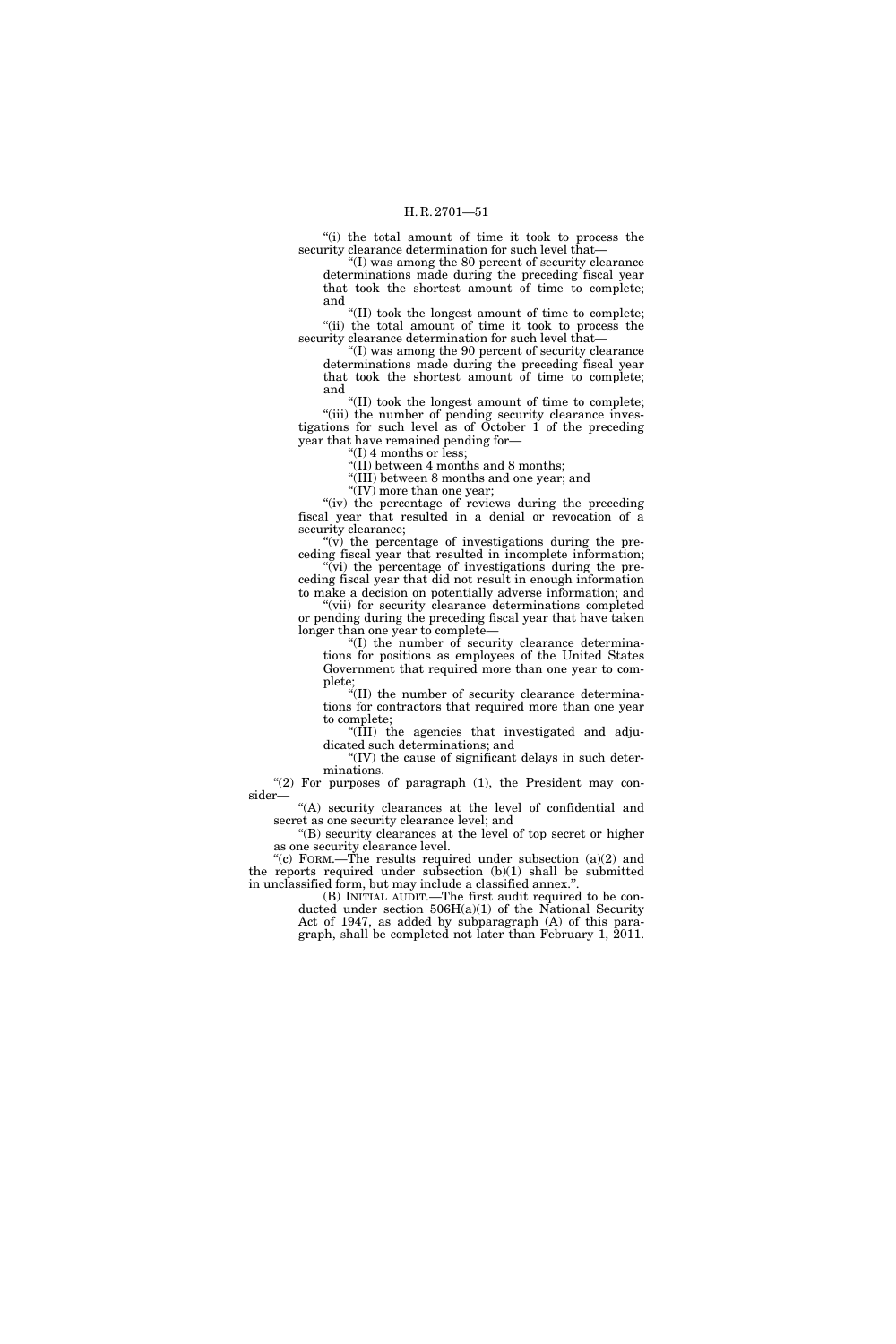"(i) the total amount of time it took to process the security clearance determination for such level that—

"(I) was among the 80 percent of security clearance determinations made during the preceding fiscal year that took the shortest amount of time to complete; and

"(II) took the longest amount of time to complete;

"(ii) the total amount of time it took to process the security clearance determination for such level that—

"(I) was among the 90 percent of security clearance determinations made during the preceding fiscal year that took the shortest amount of time to complete; and

"(II) took the longest amount of time to complete;

"(iii) the number of pending security clearance investigations for such level as of October 1 of the preceding year that have remained pending for—

"(I) 4 months or less;

"(II) between 4 months and 8 months;

"(III) between 8 months and one year; and

"(IV) more than one year;

"(iv) the percentage of reviews during the preceding fiscal year that resulted in a denial or revocation of a security clearance;

"(v) the percentage of investigations during the preceding fiscal year that resulted in incomplete information;

"(vi) the percentage of investigations during the preceding fiscal year that did not result in enough information to make a decision on potentially adverse information; and

"(vii) for security clearance determinations completed or pending during the preceding fiscal year that have taken longer than one year to complete—

"(I) the number of security clearance determinations for positions as employees of the United States Government that required more than one year to complete;

"(II) the number of security clearance determinations for contractors that required more than one year to complete;

"(III) the agencies that investigated and adjudicated such determinations; and

"(IV) the cause of significant delays in such determinations.

"(2) For purposes of paragraph (1), the President may consider—

"(A) security clearances at the level of confidential and secret as one security clearance level; and

"(B) security clearances at the level of top secret or higher as one security clearance level.

"(c) FORM.—The results required under subsection (a)(2) and the reports required under subsection (b)(1) shall be submitted in unclassified form, but may include a classified annex.".

(B) INITIAL AUDIT.—The first audit required to be conducted under section 506H(a)(1) of the National Security Act of 1947, as added by subparagraph (A) of this paragraph, shall be completed not later than February 1, 2011.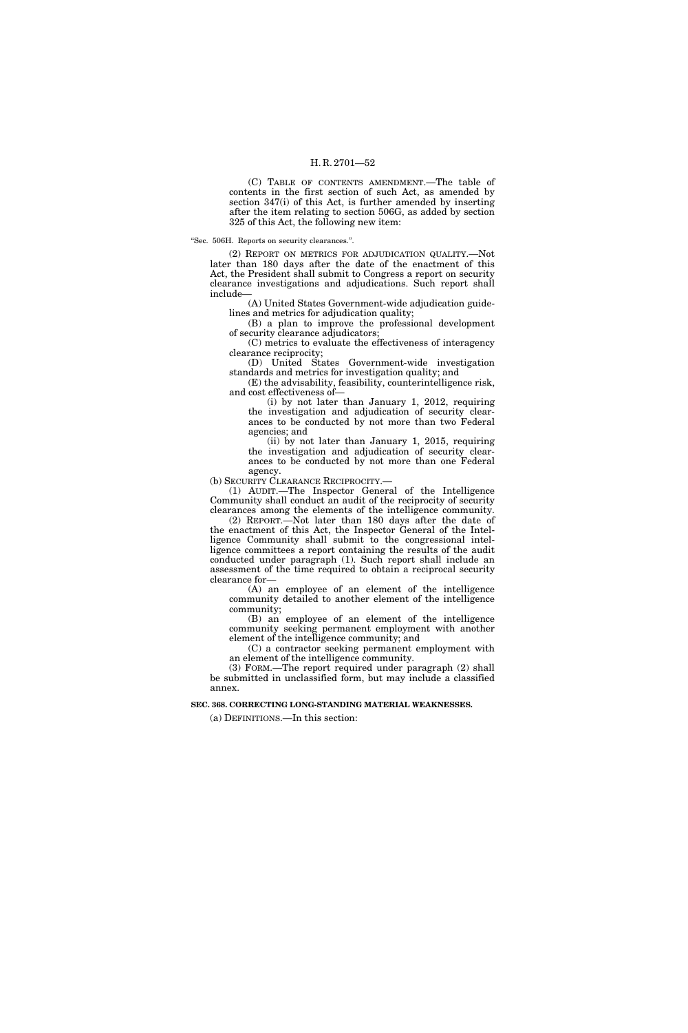(C) TABLE OF CONTENTS AMENDMENT.—The table of contents in the first section of such Act, as amended by section 347(i) of this Act, is further amended by inserting after the item relating to section 506G, as added by section 325 of this Act, the following new item:

"Sec. 506H. Reports on security clearances.".

(2) REPORT ON METRICS FOR ADJUDICATION QUALITY.—Not later than 180 days after the date of the enactment of this Act, the President shall submit to Congress a report on security clearance investigations and adjudications. Such report shall include—

(A) United States Government-wide adjudication guidelines and metrics for adjudication quality;

(B) a plan to improve the professional development of security clearance adjudicators;

(C) metrics to evaluate the effectiveness of interagency clearance reciprocity;

(D) United States Government-wide investigation standards and metrics for investigation quality; and

(E) the advisability, feasibility, counterintelligence risk, and cost effectiveness of—

(i) by not later than January 1, 2012, requiring the investigation and adjudication of security clearances to be conducted by not more than two Federal agencies; and

(ii) by not later than January 1, 2015, requiring the investigation and adjudication of security clearances to be conducted by not more than one Federal agency.

(b) SECURITY CLEARANCE RECIPROCITY.—

(1) AUDIT.—The Inspector General of the Intelligence Community shall conduct an audit of the reciprocity of security clearances among the elements of the intelligence community.

(2) REPORT.—Not later than 180 days after the date of the enactment of this Act, the Inspector General of the Intelligence Community shall submit to the congressional intelligence committees a report containing the results of the audit conducted under paragraph (1). Such report shall include an assessment of the time required to obtain a reciprocal security clearance for—

(A) an employee of an element of the intelligence community detailed to another element of the intelligence community;

(B) an employee of an element of the intelligence community seeking permanent employment with another element of the intelligence community; and

(C) a contractor seeking permanent employment with an element of the intelligence community.

(3) FORM.—The report required under paragraph (2) shall be submitted in unclassified form, but may include a classified annex.

**SEC. 368. CORRECTING LONG-STANDING MATERIAL WEAKNESSES.**

(a) DEFINITIONS.—In this section: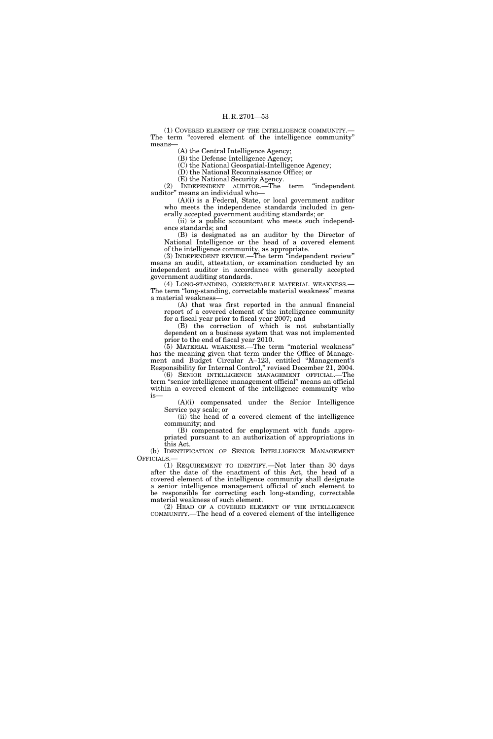(1) COVERED ELEMENT OF THE INTELLIGENCE COMMUNITY.— The term "covered element of the intelligence community" means—

(A) the Central Intelligence Agency;

(B) the Defense Intelligence Agency;

(C) the National Geospatial-Intelligence Agency;

(D) the National Reconnaissance Office; or

(E) the National Security Agency.

(2) INDEPENDENT AUDITOR.—The term "independent auditor" means an individual who—

(A)(i) is a Federal, State, or local government auditor who meets the independence standards included in generally accepted government auditing standards; or

(ii) is a public accountant who meets such independence standards; and

(B) is designated as an auditor by the Director of National Intelligence or the head of a covered element of the intelligence community, as appropriate.

(3) INDEPENDENT REVIEW.—The term "independent review" means an audit, attestation, or examination conducted by an independent auditor in accordance with generally accepted government auditing standards.

(4) LONG-STANDING, CORRECTABLE MATERIAL WEAKNESS.— The term "long-standing, correctable material weakness" means a material weakness—

(A) that was first reported in the annual financial report of a covered element of the intelligence community for a fiscal year prior to fiscal year 2007; and

(B) the correction of which is not substantially dependent on a business system that was not implemented prior to the end of fiscal year 2010.

(5) MATERIAL WEAKNESS.—The term "material weakness" has the meaning given that term under the Office of Management and Budget Circular A–123, entitled "Management's Responsibility for Internal Control," revised December 21, 2004.

(6) SENIOR INTELLIGENCE MANAGEMENT OFFICIAL.—The term "senior intelligence management official" means an official within a covered element of the intelligence community who is—

(A)(i) compensated under the Senior Intelligence Service pay scale; or

(ii) the head of a covered element of the intelligence community; and

(B) compensated for employment with funds appropriated pursuant to an authorization of appropriations in this Act.

(b) IDENTIFICATION OF SENIOR INTELLIGENCE MANAGEMENT OFFICIALS.—

(1) REQUIREMENT TO IDENTIFY.—Not later than 30 days after the date of the enactment of this Act, the head of a covered element of the intelligence community shall designate a senior intelligence management official of such element to be responsible for correcting each long-standing, correctable material weakness of such element.

(2) HEAD OF A COVERED ELEMENT OF THE INTELLIGENCE COMMUNITY.—The head of a covered element of the intelligence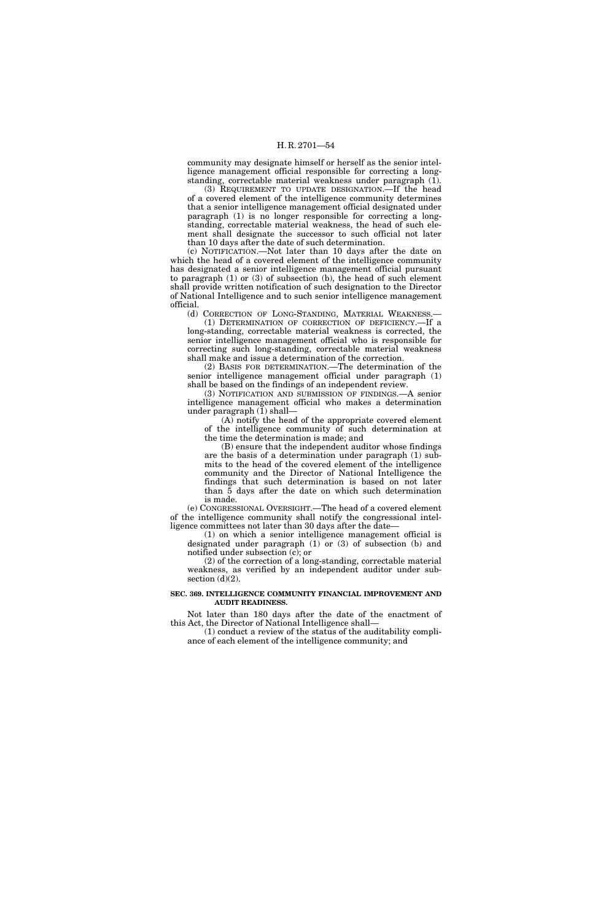community may designate himself or herself as the senior intelligence management official responsible for correcting a long-standing, correctable material weakness under paragraph (1).

(3) REQUIREMENT TO UPDATE DESIGNATION.—If the head of a covered element of the intelligence community determines that a senior intelligence management official designated under paragraph (1) is no longer responsible for correcting a long-standing, correctable material weakness, the head of such element shall designate the successor to such official not later than 10 days after the date of such determination.

(c) NOTIFICATION.—Not later than 10 days after the date on which the head of a covered element of the intelligence community has designated a senior intelligence management official pursuant to paragraph (1) or (3) of subsection (b), the head of such element shall provide written notification of such designation to the Director of National Intelligence and to such senior intelligence management official.

(d) CORRECTION OF LONG-STANDING, MATERIAL WEAKNESS.—

(1) DETERMINATION OF CORRECTION OF DEFICIENCY.—If a long-standing, correctable material weakness is corrected, the senior intelligence management official who is responsible for correcting such long-standing, correctable material weakness shall make and issue a determination of the correction.

(2) BASIS FOR DETERMINATION.—The determination of the senior intelligence management official under paragraph (1) shall be based on the findings of an independent review.

(3) NOTIFICATION AND SUBMISSION OF FINDINGS.—A senior intelligence management official who makes a determination under paragraph (1) shall—

(A) notify the head of the appropriate covered element of the intelligence community of such determination at the time the determination is made; and

(B) ensure that the independent auditor whose findings are the basis of a determination under paragraph (1) submits to the head of the covered element of the intelligence community and the Director of National Intelligence the findings that such determination is based on not later than 5 days after the date on which such determination is made.

(e) CONGRESSIONAL OVERSIGHT.—The head of a covered element of the intelligence community shall notify the congressional intelligence committees not later than 30 days after the date—

(1) on which a senior intelligence management official is designated under paragraph (1) or (3) of subsection (b) and notified under subsection (c); or

(2) of the correction of a long-standing, correctable material weakness, as verified by an independent auditor under subsection (d)(2).

**SEC. 369. INTELLIGENCE COMMUNITY FINANCIAL IMPROVEMENT AND AUDIT READINESS.**

Not later than 180 days after the date of the enactment of this Act, the Director of National Intelligence shall—

(1) conduct a review of the status of the auditability compliance of each element of the intelligence community; and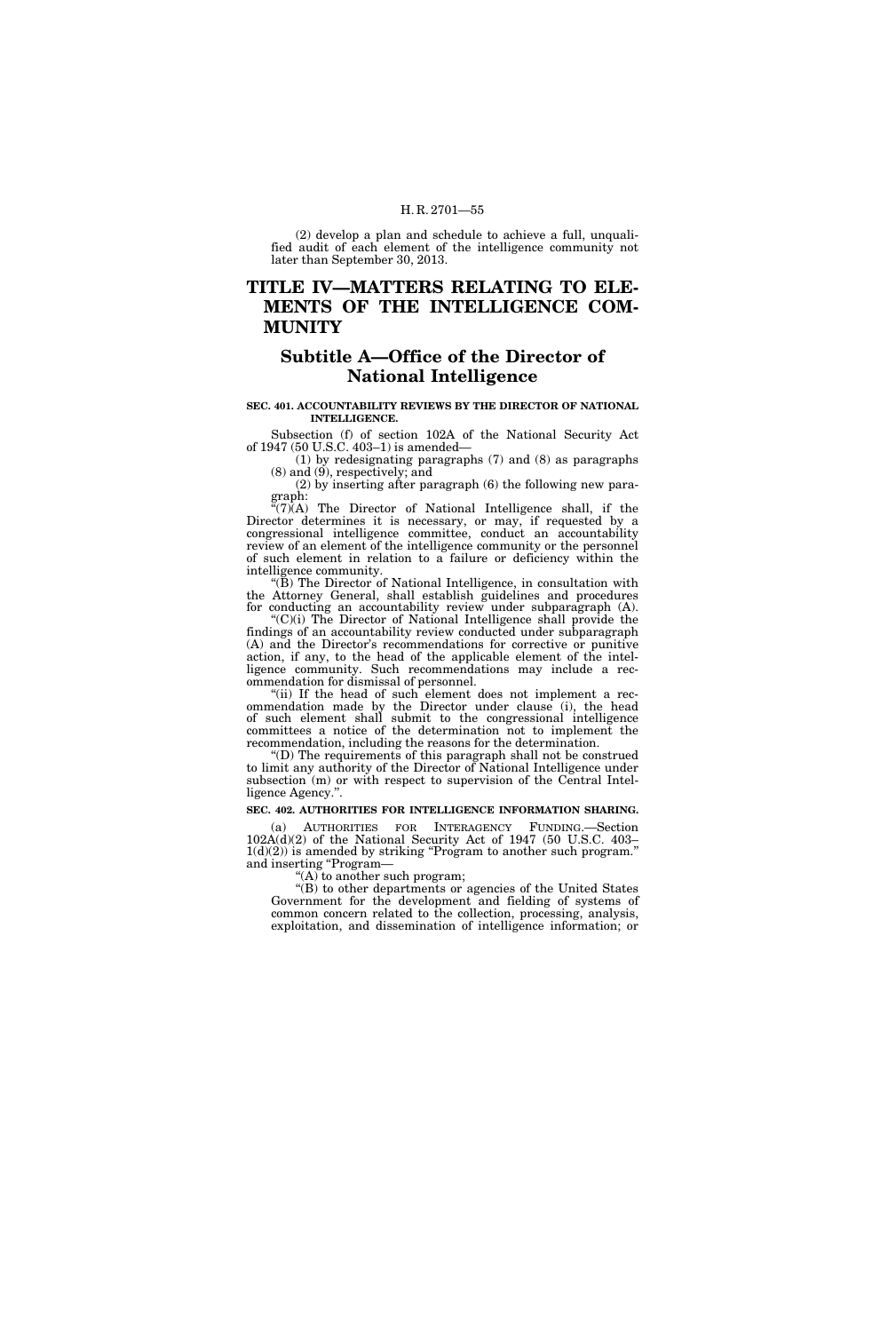(2) develop a plan and schedule to achieve a full, unqualified audit of each element of the intelligence community not later than September 30, 2013.

# TITLE IV—MATTERS RELATING TO ELEMENTS OF THE INTELLIGENCE COMMUNITY

## Subtitle A—Office of the Director of National Intelligence

**SEC. 401. ACCOUNTABILITY REVIEWS BY THE DIRECTOR OF NATIONAL INTELLIGENCE.**

Subsection (f) of section 102A of the National Security Act of 1947 (50 U.S.C. 403–1) is amended—

(1) by redesignating paragraphs (7) and (8) as paragraphs (8) and (9), respectively; and

(2) by inserting after paragraph (6) the following new paragraph:

"(7)(A) The Director of National Intelligence shall, if the Director determines it is necessary, or may, if requested by a congressional intelligence committee, conduct an accountability review of an element of the intelligence community or the personnel of such element in relation to a failure or deficiency within the intelligence community.

"(B) The Director of National Intelligence, in consultation with the Attorney General, shall establish guidelines and procedures for conducting an accountability review under subparagraph (A).

"(C)(i) The Director of National Intelligence shall provide the findings of an accountability review conducted under subparagraph (A) and the Director's recommendations for corrective or punitive action, if any, to the head of the applicable element of the intelligence community. Such recommendations may include a recommendation for dismissal of personnel.

"(ii) If the head of such element does not implement a recommendation made by the Director under clause (i), the head of such element shall submit to the congressional intelligence committees a notice of the determination not to implement the recommendation, including the reasons for the determination.

"(D) The requirements of this paragraph shall not be construed to limit any authority of the Director of National Intelligence under subsection (m) or with respect to supervision of the Central Intelligence Agency.".

**SEC. 402. AUTHORITIES FOR INTELLIGENCE INFORMATION SHARING.**

(a) AUTHORITIES FOR INTERAGENCY FUNDING.—Section 102A(d)(2) of the National Security Act of 1947 (50 U.S.C. 403–1(d)(2)) is amended by striking "Program to another such program." and inserting "Program—

"(A) to another such program;

"(B) to other departments or agencies of the United States Government for the development and fielding of systems of common concern related to the collection, processing, analysis, exploitation, and dissemination of intelligence information; or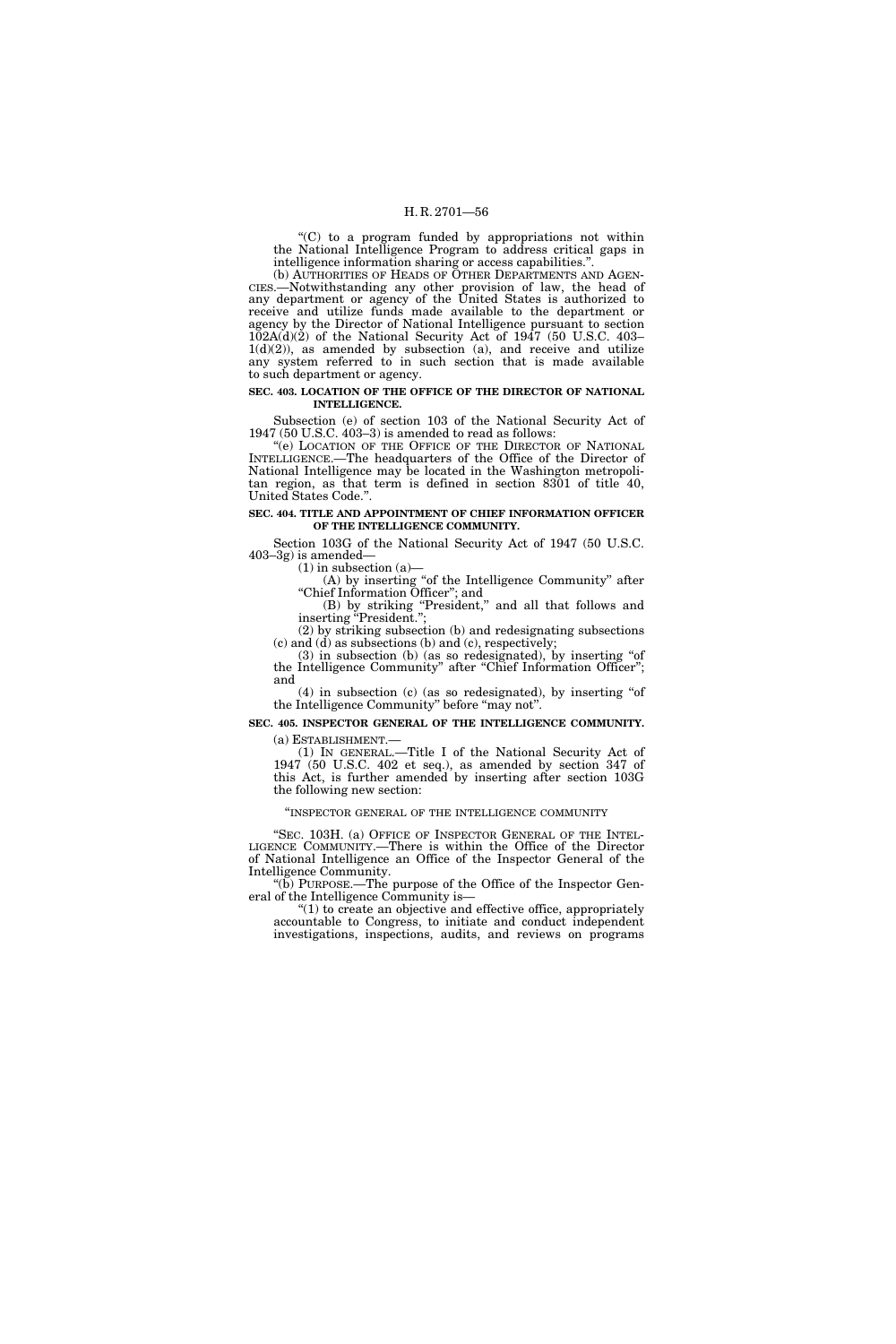"(C) to a program funded by appropriations not within the National Intelligence Program to address critical gaps in intelligence information sharing or access capabilities.".

(b) AUTHORITIES OF HEADS OF OTHER DEPARTMENTS AND AGENCIES.—Notwithstanding any other provision of law, the head of any department or agency of the United States is authorized to receive and utilize funds made available to the department or agency by the Director of National Intelligence pursuant to section 102A(d)(2) of the National Security Act of 1947 (50 U.S.C. 403–1(d)(2)), as amended by subsection (a), and receive and utilize any system referred to in such section that is made available to such department or agency.

**SEC. 403. LOCATION OF THE OFFICE OF THE DIRECTOR OF NATIONAL INTELLIGENCE.**

Subsection (e) of section 103 of the National Security Act of 1947 (50 U.S.C. 403–3) is amended to read as follows:

"(e) LOCATION OF THE OFFICE OF THE DIRECTOR OF NATIONAL INTELLIGENCE.—The headquarters of the Office of the Director of National Intelligence may be located in the Washington metropolitan region, as that term is defined in section 8301 of title 40, United States Code.".

**SEC. 404. TITLE AND APPOINTMENT OF CHIEF INFORMATION OFFICER OF THE INTELLIGENCE COMMUNITY.**

Section 103G of the National Security Act of 1947 (50 U.S.C. 403–3g) is amended—

(1) in subsection (a)—

(A) by inserting "of the Intelligence Community" after "Chief Information Officer"; and

(B) by striking "President," and all that follows and inserting "President.";

(2) by striking subsection (b) and redesignating subsections (c) and (d) as subsections (b) and (c), respectively;

(3) in subsection (b) (as so redesignated), by inserting "of the Intelligence Community" after "Chief Information Officer"; and

(4) in subsection (c) (as so redesignated), by inserting "of the Intelligence Community" before "may not".

**SEC. 405. INSPECTOR GENERAL OF THE INTELLIGENCE COMMUNITY.**

(a) ESTABLISHMENT.—

(1) IN GENERAL.—Title I of the National Security Act of 1947 (50 U.S.C. 402 et seq.), as amended by section 347 of this Act, is further amended by inserting after section 103G the following new section:

"INSPECTOR GENERAL OF THE INTELLIGENCE COMMUNITY

"SEC. 103H. (a) OFFICE OF INSPECTOR GENERAL OF THE INTELLIGENCE COMMUNITY.—There is within the Office of the Director of National Intelligence an Office of the Inspector General of the Intelligence Community.

"(b) PURPOSE.—The purpose of the Office of the Inspector General of the Intelligence Community is—

"(1) to create an objective and effective office, appropriately accountable to Congress, to initiate and conduct independent investigations, inspections, audits, and reviews on programs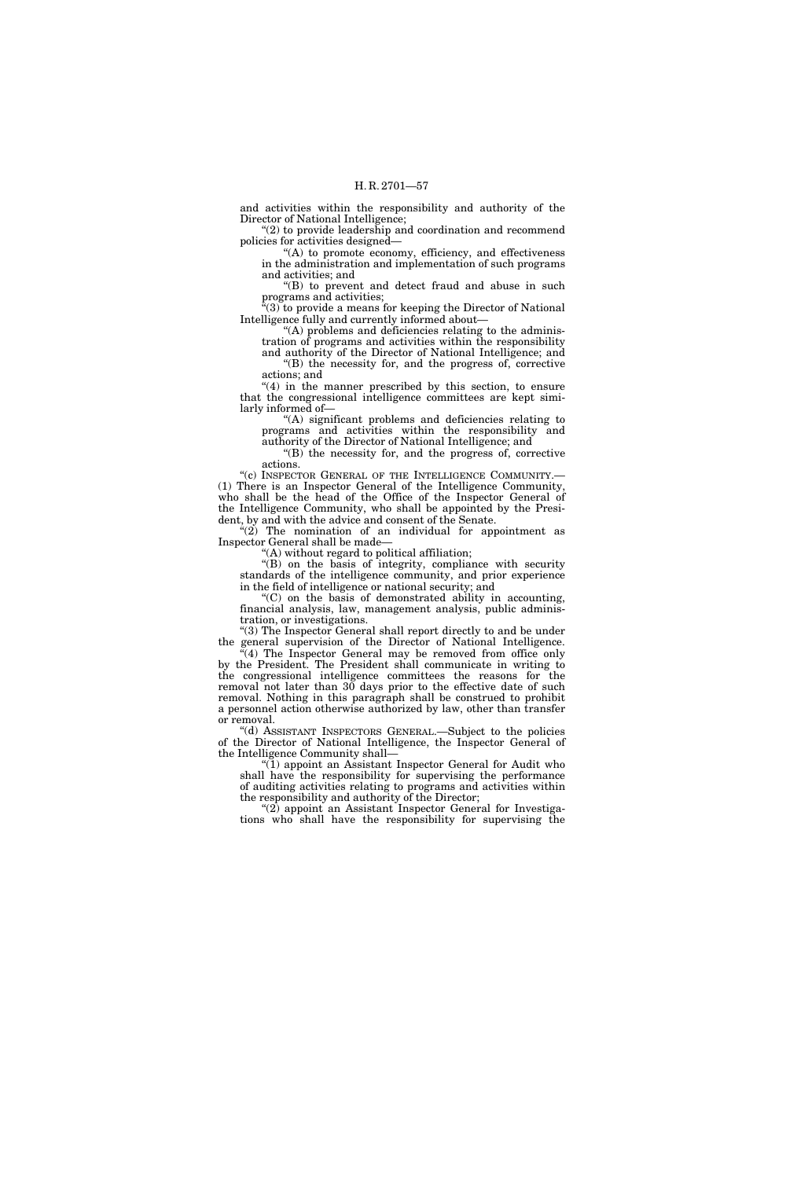and activities within the responsibility and authority of the Director of National Intelligence;

"(2) to provide leadership and coordination and recommend policies for activities designed—

"(A) to promote economy, efficiency, and effectiveness in the administration and implementation of such programs and activities; and

"(B) to prevent and detect fraud and abuse in such programs and activities;

"(3) to provide a means for keeping the Director of National Intelligence fully and currently informed about—

"(A) problems and deficiencies relating to the administration of programs and activities within the responsibility and authority of the Director of National Intelligence; and

"(B) the necessity for, and the progress of, corrective actions; and

"(4) in the manner prescribed by this section, to ensure that the congressional intelligence committees are kept similarly informed of—

"(A) significant problems and deficiencies relating to programs and activities within the responsibility and authority of the Director of National Intelligence; and

"(B) the necessity for, and the progress of, corrective actions.

"(c) INSPECTOR GENERAL OF THE INTELLIGENCE COMMUNITY.—(1) There is an Inspector General of the Intelligence Community, who shall be the head of the Office of the Inspector General of the Intelligence Community, who shall be appointed by the President, by and with the advice and consent of the Senate.

"(2) The nomination of an individual for appointment as Inspector General shall be made—

"(A) without regard to political affiliation;

"(B) on the basis of integrity, compliance with security standards of the intelligence community, and prior experience in the field of intelligence or national security; and

"(C) on the basis of demonstrated ability in accounting, financial analysis, law, management analysis, public administration, or investigations.

"(3) The Inspector General shall report directly to and be under the general supervision of the Director of National Intelligence.

"(4) The Inspector General may be removed from office only by the President. The President shall communicate in writing to the congressional intelligence committees the reasons for the removal not later than 30 days prior to the effective date of such removal. Nothing in this paragraph shall be construed to prohibit a personnel action otherwise authorized by law, other than transfer or removal.

"(d) ASSISTANT INSPECTORS GENERAL.—Subject to the policies of the Director of National Intelligence, the Inspector General of the Intelligence Community shall—

"(1) appoint an Assistant Inspector General for Audit who shall have the responsibility for supervising the performance of auditing activities relating to programs and activities within the responsibility and authority of the Director;

"(2) appoint an Assistant Inspector General for Investigations who shall have the responsibility for supervising the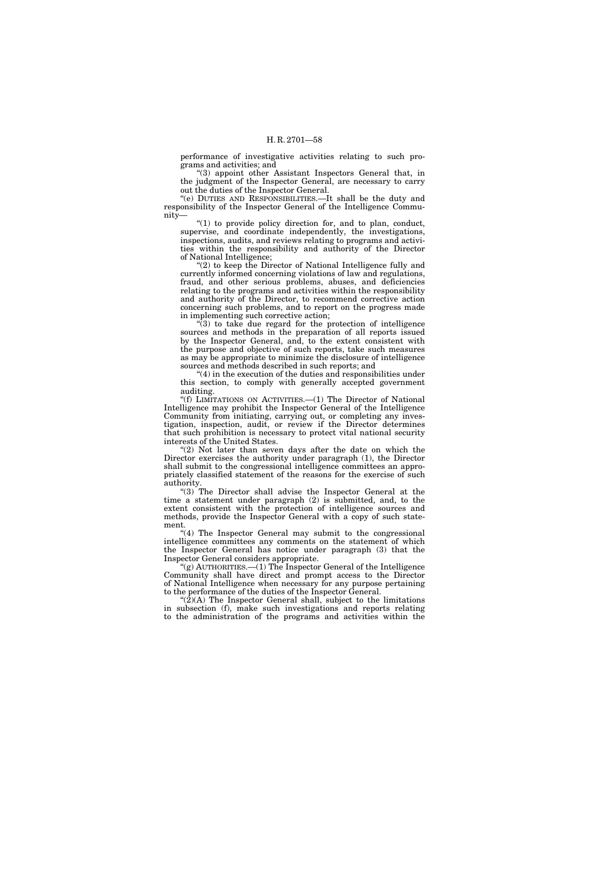performance of investigative activities relating to such programs and activities; and

"(3) appoint other Assistant Inspectors General that, in the judgment of the Inspector General, are necessary to carry out the duties of the Inspector General.

"(e) DUTIES AND RESPONSIBILITIES.—It shall be the duty and responsibility of the Inspector General of the Intelligence Community—

"(1) to provide policy direction for, and to plan, conduct, supervise, and coordinate independently, the investigations, inspections, audits, and reviews relating to programs and activities within the responsibility and authority of the Director of National Intelligence;

"(2) to keep the Director of National Intelligence fully and currently informed concerning violations of law and regulations, fraud, and other serious problems, abuses, and deficiencies relating to the programs and activities within the responsibility and authority of the Director, to recommend corrective action concerning such problems, and to report on the progress made in implementing such corrective action;

"(3) to take due regard for the protection of intelligence sources and methods in the preparation of all reports issued by the Inspector General, and, to the extent consistent with the purpose and objective of such reports, take such measures as may be appropriate to minimize the disclosure of intelligence sources and methods described in such reports; and

"(4) in the execution of the duties and responsibilities under this section, to comply with generally accepted government auditing.

"(f) LIMITATIONS ON ACTIVITIES.—(1) The Director of National Intelligence may prohibit the Inspector General of the Intelligence Community from initiating, carrying out, or completing any investigation, inspection, audit, or review if the Director determines that such prohibition is necessary to protect vital national security interests of the United States.

"(2) Not later than seven days after the date on which the Director exercises the authority under paragraph (1), the Director shall submit to the congressional intelligence committees an appropriately classified statement of the reasons for the exercise of such authority.

"(3) The Director shall advise the Inspector General at the time a statement under paragraph (2) is submitted, and, to the extent consistent with the protection of intelligence sources and methods, provide the Inspector General with a copy of such statement.

"(4) The Inspector General may submit to the congressional intelligence committees any comments on the statement of which the Inspector General has notice under paragraph (3) that the Inspector General considers appropriate.

"(g) AUTHORITIES.—(1) The Inspector General of the Intelligence Community shall have direct and prompt access to the Director of National Intelligence when necessary for any purpose pertaining to the performance of the duties of the Inspector General.

"(2)(A) The Inspector General shall, subject to the limitations in subsection (f), make such investigations and reports relating to the administration of the programs and activities within the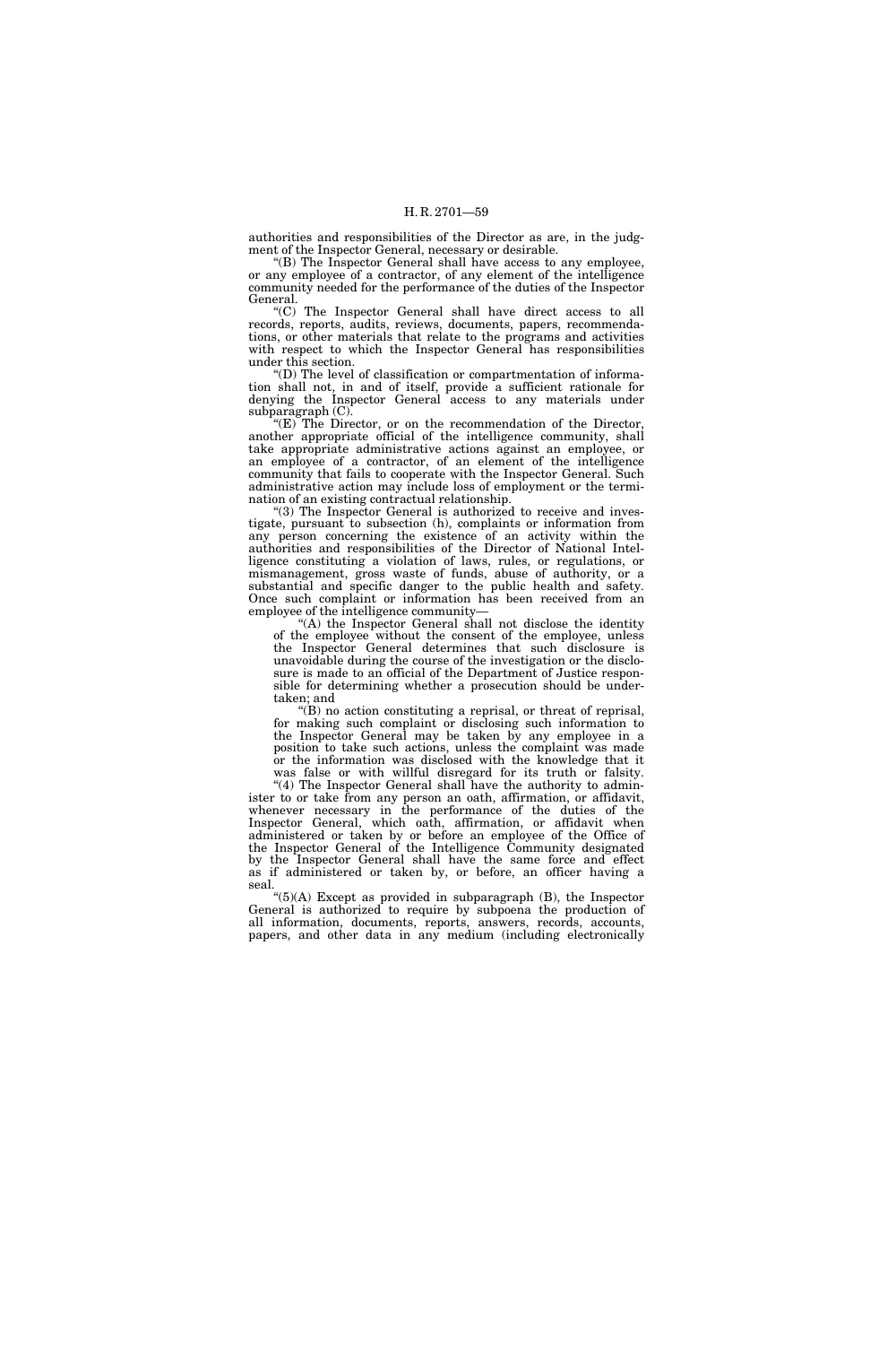authorities and responsibilities of the Director as are, in the judgment of the Inspector General, necessary or desirable.

"(B) The Inspector General shall have access to any employee, or any employee of a contractor, of any element of the intelligence community needed for the performance of the duties of the Inspector General.

"(C) The Inspector General shall have direct access to all records, reports, audits, reviews, documents, papers, recommendations, or other materials that relate to the programs and activities with respect to which the Inspector General has responsibilities under this section.

"(D) The level of classification or compartmentation of information shall not, in and of itself, provide a sufficient rationale for denying the Inspector General access to any materials under subparagraph (C).

"(E) The Director, or on the recommendation of the Director, another appropriate official of the intelligence community, shall take appropriate administrative actions against an employee, or an employee of a contractor, of an element of the intelligence community that fails to cooperate with the Inspector General. Such administrative action may include loss of employment or the termination of an existing contractual relationship.

"(3) The Inspector General is authorized to receive and investigate, pursuant to subsection (h), complaints or information from any person concerning the existence of an activity within the authorities and responsibilities of the Director of National Intelligence constituting a violation of laws, rules, or regulations, or mismanagement, gross waste of funds, abuse of authority, or a substantial and specific danger to the public health and safety. Once such complaint or information has been received from an employee of the intelligence community—

"(A) the Inspector General shall not disclose the identity of the employee without the consent of the employee, unless the Inspector General determines that such disclosure is unavoidable during the course of the investigation or the disclosure is made to an official of the Department of Justice responsible for determining whether a prosecution should be undertaken; and

"(B) no action constituting a reprisal, or threat of reprisal, for making such complaint or disclosing such information to the Inspector General may be taken by any employee in a position to take such actions, unless the complaint was made or the information was disclosed with the knowledge that it was false or with willful disregard for its truth or falsity.

"(4) The Inspector General shall have the authority to administer to or take from any person an oath, affirmation, or affidavit, whenever necessary in the performance of the duties of the Inspector General, which oath, affirmation, or affidavit when administered or taken by or before an employee of the Office of the Inspector General of the Intelligence Community designated by the Inspector General shall have the same force and effect as if administered or taken by, or before, an officer having a seal.

"(5)(A) Except as provided in subparagraph (B), the Inspector General is authorized to require by subpoena the production of all information, documents, reports, answers, records, accounts, papers, and other data in any medium (including electronically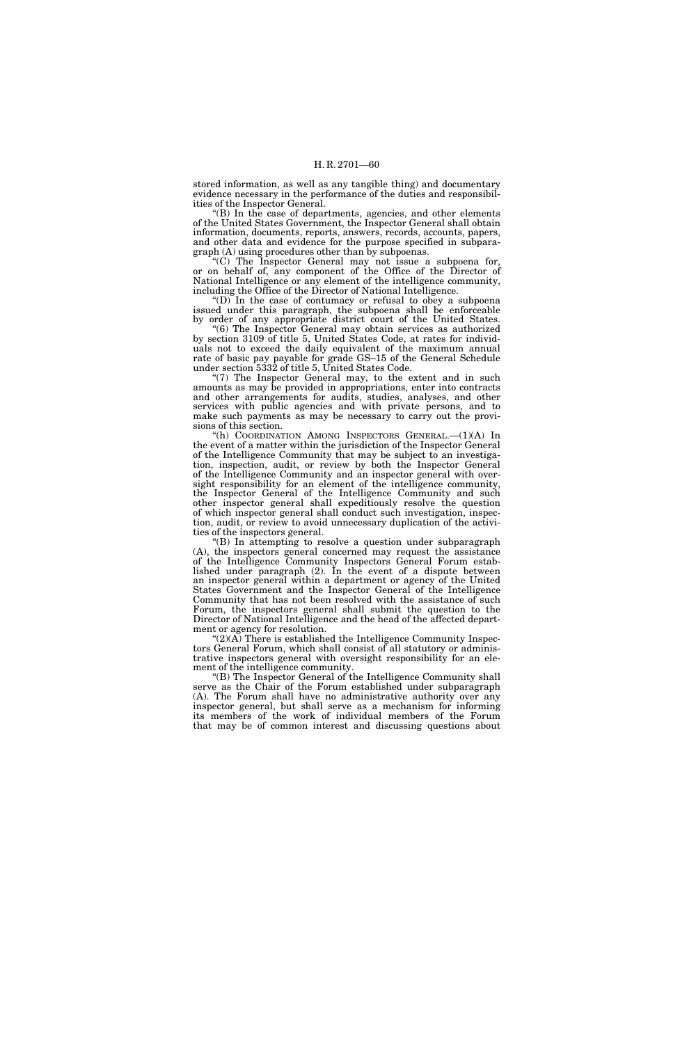stored information, as well as any tangible thing) and documentary evidence necessary in the performance of the duties and responsibilities of the Inspector General.

"(B) In the case of departments, agencies, and other elements of the United States Government, the Inspector General shall obtain information, documents, reports, answers, records, accounts, papers, and other data and evidence for the purpose specified in subparagraph (A) using procedures other than by subpoenas.

"(C) The Inspector General may not issue a subpoena for, or on behalf of, any component of the Office of the Director of National Intelligence or any element of the intelligence community, including the Office of the Director of National Intelligence.

"(D) In the case of contumacy or refusal to obey a subpoena issued under this paragraph, the subpoena shall be enforceable by order of any appropriate district court of the United States.

"(6) The Inspector General may obtain services as authorized by section 3109 of title 5, United States Code, at rates for individuals not to exceed the daily equivalent of the maximum annual rate of basic pay payable for grade GS–15 of the General Schedule under section 5332 of title 5, United States Code.

"(7) The Inspector General may, to the extent and in such amounts as may be provided in appropriations, enter into contracts and other arrangements for audits, studies, analyses, and other services with public agencies and with private persons, and to make such payments as may be necessary to carry out the provisions of this section.

"(h) COORDINATION AMONG INSPECTORS GENERAL.—(1)(A) In the event of a matter within the jurisdiction of the Inspector General of the Intelligence Community that may be subject to an investigation, inspection, audit, or review by both the Inspector General of the Intelligence Community and an inspector general with oversight responsibility for an element of the intelligence community, the Inspector General of the Intelligence Community and such other inspector general shall expeditiously resolve the question of which inspector general shall conduct such investigation, inspection, audit, or review to avoid unnecessary duplication of the activities of the inspectors general.

"(B) In attempting to resolve a question under subparagraph (A), the inspectors general concerned may request the assistance of the Intelligence Community Inspectors General Forum established under paragraph (2). In the event of a dispute between an inspector general within a department or agency of the United States Government and the Inspector General of the Intelligence Community that has not been resolved with the assistance of such Forum, the inspectors general shall submit the question to the Director of National Intelligence and the head of the affected department or agency for resolution.

"(2)(A) There is established the Intelligence Community Inspectors General Forum, which shall consist of all statutory or administrative inspectors general with oversight responsibility for an element of the intelligence community.

"(B) The Inspector General of the Intelligence Community shall serve as the Chair of the Forum established under subparagraph (A). The Forum shall have no administrative authority over any inspector general, but shall serve as a mechanism for informing its members of the work of individual members of the Forum that may be of common interest and discussing questions about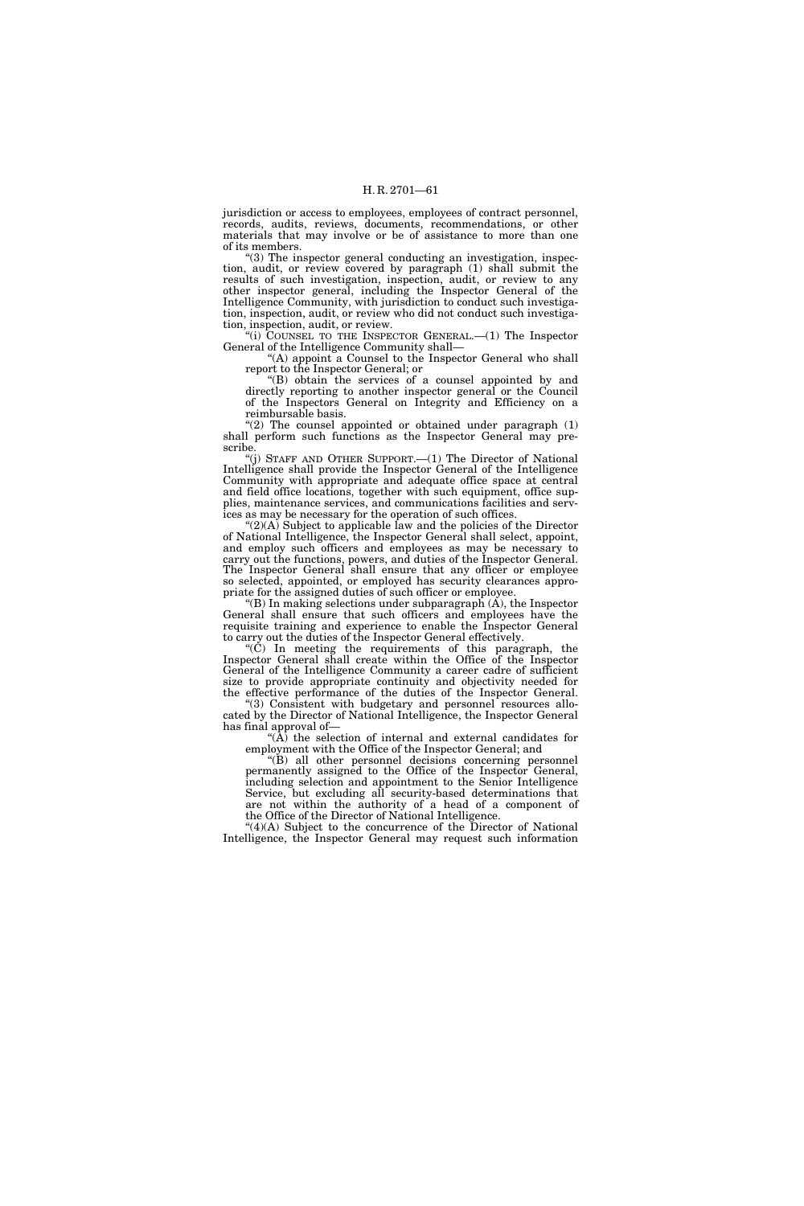jurisdiction or access to employees, employees of contract personnel, records, audits, reviews, documents, recommendations, or other materials that may involve or be of assistance to more than one of its members.

"(3) The inspector general conducting an investigation, inspection, audit, or review covered by paragraph (1) shall submit the results of such investigation, inspection, audit, or review to any other inspector general, including the Inspector General of the Intelligence Community, with jurisdiction to conduct such investigation, inspection, audit, or review who did not conduct such investigation, inspection, audit, or review.

"(i) COUNSEL TO THE INSPECTOR GENERAL.—(1) The Inspector General of the Intelligence Community shall—

"(A) appoint a Counsel to the Inspector General who shall report to the Inspector General; or

"(B) obtain the services of a counsel appointed by and directly reporting to another inspector general or the Council of the Inspectors General on Integrity and Efficiency on a reimbursable basis.

"(2) The counsel appointed or obtained under paragraph (1) shall perform such functions as the Inspector General may prescribe.

"(j) STAFF AND OTHER SUPPORT.—(1) The Director of National Intelligence shall provide the Inspector General of the Intelligence Community with appropriate and adequate office space at central and field office locations, together with such equipment, office supplies, maintenance services, and communications facilities and services as may be necessary for the operation of such offices.

"(2)(A) Subject to applicable law and the policies of the Director of National Intelligence, the Inspector General shall select, appoint, and employ such officers and employees as may be necessary to carry out the functions, powers, and duties of the Inspector General. The Inspector General shall ensure that any officer or employee so selected, appointed, or employed has security clearances appropriate for the assigned duties of such officer or employee.

"(B) In making selections under subparagraph (A), the Inspector General shall ensure that such officers and employees have the requisite training and experience to enable the Inspector General to carry out the duties of the Inspector General effectively.

"(C) In meeting the requirements of this paragraph, the Inspector General shall create within the Office of the Inspector General of the Intelligence Community a career cadre of sufficient size to provide appropriate continuity and objectivity needed for the effective performance of the duties of the Inspector General.

"(3) Consistent with budgetary and personnel resources allocated by the Director of National Intelligence, the Inspector General has final approval of—

"(A) the selection of internal and external candidates for employment with the Office of the Inspector General; and

"(B) all other personnel decisions concerning personnel permanently assigned to the Office of the Inspector General, including selection and appointment to the Senior Intelligence Service, but excluding all security-based determinations that are not within the authority of a head of a component of the Office of the Director of National Intelligence.

"(4)(A) Subject to the concurrence of the Director of National Intelligence, the Inspector General may request such information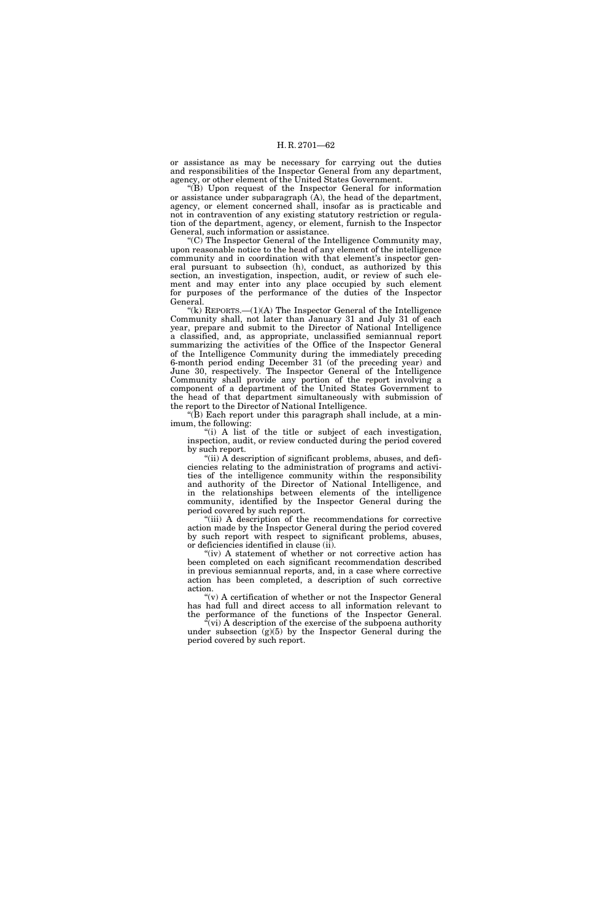or assistance as may be necessary for carrying out the duties and responsibilities of the Inspector General from any department, agency, or other element of the United States Government.

"(B) Upon request of the Inspector General for information or assistance under subparagraph (A), the head of the department, agency, or element concerned shall, insofar as is practicable and not in contravention of any existing statutory restriction or regulation of the department, agency, or element, furnish to the Inspector General, such information or assistance.

"(C) The Inspector General of the Intelligence Community may, upon reasonable notice to the head of any element of the intelligence community and in coordination with that element's inspector general pursuant to subsection (h), conduct, as authorized by this section, an investigation, inspection, audit, or review of such element and may enter into any place occupied by such element for purposes of the performance of the duties of the Inspector General.

"(k) REPORTS.—(1)(A) The Inspector General of the Intelligence Community shall, not later than January 31 and July 31 of each year, prepare and submit to the Director of National Intelligence a classified, and, as appropriate, unclassified semiannual report summarizing the activities of the Office of the Inspector General of the Intelligence Community during the immediately preceding 6-month period ending December 31 (of the preceding year) and June 30, respectively. The Inspector General of the Intelligence Community shall provide any portion of the report involving a component of a department of the United States Government to the head of that department simultaneously with submission of the report to the Director of National Intelligence.

"(B) Each report under this paragraph shall include, at a minimum, the following:

"(i) A list of the title or subject of each investigation, inspection, audit, or review conducted during the period covered by such report.

"(ii) A description of significant problems, abuses, and deficiencies relating to the administration of programs and activities of the intelligence community within the responsibility and authority of the Director of National Intelligence, and in the relationships between elements of the intelligence community, identified by the Inspector General during the period covered by such report.

"(iii) A description of the recommendations for corrective action made by the Inspector General during the period covered by such report with respect to significant problems, abuses, or deficiencies identified in clause (ii).

"(iv) A statement of whether or not corrective action has been completed on each significant recommendation described in previous semiannual reports, and, in a case where corrective action has been completed, a description of such corrective action.

"(v) A certification of whether or not the Inspector General has had full and direct access to all information relevant to the performance of the functions of the Inspector General.

"(vi) A description of the exercise of the subpoena authority under subsection (g)(5) by the Inspector General during the period covered by such report.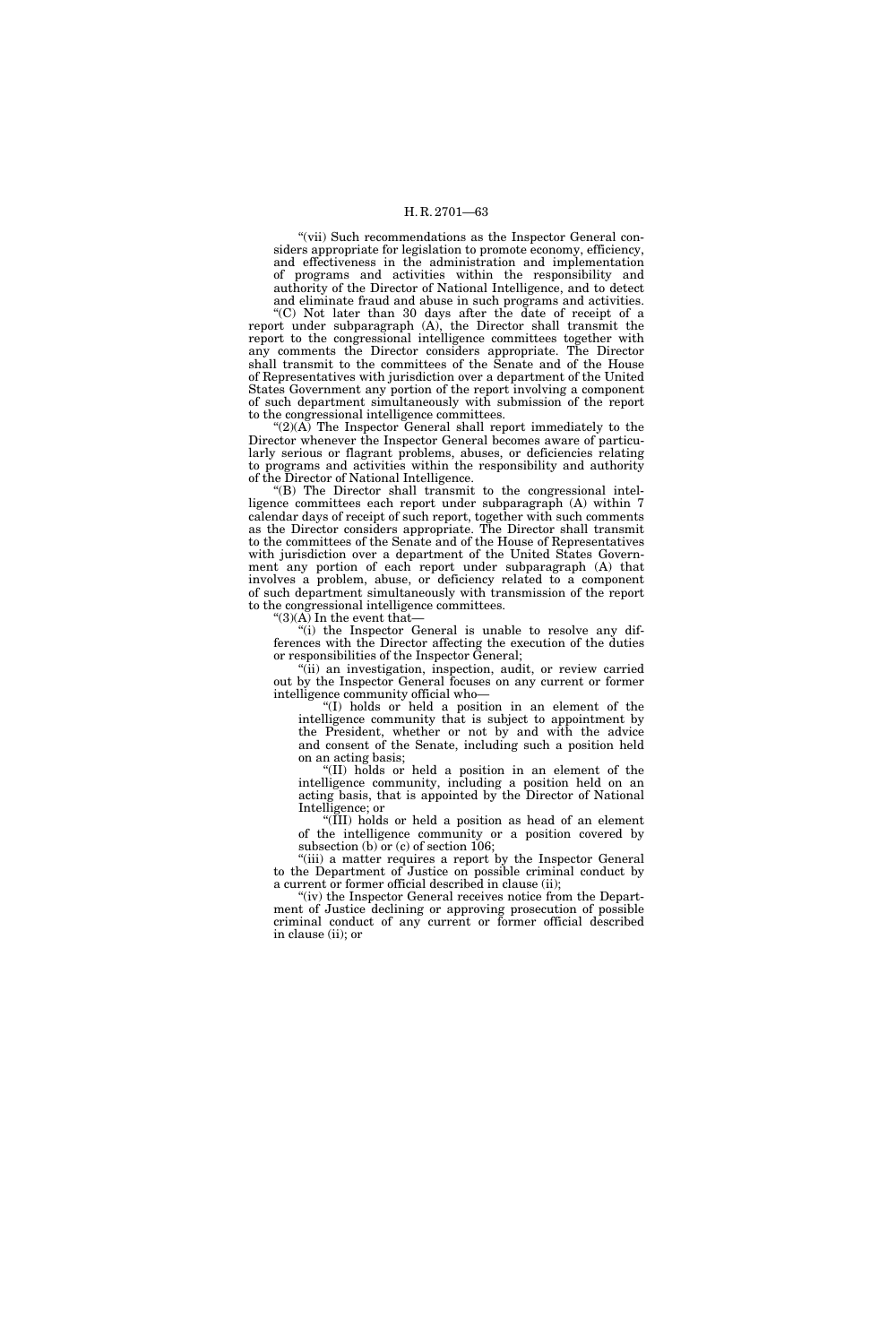"(vii) Such recommendations as the Inspector General considers appropriate for legislation to promote economy, efficiency, and effectiveness in the administration and implementation of programs and activities within the responsibility and authority of the Director of National Intelligence, and to detect and eliminate fraud and abuse in such programs and activities.

"(C) Not later than 30 days after the date of receipt of a report under subparagraph (A), the Director shall transmit the report to the congressional intelligence committees together with any comments the Director considers appropriate. The Director shall transmit to the committees of the Senate and of the House of Representatives with jurisdiction over a department of the United States Government any portion of the report involving a component of such department simultaneously with submission of the report to the congressional intelligence committees.

"(2)(A) The Inspector General shall report immediately to the Director whenever the Inspector General becomes aware of particularly serious or flagrant problems, abuses, or deficiencies relating to programs and activities within the responsibility and authority of the Director of National Intelligence.

"(B) The Director shall transmit to the congressional intelligence committees each report under subparagraph (A) within 7 calendar days of receipt of such report, together with such comments as the Director considers appropriate. The Director shall transmit to the committees of the Senate and of the House of Representatives with jurisdiction over a department of the United States Government any portion of each report under subparagraph (A) that involves a problem, abuse, or deficiency related to a component of such department simultaneously with transmission of the report to the congressional intelligence committees.

"(3)(A) In the event that—

"(i) the Inspector General is unable to resolve any differences with the Director affecting the execution of the duties or responsibilities of the Inspector General;

"(ii) an investigation, inspection, audit, or review carried out by the Inspector General focuses on any current or former intelligence community official who—

"(I) holds or held a position in an element of the intelligence community that is subject to appointment by the President, whether or not by and with the advice and consent of the Senate, including such a position held on an acting basis;

"(II) holds or held a position in an element of the intelligence community, including a position held on an acting basis, that is appointed by the Director of National Intelligence; or

"(III) holds or held a position as head of an element of the intelligence community or a position covered by subsection (b) or (c) of section 106;

"(iii) a matter requires a report by the Inspector General to the Department of Justice on possible criminal conduct by a current or former official described in clause (ii);

"(iv) the Inspector General receives notice from the Department of Justice declining or approving prosecution of possible criminal conduct of any current or former official described in clause (ii); or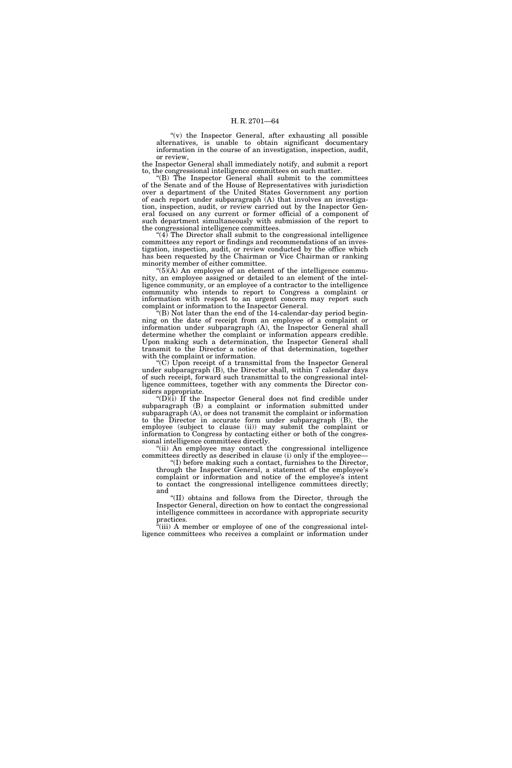"(v) the Inspector General, after exhausting all possible alternatives, is unable to obtain significant documentary information in the course of an investigation, inspection, audit, or review,

the Inspector General shall immediately notify, and submit a report to, the congressional intelligence committees on such matter.

"(B) The Inspector General shall submit to the committees of the Senate and of the House of Representatives with jurisdiction over a department of the United States Government any portion of each report under subparagraph (A) that involves an investigation, inspection, audit, or review carried out by the Inspector General focused on any current or former official of a component of such department simultaneously with submission of the report to the congressional intelligence committees.

"(4) The Director shall submit to the congressional intelligence committees any report or findings and recommendations of an investigation, inspection, audit, or review conducted by the office which has been requested by the Chairman or Vice Chairman or ranking minority member of either committee.

"(5)(A) An employee of an element of the intelligence community, an employee assigned or detailed to an element of the intelligence community, or an employee of a contractor to the intelligence community who intends to report to Congress a complaint or information with respect to an urgent concern may report such complaint or information to the Inspector General.

"(B) Not later than the end of the 14-calendar-day period beginning on the date of receipt from an employee of a complaint or information under subparagraph (A), the Inspector General shall determine whether the complaint or information appears credible. Upon making such a determination, the Inspector General shall transmit to the Director a notice of that determination, together with the complaint or information.

"(C) Upon receipt of a transmittal from the Inspector General under subparagraph (B), the Director shall, within 7 calendar days of such receipt, forward such transmittal to the congressional intelligence committees, together with any comments the Director considers appropriate.

"(D)(i) If the Inspector General does not find credible under subparagraph (B) a complaint or information submitted under subparagraph (A), or does not transmit the complaint or information to the Director in accurate form under subparagraph (B), the employee (subject to clause (ii)) may submit the complaint or information to Congress by contacting either or both of the congressional intelligence committees directly.

"(ii) An employee may contact the congressional intelligence committees directly as described in clause (i) only if the employee—

"(I) before making such a contact, furnishes to the Director, through the Inspector General, a statement of the employee's complaint or information and notice of the employee's intent to contact the congressional intelligence committees directly; and

"(II) obtains and follows from the Director, through the Inspector General, direction on how to contact the congressional intelligence committees in accordance with appropriate security practices.

"(iii) A member or employee of one of the congressional intelligence committees who receives a complaint or information under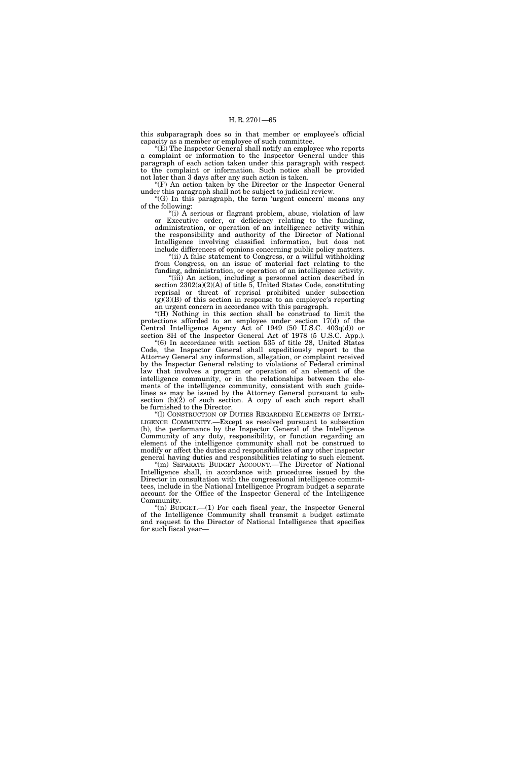this subparagraph does so in that member or employee's official capacity as a member or employee of such committee.

"(E) The Inspector General shall notify an employee who reports a complaint or information to the Inspector General under this paragraph of each action taken under this paragraph with respect to the complaint or information. Such notice shall be provided not later than 3 days after any such action is taken.

"(F) An action taken by the Director or the Inspector General under this paragraph shall not be subject to judicial review.

"(G) In this paragraph, the term 'urgent concern' means any of the following:

"(i) A serious or flagrant problem, abuse, violation of law or Executive order, or deficiency relating to the funding, administration, or operation of an intelligence activity within the responsibility and authority of the Director of National Intelligence involving classified information, but does not include differences of opinions concerning public policy matters.

"(ii) A false statement to Congress, or a willful withholding from Congress, on an issue of material fact relating to the funding, administration, or operation of an intelligence activity.

"(iii) An action, including a personnel action described in section 2302(a)(2)(A) of title 5, United States Code, constituting reprisal or threat of reprisal prohibited under subsection (g)(3)(B) of this section in response to an employee's reporting an urgent concern in accordance with this paragraph.

"(H) Nothing in this section shall be construed to limit the protections afforded to an employee under section 17(d) of the Central Intelligence Agency Act of 1949 (50 U.S.C. 403q(d)) or section 8H of the Inspector General Act of 1978 (5 U.S.C. App.).

"(6) In accordance with section 535 of title 28, United States Code, the Inspector General shall expeditiously report to the Attorney General any information, allegation, or complaint received by the Inspector General relating to violations of Federal criminal law that involves a program or operation of an element of the intelligence community, or in the relationships between the elements of the intelligence community, consistent with such guidelines as may be issued by the Attorney General pursuant to subsection (b)(2) of such section. A copy of each such report shall be furnished to the Director.

"(l) CONSTRUCTION OF DUTIES REGARDING ELEMENTS OF INTELLIGENCE COMMUNITY.—Except as resolved pursuant to subsection (h), the performance by the Inspector General of the Intelligence Community of any duty, responsibility, or function regarding an element of the intelligence community shall not be construed to modify or affect the duties and responsibilities of any other inspector general having duties and responsibilities relating to such element.

"(m) SEPARATE BUDGET ACCOUNT.—The Director of National Intelligence shall, in accordance with procedures issued by the Director in consultation with the congressional intelligence committees, include in the National Intelligence Program budget a separate account for the Office of the Inspector General of the Intelligence Community.

"(n) BUDGET.—(1) For each fiscal year, the Inspector General of the Intelligence Community shall transmit a budget estimate and request to the Director of National Intelligence that specifies for such fiscal year—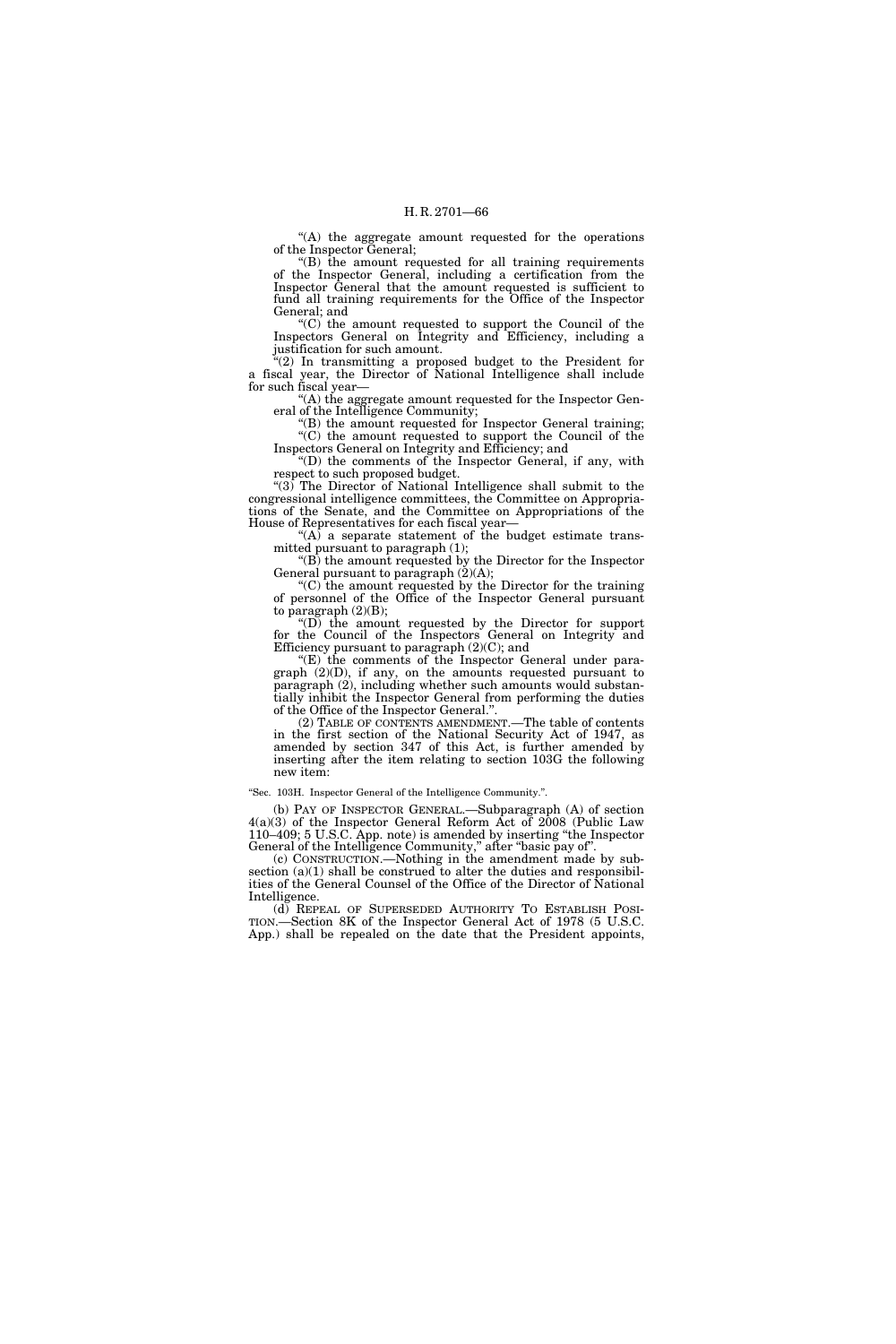"(A) the aggregate amount requested for the operations of the Inspector General;

"(B) the amount requested for all training requirements of the Inspector General, including a certification from the Inspector General that the amount requested is sufficient to fund all training requirements for the Office of the Inspector General; and

"(C) the amount requested to support the Council of the Inspectors General on Integrity and Efficiency, including a justification for such amount.

"(2) In transmitting a proposed budget to the President for a fiscal year, the Director of National Intelligence shall include for such fiscal year—

"(A) the aggregate amount requested for the Inspector General of the Intelligence Community;

"(B) the amount requested for Inspector General training;

"(C) the amount requested to support the Council of the Inspectors General on Integrity and Efficiency; and

"(D) the comments of the Inspector General, if any, with respect to such proposed budget.

"(3) The Director of National Intelligence shall submit to the congressional intelligence committees, the Committee on Appropriations of the Senate, and the Committee on Appropriations of the House of Representatives for each fiscal year—

"(A) a separate statement of the budget estimate transmitted pursuant to paragraph (1);

"(B) the amount requested by the Director for the Inspector General pursuant to paragraph (2)(A);

"(C) the amount requested by the Director for the training of personnel of the Office of the Inspector General pursuant to paragraph (2)(B);

"(D) the amount requested by the Director for support for the Council of the Inspectors General on Integrity and Efficiency pursuant to paragraph (2)(C); and

"(E) the comments of the Inspector General under paragraph (2)(D), if any, on the amounts requested pursuant to paragraph (2), including whether such amounts would substantially inhibit the Inspector General from performing the duties of the Office of the Inspector General.".

(2) TABLE OF CONTENTS AMENDMENT.—The table of contents in the first section of the National Security Act of 1947, as amended by section 347 of this Act, is further amended by inserting after the item relating to section 103G the following new item:

"Sec. 103H. Inspector General of the Intelligence Community.".

(b) PAY OF INSPECTOR GENERAL.—Subparagraph (A) of section 4(a)(3) of the Inspector General Reform Act of 2008 (Public Law 110–409; 5 U.S.C. App. note) is amended by inserting "the Inspector General of the Intelligence Community," after "basic pay of".

(c) CONSTRUCTION.—Nothing in the amendment made by subsection (a)(1) shall be construed to alter the duties and responsibilities of the General Counsel of the Office of the Director of National Intelligence.

(d) REPEAL OF SUPERSEDED AUTHORITY TO ESTABLISH POSITION.—Section 8K of the Inspector General Act of 1978 (5 U.S.C. App.) shall be repealed on the date that the President appoints,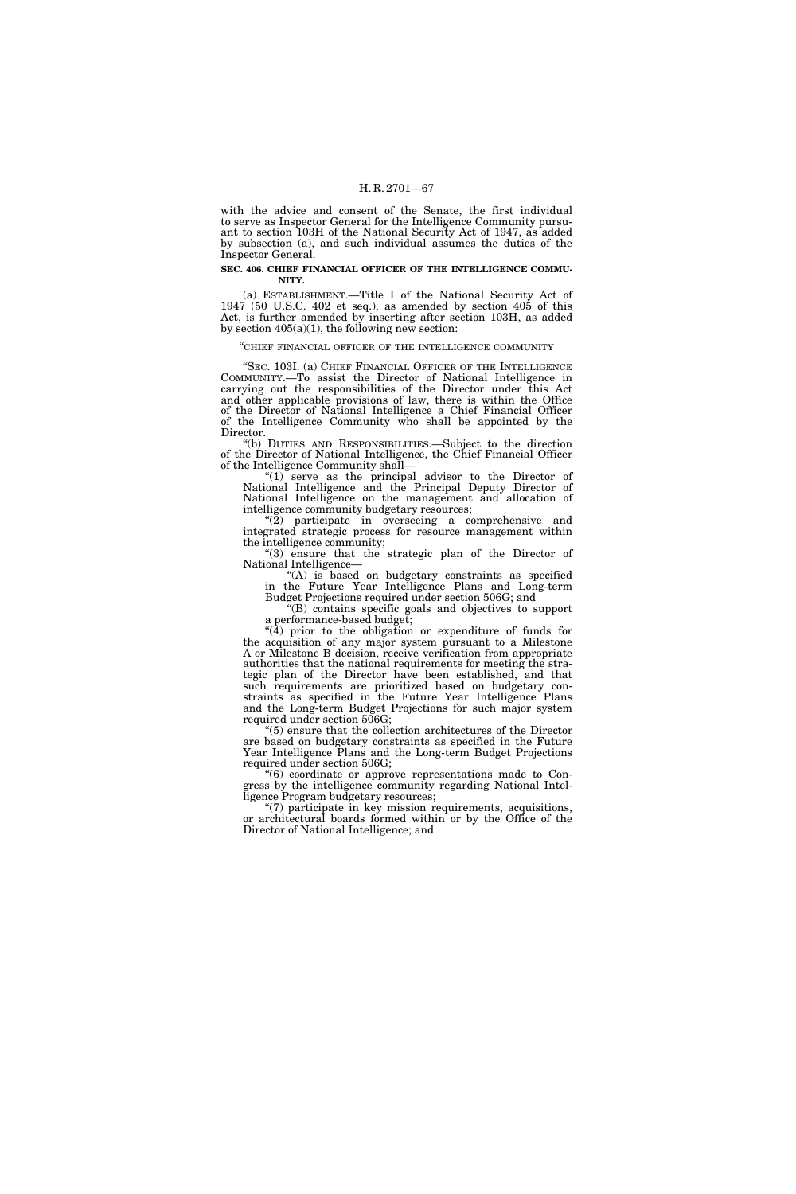with the advice and consent of the Senate, the first individual to serve as Inspector General for the Intelligence Community pursuant to section 103H of the National Security Act of 1947, as added by subsection (a), and such individual assumes the duties of the Inspector General.

**SEC. 406. CHIEF FINANCIAL OFFICER OF THE INTELLIGENCE COMMUNITY.**

(a) ESTABLISHMENT.—Title I of the National Security Act of 1947 (50 U.S.C. 402 et seq.), as amended by section 405 of this Act, is further amended by inserting after section 103H, as added by section 405(a)(1), the following new section:

"CHIEF FINANCIAL OFFICER OF THE INTELLIGENCE COMMUNITY

"SEC. 103I. (a) CHIEF FINANCIAL OFFICER OF THE INTELLIGENCE COMMUNITY.—To assist the Director of National Intelligence in carrying out the responsibilities of the Director under this Act and other applicable provisions of law, there is within the Office of the Director of National Intelligence a Chief Financial Officer of the Intelligence Community who shall be appointed by the Director.

"(b) DUTIES AND RESPONSIBILITIES.—Subject to the direction of the Director of National Intelligence, the Chief Financial Officer of the Intelligence Community shall—

"(1) serve as the principal advisor to the Director of National Intelligence and the Principal Deputy Director of National Intelligence on the management and allocation of intelligence community budgetary resources;

"(2) participate in overseeing a comprehensive and integrated strategic process for resource management within the intelligence community;

"(3) ensure that the strategic plan of the Director of National Intelligence—

"(A) is based on budgetary constraints as specified in the Future Year Intelligence Plans and Long-term Budget Projections required under section 506G; and

"(B) contains specific goals and objectives to support a performance-based budget;

"(4) prior to the obligation or expenditure of funds for the acquisition of any major system pursuant to a Milestone A or Milestone B decision, receive verification from appropriate authorities that the national requirements for meeting the strategic plan of the Director have been established, and that such requirements are prioritized based on budgetary constraints as specified in the Future Year Intelligence Plans and the Long-term Budget Projections for such major system required under section 506G;

"(5) ensure that the collection architectures of the Director are based on budgetary constraints as specified in the Future Year Intelligence Plans and the Long-term Budget Projections required under section 506G;

"(6) coordinate or approve representations made to Congress by the intelligence community regarding National Intelligence Program budgetary resources;

"(7) participate in key mission requirements, acquisitions, or architectural boards formed within or by the Office of the Director of National Intelligence; and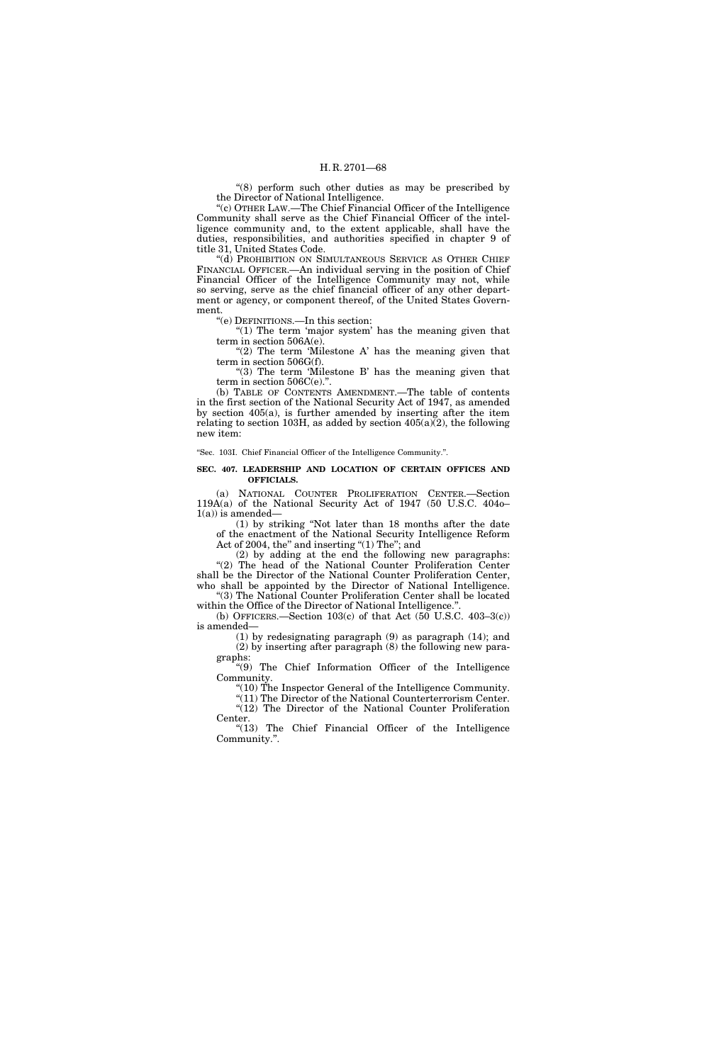"(8) perform such other duties as may be prescribed by the Director of National Intelligence.

"(c) OTHER LAW.—The Chief Financial Officer of the Intelligence Community shall serve as the Chief Financial Officer of the intelligence community and, to the extent applicable, shall have the duties, responsibilities, and authorities specified in chapter 9 of title 31, United States Code.

"(d) PROHIBITION ON SIMULTANEOUS SERVICE AS OTHER CHIEF FINANCIAL OFFICER.—An individual serving in the position of Chief Financial Officer of the Intelligence Community may not, while so serving, serve as the chief financial officer of any other department or agency, or component thereof, of the United States Government.

"(e) DEFINITIONS.—In this section:

"(1) The term 'major system' has the meaning given that term in section 506A(e).

"(2) The term 'Milestone A' has the meaning given that term in section 506G(f).

"(3) The term 'Milestone B' has the meaning given that term in section 506C(e).".

(b) TABLE OF CONTENTS AMENDMENT.—The table of contents in the first section of the National Security Act of 1947, as amended by section 405(a), is further amended by inserting after the item relating to section 103H, as added by section 405(a)(2), the following new item:

"Sec. 103I. Chief Financial Officer of the Intelligence Community.".

**SEC. 407. LEADERSHIP AND LOCATION OF CERTAIN OFFICES AND OFFICIALS.**

(a) NATIONAL COUNTER PROLIFERATION CENTER.—Section 119A(a) of the National Security Act of 1947 (50 U.S.C. 404o–1(a)) is amended—

(1) by striking "Not later than 18 months after the date of the enactment of the National Security Intelligence Reform Act of 2004, the" and inserting "(1) The"; and

(2) by adding at the end the following new paragraphs:

"(2) The head of the National Counter Proliferation Center shall be the Director of the National Counter Proliferation Center, who shall be appointed by the Director of National Intelligence.

"(3) The National Counter Proliferation Center shall be located within the Office of the Director of National Intelligence.".

(b) OFFICERS.—Section 103(c) of that Act (50 U.S.C. 403–3(c)) is amended—

(1) by redesignating paragraph (9) as paragraph (14); and

(2) by inserting after paragraph (8) the following new paragraphs:

"(9) The Chief Information Officer of the Intelligence Community.

"(10) The Inspector General of the Intelligence Community.

"(11) The Director of the National Counterterrorism Center.

"(12) The Director of the National Counter Proliferation Center.

"(13) The Chief Financial Officer of the Intelligence Community.".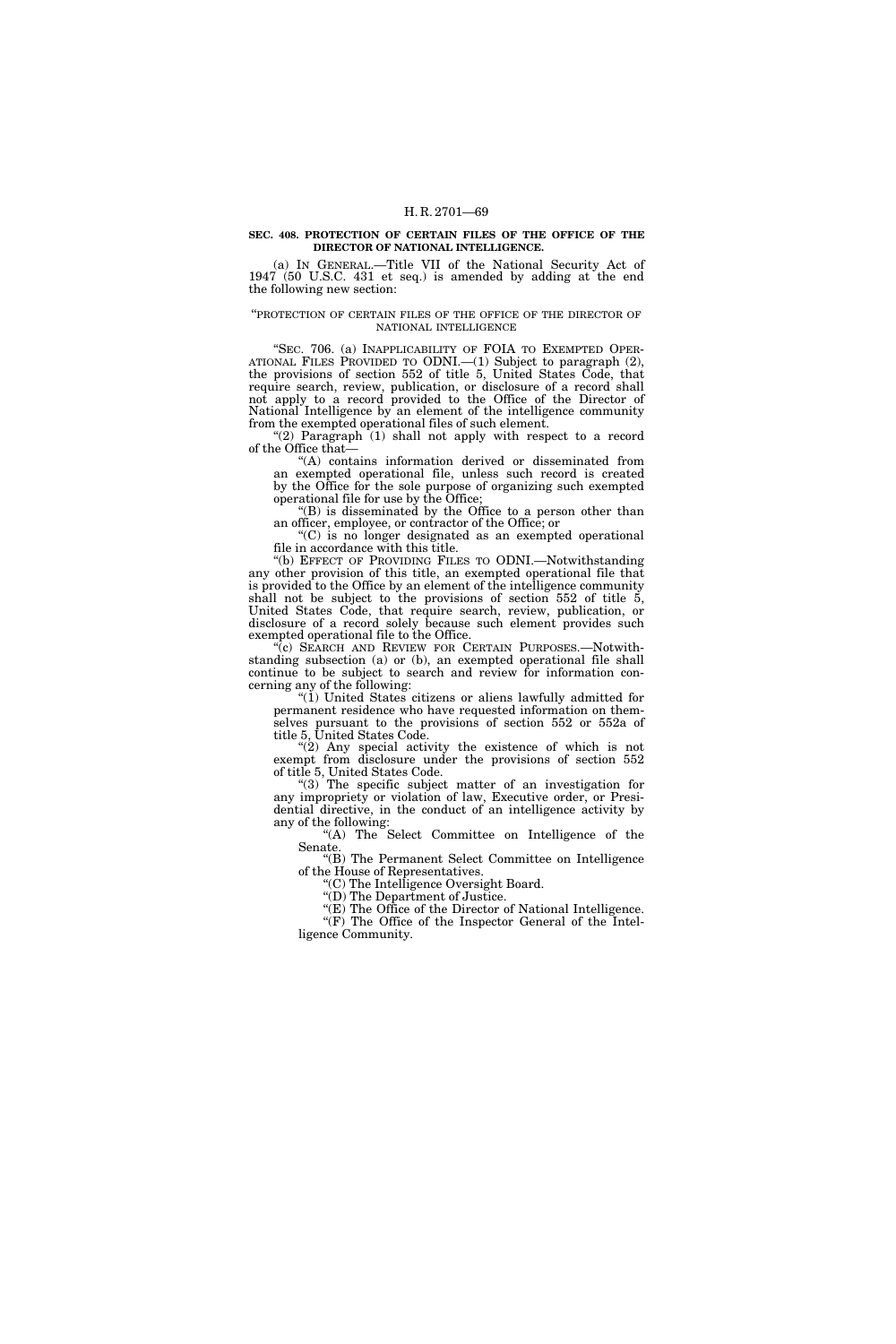**SEC. 408. PROTECTION OF CERTAIN FILES OF THE OFFICE OF THE DIRECTOR OF NATIONAL INTELLIGENCE.**

(a) IN GENERAL.—Title VII of the National Security Act of 1947 (50 U.S.C. 431 et seq.) is amended by adding at the end the following new section:

"PROTECTION OF CERTAIN FILES OF THE OFFICE OF THE DIRECTOR OF NATIONAL INTELLIGENCE

"SEC. 706. (a) INAPPLICABILITY OF FOIA TO EXEMPTED OPERATIONAL FILES PROVIDED TO ODNI.—(1) Subject to paragraph (2), the provisions of section 552 of title 5, United States Code, that require search, review, publication, or disclosure of a record shall not apply to a record provided to the Office of the Director of National Intelligence by an element of the intelligence community from the exempted operational files of such element.

"(2) Paragraph (1) shall not apply with respect to a record of the Office that—

"(A) contains information derived or disseminated from an exempted operational file, unless such record is created by the Office for the sole purpose of organizing such exempted operational file for use by the Office;

"(B) is disseminated by the Office to a person other than an officer, employee, or contractor of the Office; or

"(C) is no longer designated as an exempted operational file in accordance with this title.

"(b) EFFECT OF PROVIDING FILES TO ODNI.—Notwithstanding any other provision of this title, an exempted operational file that is provided to the Office by an element of the intelligence community shall not be subject to the provisions of section 552 of title 5, United States Code, that require search, review, publication, or disclosure of a record solely because such element provides such exempted operational file to the Office.

"(c) SEARCH AND REVIEW FOR CERTAIN PURPOSES.—Notwithstanding subsection (a) or (b), an exempted operational file shall continue to be subject to search and review for information concerning any of the following:

"(1) United States citizens or aliens lawfully admitted for permanent residence who have requested information on themselves pursuant to the provisions of section 552 or 552a of title 5, United States Code.

"(2) Any special activity the existence of which is not exempt from disclosure under the provisions of section 552 of title 5, United States Code.

"(3) The specific subject matter of an investigation for any impropriety or violation of law, Executive order, or Presidential directive, in the conduct of an intelligence activity by any of the following:

"(A) The Select Committee on Intelligence of the Senate.

"(B) The Permanent Select Committee on Intelligence of the House of Representatives.

"(C) The Intelligence Oversight Board.

"(D) The Department of Justice.

"(E) The Office of the Director of National Intelligence.

"(F) The Office of the Inspector General of the Intelligence Community.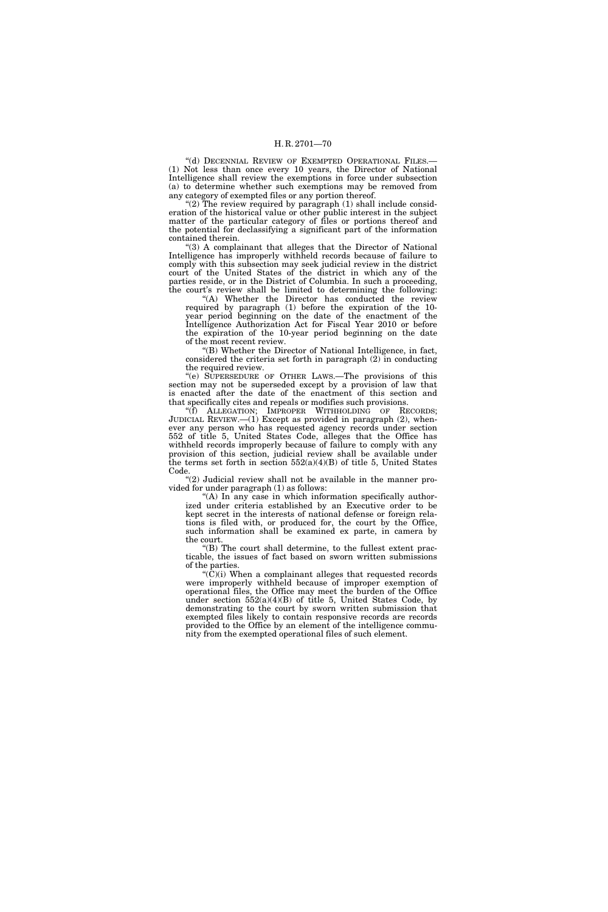"(d) DECENNIAL REVIEW OF EXEMPTED OPERATIONAL FILES.—(1) Not less than once every 10 years, the Director of National Intelligence shall review the exemptions in force under subsection (a) to determine whether such exemptions may be removed from any category of exempted files or any portion thereof.

"(2) The review required by paragraph (1) shall include consideration of the historical value or other public interest in the subject matter of the particular category of files or portions thereof and the potential for declassifying a significant part of the information contained therein.

"(3) A complainant that alleges that the Director of National Intelligence has improperly withheld records because of failure to comply with this subsection may seek judicial review in the district court of the United States of the district in which any of the parties reside, or in the District of Columbia. In such a proceeding, the court's review shall be limited to determining the following:

"(A) Whether the Director has conducted the review required by paragraph (1) before the expiration of the 10-year period beginning on the date of the enactment of the Intelligence Authorization Act for Fiscal Year 2010 or before the expiration of the 10-year period beginning on the date of the most recent review.

"(B) Whether the Director of National Intelligence, in fact, considered the criteria set forth in paragraph (2) in conducting the required review.

"(e) SUPERSEDURE OF OTHER LAWS.—The provisions of this section may not be superseded except by a provision of law that is enacted after the date of the enactment of this section and that specifically cites and repeals or modifies such provisions.

"(f) ALLEGATION; IMPROPER WITHHOLDING OF RECORDS; JUDICIAL REVIEW.—(1) Except as provided in paragraph (2), whenever any person who has requested agency records under section 552 of title 5, United States Code, alleges that the Office has withheld records improperly because of failure to comply with any provision of this section, judicial review shall be available under the terms set forth in section 552(a)(4)(B) of title 5, United States Code.

"(2) Judicial review shall not be available in the manner provided for under paragraph (1) as follows:

"(A) In any case in which information specifically authorized under criteria established by an Executive order to be kept secret in the interests of national defense or foreign relations is filed with, or produced for, the court by the Office, such information shall be examined ex parte, in camera by the court.

"(B) The court shall determine, to the fullest extent practicable, the issues of fact based on sworn written submissions of the parties.

"(C)(i) When a complainant alleges that requested records were improperly withheld because of improper exemption of operational files, the Office may meet the burden of the Office under section 552(a)(4)(B) of title 5, United States Code, by demonstrating to the court by sworn written submission that exempted files likely to contain responsive records are records provided to the Office by an element of the intelligence community from the exempted operational files of such element.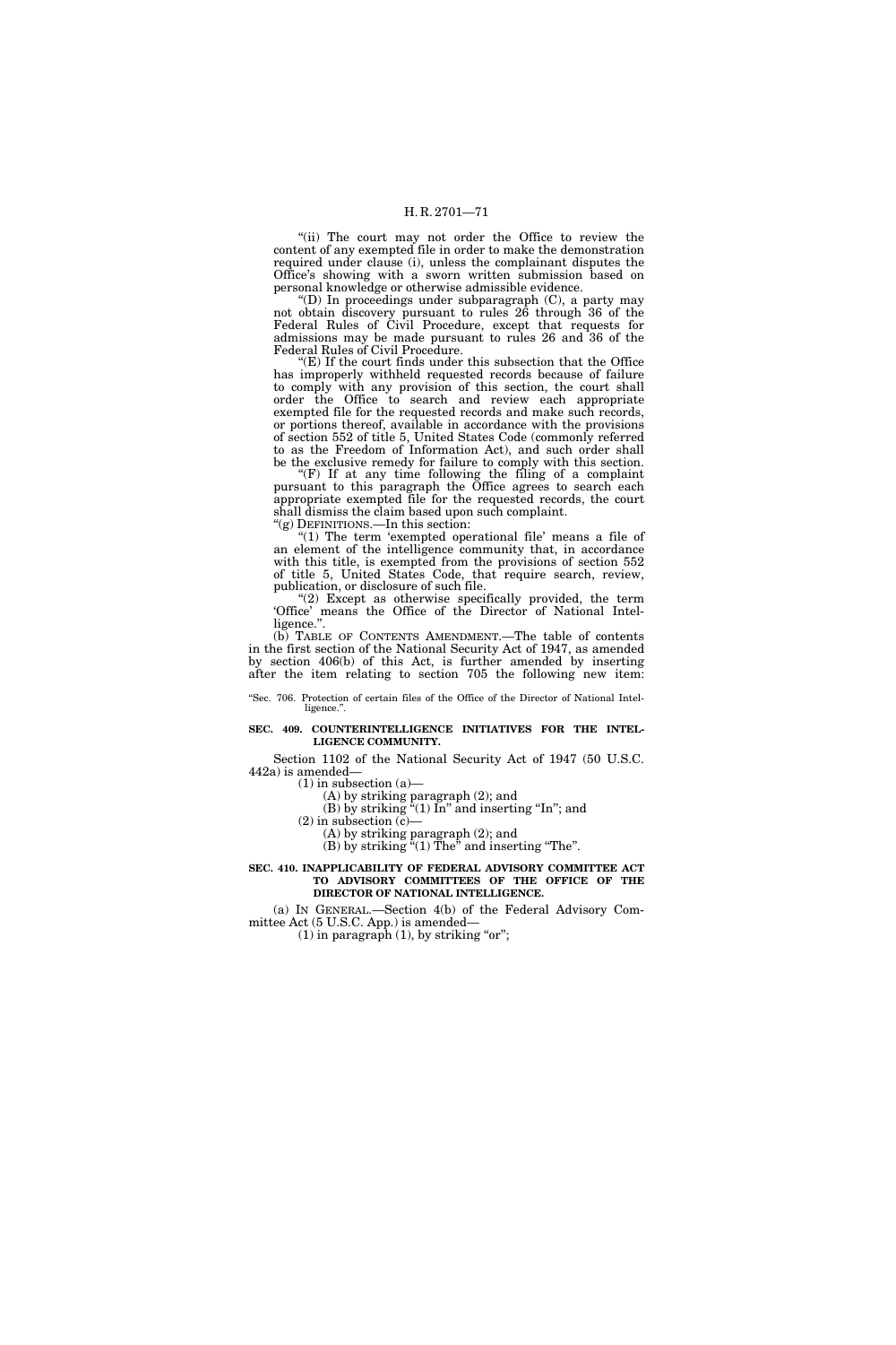"(ii) The court may not order the Office to review the content of any exempted file in order to make the demonstration required under clause (i), unless the complainant disputes the Office's showing with a sworn written submission based on personal knowledge or otherwise admissible evidence.

"(D) In proceedings under subparagraph (C), a party may not obtain discovery pursuant to rules 26 through 36 of the Federal Rules of Civil Procedure, except that requests for admissions may be made pursuant to rules 26 and 36 of the Federal Rules of Civil Procedure.

"(E) If the court finds under this subsection that the Office has improperly withheld requested records because of failure to comply with any provision of this section, the court shall order the Office to search and review each appropriate exempted file for the requested records and make such records, or portions thereof, available in accordance with the provisions of section 552 of title 5, United States Code (commonly referred to as the Freedom of Information Act), and such order shall be the exclusive remedy for failure to comply with this section.

"(F) If at any time following the filing of a complaint pursuant to this paragraph the Office agrees to search each appropriate exempted file for the requested records, the court shall dismiss the claim based upon such complaint.

"(g) DEFINITIONS.—In this section:

"(1) The term 'exempted operational file' means a file of an element of the intelligence community that, in accordance with this title, is exempted from the provisions of section 552 of title 5, United States Code, that require search, review, publication, or disclosure of such file.

"(2) Except as otherwise specifically provided, the term 'Office' means the Office of the Director of National Intelligence.".

(b) TABLE OF CONTENTS AMENDMENT.—The table of contents in the first section of the National Security Act of 1947, as amended by section 406(b) of this Act, is further amended by inserting after the item relating to section 705 the following new item:

"Sec. 706. Protection of certain files of the Office of the Director of National Intelligence.".

**SEC. 409. COUNTERINTELLIGENCE INITIATIVES FOR THE INTELLIGENCE COMMUNITY.**

Section 1102 of the National Security Act of 1947 (50 U.S.C. 442a) is amended—

(1) in subsection (a)—

(A) by striking paragraph (2); and

(B) by striking "(1) In" and inserting "In"; and

(2) in subsection (c)—

(A) by striking paragraph (2); and

(B) by striking "(1) The" and inserting "The".

**SEC. 410. INAPPLICABILITY OF FEDERAL ADVISORY COMMITTEE ACT TO ADVISORY COMMITTEES OF THE OFFICE OF THE DIRECTOR OF NATIONAL INTELLIGENCE.**

(a) IN GENERAL.—Section 4(b) of the Federal Advisory Committee Act (5 U.S.C. App.) is amended—

(1) in paragraph (1), by striking "or";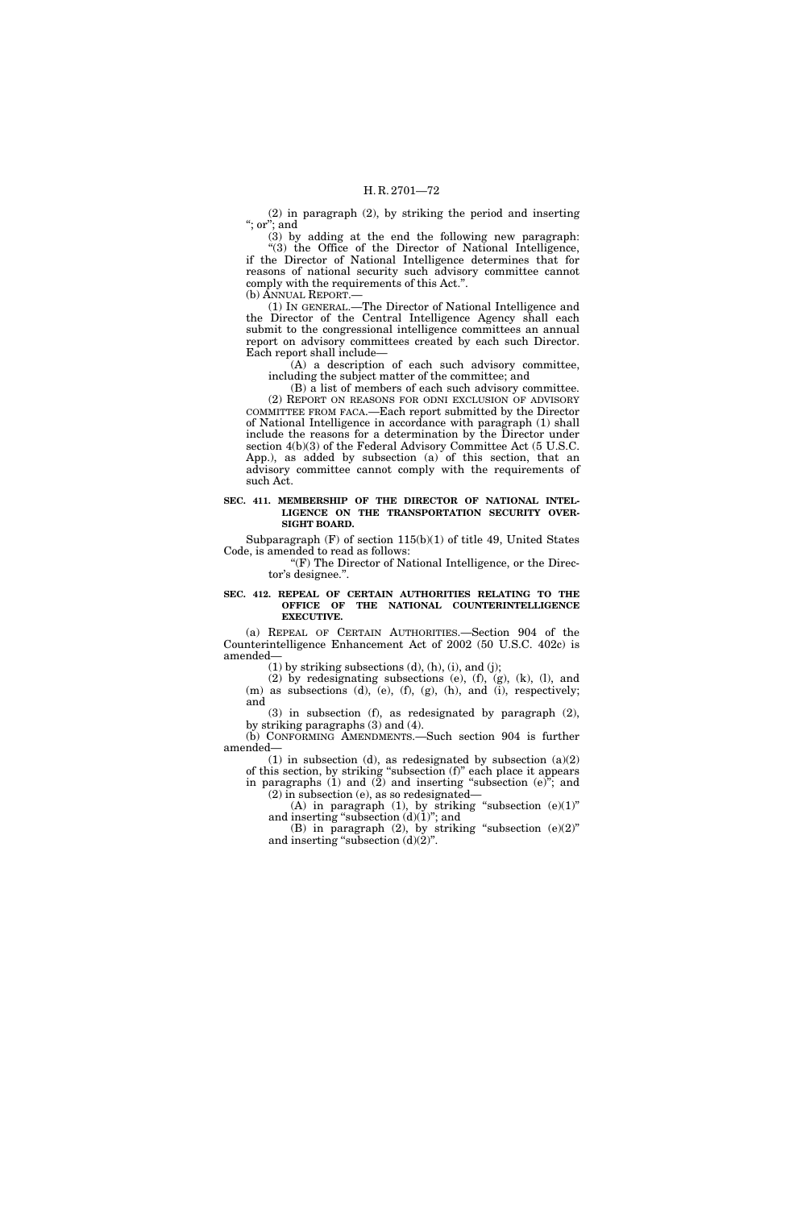(2) in paragraph (2), by striking the period and inserting "; or"; and

(3) by adding at the end the following new paragraph:

"(3) the Office of the Director of National Intelligence, if the Director of National Intelligence determines that for reasons of national security such advisory committee cannot comply with the requirements of this Act.".

(b) ANNUAL REPORT.—

(1) IN GENERAL.—The Director of National Intelligence and the Director of the Central Intelligence Agency shall each submit to the congressional intelligence committees an annual report on advisory committees created by each such Director. Each report shall include—

(A) a description of each such advisory committee, including the subject matter of the committee; and

(B) a list of members of each such advisory committee.

(2) REPORT ON REASONS FOR ODNI EXCLUSION OF ADVISORY COMMITTEE FROM FACA.—Each report submitted by the Director of National Intelligence in accordance with paragraph (1) shall include the reasons for a determination by the Director under section 4(b)(3) of the Federal Advisory Committee Act (5 U.S.C. App.), as added by subsection (a) of this section, that an advisory committee cannot comply with the requirements of such Act.

**SEC. 411. MEMBERSHIP OF THE DIRECTOR OF NATIONAL INTELLIGENCE ON THE TRANSPORTATION SECURITY OVERSIGHT BOARD.**

Subparagraph (F) of section 115(b)(1) of title 49, United States Code, is amended to read as follows:

"(F) The Director of National Intelligence, or the Director's designee.".

**SEC. 412. REPEAL OF CERTAIN AUTHORITIES RELATING TO THE OFFICE OF THE NATIONAL COUNTERINTELLIGENCE EXECUTIVE.**

(a) REPEAL OF CERTAIN AUTHORITIES.—Section 904 of the Counterintelligence Enhancement Act of 2002 (50 U.S.C. 402c) is amended—

(1) by striking subsections (d), (h), (i), and (j);

(2) by redesignating subsections (e), (f), (g), (k), (l), and (m) as subsections (d), (e), (f), (g), (h), and (i), respectively; and

(3) in subsection (f), as redesignated by paragraph (2), by striking paragraphs (3) and (4).

(b) CONFORMING AMENDMENTS.—Such section 904 is further amended—

(1) in subsection (d), as redesignated by subsection (a)(2) of this section, by striking "subsection (f)" each place it appears in paragraphs (1) and (2) and inserting "subsection (e)"; and

(2) in subsection (e), as so redesignated—

(A) in paragraph (1), by striking "subsection (e)(1)" and inserting "subsection (d)(1)"; and

(B) in paragraph (2), by striking "subsection (e)(2)" and inserting "subsection (d)(2)".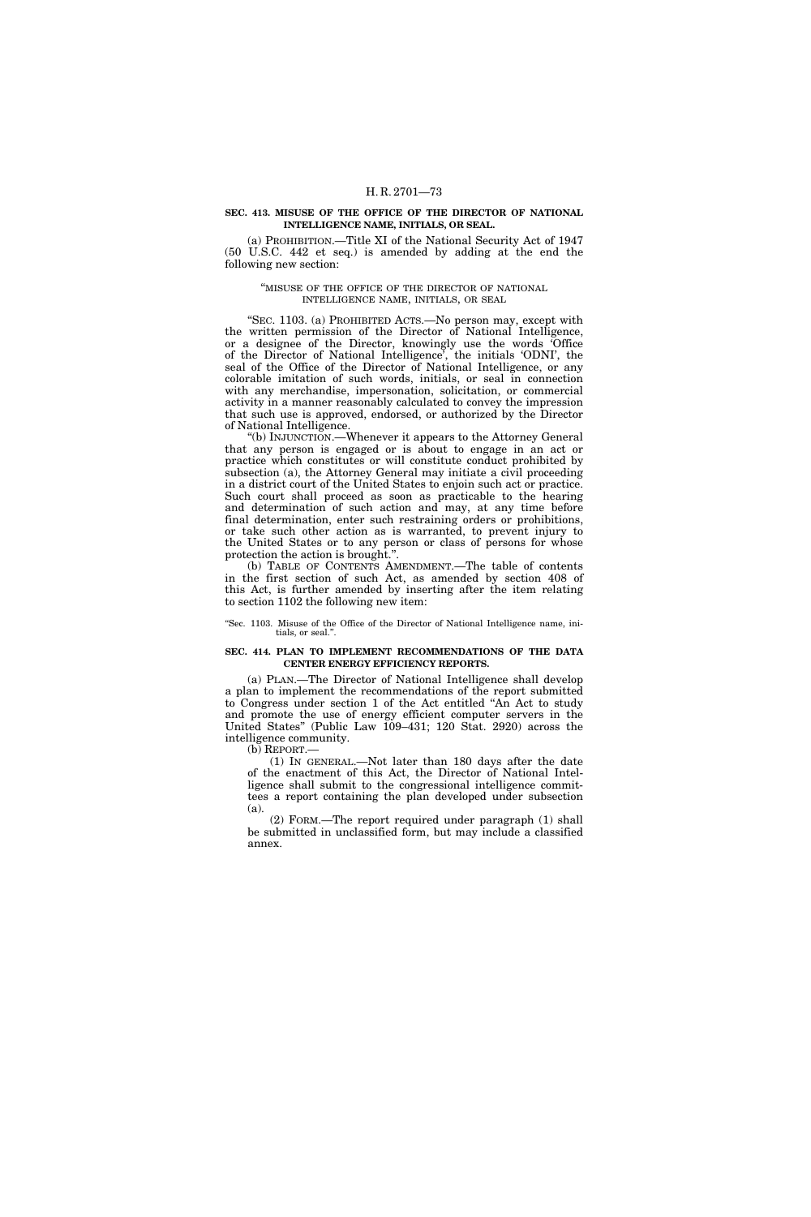**SEC. 413. MISUSE OF THE OFFICE OF THE DIRECTOR OF NATIONAL INTELLIGENCE NAME, INITIALS, OR SEAL.**

(a) PROHIBITION.—Title XI of the National Security Act of 1947 (50 U.S.C. 442 et seq.) is amended by adding at the end the following new section:

"MISUSE OF THE OFFICE OF THE DIRECTOR OF NATIONAL INTELLIGENCE NAME, INITIALS, OR SEAL

"SEC. 1103. (a) PROHIBITED ACTS.—No person may, except with the written permission of the Director of National Intelligence, or a designee of the Director, knowingly use the words 'Office of the Director of National Intelligence', the initials 'ODNI', the seal of the Office of the Director of National Intelligence, or any colorable imitation of such words, initials, or seal in connection with any merchandise, impersonation, solicitation, or commercial activity in a manner reasonably calculated to convey the impression that such use is approved, endorsed, or authorized by the Director of National Intelligence.

"(b) INJUNCTION.—Whenever it appears to the Attorney General that any person is engaged or is about to engage in an act or practice which constitutes or will constitute conduct prohibited by subsection (a), the Attorney General may initiate a civil proceeding in a district court of the United States to enjoin such act or practice. Such court shall proceed as soon as practicable to the hearing and determination of such action and may, at any time before final determination, enter such restraining orders or prohibitions, or take such other action as is warranted, to prevent injury to the United States or to any person or class of persons for whose protection the action is brought.".

(b) TABLE OF CONTENTS AMENDMENT.—The table of contents in the first section of such Act, as amended by section 408 of this Act, is further amended by inserting after the item relating to section 1102 the following new item:

"Sec. 1103. Misuse of the Office of the Director of National Intelligence name, initials, or seal.".

**SEC. 414. PLAN TO IMPLEMENT RECOMMENDATIONS OF THE DATA CENTER ENERGY EFFICIENCY REPORTS.**

(a) PLAN.—The Director of National Intelligence shall develop a plan to implement the recommendations of the report submitted to Congress under section 1 of the Act entitled "An Act to study and promote the use of energy efficient computer servers in the United States" (Public Law 109–431; 120 Stat. 2920) across the intelligence community.

(b) REPORT.—

(1) IN GENERAL.—Not later than 180 days after the date of the enactment of this Act, the Director of National Intelligence shall submit to the congressional intelligence committees a report containing the plan developed under subsection (a).

(2) FORM.—The report required under paragraph (1) shall be submitted in unclassified form, but may include a classified annex.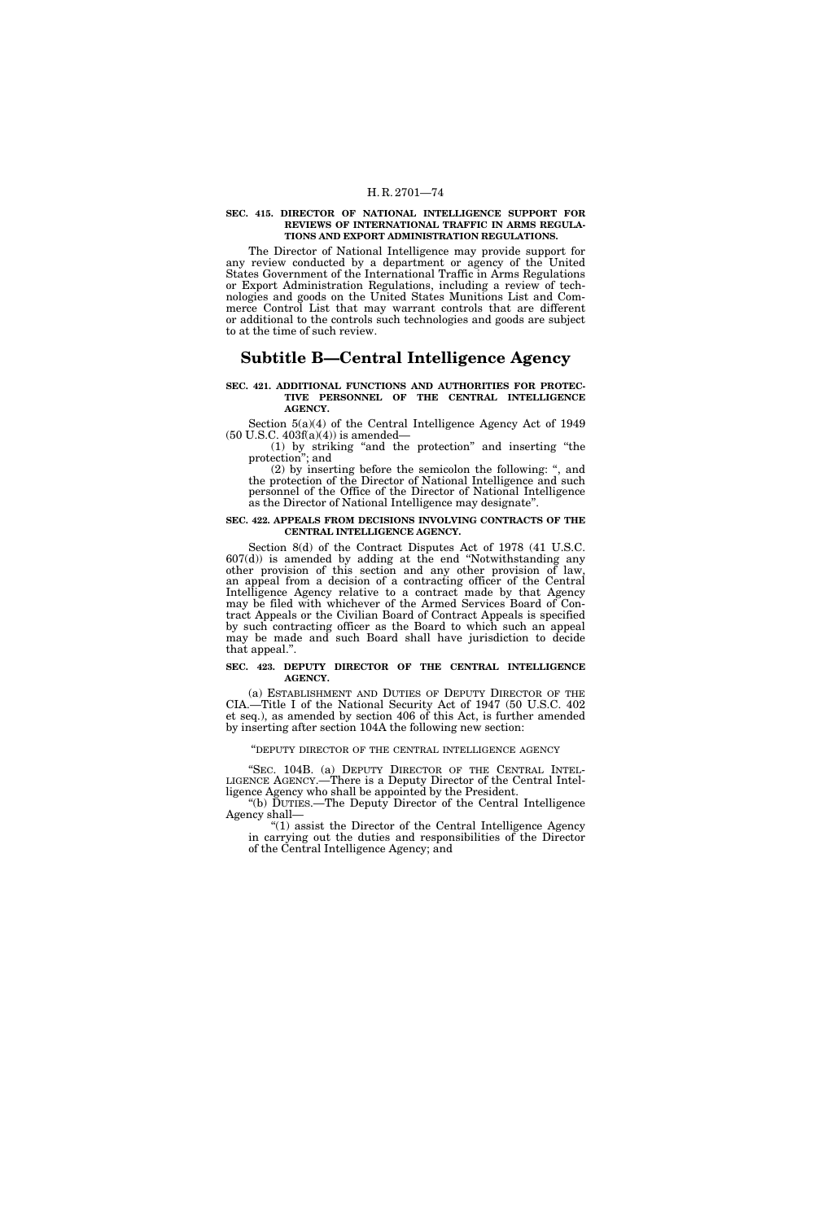**SEC. 415. DIRECTOR OF NATIONAL INTELLIGENCE SUPPORT FOR REVIEWS OF INTERNATIONAL TRAFFIC IN ARMS REGULATIONS AND EXPORT ADMINISTRATION REGULATIONS.**

The Director of National Intelligence may provide support for any review conducted by a department or agency of the United States Government of the International Traffic in Arms Regulations or Export Administration Regulations, including a review of technologies and goods on the United States Munitions List and Commerce Control List that may warrant controls that are different or additional to the controls such technologies and goods are subject to at the time of such review.

## Subtitle B—Central Intelligence Agency

**SEC. 421. ADDITIONAL FUNCTIONS AND AUTHORITIES FOR PROTECTIVE PERSONNEL OF THE CENTRAL INTELLIGENCE AGENCY.**

Section 5(a)(4) of the Central Intelligence Agency Act of 1949 (50 U.S.C. 403f(a)(4)) is amended—

(1) by striking "and the protection" and inserting "the protection"; and

(2) by inserting before the semicolon the following: ", and the protection of the Director of National Intelligence and such personnel of the Office of the Director of National Intelligence as the Director of National Intelligence may designate".

**SEC. 422. APPEALS FROM DECISIONS INVOLVING CONTRACTS OF THE CENTRAL INTELLIGENCE AGENCY.**

Section 8(d) of the Contract Disputes Act of 1978 (41 U.S.C. 607(d)) is amended by adding at the end "Notwithstanding any other provision of this section and any other provision of law, an appeal from a decision of a contracting officer of the Central Intelligence Agency relative to a contract made by that Agency may be filed with whichever of the Armed Services Board of Contract Appeals or the Civilian Board of Contract Appeals is specified by such contracting officer as the Board to which such an appeal may be made and such Board shall have jurisdiction to decide that appeal.".

**SEC. 423. DEPUTY DIRECTOR OF THE CENTRAL INTELLIGENCE AGENCY.**

(a) ESTABLISHMENT AND DUTIES OF DEPUTY DIRECTOR OF THE CIA.—Title I of the National Security Act of 1947 (50 U.S.C. 402 et seq.), as amended by section 406 of this Act, is further amended by inserting after section 104A the following new section:

"DEPUTY DIRECTOR OF THE CENTRAL INTELLIGENCE AGENCY

"SEC. 104B. (a) DEPUTY DIRECTOR OF THE CENTRAL INTELLIGENCE AGENCY.—There is a Deputy Director of the Central Intelligence Agency who shall be appointed by the President.

"(b) DUTIES.—The Deputy Director of the Central Intelligence Agency shall—

"(1) assist the Director of the Central Intelligence Agency in carrying out the duties and responsibilities of the Director of the Central Intelligence Agency; and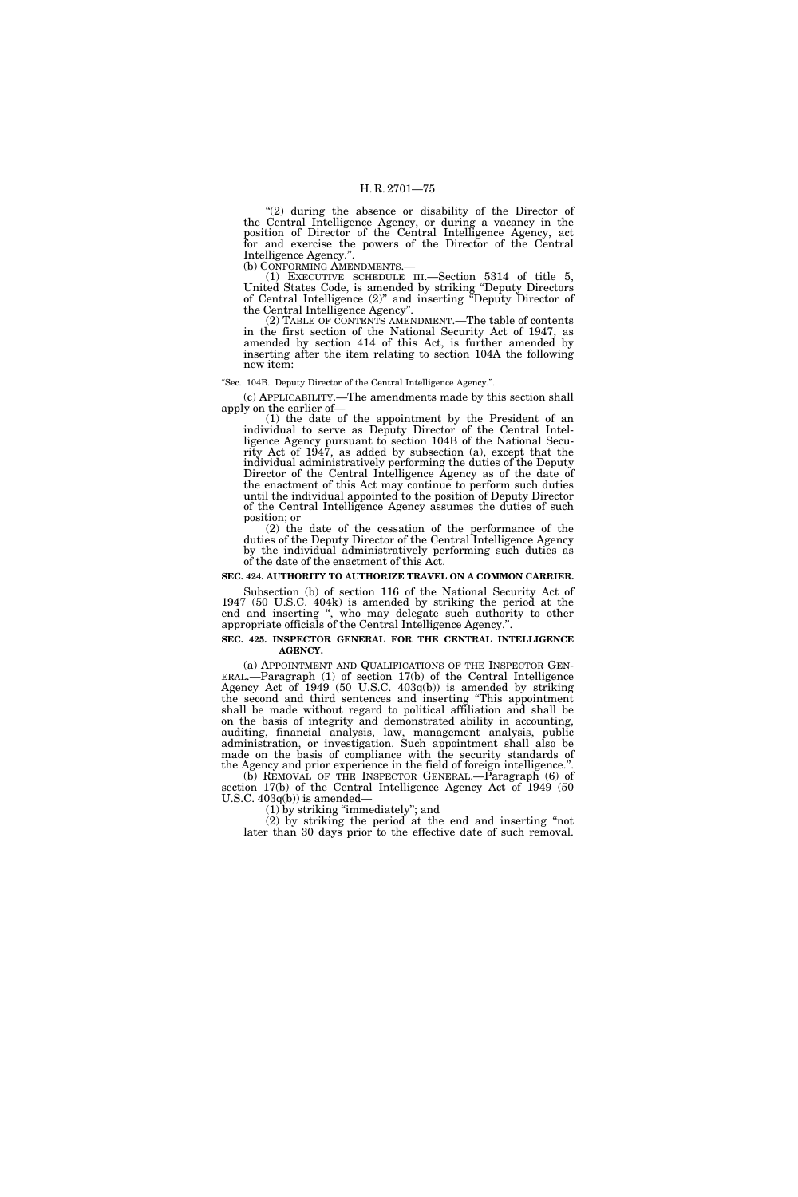"(2) during the absence or disability of the Director of the Central Intelligence Agency, or during a vacancy in the position of Director of the Central Intelligence Agency, act for and exercise the powers of the Director of the Central Intelligence Agency.".

(b) CONFORMING AMENDMENTS.—

(1) EXECUTIVE SCHEDULE III.—Section 5314 of title 5, United States Code, is amended by striking "Deputy Directors of Central Intelligence (2)" and inserting "Deputy Director of the Central Intelligence Agency".

(2) TABLE OF CONTENTS AMENDMENT.—The table of contents in the first section of the National Security Act of 1947, as amended by section 414 of this Act, is further amended by inserting after the item relating to section 104A the following new item:

"Sec. 104B. Deputy Director of the Central Intelligence Agency.".

(c) APPLICABILITY.—The amendments made by this section shall apply on the earlier of—

(1) the date of the appointment by the President of an individual to serve as Deputy Director of the Central Intelligence Agency pursuant to section 104B of the National Security Act of 1947, as added by subsection (a), except that the individual administratively performing the duties of the Deputy Director of the Central Intelligence Agency as of the date of the enactment of this Act may continue to perform such duties until the individual appointed to the position of Deputy Director of the Central Intelligence Agency assumes the duties of such position; or

(2) the date of the cessation of the performance of the duties of the Deputy Director of the Central Intelligence Agency by the individual administratively performing such duties as of the date of the enactment of this Act.

**SEC. 424. AUTHORITY TO AUTHORIZE TRAVEL ON A COMMON CARRIER.**

Subsection (b) of section 116 of the National Security Act of 1947 (50 U.S.C. 404k) is amended by striking the period at the end and inserting ", who may delegate such authority to other appropriate officials of the Central Intelligence Agency.".

**SEC. 425. INSPECTOR GENERAL FOR THE CENTRAL INTELLIGENCE AGENCY.**

(a) APPOINTMENT AND QUALIFICATIONS OF THE INSPECTOR GENERAL.—Paragraph (1) of section 17(b) of the Central Intelligence Agency Act of 1949 (50 U.S.C. 403q(b)) is amended by striking the second and third sentences and inserting "This appointment shall be made without regard to political affiliation and shall be on the basis of integrity and demonstrated ability in accounting, auditing, financial analysis, law, management analysis, public administration, or investigation. Such appointment shall also be made on the basis of compliance with the security standards of the Agency and prior experience in the field of foreign intelligence.".

(b) REMOVAL OF THE INSPECTOR GENERAL.—Paragraph (6) of section 17(b) of the Central Intelligence Agency Act of 1949 (50 U.S.C. 403q(b)) is amended—

(1) by striking "immediately"; and

(2) by striking the period at the end and inserting "not later than 30 days prior to the effective date of such removal.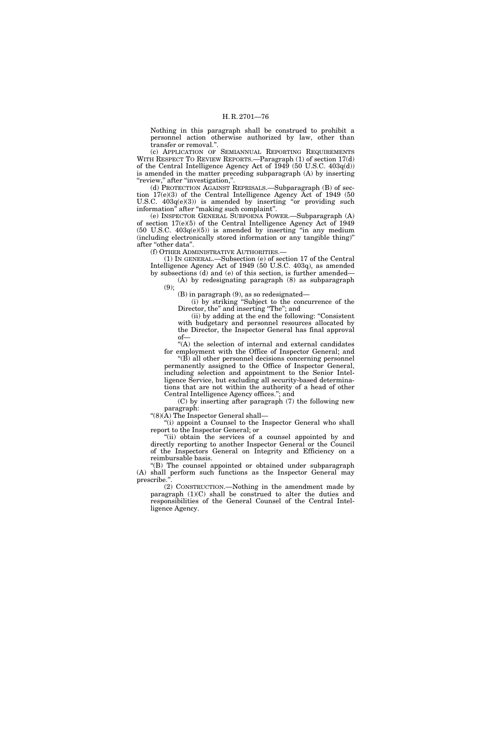Nothing in this paragraph shall be construed to prohibit a personnel action otherwise authorized by law, other than transfer or removal.".

(c) APPLICATION OF SEMIANNUAL REPORTING REQUIREMENTS WITH RESPECT TO REVIEW REPORTS.—Paragraph (1) of section 17(d) of the Central Intelligence Agency Act of 1949 (50 U.S.C. 403q(d)) is amended in the matter preceding subparagraph (A) by inserting "review," after "investigation,".

(d) PROTECTION AGAINST REPRISALS.—Subparagraph (B) of section 17(e)(3) of the Central Intelligence Agency Act of 1949 (50 U.S.C. 403q(e)(3)) is amended by inserting "or providing such information" after "making such complaint".

(e) INSPECTOR GENERAL SUBPOENA POWER.—Subparagraph (A) of section 17(e)(5) of the Central Intelligence Agency Act of 1949 (50 U.S.C. 403q(e)(5)) is amended by inserting "in any medium (including electronically stored information or any tangible thing)" after "other data".

(f) OTHER ADMINISTRATIVE AUTHORITIES.—

(1) IN GENERAL.—Subsection (e) of section 17 of the Central Intelligence Agency Act of 1949 (50 U.S.C. 403q), as amended by subsections (d) and (e) of this section, is further amended—

(A) by redesignating paragraph (8) as subparagraph (9);

(B) in paragraph (9), as so redesignated—

(i) by striking "Subject to the concurrence of the Director, the" and inserting "The"; and

(ii) by adding at the end the following: "Consistent with budgetary and personnel resources allocated by the Director, the Inspector General has final approval of—

"(A) the selection of internal and external candidates for employment with the Office of Inspector General; and

"(B) all other personnel decisions concerning personnel permanently assigned to the Office of Inspector General, including selection and appointment to the Senior Intelligence Service, but excluding all security-based determinations that are not within the authority of a head of other Central Intelligence Agency offices."; and

(C) by inserting after paragraph (7) the following new paragraph:

"(8)(A) The Inspector General shall—

"(i) appoint a Counsel to the Inspector General who shall report to the Inspector General; or

"(ii) obtain the services of a counsel appointed by and directly reporting to another Inspector General or the Council of the Inspectors General on Integrity and Efficiency on a reimbursable basis.

"(B) The counsel appointed or obtained under subparagraph (A) shall perform such functions as the Inspector General may prescribe.".

(2) CONSTRUCTION.—Nothing in the amendment made by paragraph (1)(C) shall be construed to alter the duties and responsibilities of the General Counsel of the Central Intelligence Agency.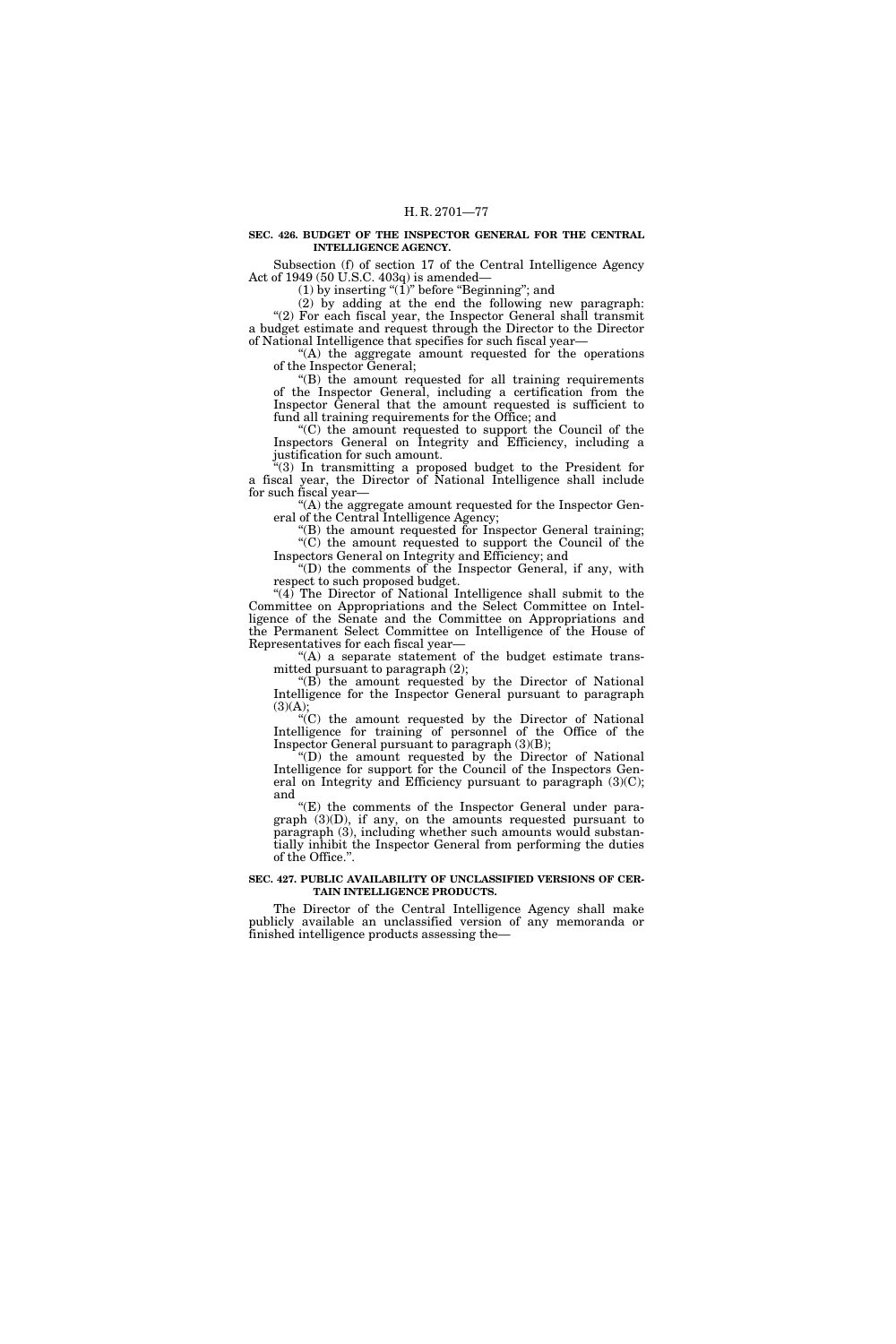**SEC. 426. BUDGET OF THE INSPECTOR GENERAL FOR THE CENTRAL INTELLIGENCE AGENCY.**

Subsection (f) of section 17 of the Central Intelligence Agency Act of 1949 (50 U.S.C. 403q) is amended—

(1) by inserting "(1)" before "Beginning"; and

(2) by adding at the end the following new paragraph:

"(2) For each fiscal year, the Inspector General shall transmit a budget estimate and request through the Director to the Director of National Intelligence that specifies for such fiscal year—

"(A) the aggregate amount requested for the operations of the Inspector General;

"(B) the amount requested for all training requirements of the Inspector General, including a certification from the Inspector General that the amount requested is sufficient to fund all training requirements for the Office; and

"(C) the amount requested to support the Council of the Inspectors General on Integrity and Efficiency, including a justification for such amount.

"(3) In transmitting a proposed budget to the President for a fiscal year, the Director of National Intelligence shall include for such fiscal year—

"(A) the aggregate amount requested for the Inspector General of the Central Intelligence Agency;

"(B) the amount requested for Inspector General training;

"(C) the amount requested to support the Council of the Inspectors General on Integrity and Efficiency; and

"(D) the comments of the Inspector General, if any, with respect to such proposed budget.

"(4) The Director of National Intelligence shall submit to the Committee on Appropriations and the Select Committee on Intelligence of the Senate and the Committee on Appropriations and the Permanent Select Committee on Intelligence of the House of Representatives for each fiscal year—

"(A) a separate statement of the budget estimate transmitted pursuant to paragraph (2);

"(B) the amount requested by the Director of National Intelligence for the Inspector General pursuant to paragraph (3)(A);

"(C) the amount requested by the Director of National Intelligence for training of personnel of the Office of the Inspector General pursuant to paragraph (3)(B);

"(D) the amount requested by the Director of National Intelligence for support for the Council of the Inspectors General on Integrity and Efficiency pursuant to paragraph (3)(C); and

"(E) the comments of the Inspector General under paragraph (3)(D), if any, on the amounts requested pursuant to paragraph (3), including whether such amounts would substantially inhibit the Inspector General from performing the duties of the Office.".

**SEC. 427. PUBLIC AVAILABILITY OF UNCLASSIFIED VERSIONS OF CERTAIN INTELLIGENCE PRODUCTS.**

The Director of the Central Intelligence Agency shall make publicly available an unclassified version of any memoranda or finished intelligence products assessing the—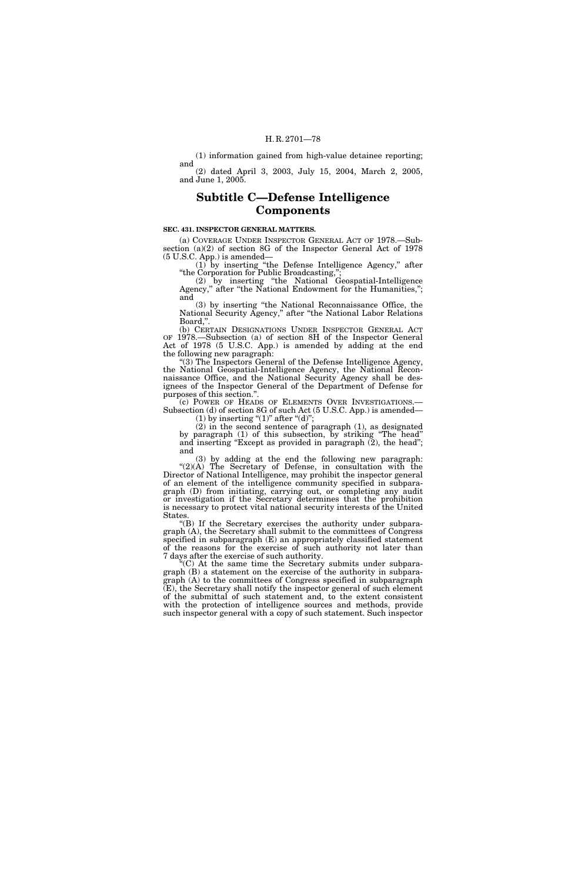(1) information gained from high-value detainee reporting; and

(2) dated April 3, 2003, July 15, 2004, March 2, 2005, and June 1, 2005.

## Subtitle C—Defense Intelligence Components

**SEC. 431. INSPECTOR GENERAL MATTERS.**

(a) COVERAGE UNDER INSPECTOR GENERAL ACT OF 1978.—Subsection (a)(2) of section 8G of the Inspector General Act of 1978 (5 U.S.C. App.) is amended—

(1) by inserting "the Defense Intelligence Agency," after "the Corporation for Public Broadcasting,";

(2) by inserting "the National Geospatial-Intelligence Agency," after "the National Endowment for the Humanities,"; and

(3) by inserting "the National Reconnaissance Office, the National Security Agency," after "the National Labor Relations Board,".

(b) CERTAIN DESIGNATIONS UNDER INSPECTOR GENERAL ACT OF 1978.—Subsection (a) of section 8H of the Inspector General Act of 1978 (5 U.S.C. App.) is amended by adding at the end the following new paragraph:

"(3) The Inspectors General of the Defense Intelligence Agency, the National Geospatial-Intelligence Agency, the National Reconnaissance Office, and the National Security Agency shall be designees of the Inspector General of the Department of Defense for purposes of this section.".

(c) POWER OF HEADS OF ELEMENTS OVER INVESTIGATIONS.—Subsection (d) of section 8G of such Act (5 U.S.C. App.) is amended—

(1) by inserting "(1)" after "(d)";

(2) in the second sentence of paragraph (1), as designated by paragraph (1) of this subsection, by striking "The head" and inserting "Except as provided in paragraph (2), the head"; and

(3) by adding at the end the following new paragraph:

"(2)(A) The Secretary of Defense, in consultation with the Director of National Intelligence, may prohibit the inspector general of an element of the intelligence community specified in subparagraph (D) from initiating, carrying out, or completing any audit or investigation if the Secretary determines that the prohibition is necessary to protect vital national security interests of the United States.

"(B) If the Secretary exercises the authority under subparagraph (A), the Secretary shall submit to the committees of Congress specified in subparagraph (E) an appropriately classified statement of the reasons for the exercise of such authority not later than 7 days after the exercise of such authority.

"(C) At the same time the Secretary submits under subparagraph (B) a statement on the exercise of the authority in subparagraph (A) to the committees of Congress specified in subparagraph (E), the Secretary shall notify the inspector general of such element of the submittal of such statement and, to the extent consistent with the protection of intelligence sources and methods, provide such inspector general with a copy of such statement. Such inspector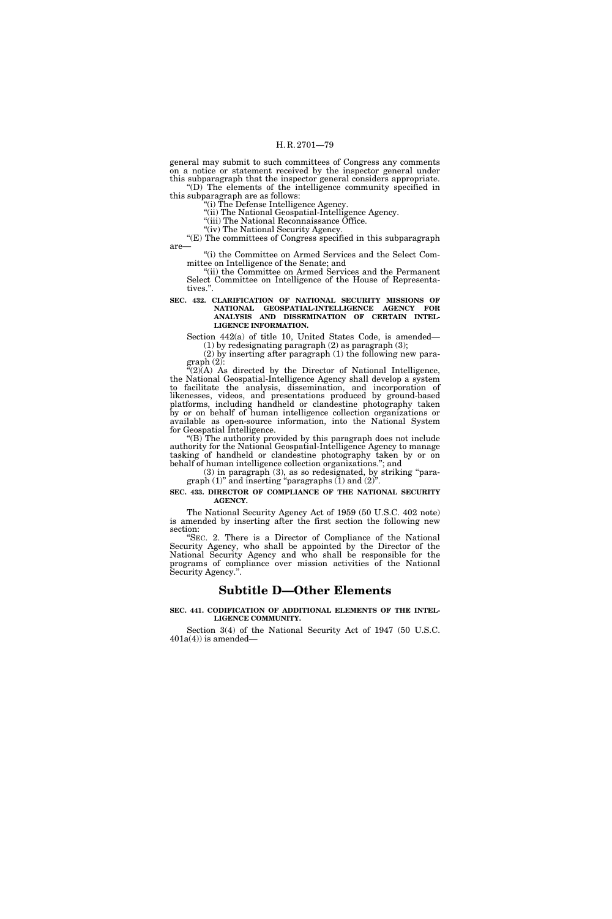general may submit to such committees of Congress any comments on a notice or statement received by the inspector general under this subparagraph that the inspector general considers appropriate.

"(D) The elements of the intelligence community specified in this subparagraph are as follows:

"(i) The Defense Intelligence Agency.

"(ii) The National Geospatial-Intelligence Agency.

"(iii) The National Reconnaissance Office.

"(iv) The National Security Agency.

"(E) The committees of Congress specified in this subparagraph are—

"(i) the Committee on Armed Services and the Select Committee on Intelligence of the Senate; and

"(ii) the Committee on Armed Services and the Permanent Select Committee on Intelligence of the House of Representatives.".

**SEC. 432. CLARIFICATION OF NATIONAL SECURITY MISSIONS OF NATIONAL GEOSPATIAL-INTELLIGENCE AGENCY FOR ANALYSIS AND DISSEMINATION OF CERTAIN INTELLIGENCE INFORMATION.**

Section 442(a) of title 10, United States Code, is amended—

(1) by redesignating paragraph (2) as paragraph (3);

(2) by inserting after paragraph (1) the following new paragraph (2):

"(2)(A) As directed by the Director of National Intelligence, the National Geospatial-Intelligence Agency shall develop a system to facilitate the analysis, dissemination, and incorporation of likenesses, videos, and presentations produced by ground-based platforms, including handheld or clandestine photography taken by or on behalf of human intelligence collection organizations or available as open-source information, into the National System for Geospatial Intelligence.

"(B) The authority provided by this paragraph does not include authority for the National Geospatial-Intelligence Agency to manage tasking of handheld or clandestine photography taken by or on behalf of human intelligence collection organizations."; and

(3) in paragraph (3), as so redesignated, by striking "paragraph (1)" and inserting "paragraphs (1) and (2)".

**SEC. 433. DIRECTOR OF COMPLIANCE OF THE NATIONAL SECURITY AGENCY.**

The National Security Agency Act of 1959 (50 U.S.C. 402 note) is amended by inserting after the first section the following new section:

"SEC. 2. There is a Director of Compliance of the National Security Agency, who shall be appointed by the Director of the National Security Agency and who shall be responsible for the programs of compliance over mission activities of the National Security Agency.".

## Subtitle D—Other Elements

**SEC. 441. CODIFICATION OF ADDITIONAL ELEMENTS OF THE INTELLIGENCE COMMUNITY.**

Section 3(4) of the National Security Act of 1947 (50 U.S.C. 401a(4)) is amended—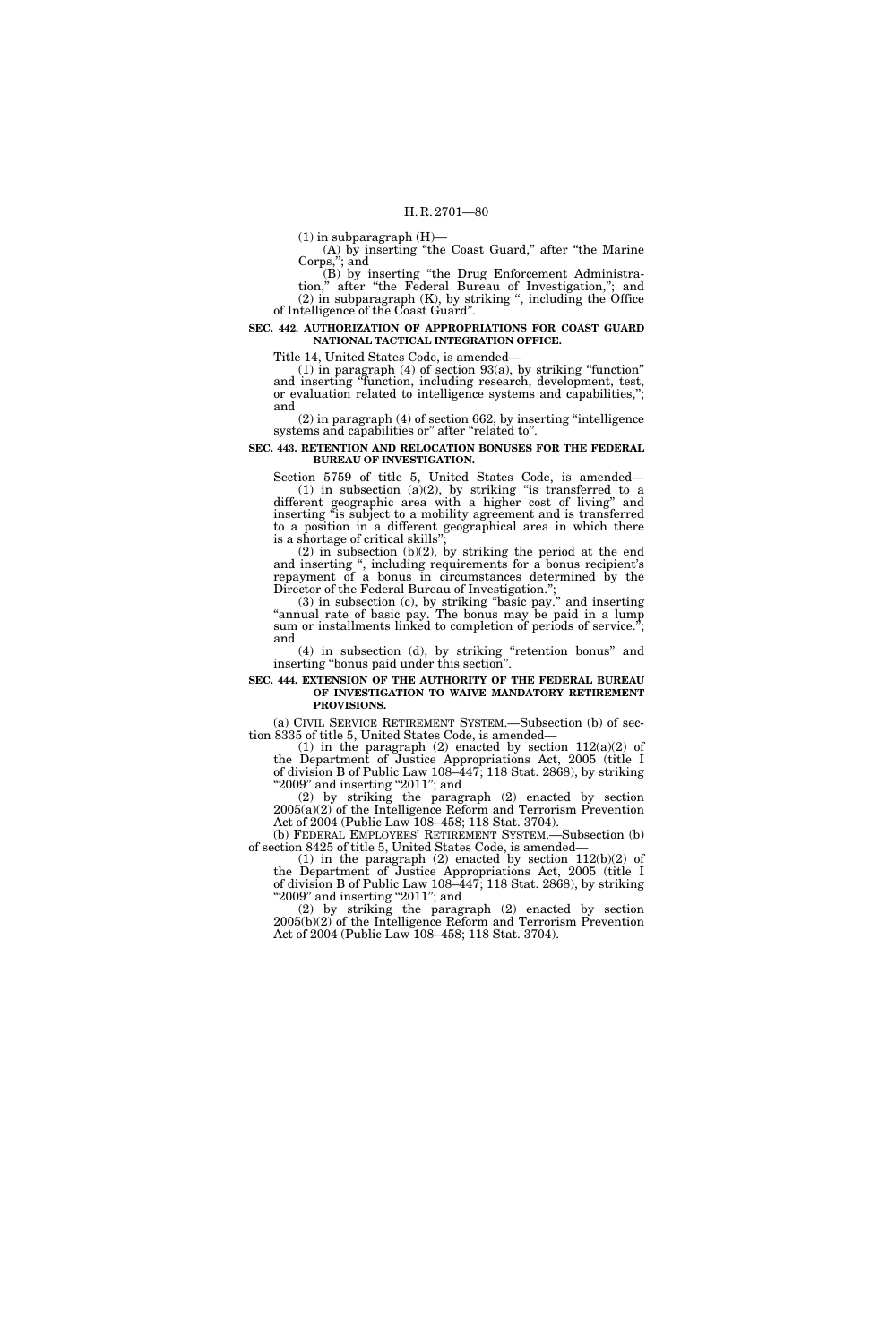(1) in subparagraph (H)—

(A) by inserting "the Coast Guard," after "the Marine Corps,"; and

(B) by inserting "the Drug Enforcement Administration," after "the Federal Bureau of Investigation,"; and

(2) in subparagraph (K), by striking ", including the Office of Intelligence of the Coast Guard".

**SEC. 442. AUTHORIZATION OF APPROPRIATIONS FOR COAST GUARD NATIONAL TACTICAL INTEGRATION OFFICE.**

Title 14, United States Code, is amended—

(1) in paragraph (4) of section 93(a), by striking "function" and inserting "function, including research, development, test, or evaluation related to intelligence systems and capabilities,"; and

(2) in paragraph (4) of section 662, by inserting "intelligence systems and capabilities or" after "related to".

**SEC. 443. RETENTION AND RELOCATION BONUSES FOR THE FEDERAL BUREAU OF INVESTIGATION.**

Section 5759 of title 5, United States Code, is amended—

(1) in subsection (a)(2), by striking "is transferred to a different geographic area with a higher cost of living" and inserting "is subject to a mobility agreement and is transferred to a position in a different geographical area in which there is a shortage of critical skills";

(2) in subsection (b)(2), by striking the period at the end and inserting ", including requirements for a bonus recipient's repayment of a bonus in circumstances determined by the Director of the Federal Bureau of Investigation.";

(3) in subsection (c), by striking "basic pay." and inserting "annual rate of basic pay. The bonus may be paid in a lump sum or installments linked to completion of periods of service."; and

(4) in subsection (d), by striking "retention bonus" and inserting "bonus paid under this section".

**SEC. 444. EXTENSION OF THE AUTHORITY OF THE FEDERAL BUREAU OF INVESTIGATION TO WAIVE MANDATORY RETIREMENT PROVISIONS.**

(a) CIVIL SERVICE RETIREMENT SYSTEM.—Subsection (b) of section 8335 of title 5, United States Code, is amended—

(1) in the paragraph (2) enacted by section 112(a)(2) of the Department of Justice Appropriations Act, 2005 (title I of division B of Public Law 108–447; 118 Stat. 2868), by striking "2009" and inserting "2011"; and

(2) by striking the paragraph (2) enacted by section 2005(a)(2) of the Intelligence Reform and Terrorism Prevention Act of 2004 (Public Law 108–458; 118 Stat. 3704).

(b) FEDERAL EMPLOYEES' RETIREMENT SYSTEM.—Subsection (b) of section 8425 of title 5, United States Code, is amended—

(1) in the paragraph (2) enacted by section 112(b)(2) of the Department of Justice Appropriations Act, 2005 (title I of division B of Public Law 108–447; 118 Stat. 2868), by striking "2009" and inserting "2011"; and

(2) by striking the paragraph (2) enacted by section 2005(b)(2) of the Intelligence Reform and Terrorism Prevention Act of 2004 (Public Law 108–458; 118 Stat. 3704).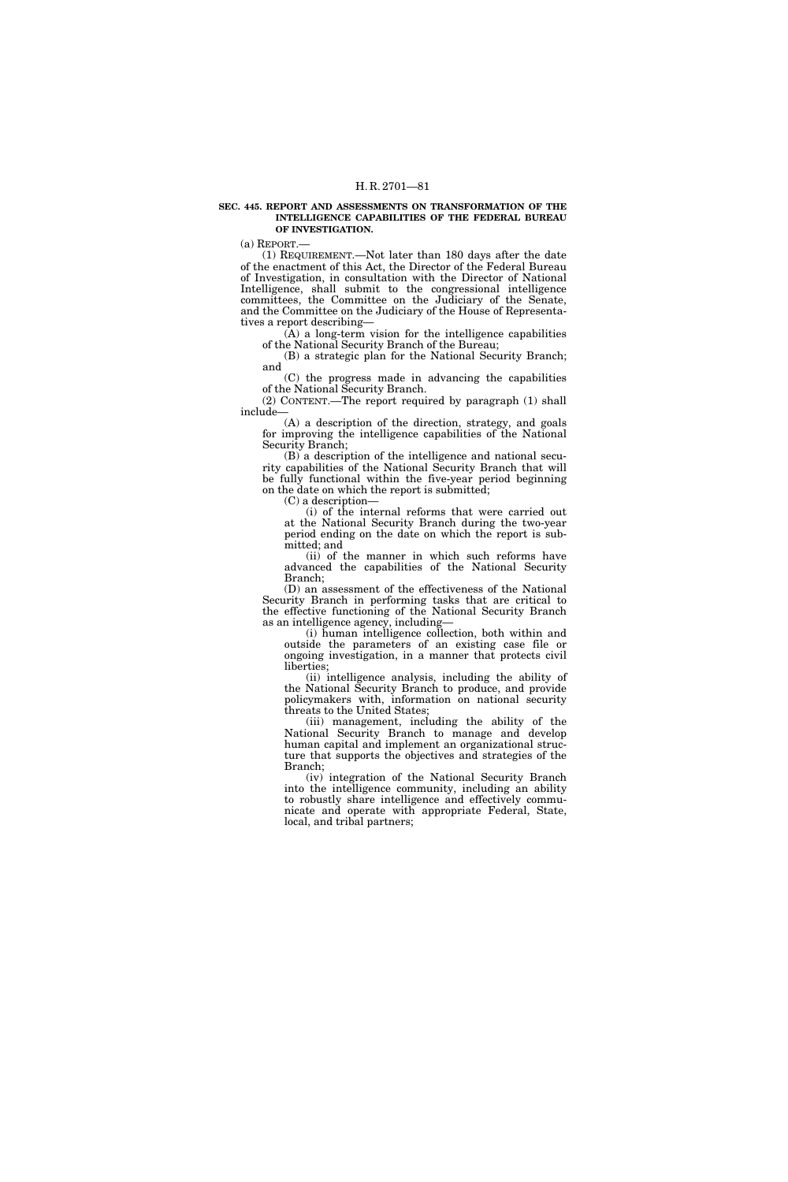**SEC. 445. REPORT AND ASSESSMENTS ON TRANSFORMATION OF THE INTELLIGENCE CAPABILITIES OF THE FEDERAL BUREAU OF INVESTIGATION.**

(a) REPORT.—

(1) REQUIREMENT.—Not later than 180 days after the date of the enactment of this Act, the Director of the Federal Bureau of Investigation, in consultation with the Director of National Intelligence, shall submit to the congressional intelligence committees, the Committee on the Judiciary of the Senate, and the Committee on the Judiciary of the House of Representatives a report describing—

(A) a long-term vision for the intelligence capabilities of the National Security Branch of the Bureau;

(B) a strategic plan for the National Security Branch; and

(C) the progress made in advancing the capabilities of the National Security Branch.

(2) CONTENT.—The report required by paragraph (1) shall include—

(A) a description of the direction, strategy, and goals for improving the intelligence capabilities of the National Security Branch;

(B) a description of the intelligence and national security capabilities of the National Security Branch that will be fully functional within the five-year period beginning on the date on which the report is submitted;

(C) a description—

(i) of the internal reforms that were carried out at the National Security Branch during the two-year period ending on the date on which the report is submitted; and

(ii) of the manner in which such reforms have advanced the capabilities of the National Security Branch;

(D) an assessment of the effectiveness of the National Security Branch in performing tasks that are critical to the effective functioning of the National Security Branch as an intelligence agency, including—

(i) human intelligence collection, both within and outside the parameters of an existing case file or ongoing investigation, in a manner that protects civil liberties;

(ii) intelligence analysis, including the ability of the National Security Branch to produce, and provide policymakers with, information on national security threats to the United States;

(iii) management, including the ability of the National Security Branch to manage and develop human capital and implement an organizational structure that supports the objectives and strategies of the Branch;

(iv) integration of the National Security Branch into the intelligence community, including an ability to robustly share intelligence and effectively communicate and operate with appropriate Federal, State, local, and tribal partners;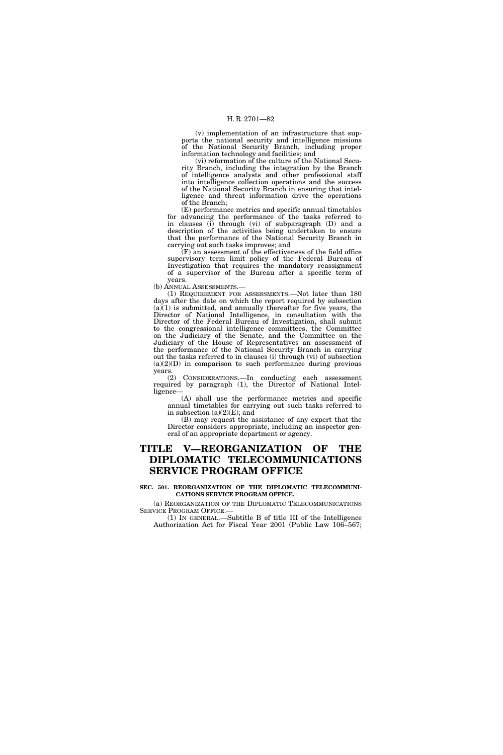(v) implementation of an infrastructure that supports the national security and intelligence missions of the National Security Branch, including proper information technology and facilities; and

(vi) reformation of the culture of the National Security Branch, including the integration by the Branch of intelligence analysts and other professional staff into intelligence collection operations and the success of the National Security Branch in ensuring that intelligence and threat information drive the operations of the Branch;

(E) performance metrics and specific annual timetables for advancing the performance of the tasks referred to in clauses (i) through (vi) of subparagraph (D) and a description of the activities being undertaken to ensure that the performance of the National Security Branch in carrying out such tasks improves; and

(F) an assessment of the effectiveness of the field office supervisory term limit policy of the Federal Bureau of Investigation that requires the mandatory reassignment of a supervisor of the Bureau after a specific term of years.

(b) ANNUAL ASSESSMENTS.—

(1) REQUIREMENT FOR ASSESSMENTS.—Not later than 180 days after the date on which the report required by subsection (a)(1) is submitted, and annually thereafter for five years, the Director of National Intelligence, in consultation with the Director of the Federal Bureau of Investigation, shall submit to the congressional intelligence committees, the Committee on the Judiciary of the Senate, and the Committee on the Judiciary of the House of Representatives an assessment of the performance of the National Security Branch in carrying out the tasks referred to in clauses (i) through (vi) of subsection (a)(2)(D) in comparison to such performance during previous years.

(2) CONSIDERATIONS.—In conducting each assessment required by paragraph (1), the Director of National Intelligence—

(A) shall use the performance metrics and specific annual timetables for carrying out such tasks referred to in subsection (a)(2)(E); and

(B) may request the assistance of any expert that the Director considers appropriate, including an inspector general of an appropriate department or agency.

# TITLE V—REORGANIZATION OF THE DIPLOMATIC TELECOMMUNICATIONS SERVICE PROGRAM OFFICE

**SEC. 501. REORGANIZATION OF THE DIPLOMATIC TELECOMMUNICATIONS SERVICE PROGRAM OFFICE.**

(a) REORGANIZATION OF THE DIPLOMATIC TELECOMMUNICATIONS SERVICE PROGRAM OFFICE.—

(1) IN GENERAL.—Subtitle B of title III of the Intelligence Authorization Act for Fiscal Year 2001 (Public Law 106–567;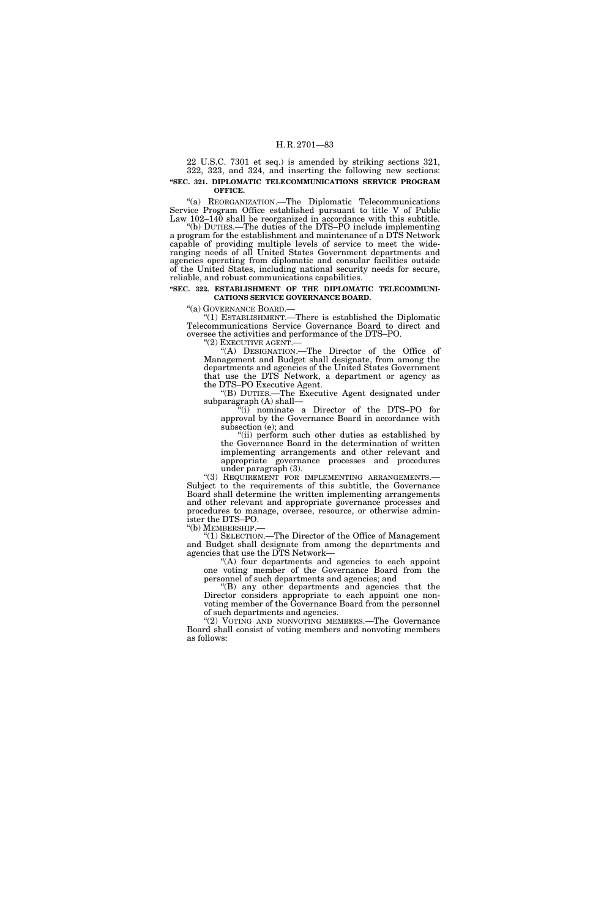22 U.S.C. 7301 et seq.) is amended by striking sections 321, 322, 323, and 324, and inserting the following new sections:

**"SEC. 321. DIPLOMATIC TELECOMMUNICATIONS SERVICE PROGRAM OFFICE.**

"(a) REORGANIZATION.—The Diplomatic Telecommunications Service Program Office established pursuant to title V of Public Law 102–140 shall be reorganized in accordance with this subtitle.

"(b) DUTIES.—The duties of the DTS–PO include implementing a program for the establishment and maintenance of a DTS Network capable of providing multiple levels of service to meet the wide-ranging needs of all United States Government departments and agencies operating from diplomatic and consular facilities outside of the United States, including national security needs for secure, reliable, and robust communications capabilities.

**"SEC. 322. ESTABLISHMENT OF THE DIPLOMATIC TELECOMMUNICATIONS SERVICE GOVERNANCE BOARD.**

"(a) GOVERNANCE BOARD.—

"(1) ESTABLISHMENT.—There is established the Diplomatic Telecommunications Service Governance Board to direct and oversee the activities and performance of the DTS–PO.

"(2) EXECUTIVE AGENT.—

"(A) DESIGNATION.—The Director of the Office of Management and Budget shall designate, from among the departments and agencies of the United States Government that use the DTS Network, a department or agency as the DTS–PO Executive Agent.

"(B) DUTIES.—The Executive Agent designated under subparagraph (A) shall—

"(i) nominate a Director of the DTS–PO for approval by the Governance Board in accordance with subsection (e); and

"(ii) perform such other duties as established by the Governance Board in the determination of written implementing arrangements and other relevant and appropriate governance processes and procedures under paragraph (3).

"(3) REQUIREMENT FOR IMPLEMENTING ARRANGEMENTS.—Subject to the requirements of this subtitle, the Governance Board shall determine the written implementing arrangements and other relevant and appropriate governance processes and procedures to manage, oversee, resource, or otherwise administer the DTS–PO.

"(b) MEMBERSHIP.—

"(1) SELECTION.—The Director of the Office of Management and Budget shall designate from among the departments and agencies that use the DTS Network—

"(A) four departments and agencies to each appoint one voting member of the Governance Board from the personnel of such departments and agencies; and

"(B) any other departments and agencies that the Director considers appropriate to each appoint one nonvoting member of the Governance Board from the personnel of such departments and agencies.

"(2) VOTING AND NONVOTING MEMBERS.—The Governance Board shall consist of voting members and nonvoting members as follows: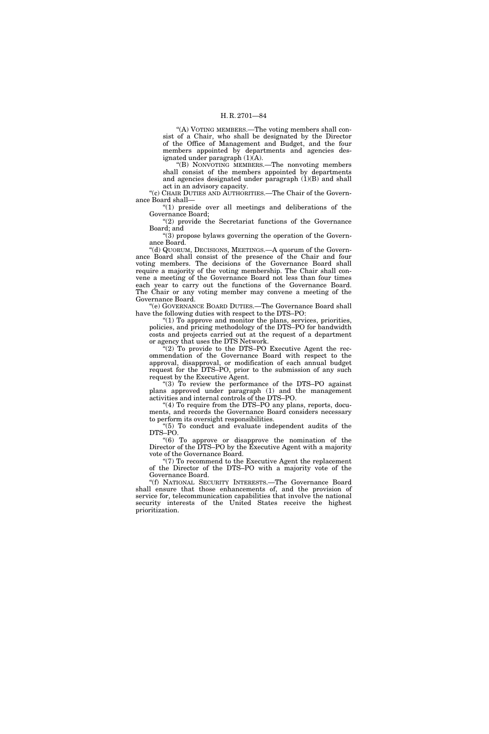"(A) VOTING MEMBERS.—The voting members shall consist of a Chair, who shall be designated by the Director of the Office of Management and Budget, and the four members appointed by departments and agencies designated under paragraph (1)(A).

"(B) NONVOTING MEMBERS.—The nonvoting members shall consist of the members appointed by departments and agencies designated under paragraph (1)(B) and shall act in an advisory capacity.

"(c) CHAIR DUTIES AND AUTHORITIES.—The Chair of the Governance Board shall—

"(1) preside over all meetings and deliberations of the Governance Board;

"(2) provide the Secretariat functions of the Governance Board; and

"(3) propose bylaws governing the operation of the Governance Board.

"(d) QUORUM, DECISIONS, MEETINGS.—A quorum of the Governance Board shall consist of the presence of the Chair and four voting members. The decisions of the Governance Board shall require a majority of the voting membership. The Chair shall convene a meeting of the Governance Board not less than four times each year to carry out the functions of the Governance Board. The Chair or any voting member may convene a meeting of the Governance Board.

"(e) GOVERNANCE BOARD DUTIES.—The Governance Board shall have the following duties with respect to the DTS–PO:

"(1) To approve and monitor the plans, services, priorities, policies, and pricing methodology of the DTS–PO for bandwidth costs and projects carried out at the request of a department or agency that uses the DTS Network.

"(2) To provide to the DTS–PO Executive Agent the recommendation of the Governance Board with respect to the approval, disapproval, or modification of each annual budget request for the DTS–PO, prior to the submission of any such request by the Executive Agent.

"(3) To review the performance of the DTS–PO against plans approved under paragraph (1) and the management activities and internal controls of the DTS–PO.

"(4) To require from the DTS–PO any plans, reports, documents, and records the Governance Board considers necessary to perform its oversight responsibilities.

"(5) To conduct and evaluate independent audits of the DTS–PO.

"(6) To approve or disapprove the nomination of the Director of the DTS–PO by the Executive Agent with a majority vote of the Governance Board.

"(7) To recommend to the Executive Agent the replacement of the Director of the DTS–PO with a majority vote of the Governance Board.

"(f) NATIONAL SECURITY INTERESTS.—The Governance Board shall ensure that those enhancements of, and the provision of service for, telecommunication capabilities that involve the national security interests of the United States receive the highest prioritization.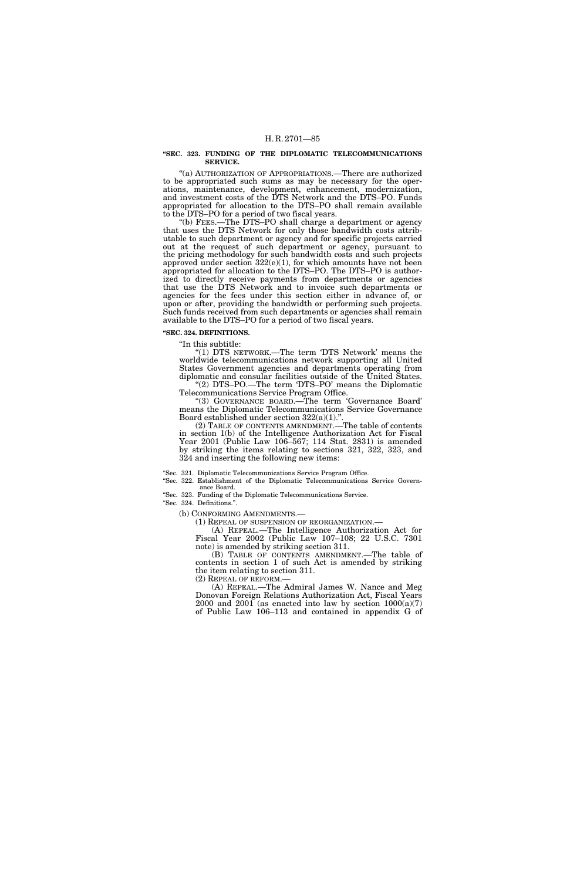**"SEC. 323. FUNDING OF THE DIPLOMATIC TELECOMMUNICATIONS SERVICE.**

"(a) AUTHORIZATION OF APPROPRIATIONS.—There are authorized to be appropriated such sums as may be necessary for the operations, maintenance, development, enhancement, modernization, and investment costs of the DTS Network and the DTS–PO. Funds appropriated for allocation to the DTS–PO shall remain available to the DTS–PO for a period of two fiscal years.

"(b) FEES.—The DTS–PO shall charge a department or agency that uses the DTS Network for only those bandwidth costs attributable to such department or agency and for specific projects carried out at the request of such department or agency, pursuant to the pricing methodology for such bandwidth costs and such projects approved under section 322(e)(1), for which amounts have not been appropriated for allocation to the DTS–PO. The DTS–PO is authorized to directly receive payments from departments or agencies that use the DTS Network and to invoice such departments or agencies for the fees under this section either in advance of, or upon or after, providing the bandwidth or performing such projects. Such funds received from such departments or agencies shall remain available to the DTS–PO for a period of two fiscal years.

**"SEC. 324. DEFINITIONS.**

"In this subtitle:

"(1) DTS NETWORK.—The term 'DTS Network' means the worldwide telecommunications network supporting all United States Government agencies and departments operating from diplomatic and consular facilities outside of the United States.

"(2) DTS–PO.—The term 'DTS–PO' means the Diplomatic Telecommunications Service Program Office.

"(3) GOVERNANCE BOARD.—The term 'Governance Board' means the Diplomatic Telecommunications Service Governance Board established under section 322(a)(1).".

(2) TABLE OF CONTENTS AMENDMENT.—The table of contents in section 1(b) of the Intelligence Authorization Act for Fiscal Year 2001 (Public Law 106–567; 114 Stat. 2831) is amended by striking the items relating to sections 321, 322, 323, and 324 and inserting the following new items:

"Sec. 321. Diplomatic Telecommunications Service Program Office.
"Sec. 322. Establishment of the Diplomatic Telecommunications Service Governance Board.
"Sec. 323. Funding of the Diplomatic Telecommunications Service.
"Sec. 324. Definitions.".

(b) CONFORMING AMENDMENTS.—

(1) REPEAL OF SUSPENSION OF REORGANIZATION.—

(A) REPEAL.—The Intelligence Authorization Act for Fiscal Year 2002 (Public Law 107–108; 22 U.S.C. 7301 note) is amended by striking section 311.

(B) TABLE OF CONTENTS AMENDMENT.—The table of contents in section 1 of such Act is amended by striking the item relating to section 311.

(2) REPEAL OF REFORM.—

(A) REPEAL.—The Admiral James W. Nance and Meg Donovan Foreign Relations Authorization Act, Fiscal Years 2000 and 2001 (as enacted into law by section 1000(a)(7) of Public Law 106–113 and contained in appendix G of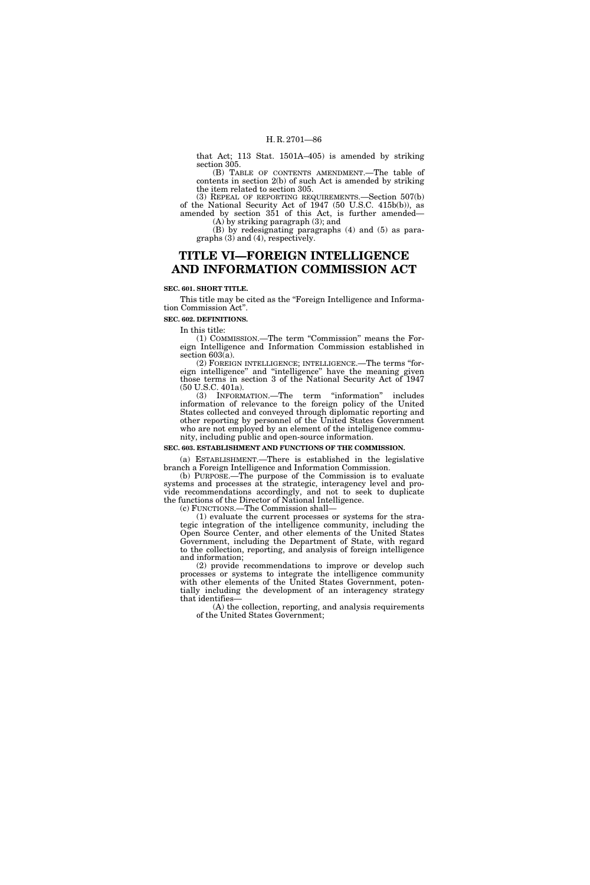that Act; 113 Stat. 1501A–405) is amended by striking section 305.

(B) TABLE OF CONTENTS AMENDMENT.—The table of contents in section 2(b) of such Act is amended by striking the item related to section 305.

(3) REPEAL OF REPORTING REQUIREMENTS.—Section 507(b) of the National Security Act of 1947 (50 U.S.C. 415b(b)), as amended by section 351 of this Act, is further amended—

(A) by striking paragraph (3); and

(B) by redesignating paragraphs (4) and (5) as paragraphs (3) and (4), respectively.

# TITLE VI—FOREIGN INTELLIGENCE AND INFORMATION COMMISSION ACT

**SEC. 601. SHORT TITLE.**

This title may be cited as the "Foreign Intelligence and Information Commission Act".

**SEC. 602. DEFINITIONS.**

In this title:

(1) COMMISSION.—The term "Commission" means the Foreign Intelligence and Information Commission established in section 603(a).

(2) FOREIGN INTELLIGENCE; INTELLIGENCE.—The terms "foreign intelligence" and "intelligence" have the meaning given those terms in section 3 of the National Security Act of 1947 (50 U.S.C. 401a).

(3) INFORMATION.—The term "information" includes information of relevance to the foreign policy of the United States collected and conveyed through diplomatic reporting and other reporting by personnel of the United States Government who are not employed by an element of the intelligence community, including public and open-source information.

**SEC. 603. ESTABLISHMENT AND FUNCTIONS OF THE COMMISSION.**

(a) ESTABLISHMENT.—There is established in the legislative branch a Foreign Intelligence and Information Commission.

(b) PURPOSE.—The purpose of the Commission is to evaluate systems and processes at the strategic, interagency level and provide recommendations accordingly, and not to seek to duplicate the functions of the Director of National Intelligence.

(c) FUNCTIONS.—The Commission shall—

(1) evaluate the current processes or systems for the strategic integration of the intelligence community, including the Open Source Center, and other elements of the United States Government, including the Department of State, with regard to the collection, reporting, and analysis of foreign intelligence and information;

(2) provide recommendations to improve or develop such processes or systems to integrate the intelligence community with other elements of the United States Government, potentially including the development of an interagency strategy that identifies—

(A) the collection, reporting, and analysis requirements of the United States Government;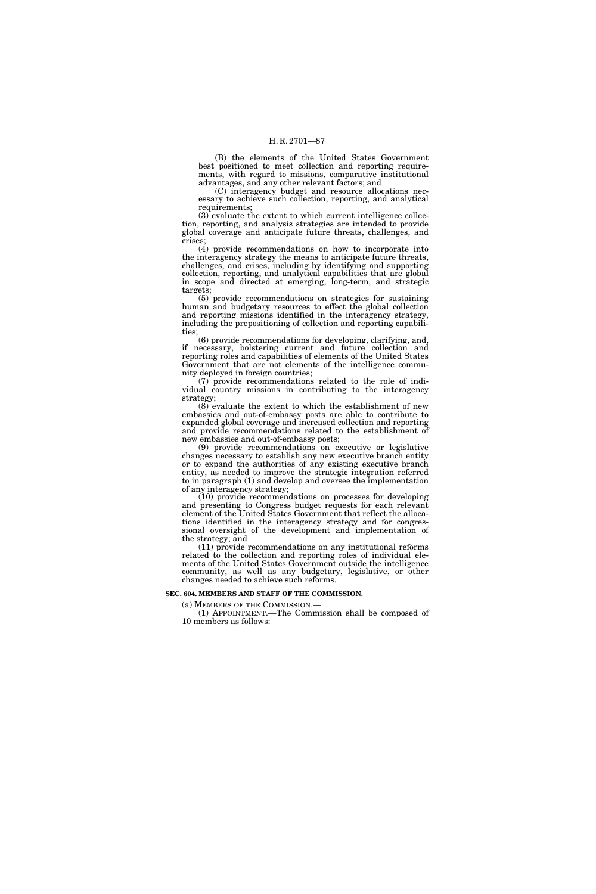(B) the elements of the United States Government best positioned to meet collection and reporting requirements, with regard to missions, comparative institutional advantages, and any other relevant factors; and

(C) interagency budget and resource allocations necessary to achieve such collection, reporting, and analytical requirements;

(3) evaluate the extent to which current intelligence collection, reporting, and analysis strategies are intended to provide global coverage and anticipate future threats, challenges, and crises;

(4) provide recommendations on how to incorporate into the interagency strategy the means to anticipate future threats, challenges, and crises, including by identifying and supporting collection, reporting, and analytical capabilities that are global in scope and directed at emerging, long-term, and strategic targets;

(5) provide recommendations on strategies for sustaining human and budgetary resources to effect the global collection and reporting missions identified in the interagency strategy, including the prepositioning of collection and reporting capabilities;

(6) provide recommendations for developing, clarifying, and, if necessary, bolstering current and future collection and reporting roles and capabilities of elements of the United States Government that are not elements of the intelligence community deployed in foreign countries;

(7) provide recommendations related to the role of individual country missions in contributing to the interagency strategy;

(8) evaluate the extent to which the establishment of new embassies and out-of-embassy posts are able to contribute to expanded global coverage and increased collection and reporting and provide recommendations related to the establishment of new embassies and out-of-embassy posts;

(9) provide recommendations on executive or legislative changes necessary to establish any new executive branch entity or to expand the authorities of any existing executive branch entity, as needed to improve the strategic integration referred to in paragraph (1) and develop and oversee the implementation of any interagency strategy;

(10) provide recommendations on processes for developing and presenting to Congress budget requests for each relevant element of the United States Government that reflect the allocations identified in the interagency strategy and for congressional oversight of the development and implementation of the strategy; and

(11) provide recommendations on any institutional reforms related to the collection and reporting roles of individual elements of the United States Government outside the intelligence community, as well as any budgetary, legislative, or other changes needed to achieve such reforms.

**SEC. 604. MEMBERS AND STAFF OF THE COMMISSION.**

(a) MEMBERS OF THE COMMISSION.—

(1) APPOINTMENT.—The Commission shall be composed of 10 members as follows: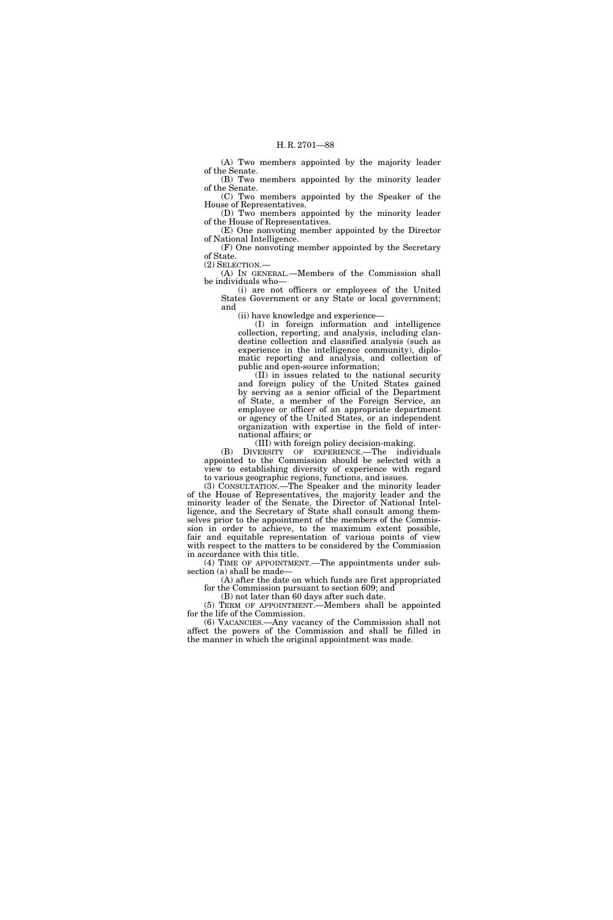(A) Two members appointed by the majority leader of the Senate.

(B) Two members appointed by the minority leader of the Senate.

(C) Two members appointed by the Speaker of the House of Representatives.

(D) Two members appointed by the minority leader of the House of Representatives.

(E) One nonvoting member appointed by the Director of National Intelligence.

(F) One nonvoting member appointed by the Secretary of State.

(2) SELECTION.—

(A) IN GENERAL.—Members of the Commission shall be individuals who—

(i) are not officers or employees of the United States Government or any State or local government; and

(ii) have knowledge and experience—

(I) in foreign information and intelligence collection, reporting, and analysis, including clandestine collection and classified analysis (such as experience in the intelligence community), diplomatic reporting and analysis, and collection of public and open-source information;

(II) in issues related to the national security and foreign policy of the United States gained by serving as a senior official of the Department of State, a member of the Foreign Service, an employee or officer of an appropriate department or agency of the United States, or an independent organization with expertise in the field of international affairs; or

(III) with foreign policy decision-making.

(B) DIVERSITY OF EXPERIENCE.—The individuals appointed to the Commission should be selected with a view to establishing diversity of experience with regard to various geographic regions, functions, and issues.

(3) CONSULTATION.—The Speaker and the minority leader of the House of Representatives, the majority leader and the minority leader of the Senate, the Director of National Intelligence, and the Secretary of State shall consult among themselves prior to the appointment of the members of the Commission in order to achieve, to the maximum extent possible, fair and equitable representation of various points of view with respect to the matters to be considered by the Commission in accordance with this title.

(4) TIME OF APPOINTMENT.—The appointments under subsection (a) shall be made—

(A) after the date on which funds are first appropriated for the Commission pursuant to section 609; and

(B) not later than 60 days after such date.

(5) TERM OF APPOINTMENT.—Members shall be appointed for the life of the Commission.

(6) VACANCIES.—Any vacancy of the Commission shall not affect the powers of the Commission and shall be filled in the manner in which the original appointment was made.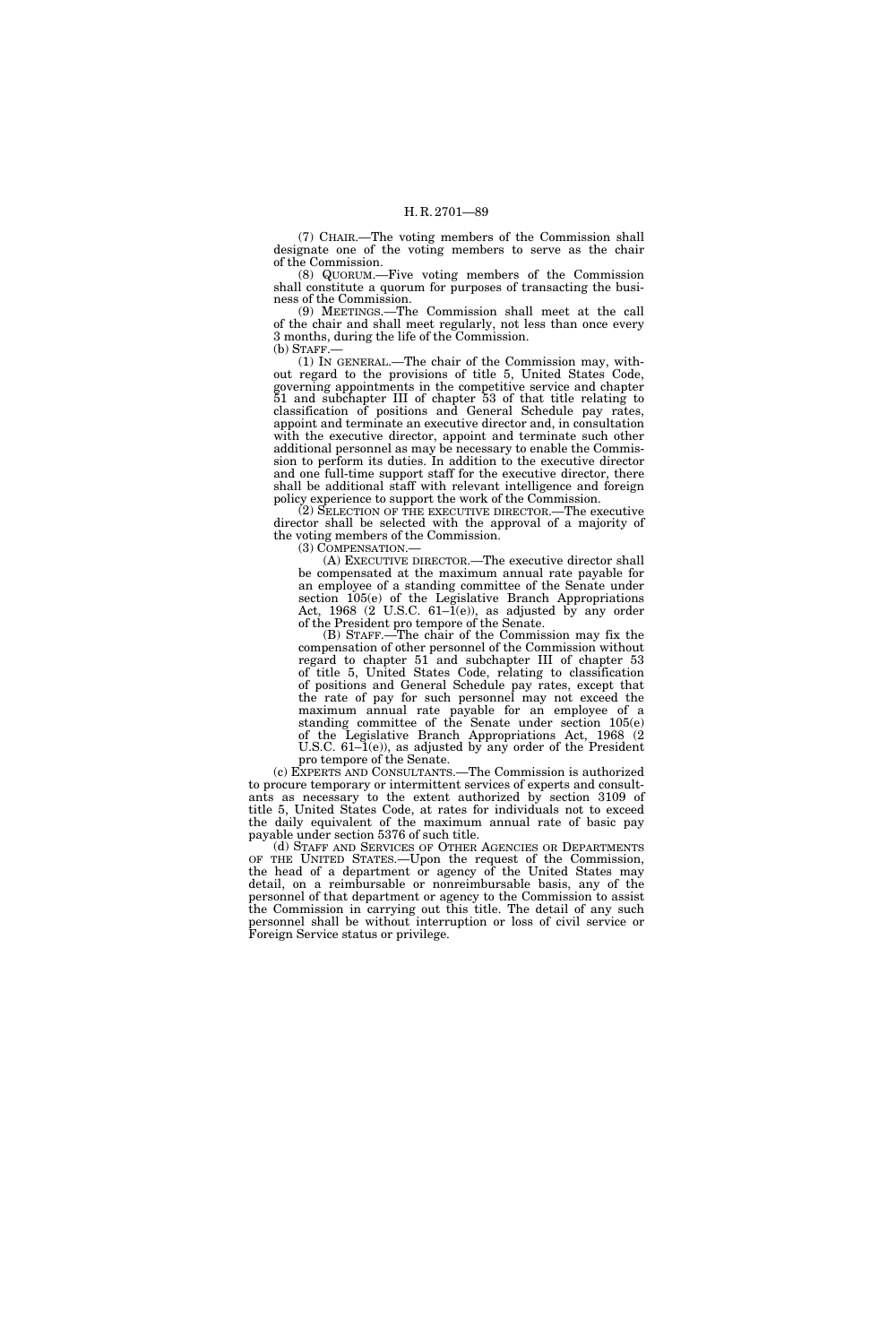(7) CHAIR.—The voting members of the Commission shall designate one of the voting members to serve as the chair of the Commission.

(8) QUORUM.—Five voting members of the Commission shall constitute a quorum for purposes of transacting the business of the Commission.

(9) MEETINGS.—The Commission shall meet at the call of the chair and shall meet regularly, not less than once every 3 months, during the life of the Commission.

(b) STAFF.—

(1) IN GENERAL.—The chair of the Commission may, without regard to the provisions of title 5, United States Code, governing appointments in the competitive service and chapter 51 and subchapter III of chapter 53 of that title relating to classification of positions and General Schedule pay rates, appoint and terminate an executive director and, in consultation with the executive director, appoint and terminate such other additional personnel as may be necessary to enable the Commission to perform its duties. In addition to the executive director and one full-time support staff for the executive director, there shall be additional staff with relevant intelligence and foreign policy experience to support the work of the Commission.

(2) SELECTION OF THE EXECUTIVE DIRECTOR.—The executive director shall be selected with the approval of a majority of the voting members of the Commission.

(3) COMPENSATION.—

(A) EXECUTIVE DIRECTOR.—The executive director shall be compensated at the maximum annual rate payable for an employee of a standing committee of the Senate under section 105(e) of the Legislative Branch Appropriations Act, 1968 (2 U.S.C. 61–1(e)), as adjusted by any order of the President pro tempore of the Senate.

(B) STAFF.—The chair of the Commission may fix the compensation of other personnel of the Commission without regard to chapter 51 and subchapter III of chapter 53 of title 5, United States Code, relating to classification of positions and General Schedule pay rates, except that the rate of pay for such personnel may not exceed the maximum annual rate payable for an employee of a standing committee of the Senate under section 105(e) of the Legislative Branch Appropriations Act, 1968 (2 U.S.C. 61–1(e)), as adjusted by any order of the President pro tempore of the Senate.

(c) EXPERTS AND CONSULTANTS.—The Commission is authorized to procure temporary or intermittent services of experts and consultants as necessary to the extent authorized by section 3109 of title 5, United States Code, at rates for individuals not to exceed the daily equivalent of the maximum annual rate of basic pay payable under section 5376 of such title.

(d) STAFF AND SERVICES OF OTHER AGENCIES OR DEPARTMENTS OF THE UNITED STATES.—Upon the request of the Commission, the head of a department or agency of the United States may detail, on a reimbursable or nonreimbursable basis, any of the personnel of that department or agency to the Commission to assist the Commission in carrying out this title. The detail of any such personnel shall be without interruption or loss of civil service or Foreign Service status or privilege.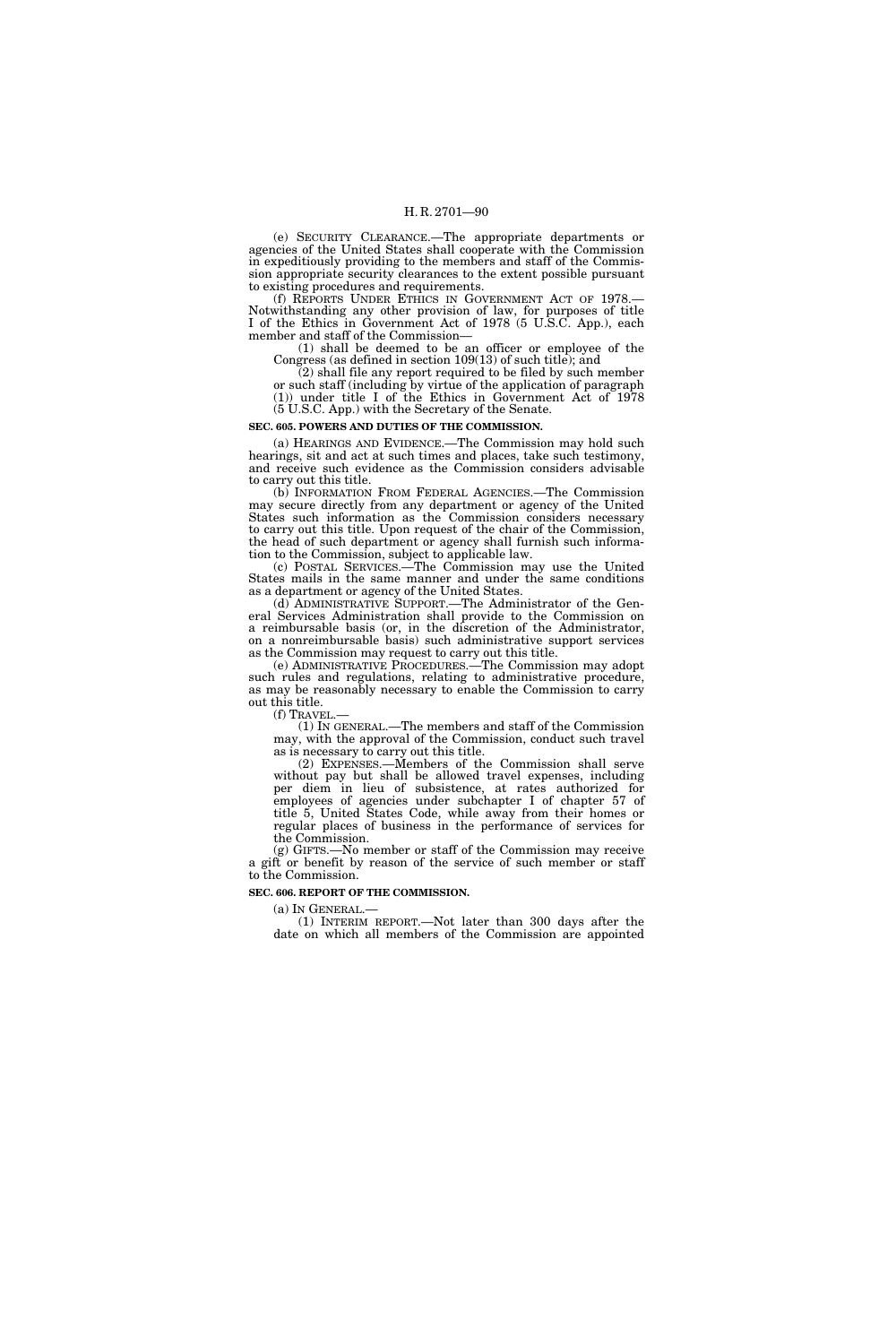(e) SECURITY CLEARANCE.—The appropriate departments or agencies of the United States shall cooperate with the Commission in expeditiously providing to the members and staff of the Commission appropriate security clearances to the extent possible pursuant to existing procedures and requirements.

(f) REPORTS UNDER ETHICS IN GOVERNMENT ACT OF 1978.— Notwithstanding any other provision of law, for purposes of title I of the Ethics in Government Act of 1978 (5 U.S.C. App.), each member and staff of the Commission—

(1) shall be deemed to be an officer or employee of the Congress (as defined in section 109(13) of such title); and

(2) shall file any report required to be filed by such member or such staff (including by virtue of the application of paragraph (1)) under title I of the Ethics in Government Act of 1978 (5 U.S.C. App.) with the Secretary of the Senate.

**SEC. 605. POWERS AND DUTIES OF THE COMMISSION.**

(a) HEARINGS AND EVIDENCE.—The Commission may hold such hearings, sit and act at such times and places, take such testimony, and receive such evidence as the Commission considers advisable to carry out this title.

(b) INFORMATION FROM FEDERAL AGENCIES.—The Commission may secure directly from any department or agency of the United States such information as the Commission considers necessary to carry out this title. Upon request of the chair of the Commission, the head of such department or agency shall furnish such information to the Commission, subject to applicable law.

(c) POSTAL SERVICES.—The Commission may use the United States mails in the same manner and under the same conditions as a department or agency of the United States.

(d) ADMINISTRATIVE SUPPORT.—The Administrator of the General Services Administration shall provide to the Commission on a reimbursable basis (or, in the discretion of the Administrator, on a nonreimbursable basis) such administrative support services as the Commission may request to carry out this title.

(e) ADMINISTRATIVE PROCEDURES.—The Commission may adopt such rules and regulations, relating to administrative procedure, as may be reasonably necessary to enable the Commission to carry out this title.

(f) TRAVEL.—

(1) IN GENERAL.—The members and staff of the Commission may, with the approval of the Commission, conduct such travel as is necessary to carry out this title.

(2) EXPENSES.—Members of the Commission shall serve without pay but shall be allowed travel expenses, including per diem in lieu of subsistence, at rates authorized for employees of agencies under subchapter I of chapter 57 of title 5, United States Code, while away from their homes or regular places of business in the performance of services for the Commission.

(g) GIFTS.—No member or staff of the Commission may receive a gift or benefit by reason of the service of such member or staff to the Commission.

**SEC. 606. REPORT OF THE COMMISSION.**

(a) IN GENERAL.—

(1) INTERIM REPORT.—Not later than 300 days after the date on which all members of the Commission are appointed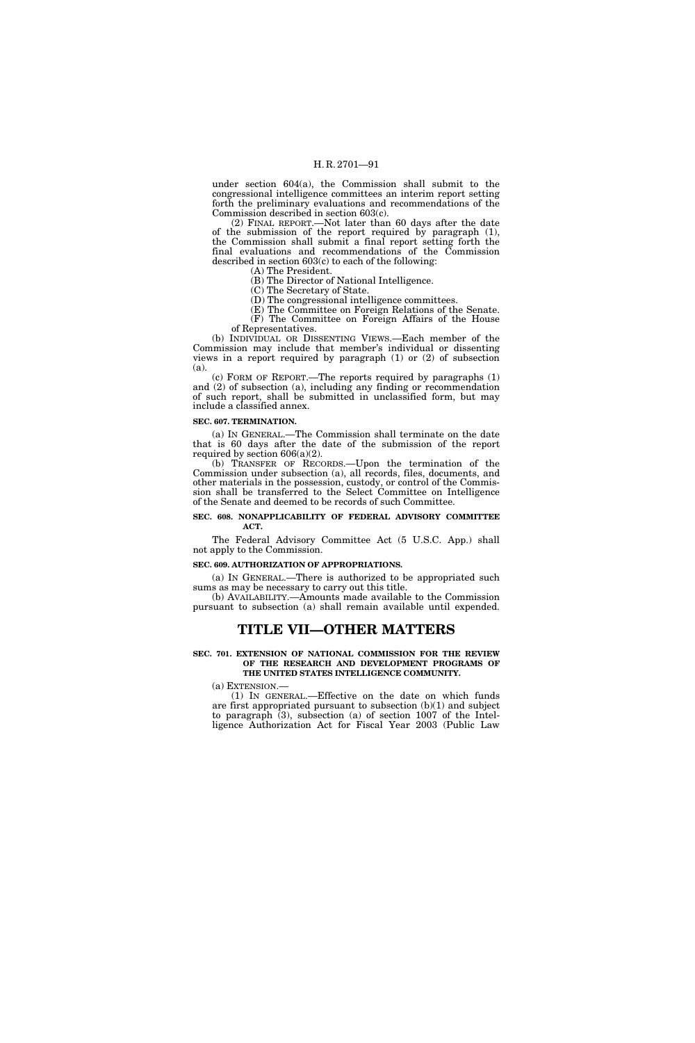under section 604(a), the Commission shall submit to the congressional intelligence committees an interim report setting forth the preliminary evaluations and recommendations of the Commission described in section 603(c).

(2) FINAL REPORT.—Not later than 60 days after the date of the submission of the report required by paragraph (1), the Commission shall submit a final report setting forth the final evaluations and recommendations of the Commission described in section 603(c) to each of the following:

(A) The President.

(B) The Director of National Intelligence.

(C) The Secretary of State.

(D) The congressional intelligence committees.

(E) The Committee on Foreign Relations of the Senate.

(F) The Committee on Foreign Affairs of the House of Representatives.

(b) INDIVIDUAL OR DISSENTING VIEWS.—Each member of the Commission may include that member's individual or dissenting views in a report required by paragraph (1) or (2) of subsection (a).

(c) FORM OF REPORT.—The reports required by paragraphs (1) and (2) of subsection (a), including any finding or recommendation of such report, shall be submitted in unclassified form, but may include a classified annex.

**SEC. 607. TERMINATION.**

(a) IN GENERAL.—The Commission shall terminate on the date that is 60 days after the date of the submission of the report required by section 606(a)(2).

(b) TRANSFER OF RECORDS.—Upon the termination of the Commission under subsection (a), all records, files, documents, and other materials in the possession, custody, or control of the Commission shall be transferred to the Select Committee on Intelligence of the Senate and deemed to be records of such Committee.

**SEC. 608. NONAPPLICABILITY OF FEDERAL ADVISORY COMMITTEE ACT.**

The Federal Advisory Committee Act (5 U.S.C. App.) shall not apply to the Commission.

**SEC. 609. AUTHORIZATION OF APPROPRIATIONS.**

(a) IN GENERAL.—There is authorized to be appropriated such sums as may be necessary to carry out this title.

(b) AVAILABILITY.—Amounts made available to the Commission pursuant to subsection (a) shall remain available until expended.

# TITLE VII—OTHER MATTERS

**SEC. 701. EXTENSION OF NATIONAL COMMISSION FOR THE REVIEW OF THE RESEARCH AND DEVELOPMENT PROGRAMS OF THE UNITED STATES INTELLIGENCE COMMUNITY.**

(a) EXTENSION.—

(1) IN GENERAL.—Effective on the date on which funds are first appropriated pursuant to subsection (b)(1) and subject to paragraph (3), subsection (a) of section 1007 of the Intelligence Authorization Act for Fiscal Year 2003 (Public Law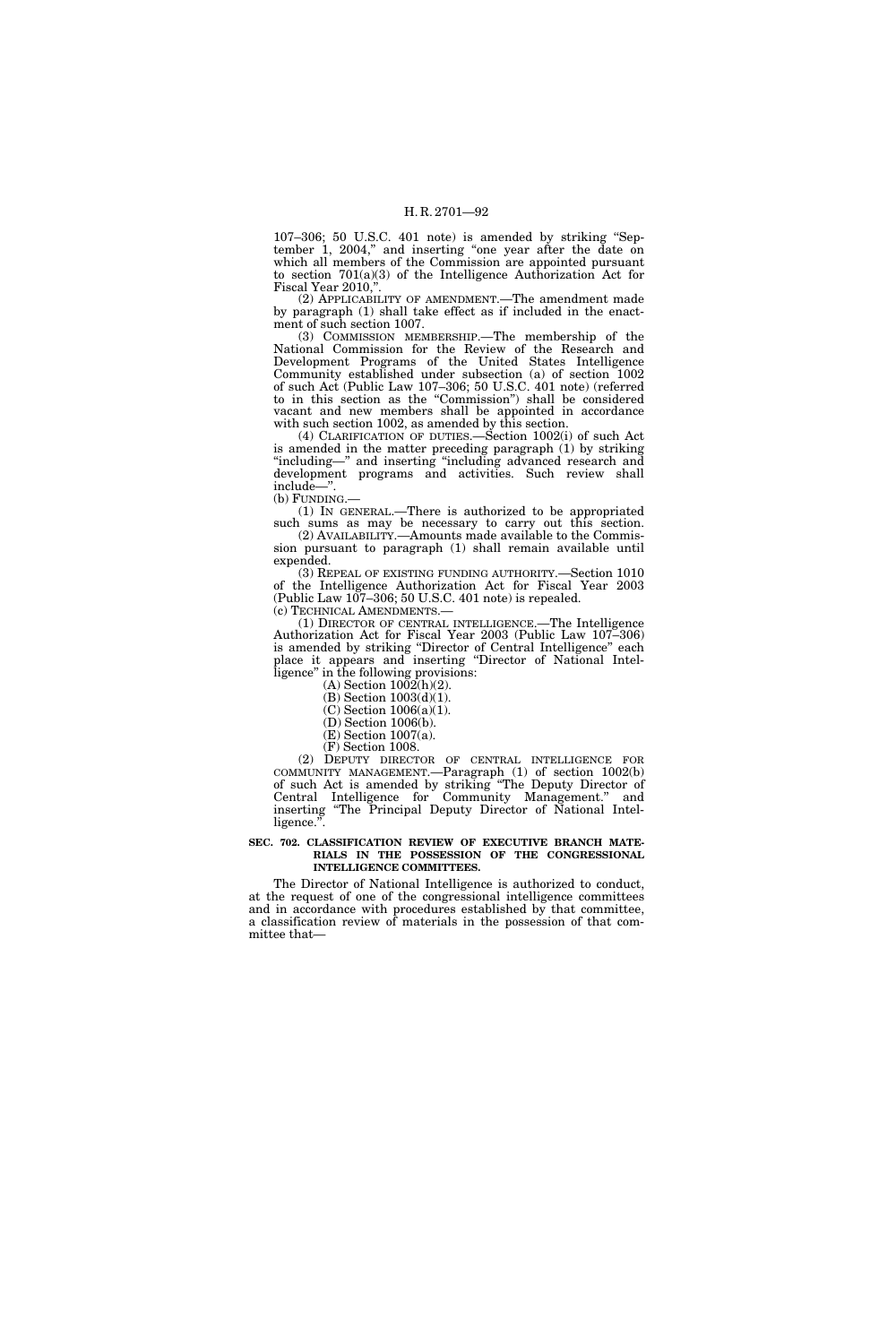107–306; 50 U.S.C. 401 note) is amended by striking "September 1, 2004," and inserting "one year after the date on which all members of the Commission are appointed pursuant to section 701(a)(3) of the Intelligence Authorization Act for Fiscal Year 2010,".

(2) APPLICABILITY OF AMENDMENT.—The amendment made by paragraph (1) shall take effect as if included in the enactment of such section 1007.

(3) COMMISSION MEMBERSHIP.—The membership of the National Commission for the Review of the Research and Development Programs of the United States Intelligence Community established under subsection (a) of section 1002 of such Act (Public Law 107–306; 50 U.S.C. 401 note) (referred to in this section as the "Commission") shall be considered vacant and new members shall be appointed in accordance with such section 1002, as amended by this section.

(4) CLARIFICATION OF DUTIES.—Section 1002(i) of such Act is amended in the matter preceding paragraph (1) by striking "including—" and inserting "including advanced research and development programs and activities. Such review shall include—".

(b) FUNDING.—

(1) IN GENERAL.—There is authorized to be appropriated such sums as may be necessary to carry out this section.

(2) AVAILABILITY.—Amounts made available to the Commission pursuant to paragraph (1) shall remain available until expended.

(3) REPEAL OF EXISTING FUNDING AUTHORITY.—Section 1010 of the Intelligence Authorization Act for Fiscal Year 2003 (Public Law 107–306; 50 U.S.C. 401 note) is repealed.

(c) TECHNICAL AMENDMENTS.—

(1) DIRECTOR OF CENTRAL INTELLIGENCE.—The Intelligence Authorization Act for Fiscal Year 2003 (Public Law 107–306) is amended by striking "Director of Central Intelligence" each place it appears and inserting "Director of National Intelligence" in the following provisions:

(A) Section 1002(h)(2).

(B) Section 1003(d)(1).

(C) Section 1006(a)(1).

(D) Section 1006(b).

(E) Section 1007(a).

(F) Section 1008.

(2) DEPUTY DIRECTOR OF CENTRAL INTELLIGENCE FOR COMMUNITY MANAGEMENT.—Paragraph (1) of section 1002(b) of such Act is amended by striking "The Deputy Director of Central Intelligence for Community Management." and inserting "The Principal Deputy Director of National Intelligence.".

### SEC. 702. CLASSIFICATION REVIEW OF EXECUTIVE BRANCH MATERIALS IN THE POSSESSION OF THE CONGRESSIONAL INTELLIGENCE COMMITTEES.

The Director of National Intelligence is authorized to conduct, at the request of one of the congressional intelligence committees and in accordance with procedures established by that committee, a classification review of materials in the possession of that committee that—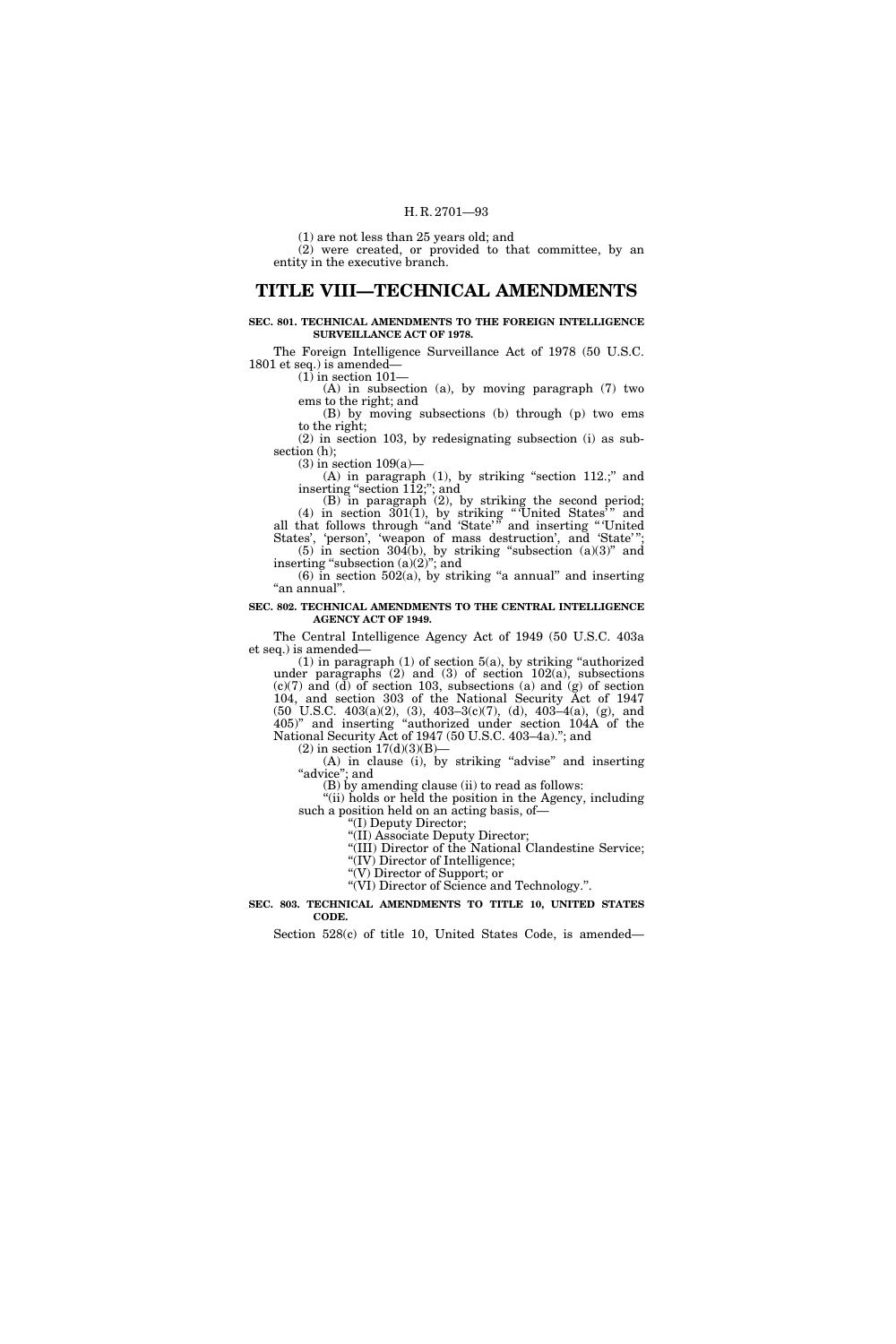(1) are not less than 25 years old; and

(2) were created, or provided to that committee, by an entity in the executive branch.

# TITLE VIII—TECHNICAL AMENDMENTS

### SEC. 801. TECHNICAL AMENDMENTS TO THE FOREIGN INTELLIGENCE SURVEILLANCE ACT OF 1978.

The Foreign Intelligence Surveillance Act of 1978 (50 U.S.C. 1801 et seq.) is amended—

(1) in section 101—

(A) in subsection (a), by moving paragraph (7) two ems to the right; and

(B) by moving subsections (b) through (p) two ems to the right;

(2) in section 103, by redesignating subsection (i) as subsection (h);

(3) in section 109(a)—

(A) in paragraph (1), by striking "section 112.;" and inserting "section 112;"; and

(B) in paragraph (2), by striking the second period;

(4) in section 301(1), by striking " 'United States' " and all that follows through "and 'State' " and inserting " 'United States', 'person', 'weapon of mass destruction', and 'State' ";

(5) in section 304(b), by striking "subsection (a)(3)" and inserting "subsection (a)(2)"; and

(6) in section 502(a), by striking "a annual" and inserting "an annual".

### SEC. 802. TECHNICAL AMENDMENTS TO THE CENTRAL INTELLIGENCE AGENCY ACT OF 1949.

The Central Intelligence Agency Act of 1949 (50 U.S.C. 403a et seq.) is amended—

(1) in paragraph (1) of section 5(a), by striking "authorized under paragraphs (2) and (3) of section 102(a), subsections (c)(7) and (d) of section 103, subsections (a) and (g) of section 104, and section 303 of the National Security Act of 1947 (50 U.S.C. 403(a)(2), (3), 403–3(c)(7), (d), 403–4(a), (g), and 405)" and inserting "authorized under section 104A of the National Security Act of 1947 (50 U.S.C. 403–4a)."; and

(2) in section 17(d)(3)(B)—

(A) in clause (i), by striking "advise" and inserting "advice"; and

(B) by amending clause (ii) to read as follows:

"(ii) holds or held the position in the Agency, including such a position held on an acting basis, of—

"(I) Deputy Director;

"(II) Associate Deputy Director;

"(III) Director of the National Clandestine Service;

"(IV) Director of Intelligence;

"(V) Director of Support; or

"(VI) Director of Science and Technology.".

### SEC. 803. TECHNICAL AMENDMENTS TO TITLE 10, UNITED STATES CODE.

Section 528(c) of title 10, United States Code, is amended—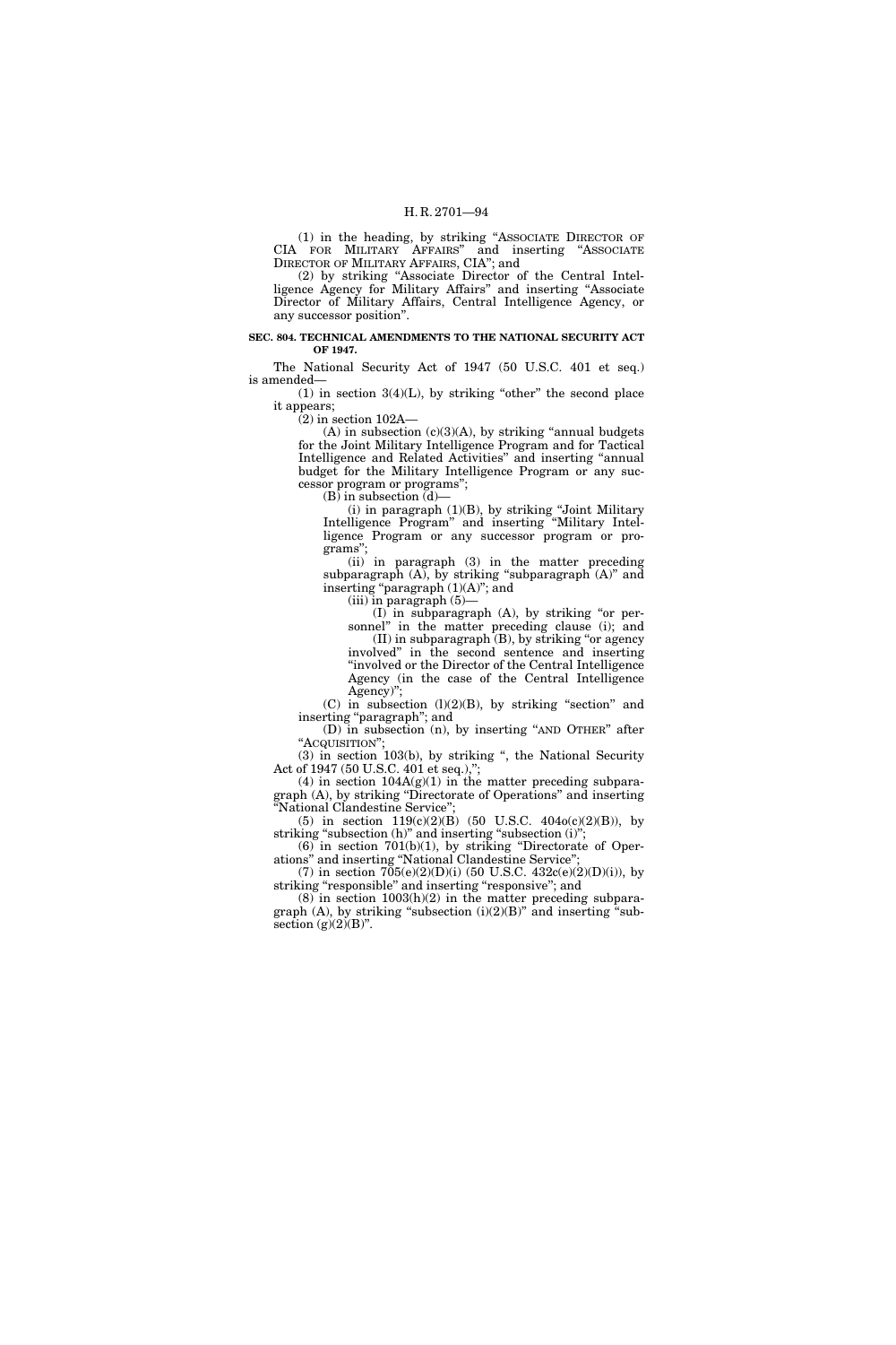(1) in the heading, by striking "ASSOCIATE DIRECTOR OF CIA FOR MILITARY AFFAIRS" and inserting "ASSOCIATE DIRECTOR OF MILITARY AFFAIRS, CIA"; and

(2) by striking "Associate Director of the Central Intelligence Agency for Military Affairs" and inserting "Associate Director of Military Affairs, Central Intelligence Agency, or any successor position".

**SEC. 804. TECHNICAL AMENDMENTS TO THE NATIONAL SECURITY ACT OF 1947.**

The National Security Act of 1947 (50 U.S.C. 401 et seq.) is amended—

(1) in section 3(4)(L), by striking "other" the second place it appears;

(2) in section 102A—

(A) in subsection (c)(3)(A), by striking "annual budgets for the Joint Military Intelligence Program and for Tactical Intelligence and Related Activities" and inserting "annual budget for the Military Intelligence Program or any successor program or programs";

(B) in subsection (d)—

(i) in paragraph (1)(B), by striking "Joint Military Intelligence Program" and inserting "Military Intelligence Program or any successor program or programs";

(ii) in paragraph (3) in the matter preceding subparagraph (A), by striking "subparagraph (A)" and inserting "paragraph (1)(A)"; and

(iii) in paragraph (5)—

(I) in subparagraph (A), by striking "or personnel" in the matter preceding clause (i); and

(II) in subparagraph (B), by striking "or agency involved" in the second sentence and inserting "involved or the Director of the Central Intelligence Agency (in the case of the Central Intelligence Agency)";

(C) in subsection (l)(2)(B), by striking "section" and inserting "paragraph"; and

(D) in subsection (n), by inserting "AND OTHER" after "ACQUISITION";

(3) in section 103(b), by striking ", the National Security Act of 1947 (50 U.S.C. 401 et seq.),";

(4) in section 104A(g)(1) in the matter preceding subparagraph (A), by striking "Directorate of Operations" and inserting "National Clandestine Service";

(5) in section 119(c)(2)(B) (50 U.S.C. 404o(c)(2)(B)), by striking "subsection (h)" and inserting "subsection (i)";

(6) in section 701(b)(1), by striking "Directorate of Operations" and inserting "National Clandestine Service";

(7) in section 705(e)(2)(D)(i) (50 U.S.C. 432c(e)(2)(D)(i)), by striking "responsible" and inserting "responsive"; and

(8) in section 1003(h)(2) in the matter preceding subparagraph (A), by striking "subsection (i)(2)(B)" and inserting "subsection (g)(2)(B)".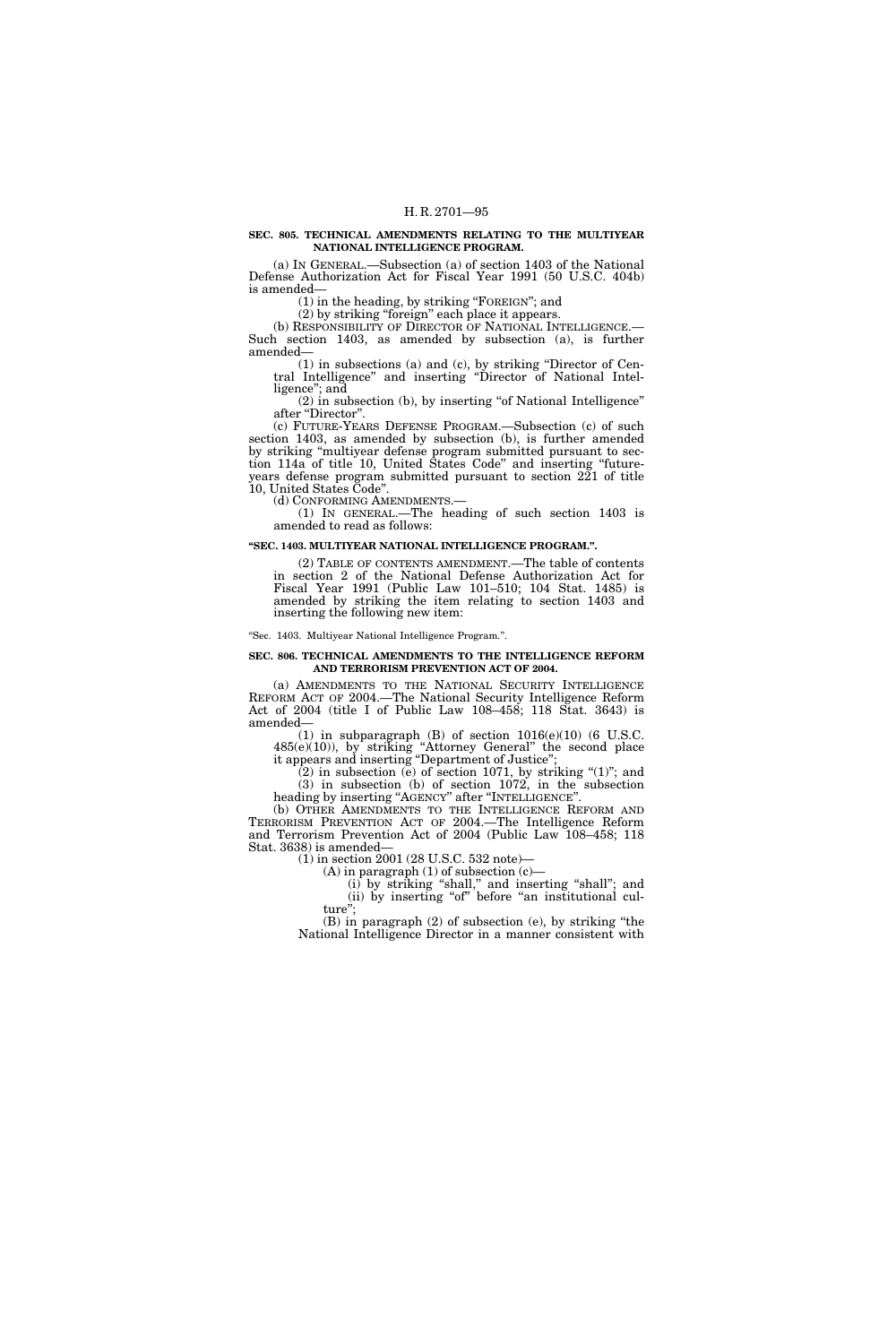**SEC. 805. TECHNICAL AMENDMENTS RELATING TO THE MULTIYEAR NATIONAL INTELLIGENCE PROGRAM.**

(a) IN GENERAL.—Subsection (a) of section 1403 of the National Defense Authorization Act for Fiscal Year 1991 (50 U.S.C. 404b) is amended—

(1) in the heading, by striking "FOREIGN"; and

(2) by striking "foreign" each place it appears.

(b) RESPONSIBILITY OF DIRECTOR OF NATIONAL INTELLIGENCE.—Such section 1403, as amended by subsection (a), is further amended—

(1) in subsections (a) and (c), by striking "Director of Central Intelligence" and inserting "Director of National Intelligence"; and

(2) in subsection (b), by inserting "of National Intelligence" after "Director".

(c) FUTURE-YEARS DEFENSE PROGRAM.—Subsection (c) of such section 1403, as amended by subsection (b), is further amended by striking "multiyear defense program submitted pursuant to section 114a of title 10, United States Code" and inserting "future-years defense program submitted pursuant to section 221 of title 10, United States Code".

(d) CONFORMING AMENDMENTS.—

(1) IN GENERAL.—The heading of such section 1403 is amended to read as follows:

**"SEC. 1403. MULTIYEAR NATIONAL INTELLIGENCE PROGRAM.".**

(2) TABLE OF CONTENTS AMENDMENT.—The table of contents in section 2 of the National Defense Authorization Act for Fiscal Year 1991 (Public Law 101–510; 104 Stat. 1485) is amended by striking the item relating to section 1403 and inserting the following new item:

"Sec. 1403. Multiyear National Intelligence Program.".

**SEC. 806. TECHNICAL AMENDMENTS TO THE INTELLIGENCE REFORM AND TERRORISM PREVENTION ACT OF 2004.**

(a) AMENDMENTS TO THE NATIONAL SECURITY INTELLIGENCE REFORM ACT OF 2004.—The National Security Intelligence Reform Act of 2004 (title I of Public Law 108–458; 118 Stat. 3643) is amended—

(1) in subparagraph (B) of section 1016(e)(10) (6 U.S.C. 485(e)(10)), by striking "Attorney General" the second place it appears and inserting "Department of Justice";

(2) in subsection (e) of section 1071, by striking "(1)"; and

(3) in subsection (b) of section 1072, in the subsection heading by inserting "AGENCY" after "INTELLIGENCE".

(b) OTHER AMENDMENTS TO THE INTELLIGENCE REFORM AND TERRORISM PREVENTION ACT OF 2004.—The Intelligence Reform and Terrorism Prevention Act of 2004 (Public Law 108–458; 118 Stat. 3638) is amended—

(1) in section 2001 (28 U.S.C. 532 note)—

(A) in paragraph (1) of subsection (c)—

(i) by striking "shall," and inserting "shall"; and

(ii) by inserting "of" before "an institutional culture";

(B) in paragraph (2) of subsection (e), by striking "the National Intelligence Director in a manner consistent with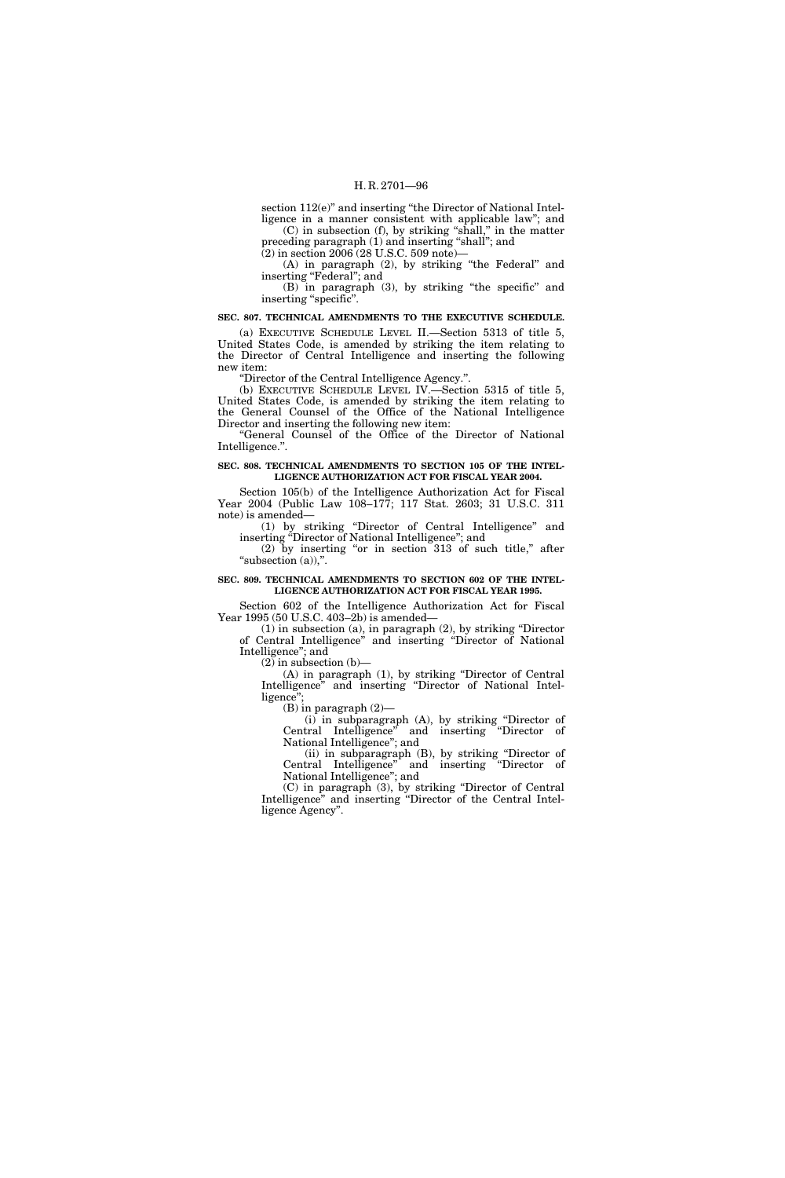section 112(e)" and inserting "the Director of National Intelligence in a manner consistent with applicable law"; and

(C) in subsection (f), by striking "shall," in the matter preceding paragraph (1) and inserting "shall"; and

(2) in section 2006 (28 U.S.C. 509 note)—

(A) in paragraph (2), by striking "the Federal" and inserting "Federal"; and

(B) in paragraph (3), by striking "the specific" and inserting "specific".

**SEC. 807. TECHNICAL AMENDMENTS TO THE EXECUTIVE SCHEDULE.**

(a) EXECUTIVE SCHEDULE LEVEL II.—Section 5313 of title 5, United States Code, is amended by striking the item relating to the Director of Central Intelligence and inserting the following new item:

"Director of the Central Intelligence Agency.".

(b) EXECUTIVE SCHEDULE LEVEL IV.—Section 5315 of title 5, United States Code, is amended by striking the item relating to the General Counsel of the Office of the National Intelligence Director and inserting the following new item:

"General Counsel of the Office of the Director of National Intelligence.".

**SEC. 808. TECHNICAL AMENDMENTS TO SECTION 105 OF THE INTELLIGENCE AUTHORIZATION ACT FOR FISCAL YEAR 2004.**

Section 105(b) of the Intelligence Authorization Act for Fiscal Year 2004 (Public Law 108–177; 117 Stat. 2603; 31 U.S.C. 311 note) is amended—

(1) by striking "Director of Central Intelligence" and inserting "Director of National Intelligence"; and

(2) by inserting "or in section 313 of such title," after "subsection (a)),".

**SEC. 809. TECHNICAL AMENDMENTS TO SECTION 602 OF THE INTELLIGENCE AUTHORIZATION ACT FOR FISCAL YEAR 1995.**

Section 602 of the Intelligence Authorization Act for Fiscal Year 1995 (50 U.S.C. 403–2b) is amended—

(1) in subsection (a), in paragraph (2), by striking "Director of Central Intelligence" and inserting "Director of National Intelligence"; and

(2) in subsection (b)—

(A) in paragraph (1), by striking "Director of Central Intelligence" and inserting "Director of National Intelligence";

(B) in paragraph (2)—

(i) in subparagraph (A), by striking "Director of Central Intelligence" and inserting "Director of National Intelligence"; and

(ii) in subparagraph (B), by striking "Director of Central Intelligence" and inserting "Director of National Intelligence"; and

(C) in paragraph (3), by striking "Director of Central Intelligence" and inserting "Director of the Central Intelligence Agency".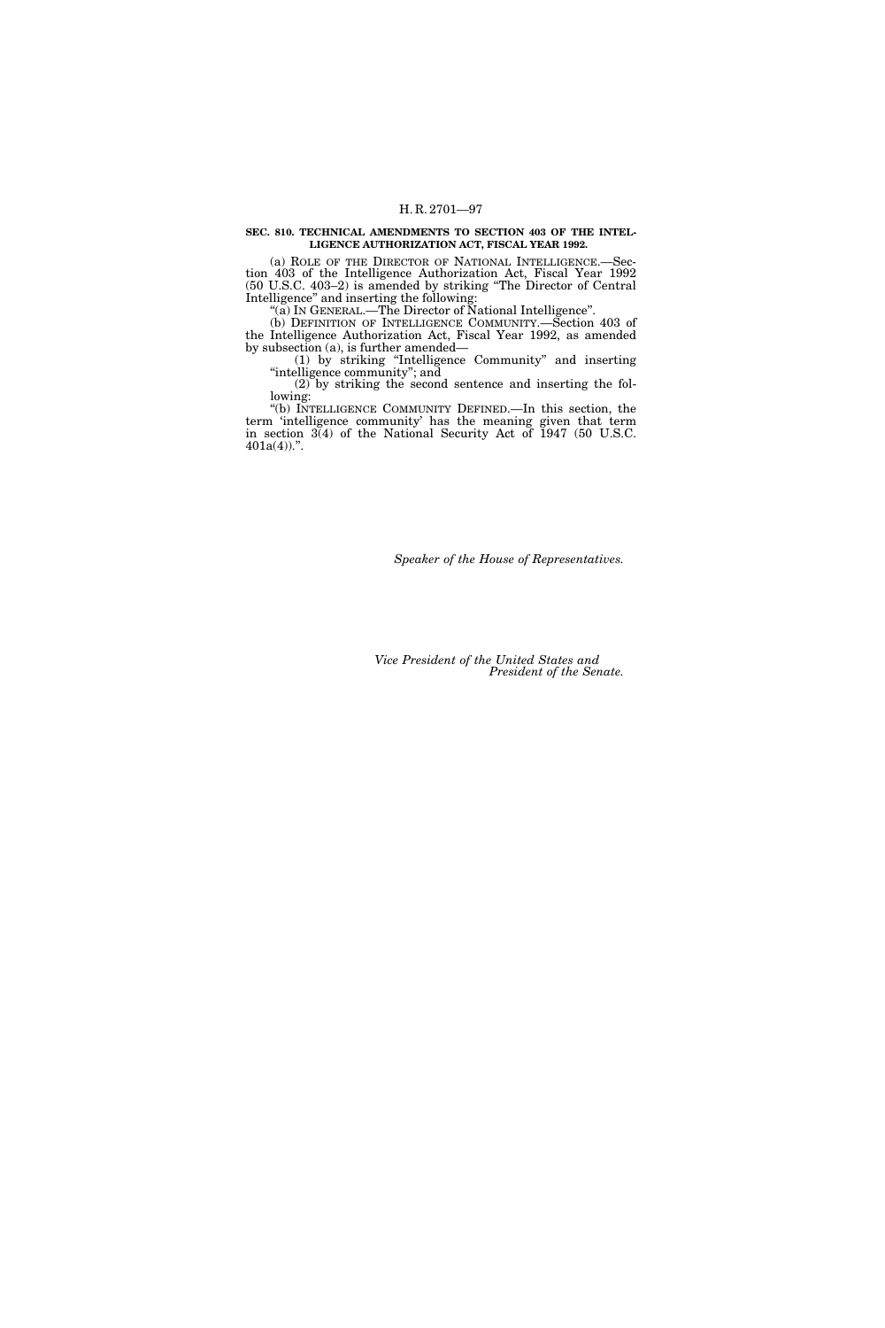**SEC. 810. TECHNICAL AMENDMENTS TO SECTION 403 OF THE INTELLIGENCE AUTHORIZATION ACT, FISCAL YEAR 1992.**

(a) ROLE OF THE DIRECTOR OF NATIONAL INTELLIGENCE.—Section 403 of the Intelligence Authorization Act, Fiscal Year 1992 (50 U.S.C. 403–2) is amended by striking "The Director of Central Intelligence" and inserting the following:

"(a) IN GENERAL.—The Director of National Intelligence".

(b) DEFINITION OF INTELLIGENCE COMMUNITY.—Section 403 of the Intelligence Authorization Act, Fiscal Year 1992, as amended by subsection (a), is further amended—

(1) by striking "Intelligence Community" and inserting "intelligence community"; and

(2) by striking the second sentence and inserting the following:

"(b) INTELLIGENCE COMMUNITY DEFINED.—In this section, the term 'intelligence community' has the meaning given that term in section 3(4) of the National Security Act of 1947 (50 U.S.C. 401a(4)).".

*Speaker of the House of Representatives.*

*Vice President of the United States and President of the Senate.*